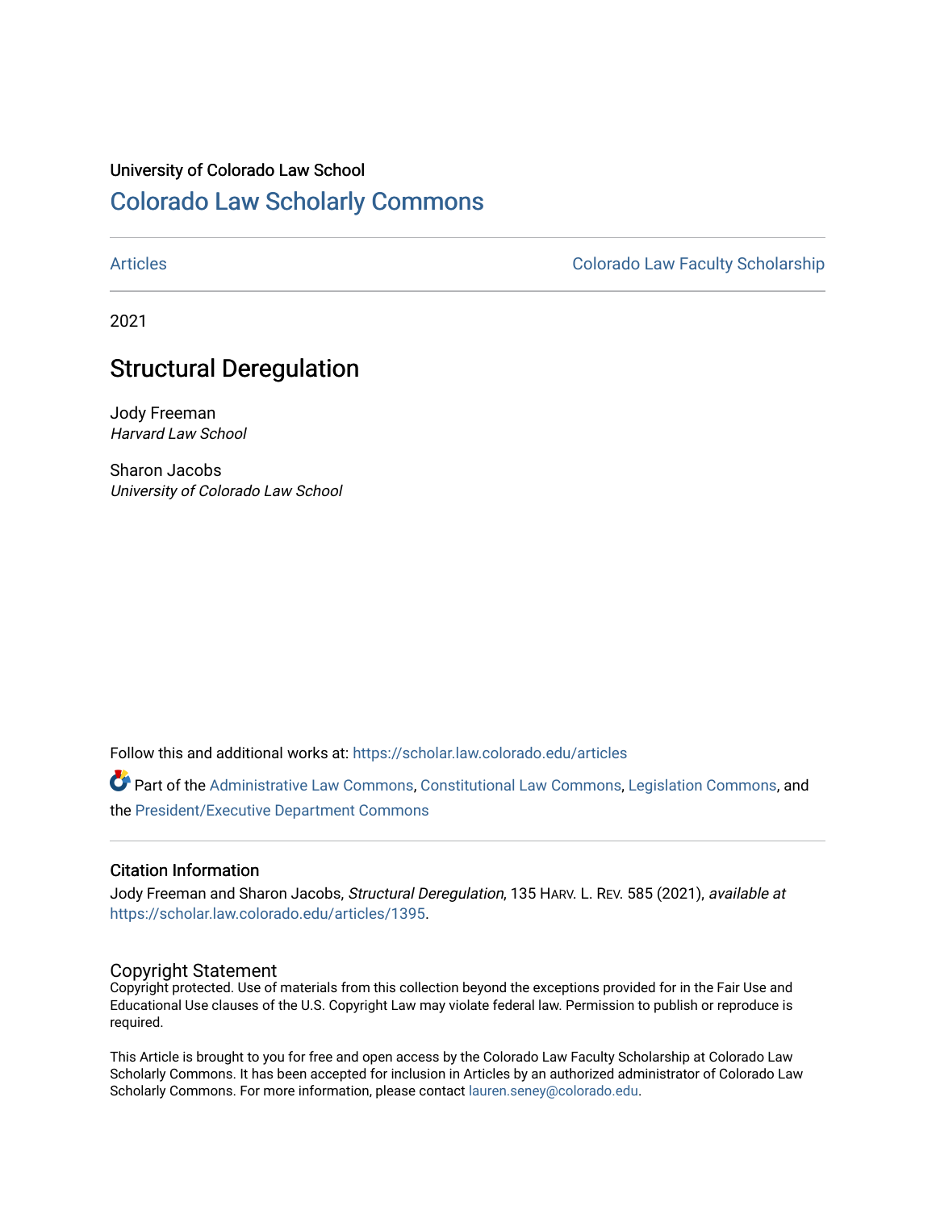University of Colorado Law School

# Colorado Law Scholarly Commons

Articles | Colorado Law Faculty Scholarship

2021

## Structural Deregulation

Jody Freeman
*Harvard Law School*

Sharon Jacobs
*University of Colorado Law School*

Follow this and additional works at: https://scholar.law.colorado.edu/articles

Part of the Administrative Law Commons, Constitutional Law Commons, Legislation Commons, and the President/Executive Department Commons

### Citation Information

Jody Freeman and Sharon Jacobs, *Structural Deregulation*, 135 HARV. L. REV. 585 (2021), *available at* https://scholar.law.colorado.edu/articles/1395.

### Copyright Statement

Copyright protected. Use of materials from this collection beyond the exceptions provided for in the Fair Use and Educational Use clauses of the U.S. Copyright Law may violate federal law. Permission to publish or reproduce is required.

This Article is brought to you for free and open access by the Colorado Law Faculty Scholarship at Colorado Law Scholarly Commons. It has been accepted for inclusion in Articles by an authorized administrator of Colorado Law Scholarly Commons. For more information, please contact lauren.seney@colorado.edu.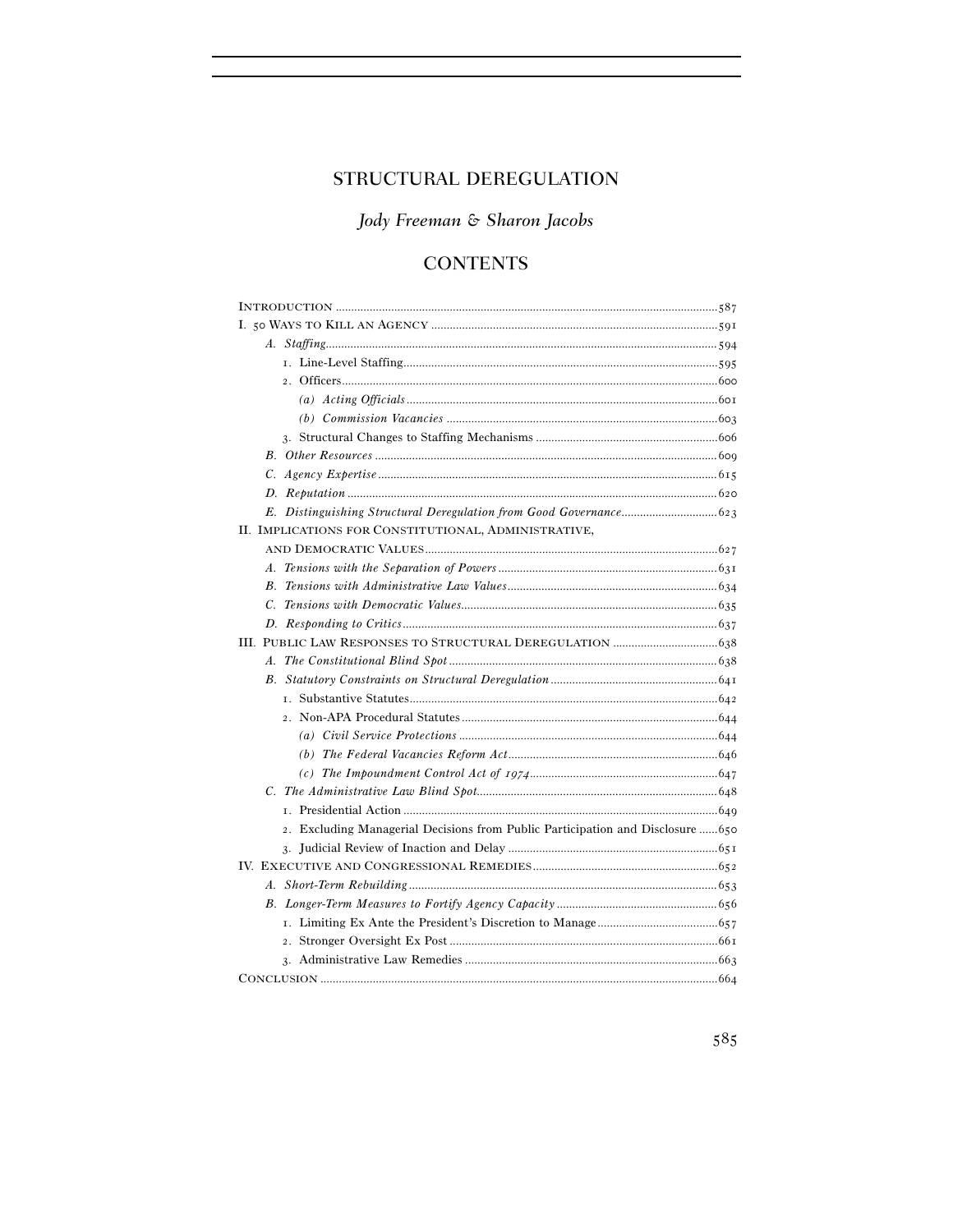# STRUCTURAL DEREGULATION

*Jody Freeman & Sharon Jacobs*

## CONTENTS

- Introduction ... 587
- I. 50 Ways to Kill an Agency ... 591
  - *A. Staffing* ... 594
    - 1. Line-Level Staffing ... 595
    - 2. Officers ... 600
      - *(a) Acting Officials* ... 601
      - *(b) Commission Vacancies* ... 603
    - 3. Structural Changes to Staffing Mechanisms ... 606
  - *B. Other Resources* ... 609
  - *C. Agency Expertise* ... 615
  - *D. Reputation* ... 620
  - *E. Distinguishing Structural Deregulation from Good Governance* ... 623
- II. Implications for Constitutional, Administrative, and Democratic Values ... 627
  - *A. Tensions with the Separation of Powers* ... 631
  - *B. Tensions with Administrative Law Values* ... 634
  - *C. Tensions with Democratic Values* ... 635
  - *D. Responding to Critics* ... 637
- III. Public Law Responses to Structural Deregulation ... 638
  - *A. The Constitutional Blind Spot* ... 638
  - *B. Statutory Constraints on Structural Deregulation* ... 641
    - 1. Substantive Statutes ... 642
    - 2. Non-APA Procedural Statutes ... 644
      - *(a) Civil Service Protections* ... 644
      - *(b) The Federal Vacancies Reform Act* ... 646
      - *(c) The Impoundment Control Act of 1974* ... 647
  - *C. The Administrative Law Blind Spot* ... 648
    - 1. Presidential Action ... 649
    - 2. Excluding Managerial Decisions from Public Participation and Disclosure ... 650
    - 3. Judicial Review of Inaction and Delay ... 651
- IV. Executive and Congressional Remedies ... 652
  - *A. Short-Term Rebuilding* ... 653
  - *B. Longer-Term Measures to Fortify Agency Capacity* ... 656
    - 1. Limiting Ex Ante the President's Discretion to Manage ... 657
    - 2. Stronger Oversight Ex Post ... 661
    - 3. Administrative Law Remedies ... 663
- Conclusion ... 664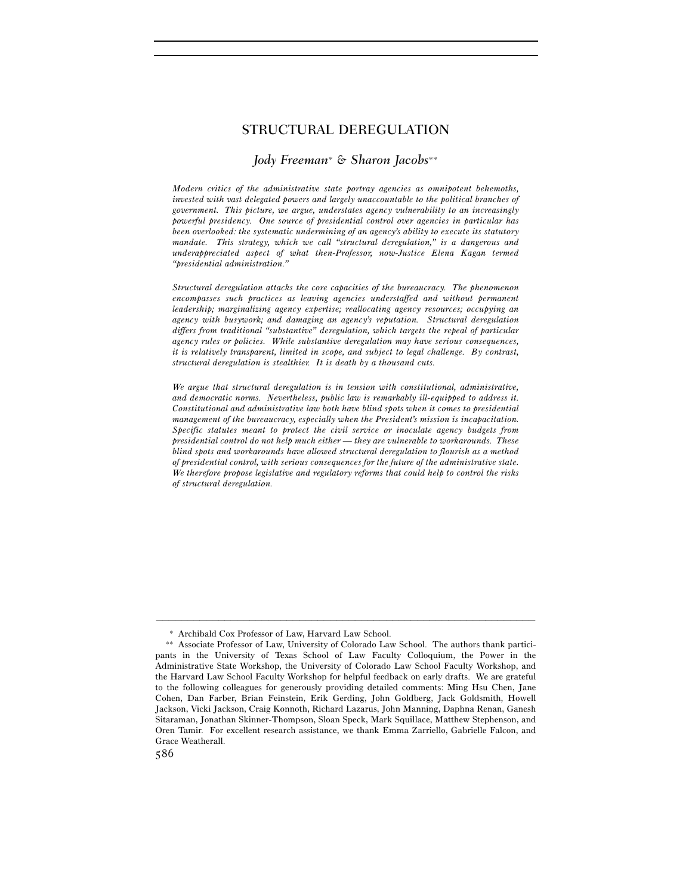# STRUCTURAL DEREGULATION

*Jody Freeman\* & Sharon Jacobs\*\**

*Modern critics of the administrative state portray agencies as omnipotent behemoths, invested with vast delegated powers and largely unaccountable to the political branches of government. This picture, we argue, understates agency vulnerability to an increasingly powerful presidency. One source of presidential control over agencies in particular has been overlooked: the systematic undermining of an agency's ability to execute its statutory mandate. This strategy, which we call "structural deregulation," is a dangerous and underappreciated aspect of what then-Professor, now-Justice Elena Kagan termed "presidential administration."*

*Structural deregulation attacks the core capacities of the bureaucracy. The phenomenon encompasses such practices as leaving agencies understaffed and without permanent leadership; marginalizing agency expertise; reallocating agency resources; occupying an agency with busywork; and damaging an agency's reputation. Structural deregulation differs from traditional "substantive" deregulation, which targets the repeal of particular agency rules or policies. While substantive deregulation may have serious consequences, it is relatively transparent, limited in scope, and subject to legal challenge. By contrast, structural deregulation is stealthier. It is death by a thousand cuts.*

*We argue that structural deregulation is in tension with constitutional, administrative, and democratic norms. Nevertheless, public law is remarkably ill-equipped to address it. Constitutional and administrative law both have blind spots when it comes to presidential management of the bureaucracy, especially when the President's mission is incapacitation. Specific statutes meant to protect the civil service or inoculate agency budgets from presidential control do not help much either — they are vulnerable to workarounds. These blind spots and workarounds have allowed structural deregulation to flourish as a method of presidential control, with serious consequences for the future of the administrative state. We therefore propose legislative and regulatory reforms that could help to control the risks of structural deregulation.*

---

\* Archibald Cox Professor of Law, Harvard Law School.

\*\* Associate Professor of Law, University of Colorado Law School. The authors thank participants in the University of Texas School of Law Faculty Colloquium, the Power in the Administrative State Workshop, the University of Colorado Law School Faculty Workshop, and the Harvard Law School Faculty Workshop for helpful feedback on early drafts. We are grateful to the following colleagues for generously providing detailed comments: Ming Hsu Chen, Jane Cohen, Dan Farber, Brian Feinstein, Erik Gerding, John Goldberg, Jack Goldsmith, Howell Jackson, Vicki Jackson, Craig Konnoth, Richard Lazarus, John Manning, Daphna Renan, Ganesh Sitaraman, Jonathan Skinner-Thompson, Sloan Speck, Mark Squillace, Matthew Stephenson, and Oren Tamir. For excellent research assistance, we thank Emma Zarriello, Gabrielle Falcon, and Grace Weatherall.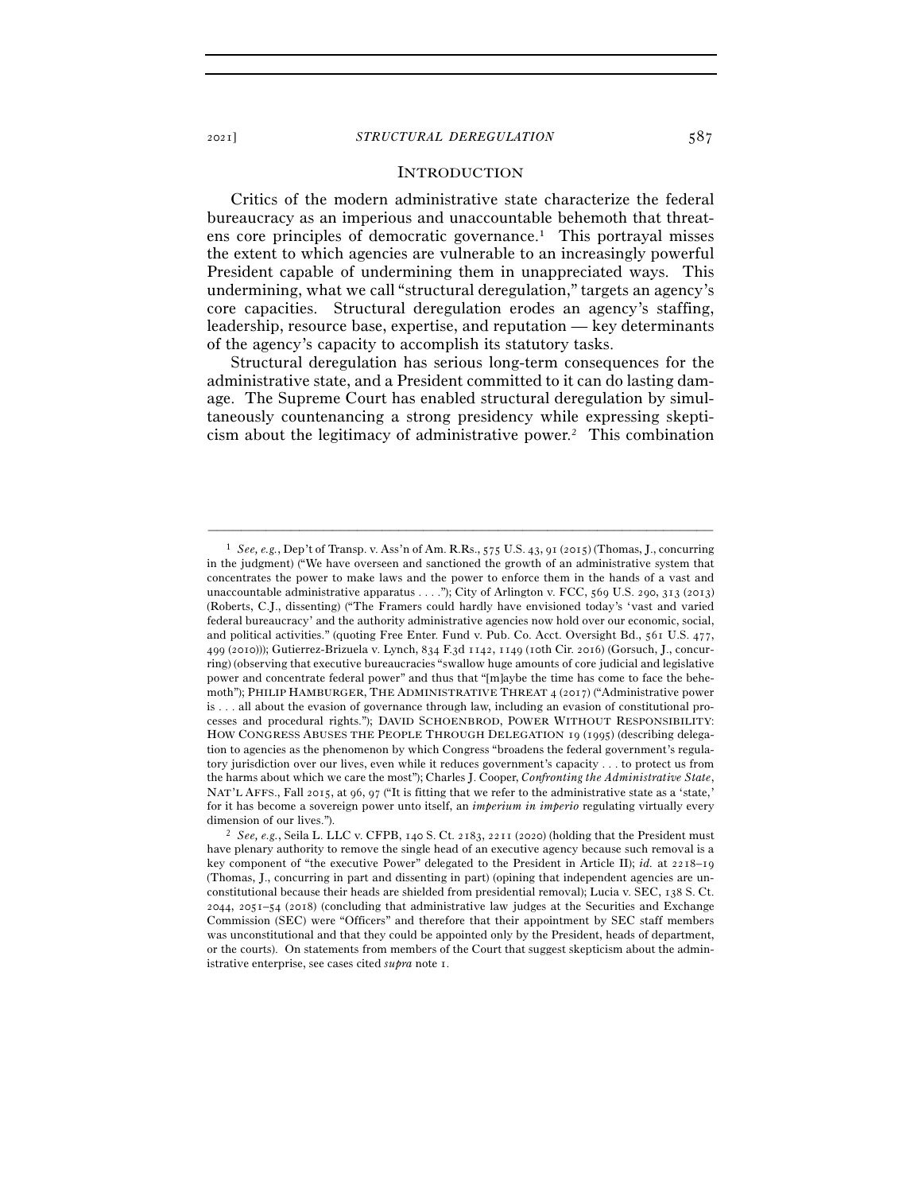## INTRODUCTION

Critics of the modern administrative state characterize the federal bureaucracy as an imperious and unaccountable behemoth that threatens core principles of democratic governance.[1] This portrayal misses the extent to which agencies are vulnerable to an increasingly powerful President capable of undermining them in unappreciated ways. This undermining, what we call "structural deregulation," targets an agency's core capacities. Structural deregulation erodes an agency's staffing, leadership, resource base, expertise, and reputation — key determinants of the agency's capacity to accomplish its statutory tasks.

Structural deregulation has serious long-term consequences for the administrative state, and a President committed to it can do lasting damage. The Supreme Court has enabled structural deregulation by simultaneously countenancing a strong presidency while expressing skepticism about the legitimacy of administrative power.[2] This combination

---

[1] *See, e.g.*, Dep't of Transp. v. Ass'n of Am. R.Rs., 575 U.S. 43, 91 (2015) (Thomas, J., concurring in the judgment) ("We have overseen and sanctioned the growth of an administrative system that concentrates the power to make laws and the power to enforce them in the hands of a vast and unaccountable administrative apparatus . . . ."); City of Arlington v. FCC, 569 U.S. 290, 313 (2013) (Roberts, C.J., dissenting) ("The Framers could hardly have envisioned today's 'vast and varied federal bureaucracy' and the authority administrative agencies now hold over our economic, social, and political activities." (quoting Free Enter. Fund v. Pub. Co. Acct. Oversight Bd., 561 U.S. 477, 499 (2010))); Gutierrez-Brizuela v. Lynch, 834 F.3d 1142, 1149 (10th Cir. 2016) (Gorsuch, J., concurring) (observing that executive bureaucracies "swallow huge amounts of core judicial and legislative power and concentrate federal power" and thus that "[m]aybe the time has come to face the behemoth"); PHILIP HAMBURGER, THE ADMINISTRATIVE THREAT 4 (2017) ("Administrative power is . . . all about the evasion of governance through law, including an evasion of constitutional processes and procedural rights."); DAVID SCHOENBROD, POWER WITHOUT RESPONSIBILITY: HOW CONGRESS ABUSES THE PEOPLE THROUGH DELEGATION 19 (1995) (describing delegation to agencies as the phenomenon by which Congress "broadens the federal government's regulatory jurisdiction over our lives, even while it reduces government's capacity . . . to protect us from the harms about which we care the most"); Charles J. Cooper, *Confronting the Administrative State*, NAT'L AFFS., Fall 2015, at 96, 97 ("It is fitting that we refer to the administrative state as a 'state,' for it has become a sovereign power unto itself, an *imperium in imperio* regulating virtually every dimension of our lives.").

[2] *See, e.g.*, Seila L. LLC v. CFPB, 140 S. Ct. 2183, 2211 (2020) (holding that the President must have plenary authority to remove the single head of an executive agency because such removal is a key component of "the executive Power" delegated to the President in Article II); *id.* at 2218–19 (Thomas, J., concurring in part and dissenting in part) (opining that independent agencies are unconstitutional because their heads are shielded from presidential removal); Lucia v. SEC, 138 S. Ct. 2044, 2051–54 (2018) (concluding that administrative law judges at the Securities and Exchange Commission (SEC) were "Officers" and therefore that their appointment by SEC staff members was unconstitutional and that they could be appointed only by the President, heads of department, or the courts). On statements from members of the Court that suggest skepticism about the administrative enterprise, see cases cited *supra* note 1.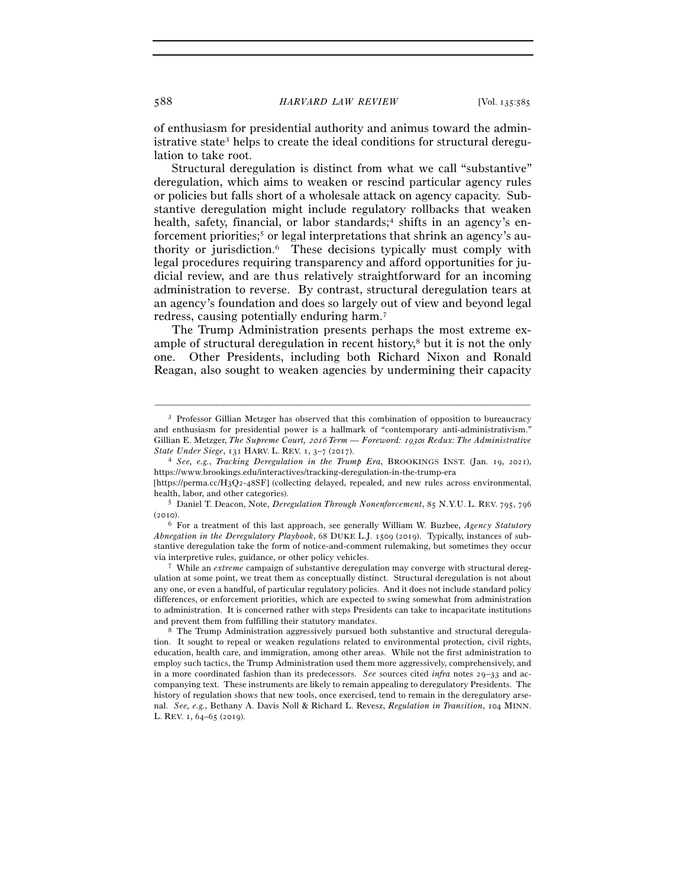of enthusiasm for presidential authority and animus toward the administrative state[3] helps to create the ideal conditions for structural deregulation to take root.

Structural deregulation is distinct from what we call "substantive" deregulation, which aims to weaken or rescind particular agency rules or policies but falls short of a wholesale attack on agency capacity. Substantive deregulation might include regulatory rollbacks that weaken health, safety, financial, or labor standards;[4] shifts in an agency's enforcement priorities;[5] or legal interpretations that shrink an agency's authority or jurisdiction.[6] These decisions typically must comply with legal procedures requiring transparency and afford opportunities for judicial review, and are thus relatively straightforward for an incoming administration to reverse. By contrast, structural deregulation tears at an agency's foundation and does so largely out of view and beyond legal redress, causing potentially enduring harm.[7]

The Trump Administration presents perhaps the most extreme example of structural deregulation in recent history,[8] but it is not the only one. Other Presidents, including both Richard Nixon and Ronald Reagan, also sought to weaken agencies by undermining their capacity

---

[3] Professor Gillian Metzger has observed that this combination of opposition to bureaucracy and enthusiasm for presidential power is a hallmark of "contemporary anti-administrativism." Gillian E. Metzger, *The Supreme Court, 2016 Term — Foreword: 1930s Redux: The Administrative State Under Siege*, 131 HARV. L. REV. 1, 3–7 (2017).

[4] *See, e.g.*, *Tracking Deregulation in the Trump Era*, BROOKINGS INST. (Jan. 19, 2021), https://www.brookings.edu/interactives/tracking-deregulation-in-the-trump-era [https://perma.cc/H3Q2-48SF] (collecting delayed, repealed, and new rules across environmental, health, labor, and other categories).

[5] Daniel T. Deacon, Note, *Deregulation Through Nonenforcement*, 85 N.Y.U. L. REV. 795, 796 (2010).

[6] For a treatment of this last approach, see generally William W. Buzbee, *Agency Statutory Abnegation in the Deregulatory Playbook*, 68 DUKE L.J. 1509 (2019). Typically, instances of substantive deregulation take the form of notice-and-comment rulemaking, but sometimes they occur via interpretive rules, guidance, or other policy vehicles.

[7] While an *extreme* campaign of substantive deregulation may converge with structural deregulation at some point, we treat them as conceptually distinct. Structural deregulation is not about any one, or even a handful, of particular regulatory policies. And it does not include standard policy differences, or enforcement priorities, which are expected to swing somewhat from administration to administration. It is concerned rather with steps Presidents can take to incapacitate institutions and prevent them from fulfilling their statutory mandates.

[8] The Trump Administration aggressively pursued both substantive and structural deregulation. It sought to repeal or weaken regulations related to environmental protection, civil rights, education, health care, and immigration, among other areas. While not the first administration to employ such tactics, the Trump Administration used them more aggressively, comprehensively, and in a more coordinated fashion than its predecessors. *See* sources cited *infra* notes 29–33 and accompanying text. These instruments are likely to remain appealing to deregulatory Presidents. The history of regulation shows that new tools, once exercised, tend to remain in the deregulatory arsenal. *See, e.g.*, Bethany A. Davis Noll & Richard L. Revesz, *Regulation in Transition*, 104 MINN. L. REV. 1, 64–65 (2019).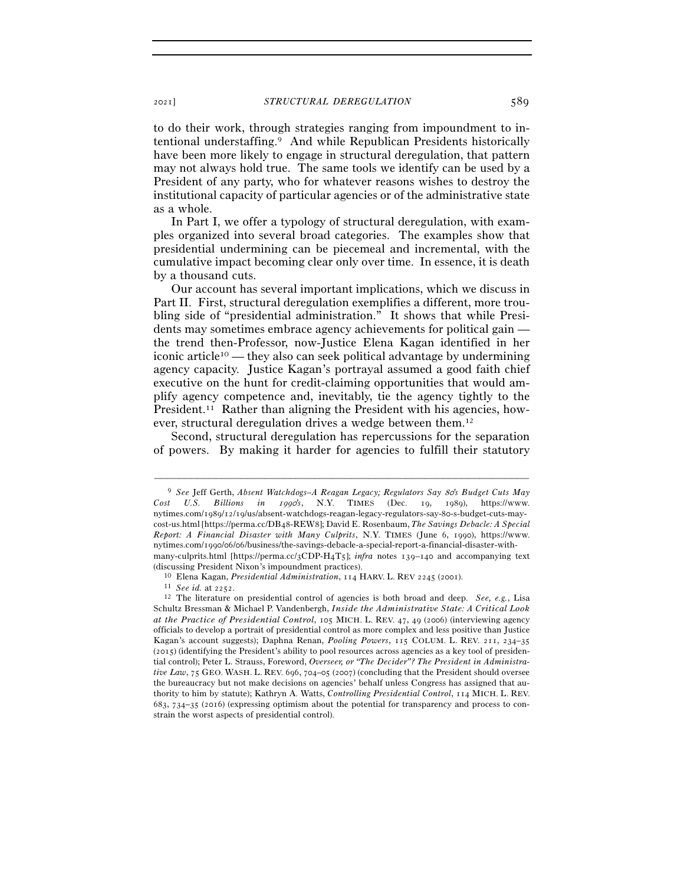to do their work, through strategies ranging from impoundment to intentional understaffing.[9] And while Republican Presidents historically have been more likely to engage in structural deregulation, that pattern may not always hold true. The same tools we identify can be used by a President of any party, who for whatever reasons wishes to destroy the institutional capacity of particular agencies or of the administrative state as a whole.

In Part I, we offer a typology of structural deregulation, with examples organized into several broad categories. The examples show that presidential undermining can be piecemeal and incremental, with the cumulative impact becoming clear only over time. In essence, it is death by a thousand cuts.

Our account has several important implications, which we discuss in Part II. First, structural deregulation exemplifies a different, more troubling side of "presidential administration." It shows that while Presidents may sometimes embrace agency achievements for political gain — the trend then-Professor, now-Justice Elena Kagan identified in her iconic article[10] — they also can seek political advantage by undermining agency capacity. Justice Kagan's portrayal assumed a good faith chief executive on the hunt for credit-claiming opportunities that would amplify agency competence and, inevitably, tie the agency tightly to the President.[11] Rather than aligning the President with his agencies, however, structural deregulation drives a wedge between them.[12]

Second, structural deregulation has repercussions for the separation of powers. By making it harder for agencies to fulfill their statutory

---

[9] *See* Jeff Gerth, *Absent Watchdogs–A Reagan Legacy; Regulators Say 80's Budget Cuts May Cost U.S. Billions in 1990's*, N.Y. TIMES (Dec. 19, 1989), https://www.nytimes.com/1989/12/19/us/absent-watchdogs-reagan-legacy-regulators-say-80-s-budget-cuts-may-cost-us.html [https://perma.cc/DB48-REW8]; David E. Rosenbaum, *The Savings Debacle: A Special Report: A Financial Disaster with Many Culprits*, N.Y. TIMES (June 6, 1990), https://www.nytimes.com/1990/06/06/business/the-savings-debacle-a-special-report-a-financial-disaster-with-many-culprits.html [https://perma.cc/3CDP-H4T5]; *infra* notes 139–140 and accompanying text (discussing President Nixon's impoundment practices).

[10] Elena Kagan, *Presidential Administration*, 114 HARV. L. REV 2245 (2001).

[11] *See id.* at 2252.

[12] The literature on presidential control of agencies is both broad and deep. *See, e.g.*, Lisa Schultz Bressman & Michael P. Vandenbergh, *Inside the Administrative State: A Critical Look at the Practice of Presidential Control*, 105 MICH. L. REV. 47, 49 (2006) (interviewing agency officials to develop a portrait of presidential control as more complex and less positive than Justice Kagan's account suggests); Daphna Renan, *Pooling Powers*, 115 COLUM. L. REV. 211, 234–35 (2015) (identifying the President's ability to pool resources across agencies as a key tool of presidential control); Peter L. Strauss, Foreword, *Overseer, or "The Decider"? The President in Administrative Law*, 75 GEO. WASH. L. REV. 696, 704–05 (2007) (concluding that the President should oversee the bureaucracy but not make decisions on agencies' behalf unless Congress has assigned that authority to him by statute); Kathryn A. Watts, *Controlling Presidential Control*, 114 MICH. L. REV. 683, 734–35 (2016) (expressing optimism about the potential for transparency and process to constrain the worst aspects of presidential control).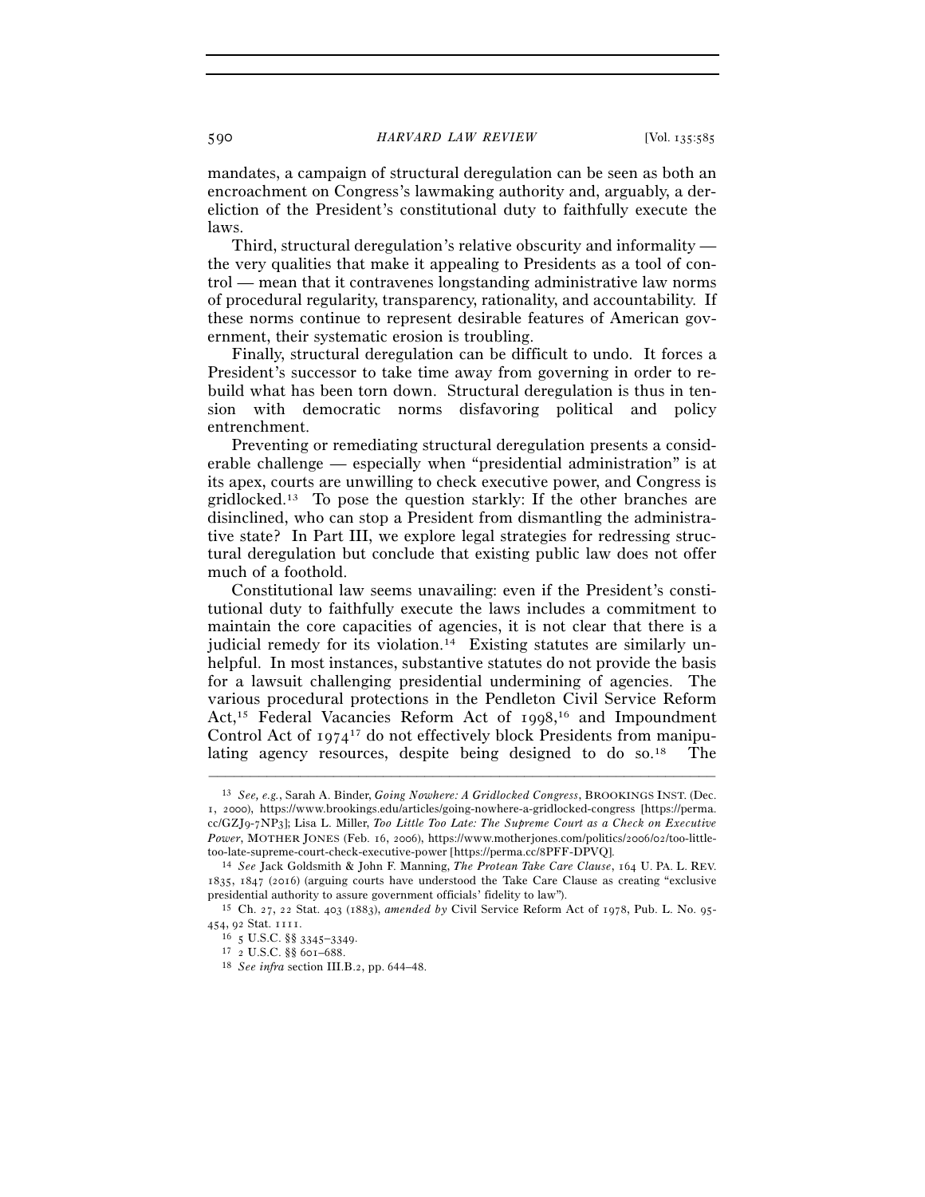mandates, a campaign of structural deregulation can be seen as both an encroachment on Congress's lawmaking authority and, arguably, a dereliction of the President's constitutional duty to faithfully execute the laws.

Third, structural deregulation's relative obscurity and informality — the very qualities that make it appealing to Presidents as a tool of control — mean that it contravenes longstanding administrative law norms of procedural regularity, transparency, rationality, and accountability. If these norms continue to represent desirable features of American government, their systematic erosion is troubling.

Finally, structural deregulation can be difficult to undo. It forces a President's successor to take time away from governing in order to rebuild what has been torn down. Structural deregulation is thus in tension with democratic norms disfavoring political and policy entrenchment.

Preventing or remediating structural deregulation presents a considerable challenge — especially when "presidential administration" is at its apex, courts are unwilling to check executive power, and Congress is gridlocked.[13] To pose the question starkly: If the other branches are disinclined, who can stop a President from dismantling the administrative state? In Part III, we explore legal strategies for redressing structural deregulation but conclude that existing public law does not offer much of a foothold.

Constitutional law seems unavailing: even if the President's constitutional duty to faithfully execute the laws includes a commitment to maintain the core capacities of agencies, it is not clear that there is a judicial remedy for its violation.[14] Existing statutes are similarly unhelpful. In most instances, substantive statutes do not provide the basis for a lawsuit challenging presidential undermining of agencies. The various procedural protections in the Pendleton Civil Service Reform Act,[15] Federal Vacancies Reform Act of 1998,[16] and Impoundment Control Act of 1974[17] do not effectively block Presidents from manipulating agency resources, despite being designed to do so.[18] The

---

[13] *See, e.g.*, Sarah A. Binder, *Going Nowhere: A Gridlocked Congress*, BROOKINGS INST. (Dec. 1, 2000), https://www.brookings.edu/articles/going-nowhere-a-gridlocked-congress [https://perma.cc/GZJ9-7NP3]; Lisa L. Miller, *Too Little Too Late: The Supreme Court as a Check on Executive Power*, MOTHER JONES (Feb. 16, 2006), https://www.motherjones.com/politics/2006/02/too-little-too-late-supreme-court-check-executive-power [https://perma.cc/8PFF-DPVQ].

[14] *See* Jack Goldsmith & John F. Manning, *The Protean Take Care Clause*, 164 U. PA. L. REV. 1835, 1847 (2016) (arguing courts have understood the Take Care Clause as creating "exclusive presidential authority to assure government officials' fidelity to law").

[15] Ch. 27, 22 Stat. 403 (1883), *amended by* Civil Service Reform Act of 1978, Pub. L. No. 95-454, 92 Stat. 1111.

[16] 5 U.S.C. §§ 3345–3349.

[17] 2 U.S.C. §§ 601–688.

[18] *See infra* section III.B.2, pp. 644–48.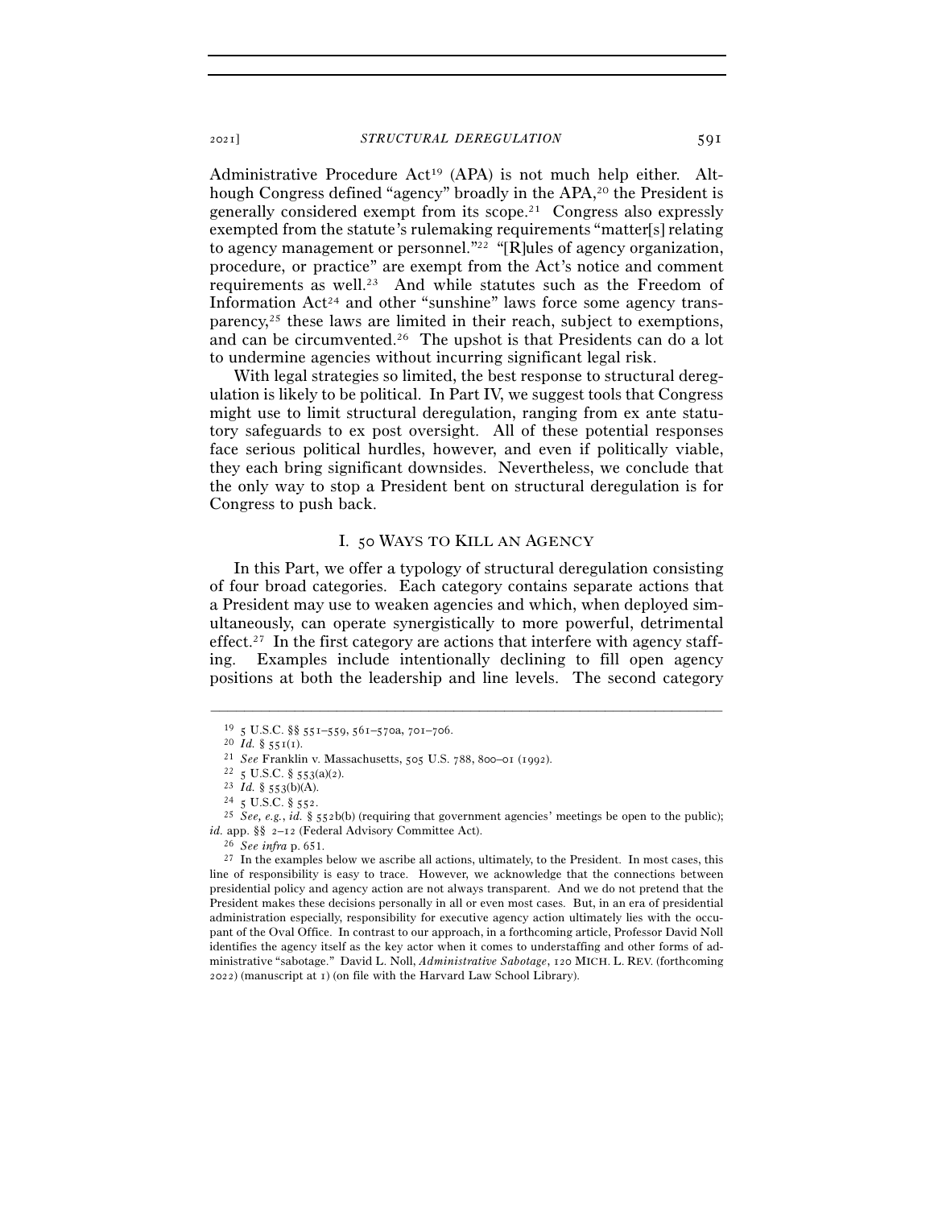Administrative Procedure Act[19] (APA) is not much help either. Although Congress defined "agency" broadly in the APA,[20] the President is generally considered exempt from its scope.[21] Congress also expressly exempted from the statute's rulemaking requirements "matter[s] relating to agency management or personnel."[22] "[R]ules of agency organization, procedure, or practice" are exempt from the Act's notice and comment requirements as well.[23] And while statutes such as the Freedom of Information Act[24] and other "sunshine" laws force some agency transparency,[25] these laws are limited in their reach, subject to exemptions, and can be circumvented.[26] The upshot is that Presidents can do a lot to undermine agencies without incurring significant legal risk.

With legal strategies so limited, the best response to structural deregulation is likely to be political. In Part IV, we suggest tools that Congress might use to limit structural deregulation, ranging from ex ante statutory safeguards to ex post oversight. All of these potential responses face serious political hurdles, however, and even if politically viable, they each bring significant downsides. Nevertheless, we conclude that the only way to stop a President bent on structural deregulation is for Congress to push back.

## I. 50 WAYS TO KILL AN AGENCY

In this Part, we offer a typology of structural deregulation consisting of four broad categories. Each category contains separate actions that a President may use to weaken agencies and which, when deployed simultaneously, can operate synergistically to more powerful, detrimental effect.[27] In the first category are actions that interfere with agency staffing. Examples include intentionally declining to fill open agency positions at both the leadership and line levels. The second category

---

[19] 5 U.S.C. §§ 551–559, 561–570a, 701–706.

[20] *Id.* § 551(1).

[21] *See* Franklin v. Massachusetts, 505 U.S. 788, 800–01 (1992).

[22] 5 U.S.C. § 553(a)(2).

[23] *Id.* § 553(b)(A).

[24] 5 U.S.C. § 552.

[25] *See, e.g.*, *id.* § 552b(b) (requiring that government agencies' meetings be open to the public); *id.* app. §§ 2–12 (Federal Advisory Committee Act).

[26] *See infra* p. 651.

[27] In the examples below we ascribe all actions, ultimately, to the President. In most cases, this line of responsibility is easy to trace. However, we acknowledge that the connections between presidential policy and agency action are not always transparent. And we do not pretend that the President makes these decisions personally in all or even most cases. But, in an era of presidential administration especially, responsibility for executive agency action ultimately lies with the occupant of the Oval Office. In contrast to our approach, in a forthcoming article, Professor David Noll identifies the agency itself as the key actor when it comes to understaffing and other forms of administrative "sabotage." David L. Noll, *Administrative Sabotage*, 120 MICH. L. REV. (forthcoming 2022) (manuscript at 1) (on file with the Harvard Law School Library).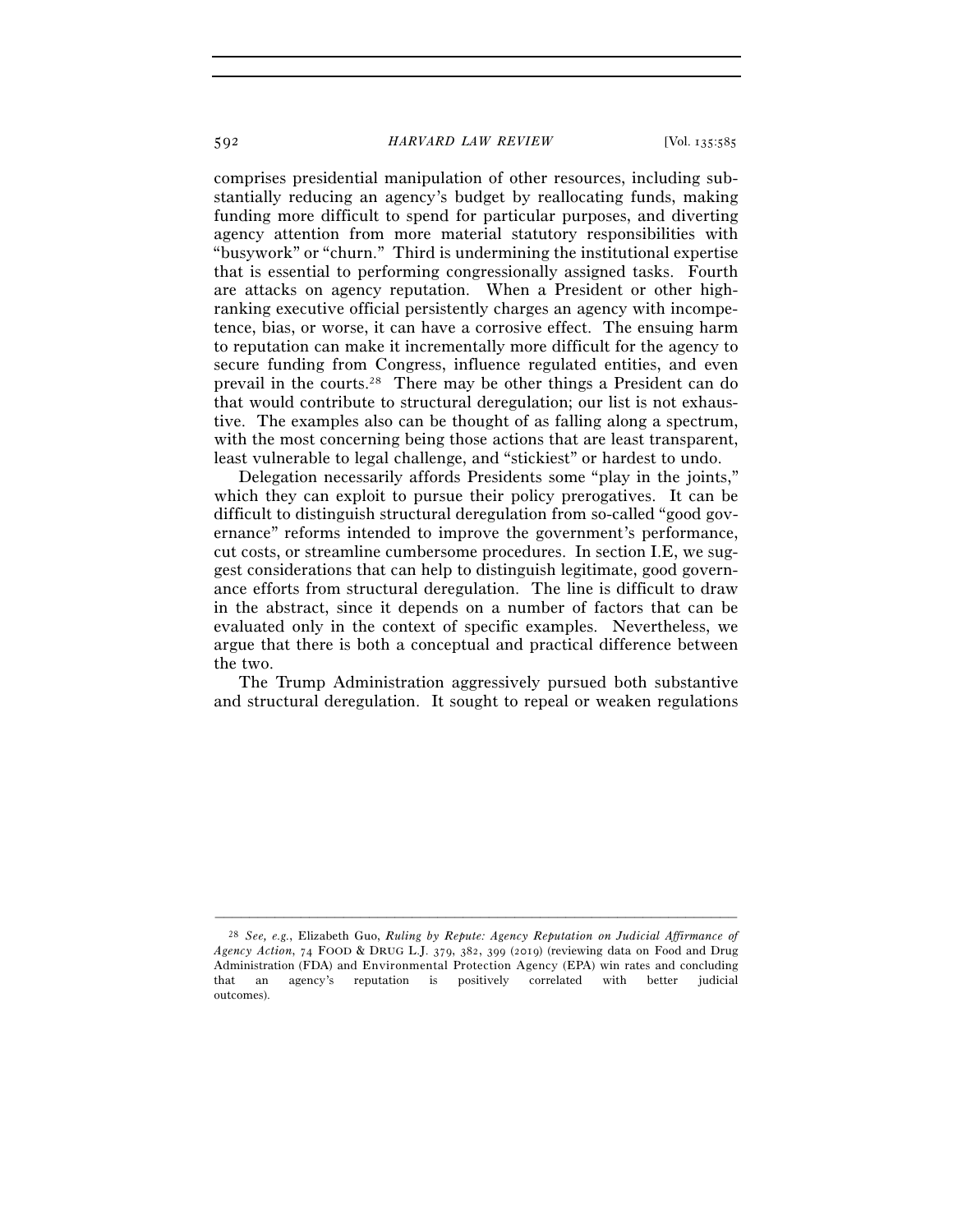comprises presidential manipulation of other resources, including substantially reducing an agency's budget by reallocating funds, making funding more difficult to spend for particular purposes, and diverting agency attention from more material statutory responsibilities with "busywork" or "churn." Third is undermining the institutional expertise that is essential to performing congressionally assigned tasks. Fourth are attacks on agency reputation. When a President or other high-ranking executive official persistently charges an agency with incompetence, bias, or worse, it can have a corrosive effect. The ensuing harm to reputation can make it incrementally more difficult for the agency to secure funding from Congress, influence regulated entities, and even prevail in the courts.[28] There may be other things a President can do that would contribute to structural deregulation; our list is not exhaustive. The examples also can be thought of as falling along a spectrum, with the most concerning being those actions that are least transparent, least vulnerable to legal challenge, and "stickiest" or hardest to undo.

Delegation necessarily affords Presidents some "play in the joints," which they can exploit to pursue their policy prerogatives. It can be difficult to distinguish structural deregulation from so-called "good governance" reforms intended to improve the government's performance, cut costs, or streamline cumbersome procedures. In section I.E, we suggest considerations that can help to distinguish legitimate, good governance efforts from structural deregulation. The line is difficult to draw in the abstract, since it depends on a number of factors that can be evaluated only in the context of specific examples. Nevertheless, we argue that there is both a conceptual and practical difference between the two.

The Trump Administration aggressively pursued both substantive and structural deregulation. It sought to repeal or weaken regulations

---

[28] *See, e.g.*, Elizabeth Guo, *Ruling by Repute: Agency Reputation on Judicial Affirmance of Agency Action*, 74 FOOD & DRUG L.J. 379, 382, 399 (2019) (reviewing data on Food and Drug Administration (FDA) and Environmental Protection Agency (EPA) win rates and concluding that an agency's reputation is positively correlated with better judicial outcomes).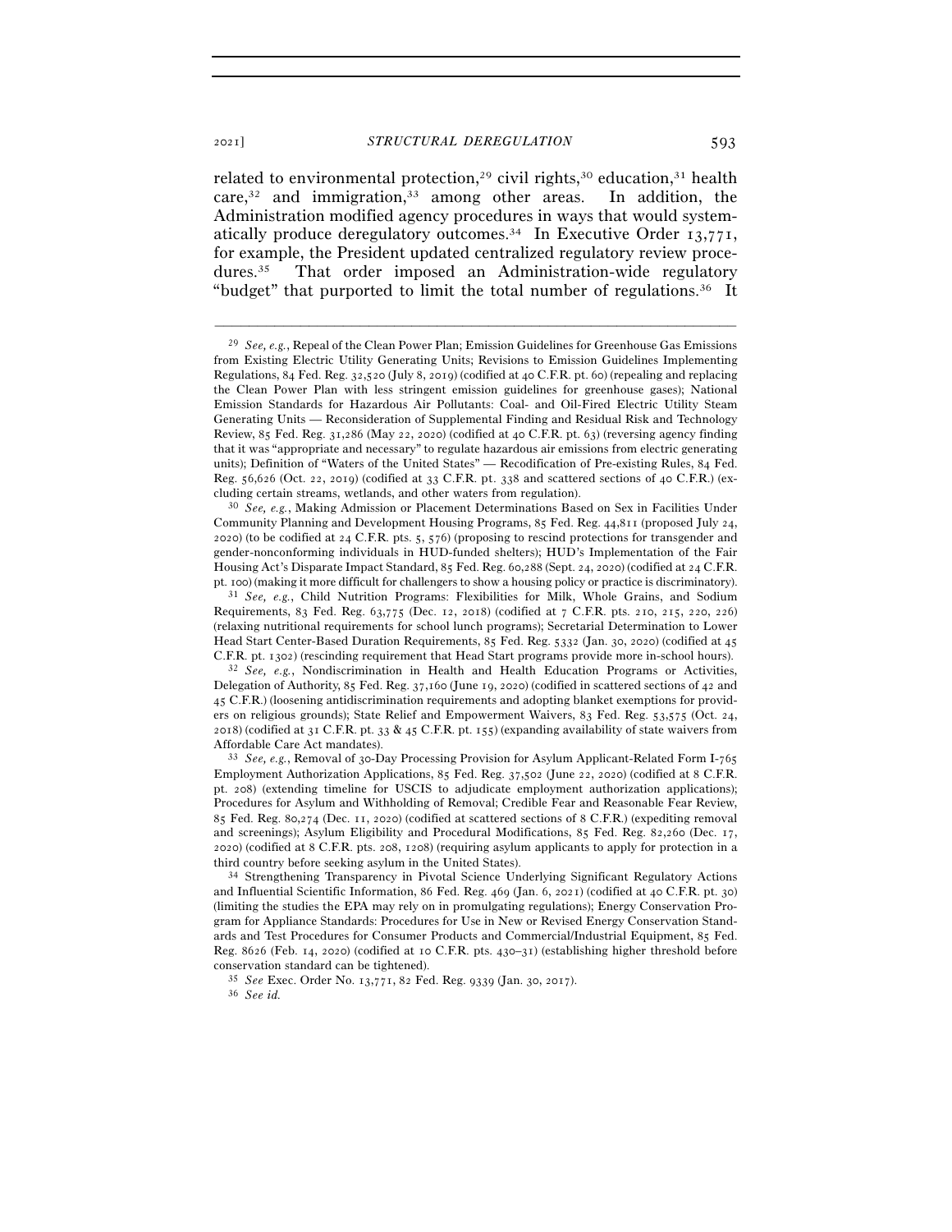related to environmental protection,[29] civil rights,[30] education,[31] health care,[32] and immigration,[33] among other areas. In addition, the Administration modified agency procedures in ways that would systematically produce deregulatory outcomes.[34] In Executive Order 13,771, for example, the President updated centralized regulatory review procedures.[35] That order imposed an Administration-wide regulatory "budget" that purported to limit the total number of regulations.[36] It

---

[29] *See, e.g.*, Repeal of the Clean Power Plan; Emission Guidelines for Greenhouse Gas Emissions from Existing Electric Utility Generating Units; Revisions to Emission Guidelines Implementing Regulations, 84 Fed. Reg. 32,520 (July 8, 2019) (codified at 40 C.F.R. pt. 60) (repealing and replacing the Clean Power Plan with less stringent emission guidelines for greenhouse gases); National Emission Standards for Hazardous Air Pollutants: Coal- and Oil-Fired Electric Utility Steam Generating Units — Reconsideration of Supplemental Finding and Residual Risk and Technology Review, 85 Fed. Reg. 31,286 (May 22, 2020) (codified at 40 C.F.R. pt. 63) (reversing agency finding that it was "appropriate and necessary" to regulate hazardous air emissions from electric generating units); Definition of "Waters of the United States" — Recodification of Pre-existing Rules, 84 Fed. Reg. 56,626 (Oct. 22, 2019) (codified at 33 C.F.R. pt. 338 and scattered sections of 40 C.F.R.) (excluding certain streams, wetlands, and other waters from regulation).

[30] *See, e.g.*, Making Admission or Placement Determinations Based on Sex in Facilities Under Community Planning and Development Housing Programs, 85 Fed. Reg. 44,811 (proposed July 24, 2020) (to be codified at 24 C.F.R. pts. 5, 576) (proposing to rescind protections for transgender and gender-nonconforming individuals in HUD-funded shelters); HUD's Implementation of the Fair Housing Act's Disparate Impact Standard, 85 Fed. Reg. 60,288 (Sept. 24, 2020) (codified at 24 C.F.R. pt. 100) (making it more difficult for challengers to show a housing policy or practice is discriminatory).

[31] *See, e.g.*, Child Nutrition Programs: Flexibilities for Milk, Whole Grains, and Sodium Requirements, 83 Fed. Reg. 63,775 (Dec. 12, 2018) (codified at 7 C.F.R. pts. 210, 215, 220, 226) (relaxing nutritional requirements for school lunch programs); Secretarial Determination to Lower Head Start Center-Based Duration Requirements, 85 Fed. Reg. 5332 (Jan. 30, 2020) (codified at 45 C.F.R. pt. 1302) (rescinding requirement that Head Start programs provide more in-school hours).

[32] *See, e.g.*, Nondiscrimination in Health and Health Education Programs or Activities, Delegation of Authority, 85 Fed. Reg. 37,160 (June 19, 2020) (codified in scattered sections of 42 and 45 C.F.R.) (loosening antidiscrimination requirements and adopting blanket exemptions for providers on religious grounds); State Relief and Empowerment Waivers, 83 Fed. Reg. 53,575 (Oct. 24, 2018) (codified at 31 C.F.R. pt. 33 & 45 C.F.R. pt. 155) (expanding availability of state waivers from Affordable Care Act mandates).

[33] *See, e.g.*, Removal of 30-Day Processing Provision for Asylum Applicant-Related Form I-765 Employment Authorization Applications, 85 Fed. Reg. 37,502 (June 22, 2020) (codified at 8 C.F.R. pt. 208) (extending timeline for USCIS to adjudicate employment authorization applications); Procedures for Asylum and Withholding of Removal; Credible Fear and Reasonable Fear Review, 85 Fed. Reg. 80,274 (Dec. 11, 2020) (codified at scattered sections of 8 C.F.R.) (expediting removal and screenings); Asylum Eligibility and Procedural Modifications, 85 Fed. Reg. 82,260 (Dec. 17, 2020) (codified at 8 C.F.R. pts. 208, 1208) (requiring asylum applicants to apply for protection in a third country before seeking asylum in the United States).

[34] Strengthening Transparency in Pivotal Science Underlying Significant Regulatory Actions and Influential Scientific Information, 86 Fed. Reg. 469 (Jan. 6, 2021) (codified at 40 C.F.R. pt. 30) (limiting the studies the EPA may rely on in promulgating regulations); Energy Conservation Program for Appliance Standards: Procedures for Use in New or Revised Energy Conservation Standards and Test Procedures for Consumer Products and Commercial/Industrial Equipment, 85 Fed. Reg. 8626 (Feb. 14, 2020) (codified at 10 C.F.R. pts. 430–31) (establishing higher threshold before conservation standard can be tightened).

[35] *See* Exec. Order No. 13,771, 82 Fed. Reg. 9339 (Jan. 30, 2017).

[36] *See id.*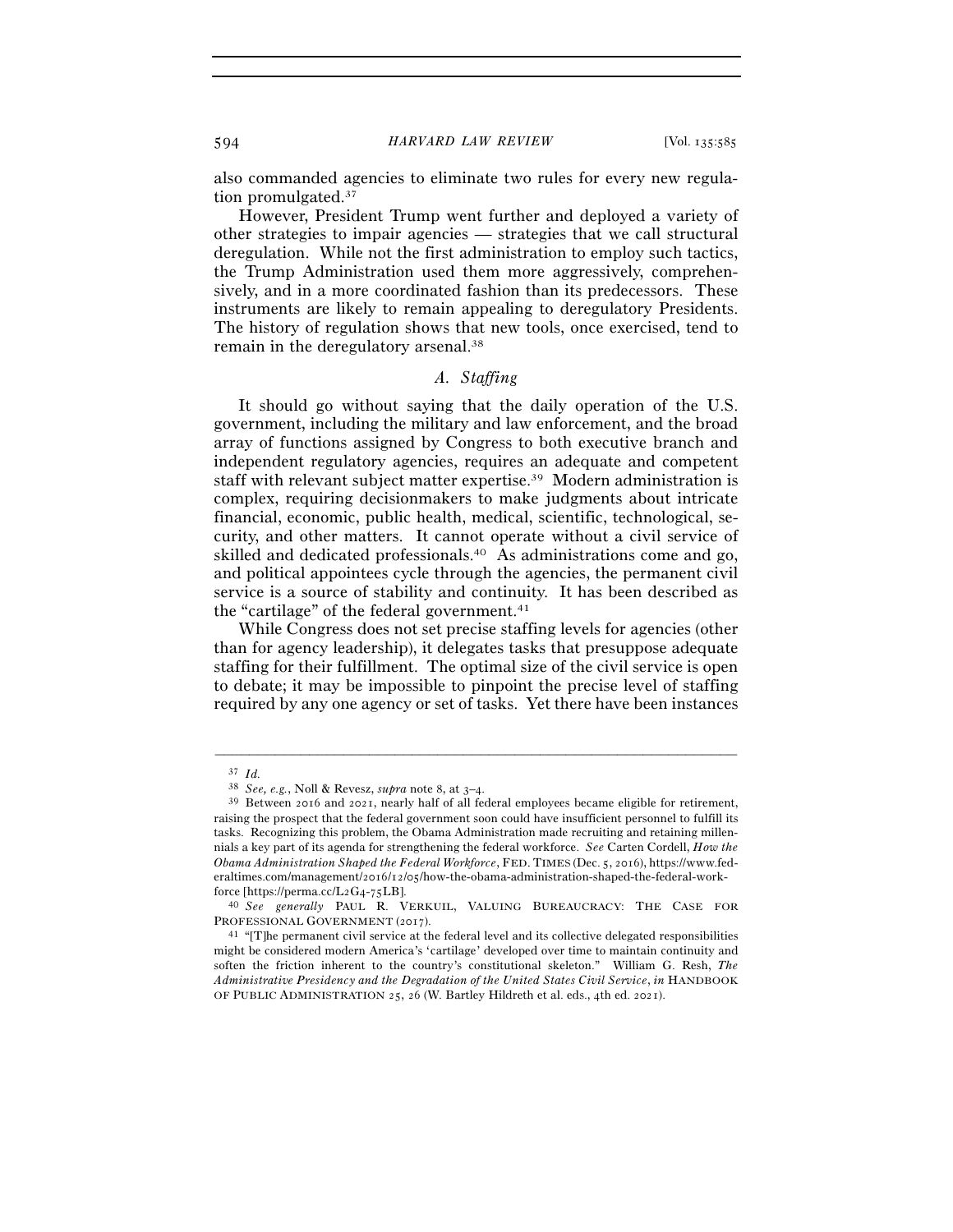also commanded agencies to eliminate two rules for every new regulation promulgated.[37]

However, President Trump went further and deployed a variety of other strategies to impair agencies — strategies that we call structural deregulation. While not the first administration to employ such tactics, the Trump Administration used them more aggressively, comprehensively, and in a more coordinated fashion than its predecessors. These instruments are likely to remain appealing to deregulatory Presidents. The history of regulation shows that new tools, once exercised, tend to remain in the deregulatory arsenal.[38]

### A. *Staffing*

It should go without saying that the daily operation of the U.S. government, including the military and law enforcement, and the broad array of functions assigned by Congress to both executive branch and independent regulatory agencies, requires an adequate and competent staff with relevant subject matter expertise.[39] Modern administration is complex, requiring decisionmakers to make judgments about intricate financial, economic, public health, medical, scientific, technological, security, and other matters. It cannot operate without a civil service of skilled and dedicated professionals.[40] As administrations come and go, and political appointees cycle through the agencies, the permanent civil service is a source of stability and continuity. It has been described as the "cartilage" of the federal government.[41]

While Congress does not set precise staffing levels for agencies (other than for agency leadership), it delegates tasks that presuppose adequate staffing for their fulfillment. The optimal size of the civil service is open to debate; it may be impossible to pinpoint the precise level of staffing required by any one agency or set of tasks. Yet there have been instances

---

[37] *Id.*

[38] *See, e.g.*, Noll & Revesz, *supra* note 8, at 3–4.

[39] Between 2016 and 2021, nearly half of all federal employees became eligible for retirement, raising the prospect that the federal government soon could have insufficient personnel to fulfill its tasks. Recognizing this problem, the Obama Administration made recruiting and retaining millennials a key part of its agenda for strengthening the federal workforce. *See* Carten Cordell, *How the Obama Administration Shaped the Federal Workforce*, FED. TIMES (Dec. 5, 2016), https://www.federaltimes.com/management/2016/12/05/how-the-obama-administration-shaped-the-federal-workforce [https://perma.cc/L2G4-75LB].

[40] *See generally* PAUL R. VERKUIL, VALUING BUREAUCRACY: THE CASE FOR PROFESSIONAL GOVERNMENT (2017).

[41] "[T]he permanent civil service at the federal level and its collective delegated responsibilities might be considered modern America's 'cartilage' developed over time to maintain continuity and soften the friction inherent to the country's constitutional skeleton." William G. Resh, *The Administrative Presidency and the Degradation of the United States Civil Service*, *in* HANDBOOK OF PUBLIC ADMINISTRATION 25, 26 (W. Bartley Hildreth et al. eds., 4th ed. 2021).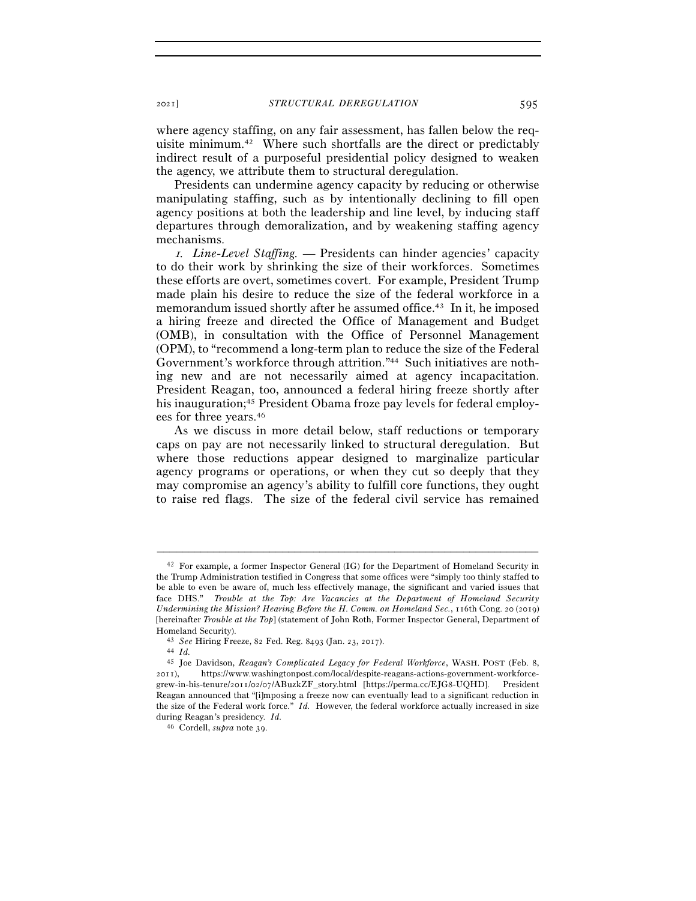where agency staffing, on any fair assessment, has fallen below the requisite minimum.[42] Where such shortfalls are the direct or predictably indirect result of a purposeful presidential policy designed to weaken the agency, we attribute them to structural deregulation.

Presidents can undermine agency capacity by reducing or otherwise manipulating staffing, such as by intentionally declining to fill open agency positions at both the leadership and line level, by inducing staff departures through demoralization, and by weakening staffing agency mechanisms.

*1. Line-Level Staffing.* — Presidents can hinder agencies' capacity to do their work by shrinking the size of their workforces. Sometimes these efforts are overt, sometimes covert. For example, President Trump made plain his desire to reduce the size of the federal workforce in a memorandum issued shortly after he assumed office.[43] In it, he imposed a hiring freeze and directed the Office of Management and Budget (OMB), in consultation with the Office of Personnel Management (OPM), to "recommend a long-term plan to reduce the size of the Federal Government's workforce through attrition."[44] Such initiatives are nothing new and are not necessarily aimed at agency incapacitation. President Reagan, too, announced a federal hiring freeze shortly after his inauguration;[45] President Obama froze pay levels for federal employees for three years.[46]

As we discuss in more detail below, staff reductions or temporary caps on pay are not necessarily linked to structural deregulation. But where those reductions appear designed to marginalize particular agency programs or operations, or when they cut so deeply that they may compromise an agency's ability to fulfill core functions, they ought to raise red flags. The size of the federal civil service has remained

---

[42] For example, a former Inspector General (IG) for the Department of Homeland Security in the Trump Administration testified in Congress that some offices were "simply too thinly staffed to be able to even be aware of, much less effectively manage, the significant and varied issues that face DHS." *Trouble at the Top: Are Vacancies at the Department of Homeland Security Undermining the Mission? Hearing Before the H. Comm. on Homeland Sec.*, 116th Cong. 20 (2019) [hereinafter *Trouble at the Top*] (statement of John Roth, Former Inspector General, Department of Homeland Security).

[43] *See* Hiring Freeze, 82 Fed. Reg. 8493 (Jan. 23, 2017).

[44] *Id.*

[45] Joe Davidson, *Reagan's Complicated Legacy for Federal Workforce*, WASH. POST (Feb. 8, 2011), https://www.washingtonpost.com/local/despite-reagans-actions-government-workforce-grew-in-his-tenure/2011/02/07/ABuzkZF_story.html [https://perma.cc/EJG8-UQHD]. President Reagan announced that "[i]mposing a freeze now can eventually lead to a significant reduction in the size of the Federal work force." *Id.* However, the federal workforce actually increased in size during Reagan's presidency. *Id.*

[46] Cordell, *supra* note 39.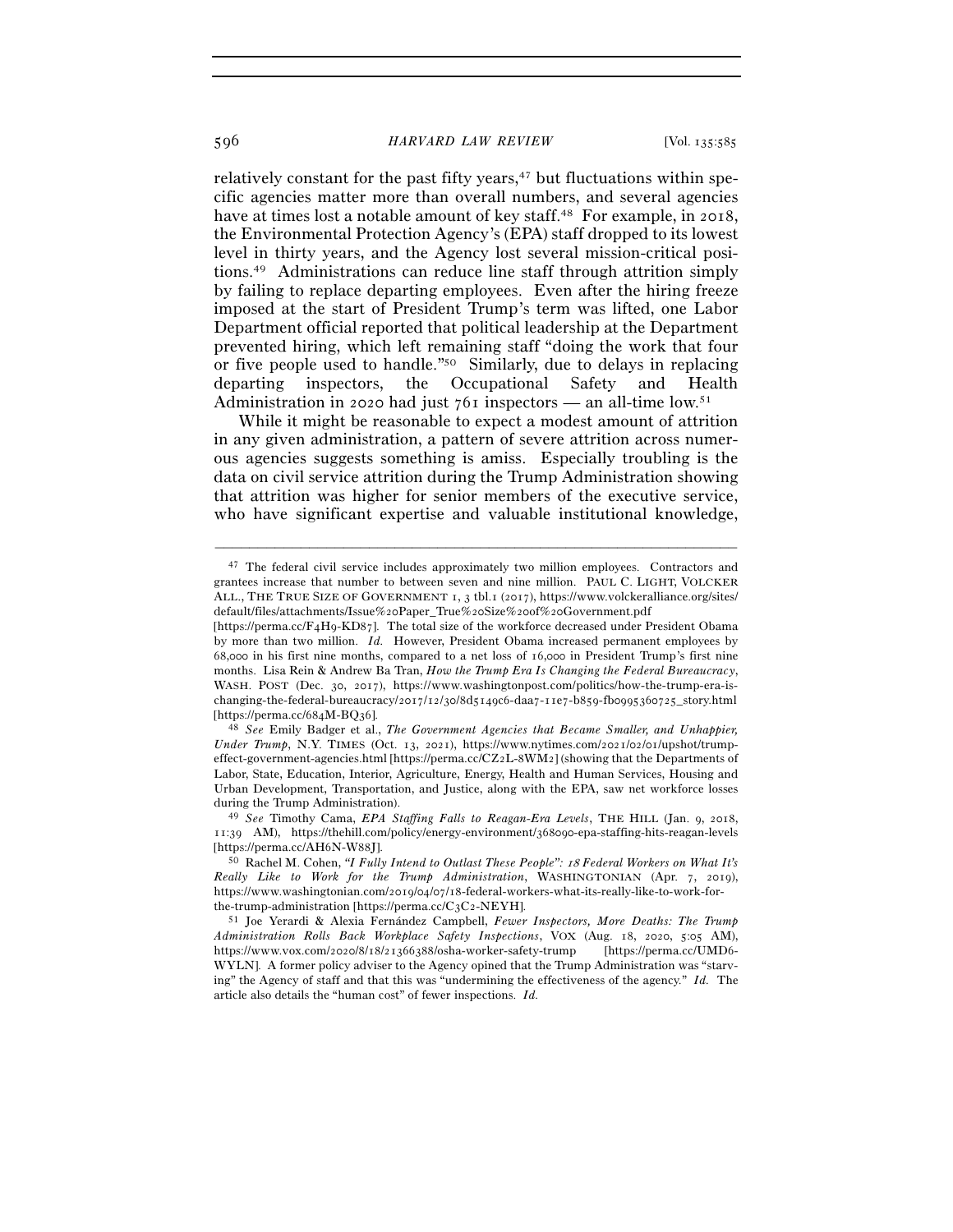relatively constant for the past fifty years,[47] but fluctuations within specific agencies matter more than overall numbers, and several agencies have at times lost a notable amount of key staff.[48] For example, in 2018, the Environmental Protection Agency's (EPA) staff dropped to its lowest level in thirty years, and the Agency lost several mission-critical positions.[49] Administrations can reduce line staff through attrition simply by failing to replace departing employees. Even after the hiring freeze imposed at the start of President Trump's term was lifted, one Labor Department official reported that political leadership at the Department prevented hiring, which left remaining staff "doing the work that four or five people used to handle."[50] Similarly, due to delays in replacing departing inspectors, the Occupational Safety and Health Administration in 2020 had just 761 inspectors — an all-time low.[51]

While it might be reasonable to expect a modest amount of attrition in any given administration, a pattern of severe attrition across numerous agencies suggests something is amiss. Especially troubling is the data on civil service attrition during the Trump Administration showing that attrition was higher for senior members of the executive service, who have significant expertise and valuable institutional knowledge,

---

[47] The federal civil service includes approximately two million employees. Contractors and grantees increase that number to between seven and nine million. PAUL C. LIGHT, VOLCKER ALL., THE TRUE SIZE OF GOVERNMENT 1, 3 tbl.1 (2017), https://www.volckeralliance.org/sites/default/files/attachments/Issue%20Paper_True%20Size%20of%20Government.pdf [https://perma.cc/F4H9-KD87]. The total size of the workforce decreased under President Obama by more than two million. *Id.* However, President Obama increased permanent employees by 68,000 in his first nine months, compared to a net loss of 16,000 in President Trump's first nine months. Lisa Rein & Andrew Ba Tran, *How the Trump Era Is Changing the Federal Bureaucracy*, WASH. POST (Dec. 30, 2017), https://www.washingtonpost.com/politics/how-the-trump-era-is-changing-the-federal-bureaucracy/2017/12/30/8d5149c6-daa7-11e7-b859-fb0995360725_story.html [https://perma.cc/684M-BQ36].

[48] *See* Emily Badger et al., *The Government Agencies that Became Smaller, and Unhappier, Under Trump*, N.Y. TIMES (Oct. 13, 2021), https://www.nytimes.com/2021/02/01/upshot/trump-effect-government-agencies.html [https://perma.cc/CZ2L-8WM2] (showing that the Departments of Labor, State, Education, Interior, Agriculture, Energy, Health and Human Services, Housing and Urban Development, Transportation, and Justice, along with the EPA, saw net workforce losses during the Trump Administration).

[49] *See* Timothy Cama, *EPA Staffing Falls to Reagan-Era Levels*, THE HILL (Jan. 9, 2018, 11:39 AM), https://thehill.com/policy/energy-environment/368090-epa-staffing-hits-reagan-levels [https://perma.cc/AH6N-W88J].

[50] Rachel M. Cohen, *"I Fully Intend to Outlast These People": 18 Federal Workers on What It's Really Like to Work for the Trump Administration*, WASHINGTONIAN (Apr. 7, 2019), https://www.washingtonian.com/2019/04/07/18-federal-workers-what-its-really-like-to-work-for-the-trump-administration [https://perma.cc/C3C2-NEYH].

[51] Joe Yerardi & Alexia Fernández Campbell, *Fewer Inspectors, More Deaths: The Trump Administration Rolls Back Workplace Safety Inspections*, VOX (Aug. 18, 2020, 5:05 AM), https://www.vox.com/2020/8/18/21366388/osha-worker-safety-trump [https://perma.cc/UMD6-WYLN]. A former policy adviser to the Agency opined that the Trump Administration was "starving" the Agency of staff and that this was "undermining the effectiveness of the agency." *Id.* The article also details the "human cost" of fewer inspections. *Id.*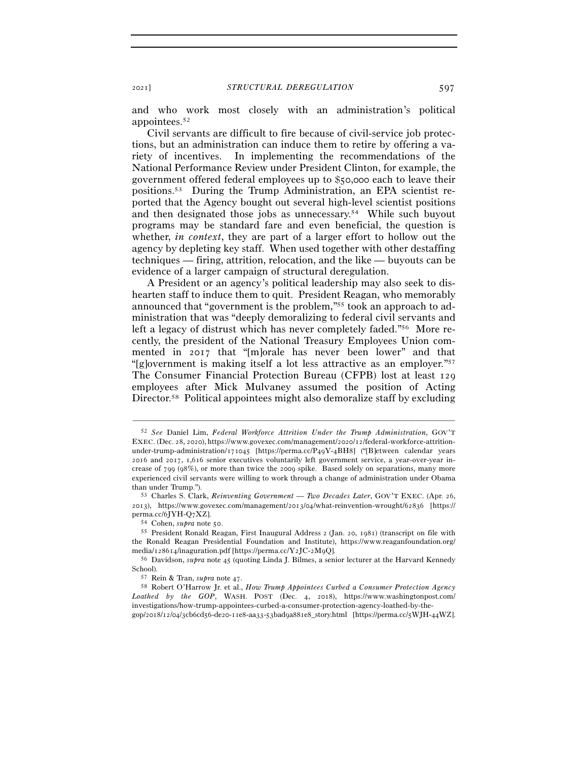and who work most closely with an administration's political appointees.[52]

Civil servants are difficult to fire because of civil-service job protections, but an administration can induce them to retire by offering a variety of incentives. In implementing the recommendations of the National Performance Review under President Clinton, for example, the government offered federal employees up to $50,000 each to leave their positions.[53] During the Trump Administration, an EPA scientist reported that the Agency bought out several high-level scientist positions and then designated those jobs as unnecessary.[54] While such buyout programs may be standard fare and even beneficial, the question is whether, *in context*, they are part of a larger effort to hollow out the agency by depleting key staff. When used together with other destaffing techniques — firing, attrition, relocation, and the like — buyouts can be evidence of a larger campaign of structural deregulation.

A President or an agency's political leadership may also seek to dishearten staff to induce them to quit. President Reagan, who memorably announced that "government is the problem,"[55] took an approach to administration that was "deeply demoralizing to federal civil servants and left a legacy of distrust which has never completely faded."[56] More recently, the president of the National Treasury Employees Union commented in 2017 that "[m]orale has never been lower" and that "[g]overnment is making itself a lot less attractive as an employer."[57] The Consumer Financial Protection Bureau (CFPB) lost at least 129 employees after Mick Mulvaney assumed the position of Acting Director.[58] Political appointees might also demoralize staff by excluding

---

[52] *See* Daniel Lim, *Federal Workforce Attrition Under the Trump Administration*, GOV'T EXEC. (Dec. 28, 2020), https://www.govexec.com/management/2020/12/federal-workforce-attrition-under-trump-administration/171045 [https://perma.cc/P49Y-4BH8] ("[B]etween calendar years 2016 and 2017, 1,616 senior executives voluntarily left government service, a year-over-year increase of 799 (98%), or more than twice the 2009 spike. Based solely on separations, many more experienced civil servants were willing to work through a change of administration under Obama than under Trump.").

[53] Charles S. Clark, *Reinventing Government — Two Decades Later*, GOV'T EXEC. (Apr. 26, 2013), https://www.govexec.com/management/2013/04/what-reinvention-wrought/62836 [https://perma.cc/6JYH-Q7XZ].

[54] Cohen, *supra* note 50.

[55] President Ronald Reagan, First Inaugural Address 2 (Jan. 20, 1981) (transcript on file with the Ronald Reagan Presidential Foundation and Institute), https://www.reaganfoundation.org/media/128614/inaguration.pdf [https://perma.cc/Y2JC-2M9Q].

[56] Davidson, *supra* note 45 (quoting Linda J. Bilmes, a senior lecturer at the Harvard Kennedy School).

[57] Rein & Tran, *supra* note 47.

[58] Robert O'Harrow Jr. et al., *How Trump Appointees Curbed a Consumer Protection Agency Loathed by the GOP*, WASH. POST (Dec. 4, 2018), https://www.washingtonpost.com/investigations/how-trump-appointees-curbed-a-consumer-protection-agency-loathed-by-the-gop/2018/12/04/3cb6cd56-de20-11e8-aa33-53bad9a881e8_story.html [https://perma.cc/5WJH-44WZ].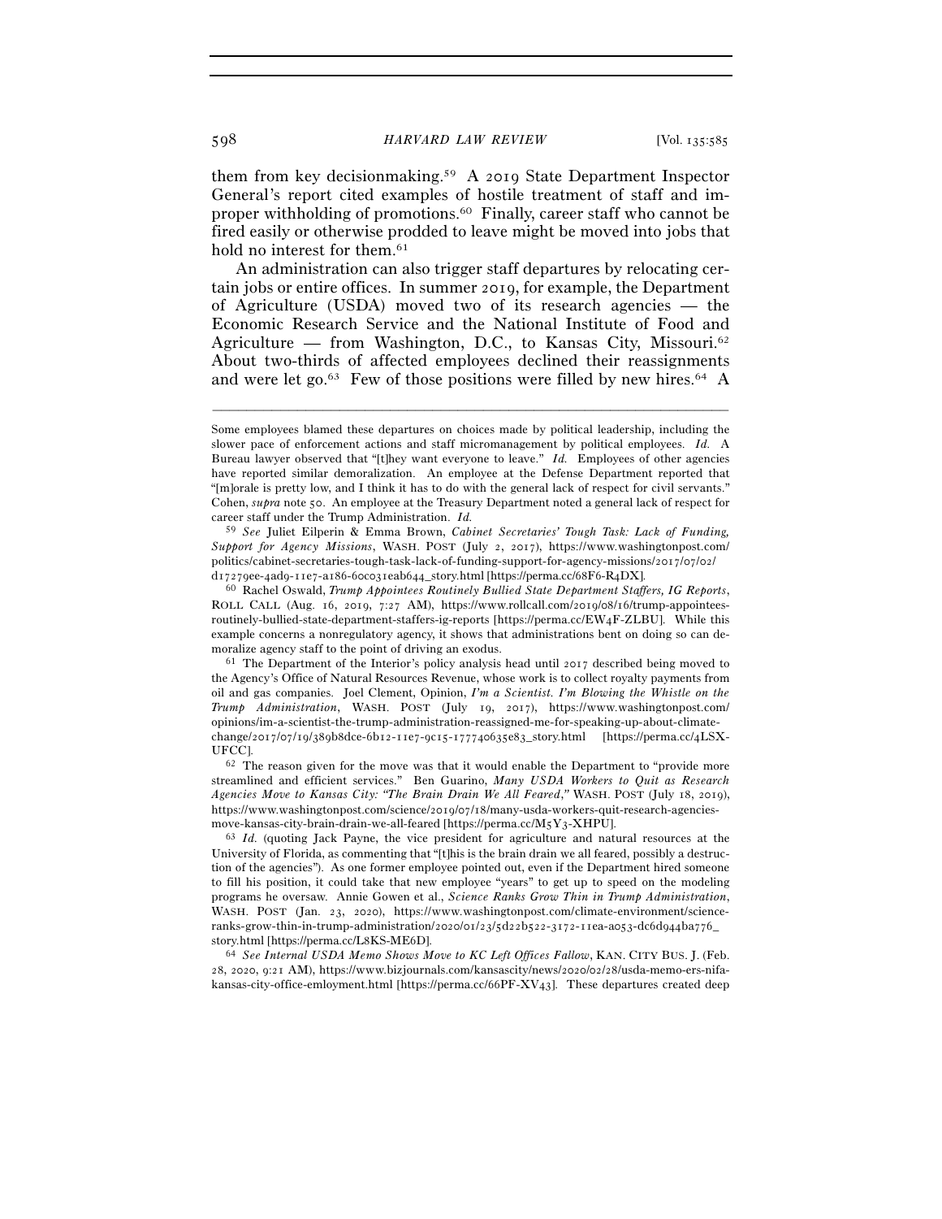them from key decisionmaking.[59] A 2019 State Department Inspector General's report cited examples of hostile treatment of staff and improper withholding of promotions.[60] Finally, career staff who cannot be fired easily or otherwise prodded to leave might be moved into jobs that hold no interest for them.[61]

An administration can also trigger staff departures by relocating certain jobs or entire offices. In summer 2019, for example, the Department of Agriculture (USDA) moved two of its research agencies — the Economic Research Service and the National Institute of Food and Agriculture — from Washington, D.C., to Kansas City, Missouri.[62] About two-thirds of affected employees declined their reassignments and were let go.[63] Few of those positions were filled by new hires.[64] A

---

Some employees blamed these departures on choices made by political leadership, including the slower pace of enforcement actions and staff micromanagement by political employees. *Id.* A Bureau lawyer observed that "[t]hey want everyone to leave." *Id.* Employees of other agencies have reported similar demoralization. An employee at the Defense Department reported that "[m]orale is pretty low, and I think it has to do with the general lack of respect for civil servants." Cohen, *supra* note 50. An employee at the Treasury Department noted a general lack of respect for career staff under the Trump Administration. *Id.*

[59] *See* Juliet Eilperin & Emma Brown, *Cabinet Secretaries' Tough Task: Lack of Funding, Support for Agency Missions*, WASH. POST (July 2, 2017), https://www.washingtonpost.com/politics/cabinet-secretaries-tough-task-lack-of-funding-support-for-agency-missions/2017/07/02/d17279ee-4ad9-11e7-a186-60c031eab644_story.html [https://perma.cc/68F6-R4DX].

[60] Rachel Oswald, *Trump Appointees Routinely Bullied State Department Staffers, IG Reports*, ROLL CALL (Aug. 16, 2019, 7:27 AM), https://www.rollcall.com/2019/08/16/trump-appointees-routinely-bullied-state-department-staffers-ig-reports [https://perma.cc/EW4F-ZLBU]. While this example concerns a nonregulatory agency, it shows that administrations bent on doing so can demoralize agency staff to the point of driving an exodus.

[61] The Department of the Interior's policy analysis head until 2017 described being moved to the Agency's Office of Natural Resources Revenue, whose work is to collect royalty payments from oil and gas companies. Joel Clement, Opinion, *I'm a Scientist. I'm Blowing the Whistle on the Trump Administration*, WASH. POST (July 19, 2017), https://www.washingtonpost.com/opinions/im-a-scientist-the-trump-administration-reassigned-me-for-speaking-up-about-climate-change/2017/07/19/389b8dce-6b12-11e7-9c15-177740635e83_story.html [https://perma.cc/4LSX-UFCC].

[62] The reason given for the move was that it would enable the Department to "provide more streamlined and efficient services." Ben Guarino, *Many USDA Workers to Quit as Research Agencies Move to Kansas City: "The Brain Drain We All Feared,"* WASH. POST (July 18, 2019), https://www.washingtonpost.com/science/2019/07/18/many-usda-workers-quit-research-agencies-move-kansas-city-brain-drain-we-all-feared [https://perma.cc/M5Y3-XHPU].

[63] *Id.* (quoting Jack Payne, the vice president for agriculture and natural resources at the University of Florida, as commenting that "[t]his is the brain drain we all feared, possibly a destruction of the agencies"). As one former employee pointed out, even if the Department hired someone to fill his position, it could take that new employee "years" to get up to speed on the modeling programs he oversaw. Annie Gowen et al., *Science Ranks Grow Thin in Trump Administration*, WASH. POST (Jan. 23, 2020), https://www.washingtonpost.com/climate-environment/science-ranks-grow-thin-in-trump-administration/2020/01/23/5d22b522-3172-11ea-a053-dc6d944ba776_story.html [https://perma.cc/L8KS-ME6D].

[64] *See Internal USDA Memo Shows Move to KC Left Offices Fallow*, KAN. CITY BUS. J. (Feb. 28, 2020, 9:21 AM), https://www.bizjournals.com/kansascity/news/2020/02/28/usda-memo-ers-nifa-kansas-city-office-emloyment.html [https://perma.cc/66PF-XV43]. These departures created deep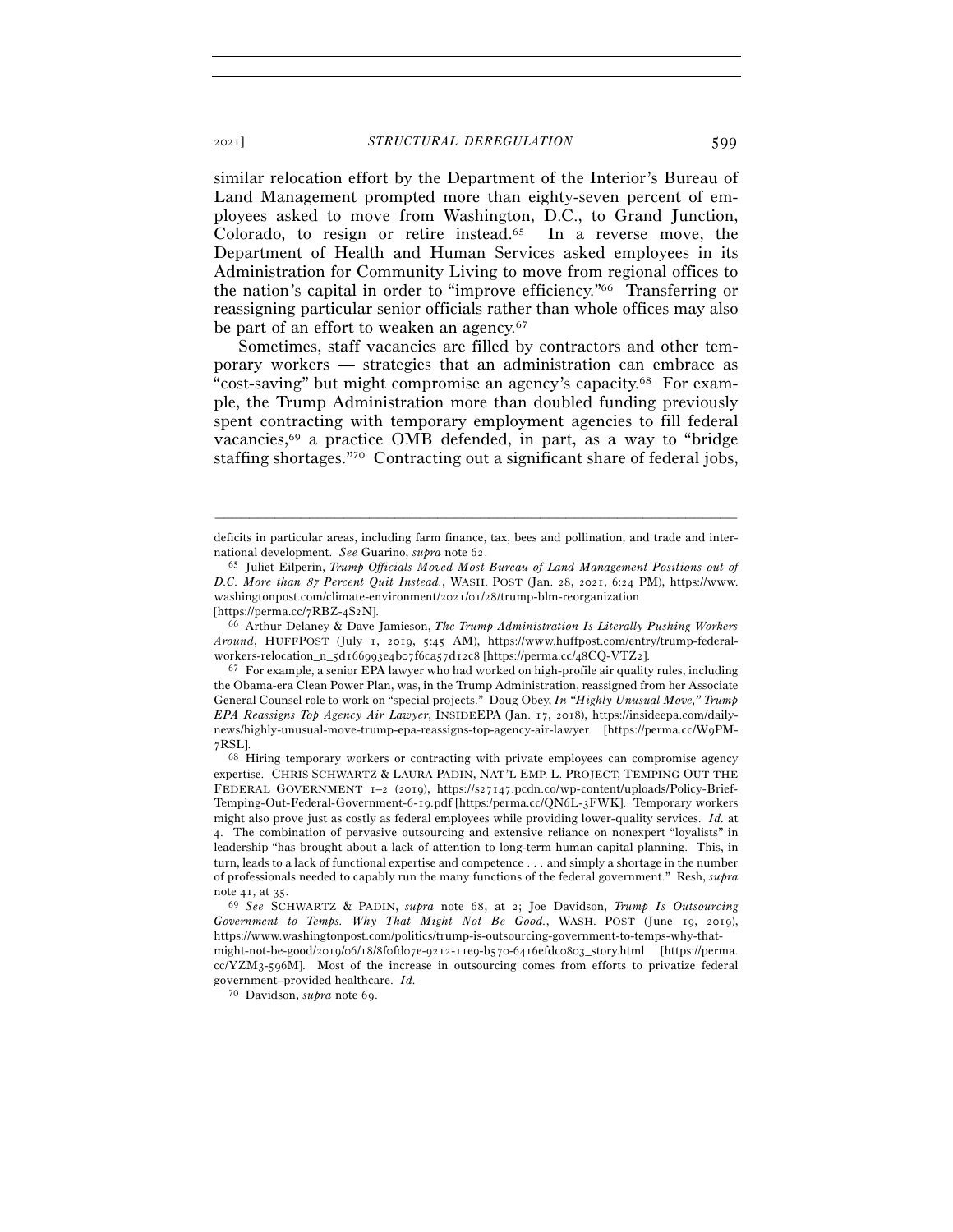similar relocation effort by the Department of the Interior's Bureau of Land Management prompted more than eighty-seven percent of employees asked to move from Washington, D.C., to Grand Junction, Colorado, to resign or retire instead.[65] In a reverse move, the Department of Health and Human Services asked employees in its Administration for Community Living to move from regional offices to the nation's capital in order to "improve efficiency."[66] Transferring or reassigning particular senior officials rather than whole offices may also be part of an effort to weaken an agency.[67]

Sometimes, staff vacancies are filled by contractors and other temporary workers — strategies that an administration can embrace as "cost-saving" but might compromise an agency's capacity.[68] For example, the Trump Administration more than doubled funding previously spent contracting with temporary employment agencies to fill federal vacancies,[69] a practice OMB defended, in part, as a way to "bridge staffing shortages."[70] Contracting out a significant share of federal jobs,

---

deficits in particular areas, including farm finance, tax, bees and pollination, and trade and international development. *See* Guarino, *supra* note 62.

[65] Juliet Eilperin, *Trump Officials Moved Most Bureau of Land Management Positions out of D.C. More than 87 Percent Quit Instead.*, WASH. POST (Jan. 28, 2021, 6:24 PM), https://www.washingtonpost.com/climate-environment/2021/01/28/trump-blm-reorganization [https://perma.cc/7RBZ-4S2N].

[66] Arthur Delaney & Dave Jamieson, *The Trump Administration Is Literally Pushing Workers Around*, HUFFPOST (July 1, 2019, 5:45 AM), https://www.huffpost.com/entry/trump-federal-workers-relocation_n_5d166993e4b07f6ca57d12c8 [https://perma.cc/48CQ-VTZ2].

[67] For example, a senior EPA lawyer who had worked on high-profile air quality rules, including the Obama-era Clean Power Plan, was, in the Trump Administration, reassigned from her Associate General Counsel role to work on "special projects." Doug Obey, *In "Highly Unusual Move," Trump EPA Reassigns Top Agency Air Lawyer*, INSIDEEPA (Jan. 17, 2018), https://insideepa.com/daily-news/highly-unusual-move-trump-epa-reassigns-top-agency-air-lawyer [https://perma.cc/W9PM-7RSL].

[68] Hiring temporary workers or contracting with private employees can compromise agency expertise. CHRIS SCHWARTZ & LAURA PADIN, NAT'L EMP. L. PROJECT, TEMPING OUT THE FEDERAL GOVERNMENT 1–2 (2019), https://s27147.pcdn.co/wp-content/uploads/Policy-Brief-Temping-Out-Federal-Government-6-19.pdf [https:/perma.cc/QN6L-3FWK]. Temporary workers might also prove just as costly as federal employees while providing lower-quality services. *Id.* at 4. The combination of pervasive outsourcing and extensive reliance on nonexpert "loyalists" in leadership "has brought about a lack of attention to long-term human capital planning. This, in turn, leads to a lack of functional expertise and competence . . . and simply a shortage in the number of professionals needed to capably run the many functions of the federal government." Resh, *supra* note 41, at 35.

[69] *See* SCHWARTZ & PADIN, *supra* note 68, at 2; Joe Davidson, *Trump Is Outsourcing Government to Temps. Why That Might Not Be Good.*, WASH. POST (June 19, 2019), https://www.washingtonpost.com/politics/trump-is-outsourcing-government-to-temps-why-that-might-not-be-good/2019/06/18/8f0fd07e-9212-11e9-b570-6416efdc0803_story.html [https://perma.cc/YZM3-596M]. Most of the increase in outsourcing comes from efforts to privatize federal government–provided healthcare. *Id.*

[70] Davidson, *supra* note 69.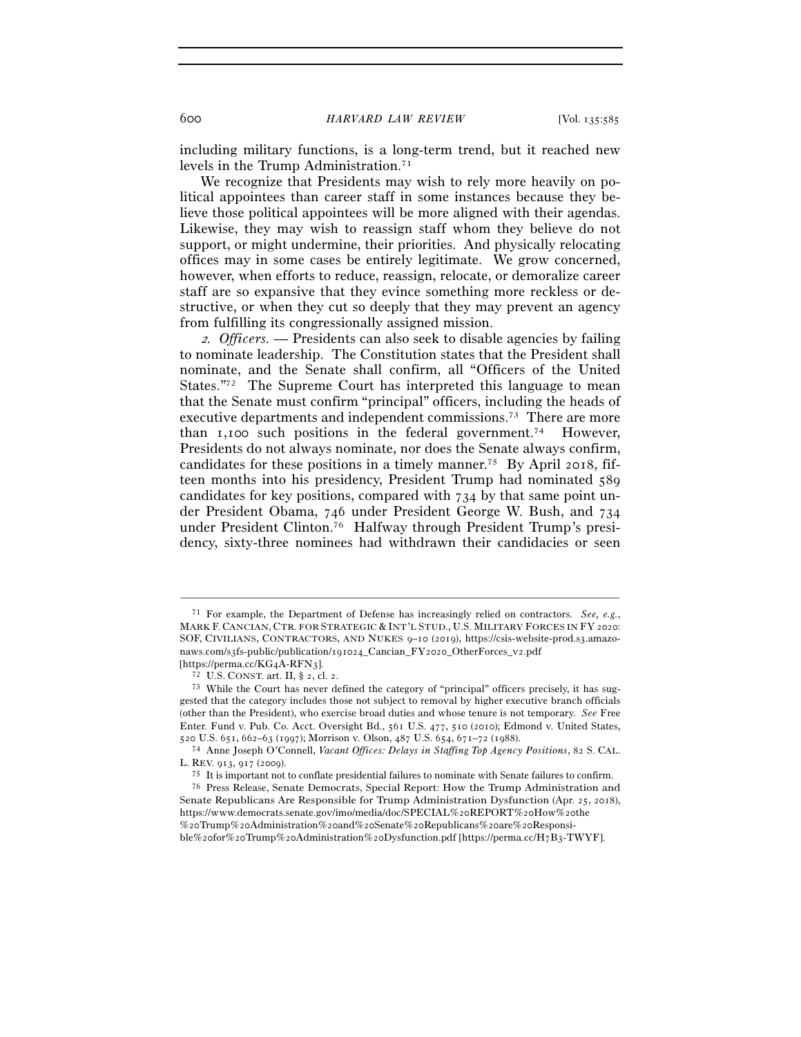including military functions, is a long-term trend, but it reached new levels in the Trump Administration.[71]

We recognize that Presidents may wish to rely more heavily on political appointees than career staff in some instances because they believe those political appointees will be more aligned with their agendas. Likewise, they may wish to reassign staff whom they believe do not support, or might undermine, their priorities. And physically relocating offices may in some cases be entirely legitimate. We grow concerned, however, when efforts to reduce, reassign, relocate, or demoralize career staff are so expansive that they evince something more reckless or destructive, or when they cut so deeply that they may prevent an agency from fulfilling its congressionally assigned mission.

*2. Officers.* — Presidents can also seek to disable agencies by failing to nominate leadership. The Constitution states that the President shall nominate, and the Senate shall confirm, all "Officers of the United States."[72] The Supreme Court has interpreted this language to mean that the Senate must confirm "principal" officers, including the heads of executive departments and independent commissions.[73] There are more than 1,100 such positions in the federal government.[74] However, Presidents do not always nominate, nor does the Senate always confirm, candidates for these positions in a timely manner.[75] By April 2018, fifteen months into his presidency, President Trump had nominated 589 candidates for key positions, compared with 734 by that same point under President Obama, 746 under President George W. Bush, and 734 under President Clinton.[76] Halfway through President Trump's presidency, sixty-three nominees had withdrawn their candidacies or seen

---

[71] For example, the Department of Defense has increasingly relied on contractors. *See, e.g.*, MARK F. CANCIAN, CTR. FOR STRATEGIC & INT'L STUD., U.S. MILITARY FORCES IN FY 2020: SOF, CIVILIANS, CONTRACTORS, AND NUKES 9–10 (2019), https://csis-website-prod.s3.amazonaws.com/s3fs-public/publication/191024_Cancian_FY2020_OtherForces_v2.pdf [https://perma.cc/KG4A-RFN3].

[72] U.S. CONST. art. II, § 2, cl. 2.

[73] While the Court has never defined the category of "principal" officers precisely, it has suggested that the category includes those not subject to removal by higher executive branch officials (other than the President), who exercise broad duties and whose tenure is not temporary. *See* Free Enter. Fund v. Pub. Co. Acct. Oversight Bd., 561 U.S. 477, 510 (2010); Edmond v. United States, 520 U.S. 651, 662–63 (1997); Morrison v. Olson, 487 U.S. 654, 671–72 (1988).

[74] Anne Joseph O'Connell, *Vacant Offices: Delays in Staffing Top Agency Positions*, 82 S. CAL. L. REV. 913, 917 (2009).

[75] It is important not to conflate presidential failures to nominate with Senate failures to confirm.

[76] Press Release, Senate Democrats, Special Report: How the Trump Administration and Senate Republicans Are Responsible for Trump Administration Dysfunction (Apr. 25, 2018), https://www.democrats.senate.gov/imo/media/doc/SPECIAL%20REPORT%20How%20the%20Trump%20Administration%20and%20Senate%20Republicans%20are%20Responsible%20for%20Trump%20Administration%20Dysfunction.pdf [https://perma.cc/H7B3-TWYF].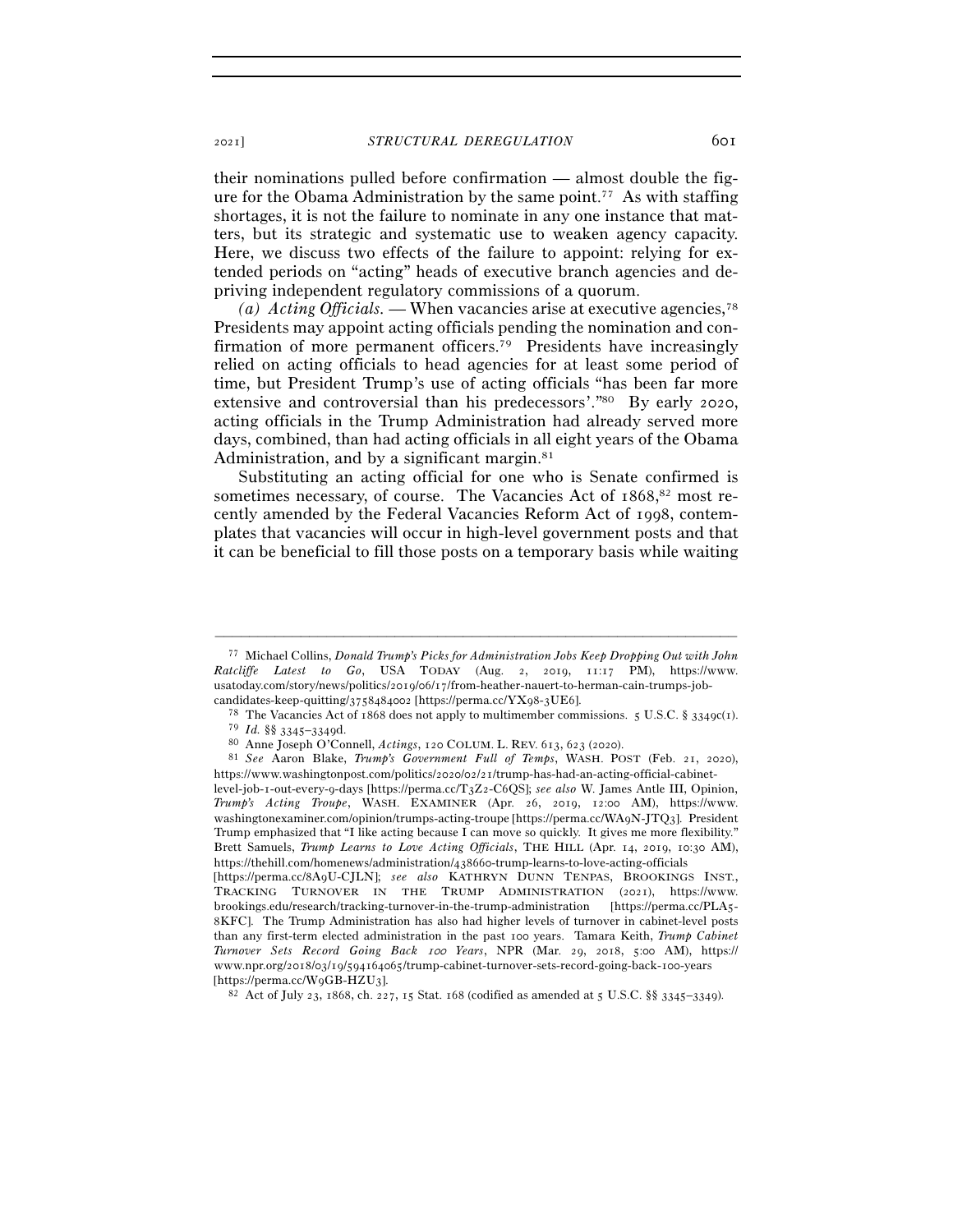their nominations pulled before confirmation — almost double the figure for the Obama Administration by the same point.[77] As with staffing shortages, it is not the failure to nominate in any one instance that matters, but its strategic and systematic use to weaken agency capacity. Here, we discuss two effects of the failure to appoint: relying for extended periods on "acting" heads of executive branch agencies and depriving independent regulatory commissions of a quorum.

*(a) Acting Officials.* — When vacancies arise at executive agencies,[78] Presidents may appoint acting officials pending the nomination and confirmation of more permanent officers.[79] Presidents have increasingly relied on acting officials to head agencies for at least some period of time, but President Trump's use of acting officials "has been far more extensive and controversial than his predecessors'."[80] By early 2020, acting officials in the Trump Administration had already served more days, combined, than had acting officials in all eight years of the Obama Administration, and by a significant margin.[81]

Substituting an acting official for one who is Senate confirmed is sometimes necessary, of course. The Vacancies Act of 1868,[82] most recently amended by the Federal Vacancies Reform Act of 1998, contemplates that vacancies will occur in high-level government posts and that it can be beneficial to fill those posts on a temporary basis while waiting

---

[77] Michael Collins, *Donald Trump's Picks for Administration Jobs Keep Dropping Out with John Ratcliffe Latest to Go*, USA TODAY (Aug. 2, 2019, 11:17 PM), https://www.usatoday.com/story/news/politics/2019/06/17/from-heather-nauert-to-herman-cain-trumps-job-candidates-keep-quitting/3758484002 [https://perma.cc/YX98-3UE6].

[78] The Vacancies Act of 1868 does not apply to multimember commissions. 5 U.S.C. § 3349c(1).

[79] *Id.* §§ 3345–3349d.

[80] Anne Joseph O'Connell, *Actings*, 120 COLUM. L. REV. 613, 623 (2020).

[81] *See* Aaron Blake, *Trump's Government Full of Temps*, WASH. POST (Feb. 21, 2020), https://www.washingtonpost.com/politics/2020/02/21/trump-has-had-an-acting-official-cabinet-level-job-1-out-every-9-days [https://perma.cc/T3Z2-C6QS]; *see also* W. James Antle III, Opinion, *Trump's Acting Troupe*, WASH. EXAMINER (Apr. 26, 2019, 12:00 AM), https://www.washingtonexaminer.com/opinion/trumps-acting-troupe [https://perma.cc/WA9N-JTQ3]. President Trump emphasized that "I like acting because I can move so quickly. It gives me more flexibility." Brett Samuels, *Trump Learns to Love Acting Officials*, THE HILL (Apr. 14, 2019, 10:30 AM), https://thehill.com/homenews/administration/438660-trump-learns-to-love-acting-officials [https://perma.cc/8A9U-CJLN]; *see also* KATHRYN DUNN TENPAS, BROOKINGS INST., TRACKING TURNOVER IN THE TRUMP ADMINISTRATION (2021), https://www.brookings.edu/research/tracking-turnover-in-the-trump-administration [https://perma.cc/PLA5-8KFC]. The Trump Administration has also had higher levels of turnover in cabinet-level posts than any first-term elected administration in the past 100 years. Tamara Keith, *Trump Cabinet Turnover Sets Record Going Back 100 Years*, NPR (Mar. 29, 2018, 5:00 AM), https://www.npr.org/2018/03/19/594164065/trump-cabinet-turnover-sets-record-going-back-100-years [https://perma.cc/W9GB-HZU3].

[82] Act of July 23, 1868, ch. 227, 15 Stat. 168 (codified as amended at 5 U.S.C. §§ 3345–3349).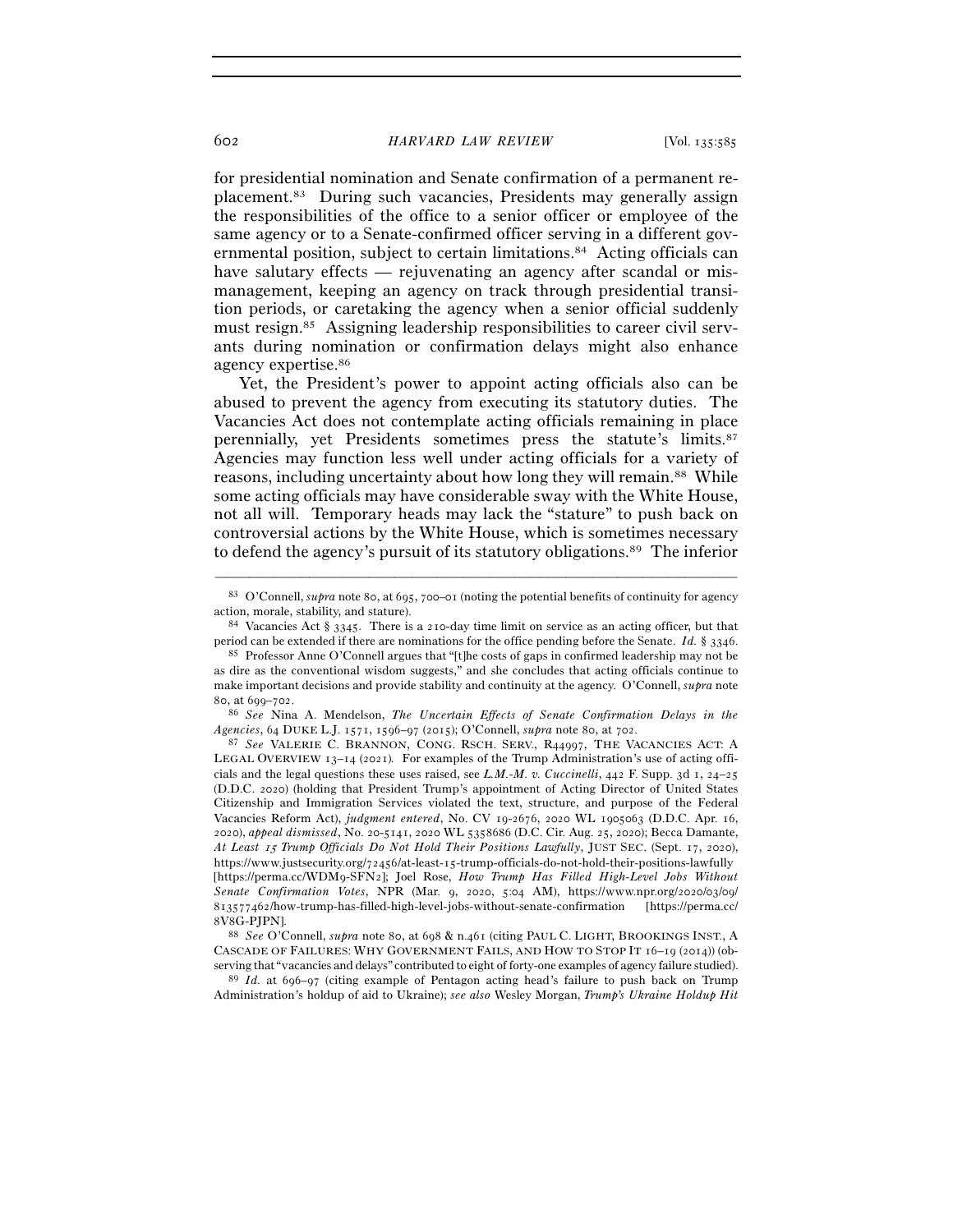for presidential nomination and Senate confirmation of a permanent replacement.[83] During such vacancies, Presidents may generally assign the responsibilities of the office to a senior officer or employee of the same agency or to a Senate-confirmed officer serving in a different governmental position, subject to certain limitations.[84] Acting officials can have salutary effects — rejuvenating an agency after scandal or mismanagement, keeping an agency on track through presidential transition periods, or caretaking the agency when a senior official suddenly must resign.[85] Assigning leadership responsibilities to career civil servants during nomination or confirmation delays might also enhance agency expertise.[86]

Yet, the President's power to appoint acting officials also can be abused to prevent the agency from executing its statutory duties. The Vacancies Act does not contemplate acting officials remaining in place perennially, yet Presidents sometimes press the statute's limits.[87] Agencies may function less well under acting officials for a variety of reasons, including uncertainty about how long they will remain.[88] While some acting officials may have considerable sway with the White House, not all will. Temporary heads may lack the "stature" to push back on controversial actions by the White House, which is sometimes necessary to defend the agency's pursuit of its statutory obligations.[89] The inferior

---

[83] O'Connell, *supra* note 80, at 695, 700–01 (noting the potential benefits of continuity for agency action, morale, stability, and stature).

[84] Vacancies Act § 3345. There is a 210-day time limit on service as an acting officer, but that period can be extended if there are nominations for the office pending before the Senate. *Id.* § 3346.

[85] Professor Anne O'Connell argues that "[t]he costs of gaps in confirmed leadership may not be as dire as the conventional wisdom suggests," and she concludes that acting officials continue to make important decisions and provide stability and continuity at the agency. O'Connell, *supra* note 80, at 699–702.

[86] *See* Nina A. Mendelson, *The Uncertain Effects of Senate Confirmation Delays in the Agencies*, 64 DUKE L.J. 1571, 1596–97 (2015); O'Connell, *supra* note 80, at 702.

[87] *See* VALERIE C. BRANNON, CONG. RSCH. SERV., R44997, THE VACANCIES ACT: A LEGAL OVERVIEW 13–14 (2021). For examples of the Trump Administration's use of acting officials and the legal questions these uses raised, see *L.M.-M. v. Cuccinelli*, 442 F. Supp. 3d 1, 24–25 (D.D.C. 2020) (holding that President Trump's appointment of Acting Director of United States Citizenship and Immigration Services violated the text, structure, and purpose of the Federal Vacancies Reform Act), *judgment entered*, No. CV 19-2676, 2020 WL 1905063 (D.D.C. Apr. 16, 2020), *appeal dismissed*, No. 20-5141, 2020 WL 5358686 (D.C. Cir. Aug. 25, 2020); Becca Damante, *At Least 15 Trump Officials Do Not Hold Their Positions Lawfully*, JUST SEC. (Sept. 17, 2020), https://www.justsecurity.org/72456/at-least-15-trump-officials-do-not-hold-their-positions-lawfully [https://perma.cc/WDM9-SFN2]; Joel Rose, *How Trump Has Filled High-Level Jobs Without Senate Confirmation Votes*, NPR (Mar. 9, 2020, 5:04 AM), https://www.npr.org/2020/03/09/813577462/how-trump-has-filled-high-level-jobs-without-senate-confirmation [https://perma.cc/8V8G-PJPN].

[88] *See* O'Connell, *supra* note 80, at 698 & n.461 (citing PAUL C. LIGHT, BROOKINGS INST., A CASCADE OF FAILURES: WHY GOVERNMENT FAILS, AND HOW TO STOP IT 16–19 (2014)) (observing that "vacancies and delays" contributed to eight of forty-one examples of agency failure studied).

[89] *Id.* at 696–97 (citing example of Pentagon acting head's failure to push back on Trump Administration's holdup of aid to Ukraine); *see also* Wesley Morgan, *Trump's Ukraine Holdup Hit*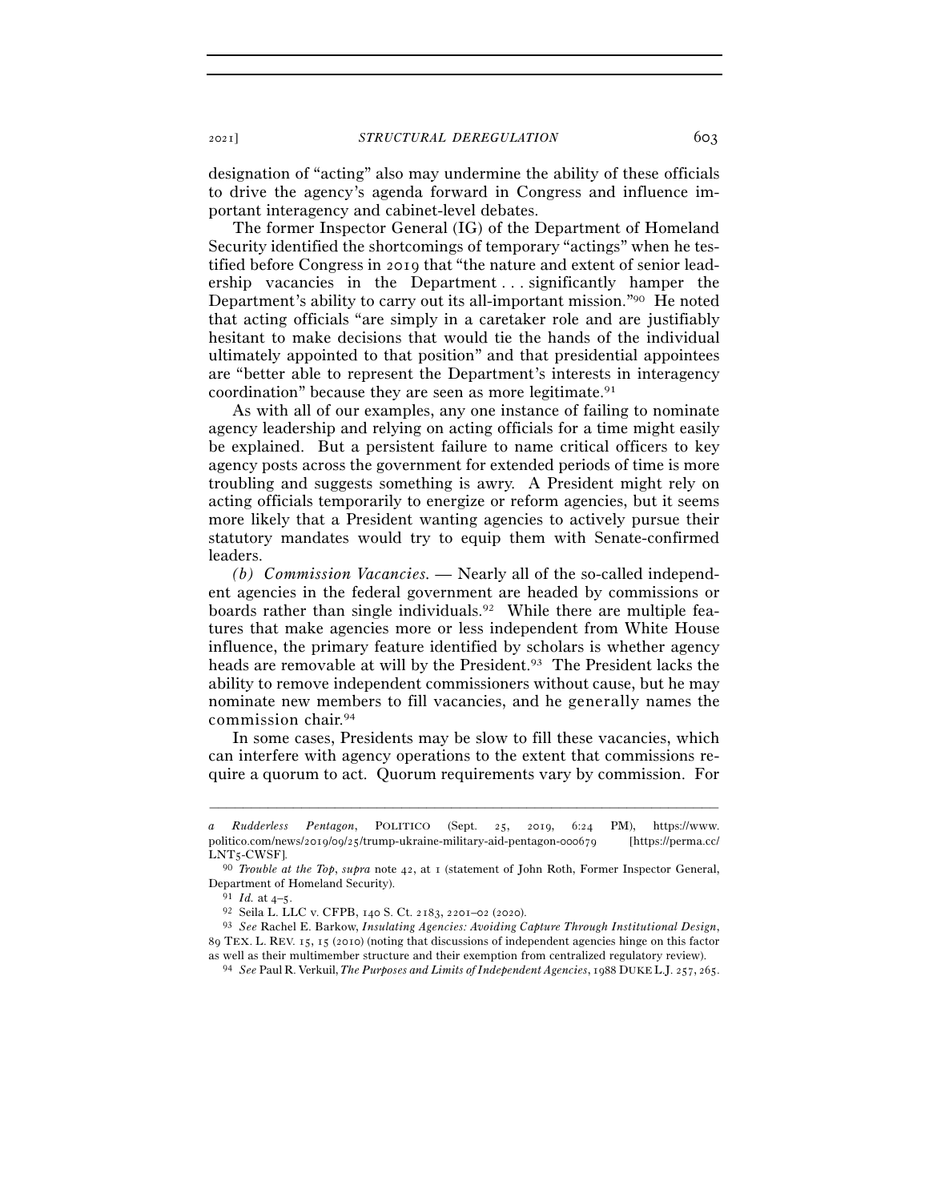designation of "acting" also may undermine the ability of these officials to drive the agency's agenda forward in Congress and influence important interagency and cabinet-level debates.

The former Inspector General (IG) of the Department of Homeland Security identified the shortcomings of temporary "actings" when he testified before Congress in 2019 that "the nature and extent of senior leadership vacancies in the Department . . . significantly hamper the Department's ability to carry out its all-important mission."[90] He noted that acting officials "are simply in a caretaker role and are justifiably hesitant to make decisions that would tie the hands of the individual ultimately appointed to that position" and that presidential appointees are "better able to represent the Department's interests in interagency coordination" because they are seen as more legitimate.[91]

As with all of our examples, any one instance of failing to nominate agency leadership and relying on acting officials for a time might easily be explained. But a persistent failure to name critical officers to key agency posts across the government for extended periods of time is more troubling and suggests something is awry. A President might rely on acting officials temporarily to energize or reform agencies, but it seems more likely that a President wanting agencies to actively pursue their statutory mandates would try to equip them with Senate-confirmed leaders.

*(b) Commission Vacancies.* — Nearly all of the so-called independent agencies in the federal government are headed by commissions or boards rather than single individuals.[92] While there are multiple features that make agencies more or less independent from White House influence, the primary feature identified by scholars is whether agency heads are removable at will by the President.[93] The President lacks the ability to remove independent commissioners without cause, but he may nominate new members to fill vacancies, and he generally names the commission chair.[94]

In some cases, Presidents may be slow to fill these vacancies, which can interfere with agency operations to the extent that commissions require a quorum to act. Quorum requirements vary by commission. For

---

*a Rudderless Pentagon*, POLITICO (Sept. 25, 2019, 6:24 PM), https://www.politico.com/news/2019/09/25/trump-ukraine-military-aid-pentagon-000679 [https://perma.cc/LNT5-CWSF].

[90] *Trouble at the Top*, *supra* note 42, at 1 (statement of John Roth, Former Inspector General, Department of Homeland Security).

[91] *Id.* at 4–5.

[92] Seila L. LLC v. CFPB, 140 S. Ct. 2183, 2201–02 (2020).

[93] *See* Rachel E. Barkow, *Insulating Agencies: Avoiding Capture Through Institutional Design*, 89 TEX. L. REV. 15, 15 (2010) (noting that discussions of independent agencies hinge on this factor as well as their multimember structure and their exemption from centralized regulatory review).

[94] *See* Paul R. Verkuil, *The Purposes and Limits of Independent Agencies*, 1988 DUKE L.J. 257, 265.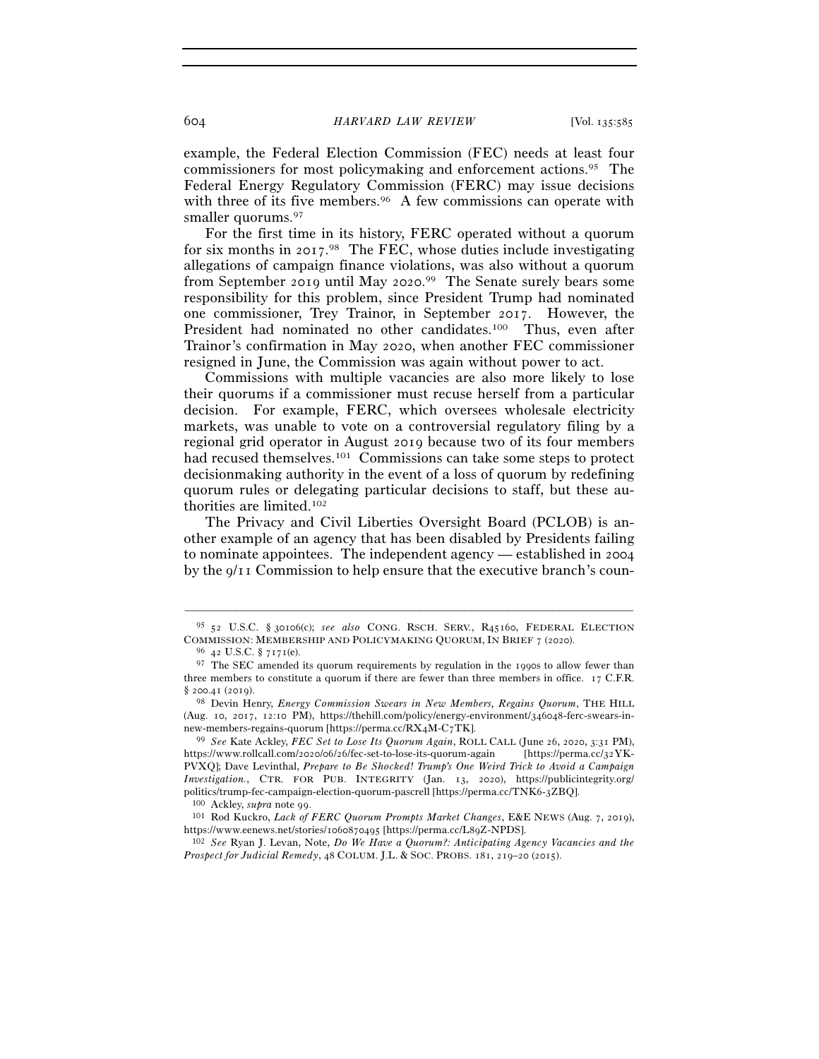example, the Federal Election Commission (FEC) needs at least four commissioners for most policymaking and enforcement actions.[95] The Federal Energy Regulatory Commission (FERC) may issue decisions with three of its five members.[96] A few commissions can operate with smaller quorums.[97]

For the first time in its history, FERC operated without a quorum for six months in 2017.[98] The FEC, whose duties include investigating allegations of campaign finance violations, was also without a quorum from September 2019 until May 2020.[99] The Senate surely bears some responsibility for this problem, since President Trump had nominated one commissioner, Trey Trainor, in September 2017. However, the President had nominated no other candidates.[100] Thus, even after Trainor's confirmation in May 2020, when another FEC commissioner resigned in June, the Commission was again without power to act.

Commissions with multiple vacancies are also more likely to lose their quorums if a commissioner must recuse herself from a particular decision. For example, FERC, which oversees wholesale electricity markets, was unable to vote on a controversial regulatory filing by a regional grid operator in August 2019 because two of its four members had recused themselves.[101] Commissions can take some steps to protect decisionmaking authority in the event of a loss of quorum by redefining quorum rules or delegating particular decisions to staff, but these authorities are limited.[102]

The Privacy and Civil Liberties Oversight Board (PCLOB) is another example of an agency that has been disabled by Presidents failing to nominate appointees. The independent agency — established in 2004 by the 9/11 Commission to help ensure that the executive branch's coun-

---

[95] 52 U.S.C. § 30106(c); *see also* CONG. RSCH. SERV., R45160, FEDERAL ELECTION COMMISSION: MEMBERSHIP AND POLICYMAKING QUORUM, IN BRIEF 7 (2020).

[96] 42 U.S.C. § 7171(e).

[97] The SEC amended its quorum requirements by regulation in the 1990s to allow fewer than three members to constitute a quorum if there are fewer than three members in office. 17 C.F.R. § 200.41 (2019).

[98] Devin Henry, *Energy Commission Swears in New Members, Regains Quorum*, THE HILL (Aug. 10, 2017, 12:10 PM), https://thehill.com/policy/energy-environment/346048-ferc-swears-in-new-members-regains-quorum [https://perma.cc/RX4M-C7TK].

[99] *See* Kate Ackley, *FEC Set to Lose Its Quorum Again*, ROLL CALL (June 26, 2020, 3:31 PM), https://www.rollcall.com/2020/06/26/fec-set-to-lose-its-quorum-again [https://perma.cc/32YK-PVXQ]; Dave Levinthal, *Prepare to Be Shocked! Trump's One Weird Trick to Avoid a Campaign Investigation.*, CTR. FOR PUB. INTEGRITY (Jan. 13, 2020), https://publicintegrity.org/politics/trump-fec-campaign-election-quorum-pascrell [https://perma.cc/TNK6-3ZBQ].

[100] Ackley, *supra* note 99.

[101] Rod Kuckro, *Lack of FERC Quorum Prompts Market Changes*, E&E NEWS (Aug. 7, 2019), https://www.eenews.net/stories/1060870495 [https://perma.cc/L89Z-NPDS].

[102] *See* Ryan J. Levan, Note, *Do We Have a Quorum?: Anticipating Agency Vacancies and the Prospect for Judicial Remedy*, 48 COLUM. J.L. & SOC. PROBS. 181, 219–20 (2015).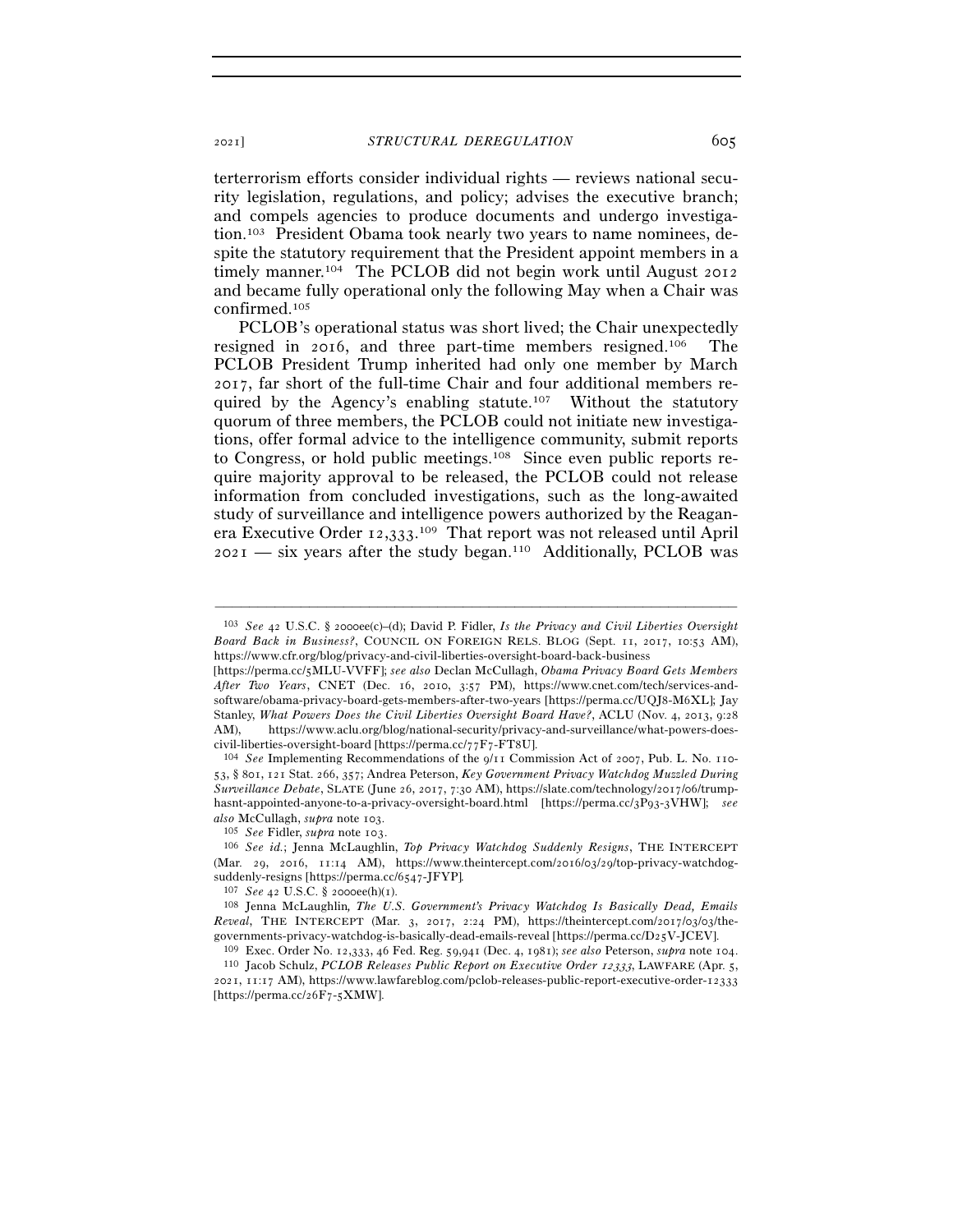terterrorism efforts consider individual rights — reviews national security legislation, regulations, and policy; advises the executive branch; and compels agencies to produce documents and undergo investigation.[103] President Obama took nearly two years to name nominees, despite the statutory requirement that the President appoint members in a timely manner.[104] The PCLOB did not begin work until August 2012 and became fully operational only the following May when a Chair was confirmed.[105]

PCLOB's operational status was short lived; the Chair unexpectedly resigned in 2016, and three part-time members resigned.[106] The PCLOB President Trump inherited had only one member by March 2017, far short of the full-time Chair and four additional members required by the Agency's enabling statute.[107] Without the statutory quorum of three members, the PCLOB could not initiate new investigations, offer formal advice to the intelligence community, submit reports to Congress, or hold public meetings.[108] Since even public reports require majority approval to be released, the PCLOB could not release information from concluded investigations, such as the long-awaited study of surveillance and intelligence powers authorized by the Reagan-era Executive Order 12,333.[109] That report was not released until April 2021 — six years after the study began.[110] Additionally, PCLOB was

---

[103] *See* 42 U.S.C. § 2000ee(c)–(d); David P. Fidler, *Is the Privacy and Civil Liberties Oversight Board Back in Business?*, COUNCIL ON FOREIGN RELS. BLOG (Sept. 11, 2017, 10:53 AM), https://www.cfr.org/blog/privacy-and-civil-liberties-oversight-board-back-business [https://perma.cc/5MLU-VVFF]; *see also* Declan McCullagh, *Obama Privacy Board Gets Members After Two Years*, CNET (Dec. 16, 2010, 3:57 PM), https://www.cnet.com/tech/services-and-software/obama-privacy-board-gets-members-after-two-years [https://perma.cc/UQJ8-M6XL]; Jay Stanley, *What Powers Does the Civil Liberties Oversight Board Have?*, ACLU (Nov. 4, 2013, 9:28 AM), https://www.aclu.org/blog/national-security/privacy-and-surveillance/what-powers-does-civil-liberties-oversight-board [https://perma.cc/77F7-FT8U].

[104] *See* Implementing Recommendations of the 9/11 Commission Act of 2007, Pub. L. No. 110-53, § 801, 121 Stat. 266, 357; Andrea Peterson, *Key Government Privacy Watchdog Muzzled During Surveillance Debate*, SLATE (June 26, 2017, 7:30 AM), https://slate.com/technology/2017/06/trump-hasnt-appointed-anyone-to-a-privacy-oversight-board.html [https://perma.cc/3P93-3VHW]; *see also* McCullagh, *supra* note 103.

[105] *See* Fidler, *supra* note 103.

[106] *See id.*; Jenna McLaughlin, *Top Privacy Watchdog Suddenly Resigns*, THE INTERCEPT (Mar. 29, 2016, 11:14 AM), https://www.theintercept.com/2016/03/29/top-privacy-watchdog-suddenly-resigns [https://perma.cc/6547-JFYP].

[107] *See* 42 U.S.C. § 2000ee(h)(1).

[108] Jenna McLaughlin, *The U.S. Government's Privacy Watchdog Is Basically Dead, Emails Reveal*, THE INTERCEPT (Mar. 3, 2017, 2:24 PM), https://theintercept.com/2017/03/03/the-governments-privacy-watchdog-is-basically-dead-emails-reveal [https://perma.cc/D25V-JCEV].

[109] Exec. Order No. 12,333, 46 Fed. Reg. 59,941 (Dec. 4, 1981); *see also* Peterson, *supra* note 104.

[110] Jacob Schulz, *PCLOB Releases Public Report on Executive Order 12333*, LAWFARE (Apr. 5, 2021, 11:17 AM), https://www.lawfareblog.com/pclob-releases-public-report-executive-order-12333 [https://perma.cc/26F7-5XMW].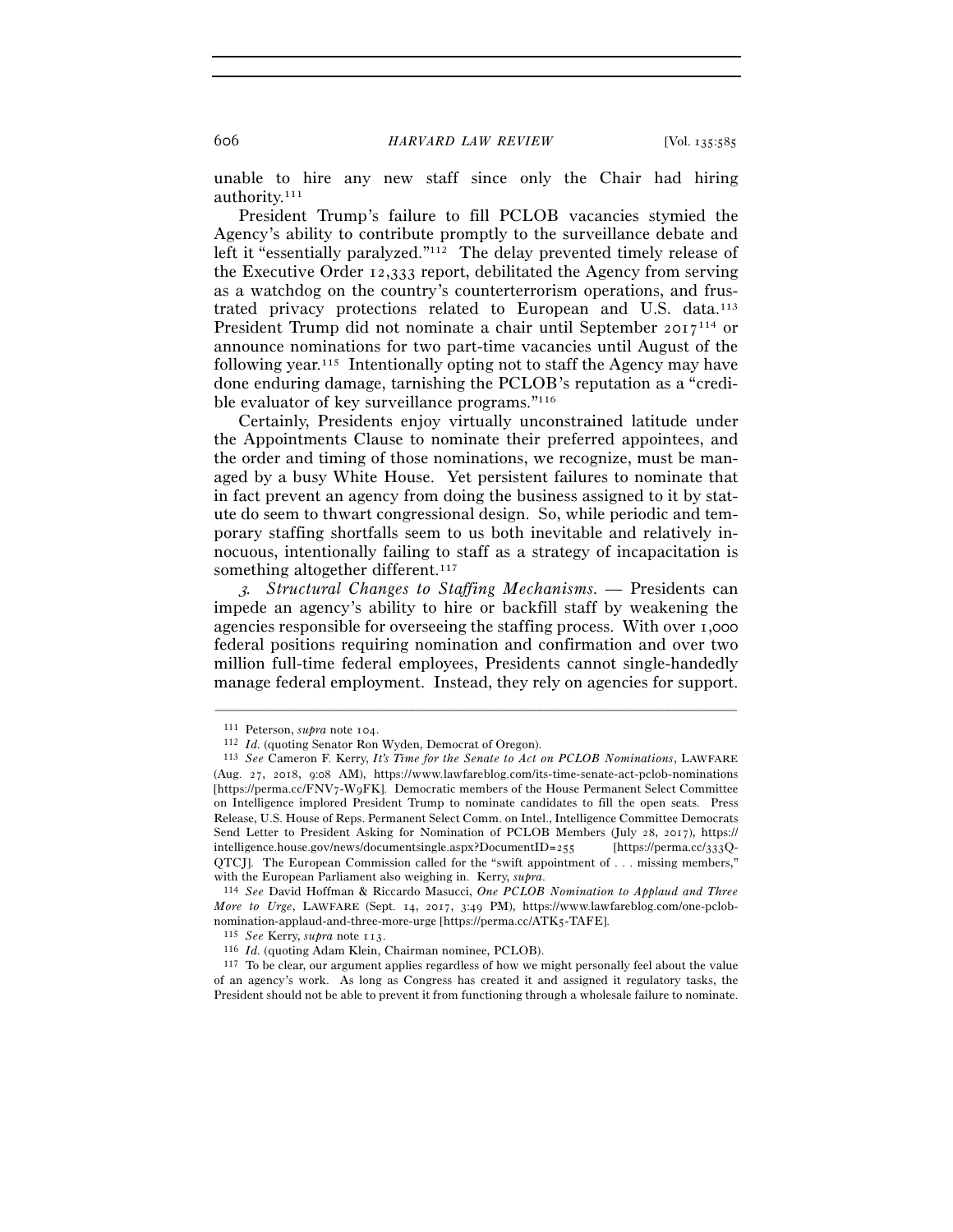unable to hire any new staff since only the Chair had hiring authority.[111]

President Trump's failure to fill PCLOB vacancies stymied the Agency's ability to contribute promptly to the surveillance debate and left it "essentially paralyzed."[112] The delay prevented timely release of the Executive Order 12,333 report, debilitated the Agency from serving as a watchdog on the country's counterterrorism operations, and frustrated privacy protections related to European and U.S. data.[113] President Trump did not nominate a chair until September 2017[114] or announce nominations for two part-time vacancies until August of the following year.[115] Intentionally opting not to staff the Agency may have done enduring damage, tarnishing the PCLOB's reputation as a "credible evaluator of key surveillance programs."[116]

Certainly, Presidents enjoy virtually unconstrained latitude under the Appointments Clause to nominate their preferred appointees, and the order and timing of those nominations, we recognize, must be managed by a busy White House. Yet persistent failures to nominate that in fact prevent an agency from doing the business assigned to it by statute do seem to thwart congressional design. So, while periodic and temporary staffing shortfalls seem to us both inevitable and relatively innocuous, intentionally failing to staff as a strategy of incapacitation is something altogether different.[117]

*3. Structural Changes to Staffing Mechanisms.* — Presidents can impede an agency's ability to hire or backfill staff by weakening the agencies responsible for overseeing the staffing process. With over 1,000 federal positions requiring nomination and confirmation and over two million full-time federal employees, Presidents cannot single-handedly manage federal employment. Instead, they rely on agencies for support.

---

[111] Peterson, *supra* note 104.

[112] *Id.* (quoting Senator Ron Wyden, Democrat of Oregon).

[113] *See* Cameron F. Kerry, *It's Time for the Senate to Act on PCLOB Nominations*, LAWFARE (Aug. 27, 2018, 9:08 AM), https://www.lawfareblog.com/its-time-senate-act-pclob-nominations [https://perma.cc/FNV7-W9FK]. Democratic members of the House Permanent Select Committee on Intelligence implored President Trump to nominate candidates to fill the open seats. Press Release, U.S. House of Reps. Permanent Select Comm. on Intel., Intelligence Committee Democrats Send Letter to President Asking for Nomination of PCLOB Members (July 28, 2017), https://intelligence.house.gov/news/documentsingle.aspx?DocumentID=255 [https://perma.cc/333Q-QTCJ]. The European Commission called for the "swift appointment of . . . missing members," with the European Parliament also weighing in. Kerry, *supra*.

[114] *See* David Hoffman & Riccardo Masucci, *One PCLOB Nomination to Applaud and Three More to Urge*, LAWFARE (Sept. 14, 2017, 3:49 PM), https://www.lawfareblog.com/one-pclob-nomination-applaud-and-three-more-urge [https://perma.cc/ATK5-TAFE].

[115] *See* Kerry, *supra* note 113.

[116] *Id.* (quoting Adam Klein, Chairman nominee, PCLOB).

[117] To be clear, our argument applies regardless of how we might personally feel about the value of an agency's work. As long as Congress has created it and assigned it regulatory tasks, the President should not be able to prevent it from functioning through a wholesale failure to nominate.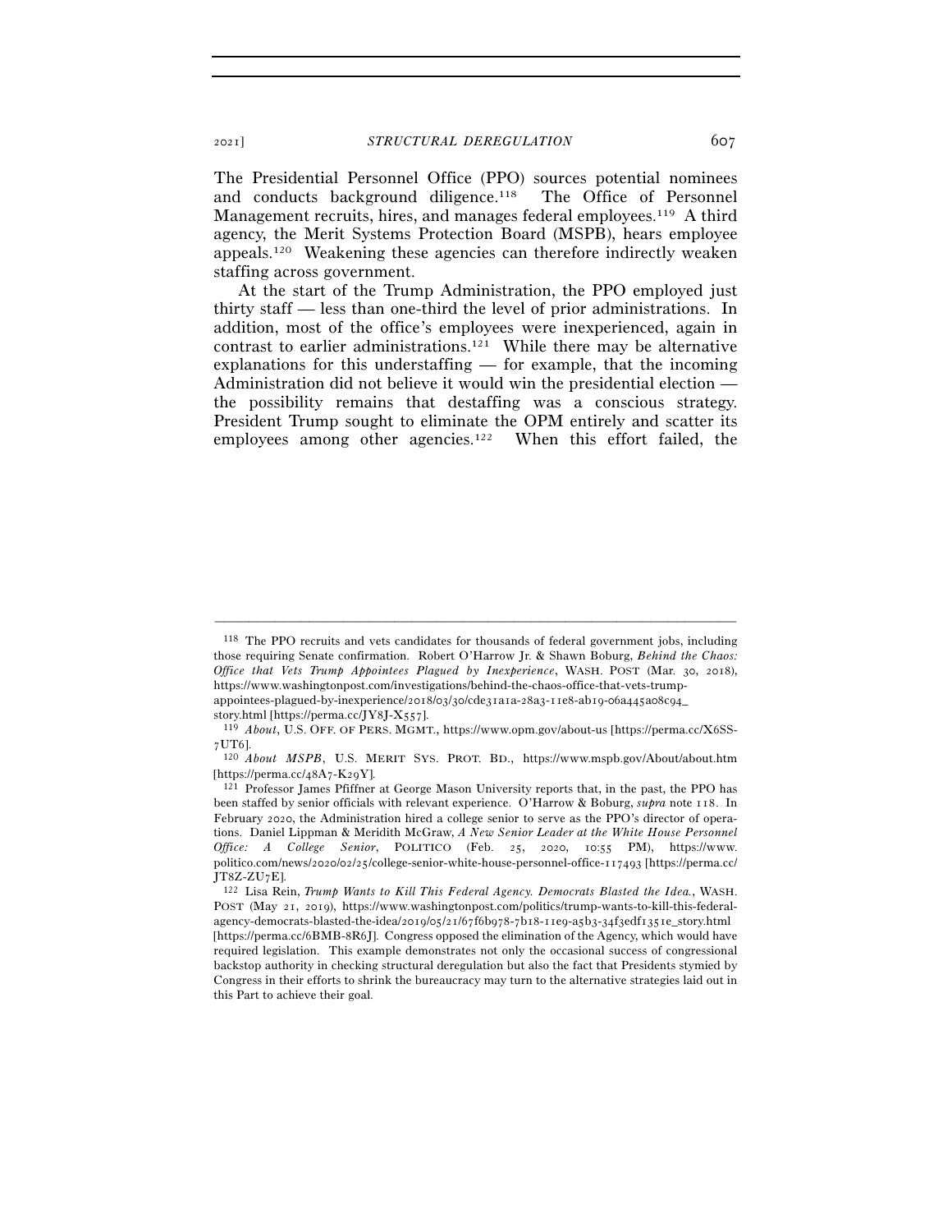The Presidential Personnel Office (PPO) sources potential nominees and conducts background diligence.[118] The Office of Personnel Management recruits, hires, and manages federal employees.[119] A third agency, the Merit Systems Protection Board (MSPB), hears employee appeals.[120] Weakening these agencies can therefore indirectly weaken staffing across government.

At the start of the Trump Administration, the PPO employed just thirty staff — less than one-third the level of prior administrations. In addition, most of the office's employees were inexperienced, again in contrast to earlier administrations.[121] While there may be alternative explanations for this understaffing — for example, that the incoming Administration did not believe it would win the presidential election — the possibility remains that destaffing was a conscious strategy. President Trump sought to eliminate the OPM entirely and scatter its employees among other agencies.[122] When this effort failed, the

---

[118] The PPO recruits and vets candidates for thousands of federal government jobs, including those requiring Senate confirmation. Robert O'Harrow Jr. & Shawn Boburg, *Behind the Chaos: Office that Vets Trump Appointees Plagued by Inexperience*, WASH. POST (Mar. 30, 2018), https://www.washingtonpost.com/investigations/behind-the-chaos-office-that-vets-trump-appointees-plagued-by-inexperience/2018/03/30/cde31a1a-28a3-11e8-ab19-06a445a08c94_story.html [https://perma.cc/JY8J-X557].

[119] *About*, U.S. OFF. OF PERS. MGMT., https://www.opm.gov/about-us [https://perma.cc/X6SS-7UT6].

[120] *About MSPB*, U.S. MERIT SYS. PROT. BD., https://www.mspb.gov/About/about.htm [https://perma.cc/48A7-K29Y].

[121] Professor James Pfiffner at George Mason University reports that, in the past, the PPO has been staffed by senior officials with relevant experience. O'Harrow & Boburg, *supra* note 118. In February 2020, the Administration hired a college senior to serve as the PPO's director of operations. Daniel Lippman & Meridith McGraw, *A New Senior Leader at the White House Personnel Office: A College Senior*, POLITICO (Feb. 25, 2020, 10:55 PM), https://www.politico.com/news/2020/02/25/college-senior-white-house-personnel-office-117493 [https://perma.cc/JT8Z-ZU7E].

[122] Lisa Rein, *Trump Wants to Kill This Federal Agency. Democrats Blasted the Idea.*, WASH. POST (May 21, 2019), https://www.washingtonpost.com/politics/trump-wants-to-kill-this-federal-agency-democrats-blasted-the-idea/2019/05/21/67f6b978-7b18-11e9-a5b3-34f3edf1351e_story.html [https://perma.cc/6BMB-8R6J]. Congress opposed the elimination of the Agency, which would have required legislation. This example demonstrates not only the occasional success of congressional backstop authority in checking structural deregulation but also the fact that Presidents stymied by Congress in their efforts to shrink the bureaucracy may turn to the alternative strategies laid out in this Part to achieve their goal.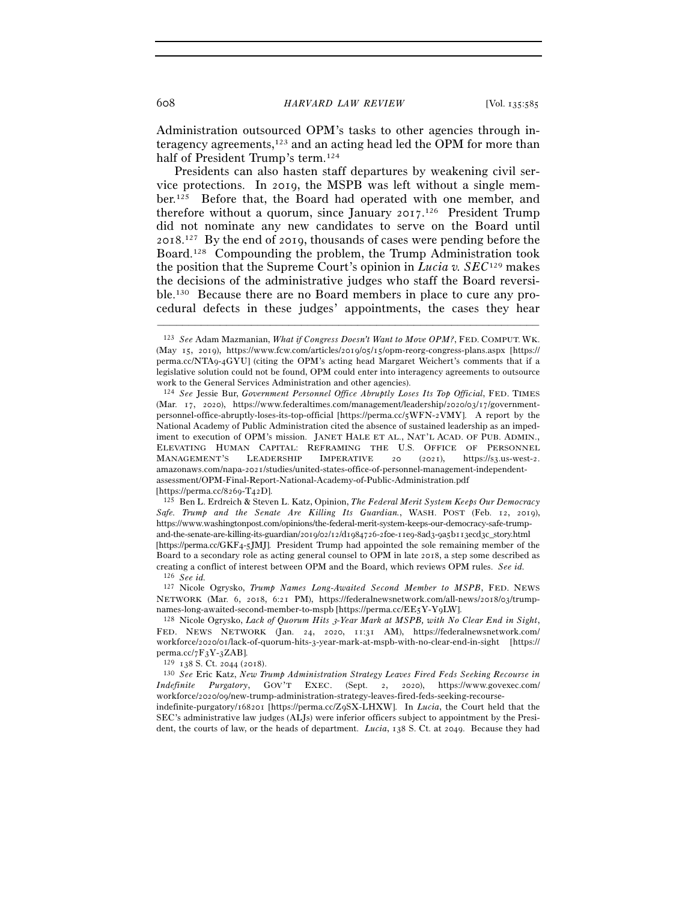Administration outsourced OPM's tasks to other agencies through interagency agreements,[123] and an acting head led the OPM for more than half of President Trump's term.[124]

Presidents can also hasten staff departures by weakening civil service protections. In 2019, the MSPB was left without a single member.[125] Before that, the Board had operated with one member, and therefore without a quorum, since January 2017.[126] President Trump did not nominate any new candidates to serve on the Board until 2018.[127] By the end of 2019, thousands of cases were pending before the Board.[128] Compounding the problem, the Trump Administration took the position that the Supreme Court's opinion in *Lucia v. SEC*[129] makes the decisions of the administrative judges who staff the Board reversible.[130] Because there are no Board members in place to cure any procedural defects in these judges' appointments, the cases they hear

---

[123] *See* Adam Mazmanian, *What if Congress Doesn't Want to Move OPM?*, FED. COMPUT. WK. (May 15, 2019), https://www.fcw.com/articles/2019/05/15/opm-reorg-congress-plans.aspx [https://perma.cc/NTA9-4GYU] (citing the OPM's acting head Margaret Weichert's comments that if a legislative solution could not be found, OPM could enter into interagency agreements to outsource work to the General Services Administration and other agencies).

[124] *See* Jessie Bur, *Government Personnel Office Abruptly Loses Its Top Official*, FED. TIMES (Mar. 17, 2020), https://www.federaltimes.com/management/leadership/2020/03/17/government-personnel-office-abruptly-loses-its-top-official [https://perma.cc/5WFN-2VMY]. A report by the National Academy of Public Administration cited the absence of sustained leadership as an impediment to execution of OPM's mission. JANET HALE ET AL., NAT'L ACAD. OF PUB. ADMIN., ELEVATING HUMAN CAPITAL: REFRAMING THE U.S. OFFICE OF PERSONNEL MANAGEMENT'S LEADERSHIP IMPERATIVE 20 (2021), https://s3.us-west-2.amazonaws.com/napa-2021/studies/united-states-office-of-personnel-management-independent-assessment/OPM-Final-Report-National-Academy-of-Public-Administration.pdf [https://perma.cc/8269-T42D].

[125] Ben L. Erdreich & Steven L. Katz, Opinion, *The Federal Merit System Keeps Our Democracy Safe. Trump and the Senate Are Killing Its Guardian.*, WASH. POST (Feb. 12, 2019), https://www.washingtonpost.com/opinions/the-federal-merit-system-keeps-our-democracy-safe-trump-and-the-senate-are-killing-its-guardian/2019/02/12/d1984726-2f0e-11e9-8ad3-9a5b113ecd3c_story.html [https://perma.cc/GKF4-5JMJ]. President Trump had appointed the sole remaining member of the Board to a secondary role as acting general counsel to OPM in late 2018, a step some described as creating a conflict of interest between OPM and the Board, which reviews OPM rules. *See id.*

[126] *See id.*

[127] Nicole Ogrysko, *Trump Names Long-Awaited Second Member to MSPB*, FED. NEWS NETWORK (Mar. 6, 2018, 6:21 PM), https://federalnewsnetwork.com/all-news/2018/03/trump-names-long-awaited-second-member-to-mspb [https://perma.cc/EE5Y-Y9LW].

[128] Nicole Ogrysko, *Lack of Quorum Hits 3-Year Mark at MSPB, with No Clear End in Sight*, FED. NEWS NETWORK (Jan. 24, 2020, 11:31 AM), https://federalnewsnetwork.com/workforce/2020/01/lack-of-quorum-hits-3-year-mark-at-mspb-with-no-clear-end-in-sight [https://perma.cc/7F3Y-3ZAB].

[129] 138 S. Ct. 2044 (2018).

[130] *See* Eric Katz, *New Trump Administration Strategy Leaves Fired Feds Seeking Recourse in Indefinite Purgatory*, GOV'T EXEC. (Sept. 2, 2020), https://www.govexec.com/workforce/2020/09/new-trump-administration-strategy-leaves-fired-feds-seeking-recourse-indefinite-purgatory/168201 [https://perma.cc/Z9SX-LHXW]. In *Lucia*, the Court held that the SEC's administrative law judges (ALJs) were inferior officers subject to appointment by the President, the courts of law, or the heads of department. *Lucia*, 138 S. Ct. at 2049. Because they had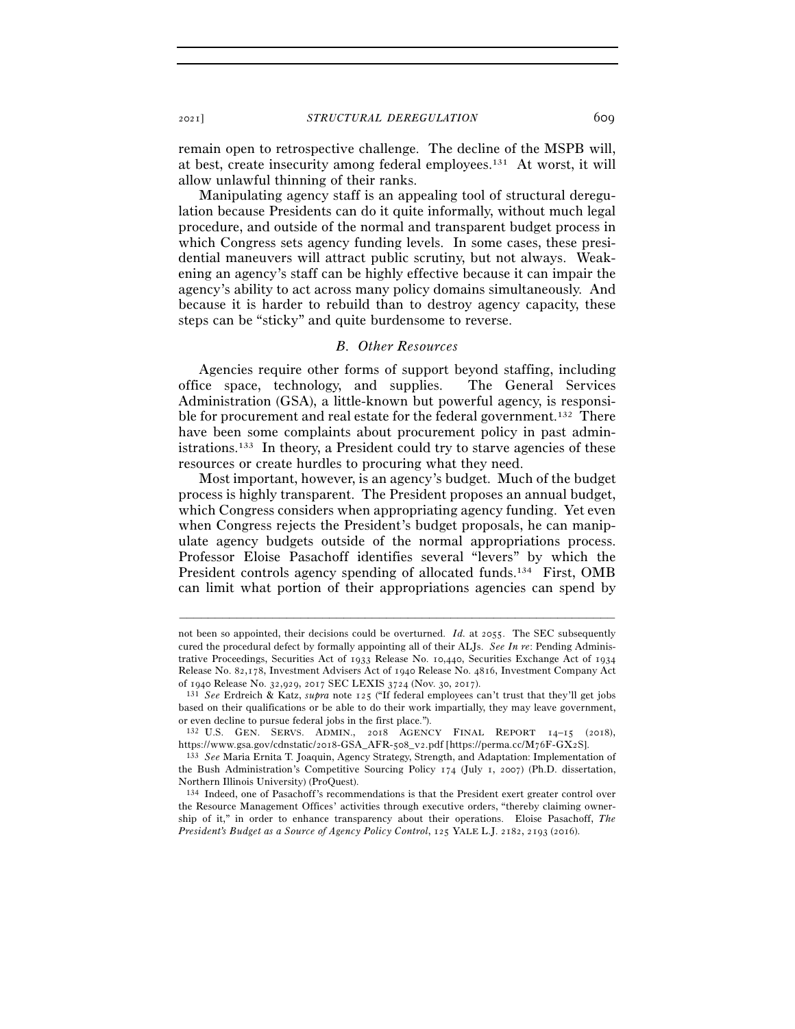remain open to retrospective challenge. The decline of the MSPB will, at best, create insecurity among federal employees.[131] At worst, it will allow unlawful thinning of their ranks.

Manipulating agency staff is an appealing tool of structural deregulation because Presidents can do it quite informally, without much legal procedure, and outside of the normal and transparent budget process in which Congress sets agency funding levels. In some cases, these presidential maneuvers will attract public scrutiny, but not always. Weakening an agency's staff can be highly effective because it can impair the agency's ability to act across many policy domains simultaneously. And because it is harder to rebuild than to destroy agency capacity, these steps can be "sticky" and quite burdensome to reverse.

### *B. Other Resources*

Agencies require other forms of support beyond staffing, including office space, technology, and supplies. The General Services Administration (GSA), a little-known but powerful agency, is responsible for procurement and real estate for the federal government.[132] There have been some complaints about procurement policy in past administrations.[133] In theory, a President could try to starve agencies of these resources or create hurdles to procuring what they need.

Most important, however, is an agency's budget. Much of the budget process is highly transparent. The President proposes an annual budget, which Congress considers when appropriating agency funding. Yet even when Congress rejects the President's budget proposals, he can manipulate agency budgets outside of the normal appropriations process. Professor Eloise Pasachoff identifies several "levers" by which the President controls agency spending of allocated funds.[134] First, OMB can limit what portion of their appropriations agencies can spend by

---

not been so appointed, their decisions could be overturned. *Id.* at 2055. The SEC subsequently cured the procedural defect by formally appointing all of their ALJs. *See In re*: Pending Administrative Proceedings, Securities Act of 1933 Release No. 10,440, Securities Exchange Act of 1934 Release No. 82,178, Investment Advisers Act of 1940 Release No. 4816, Investment Company Act of 1940 Release No. 32,929, 2017 SEC LEXIS 3724 (Nov. 30, 2017).

[131] *See* Erdreich & Katz, *supra* note 125 ("If federal employees can't trust that they'll get jobs based on their qualifications or be able to do their work impartially, they may leave government, or even decline to pursue federal jobs in the first place.").

[132] U.S. GEN. SERVS. ADMIN., 2018 AGENCY FINAL REPORT 14–15 (2018), https://www.gsa.gov/cdnstatic/2018-GSA_AFR-508_v2.pdf [https://perma.cc/M76F-GX2S].

[133] *See* Maria Ernita T. Joaquin, Agency Strategy, Strength, and Adaptation: Implementation of the Bush Administration's Competitive Sourcing Policy 174 (July 1, 2007) (Ph.D. dissertation, Northern Illinois University) (ProQuest).

[134] Indeed, one of Pasachoff's recommendations is that the President exert greater control over the Resource Management Offices' activities through executive orders, "thereby claiming ownership of it," in order to enhance transparency about their operations. Eloise Pasachoff, *The President's Budget as a Source of Agency Policy Control*, 125 YALE L.J. 2182, 2193 (2016).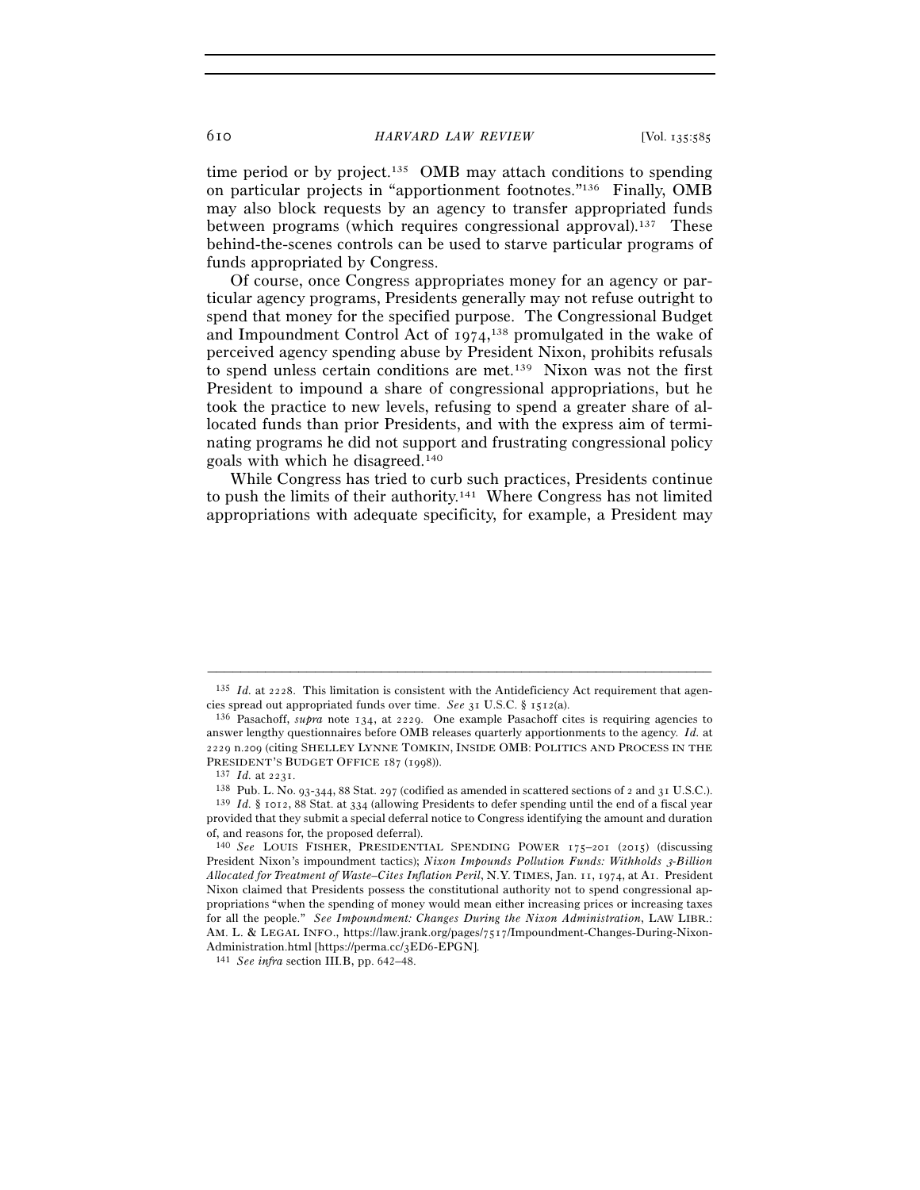time period or by project.[135] OMB may attach conditions to spending on particular projects in "apportionment footnotes."[136] Finally, OMB may also block requests by an agency to transfer appropriated funds between programs (which requires congressional approval).[137] These behind-the-scenes controls can be used to starve particular programs of funds appropriated by Congress.

Of course, once Congress appropriates money for an agency or particular agency programs, Presidents generally may not refuse outright to spend that money for the specified purpose. The Congressional Budget and Impoundment Control Act of 1974,[138] promulgated in the wake of perceived agency spending abuse by President Nixon, prohibits refusals to spend unless certain conditions are met.[139] Nixon was not the first President to impound a share of congressional appropriations, but he took the practice to new levels, refusing to spend a greater share of allocated funds than prior Presidents, and with the express aim of terminating programs he did not support and frustrating congressional policy goals with which he disagreed.[140]

While Congress has tried to curb such practices, Presidents continue to push the limits of their authority.[141] Where Congress has not limited appropriations with adequate specificity, for example, a President may

---

[135] *Id.* at 2228. This limitation is consistent with the Antideficiency Act requirement that agencies spread out appropriated funds over time. *See* 31 U.S.C. § 1512(a).

[136] Pasachoff, *supra* note 134, at 2229. One example Pasachoff cites is requiring agencies to answer lengthy questionnaires before OMB releases quarterly apportionments to the agency. *Id.* at 2229 n.209 (citing SHELLEY LYNNE TOMKIN, INSIDE OMB: POLITICS AND PROCESS IN THE PRESIDENT'S BUDGET OFFICE 187 (1998)).

[137] *Id.* at 2231.

[138] Pub. L. No. 93-344, 88 Stat. 297 (codified as amended in scattered sections of 2 and 31 U.S.C.).

[139] *Id.* § 1012, 88 Stat. at 334 (allowing Presidents to defer spending until the end of a fiscal year provided that they submit a special deferral notice to Congress identifying the amount and duration of, and reasons for, the proposed deferral).

[140] *See* LOUIS FISHER, PRESIDENTIAL SPENDING POWER 175–201 (2015) (discussing President Nixon's impoundment tactics); *Nixon Impounds Pollution Funds: Withholds 3-Billion Allocated for Treatment of Waste–Cites Inflation Peril*, N.Y. TIMES, Jan. 11, 1974, at A1. President Nixon claimed that Presidents possess the constitutional authority not to spend congressional appropriations "when the spending of money would mean either increasing prices or increasing taxes for all the people." *See Impoundment: Changes During the Nixon Administration*, LAW LIBR.: AM. L. & LEGAL INFO., https://law.jrank.org/pages/7517/Impoundment-Changes-During-Nixon-Administration.html [https://perma.cc/3ED6-EPGN].

[141] *See infra* section III.B, pp. 642–48.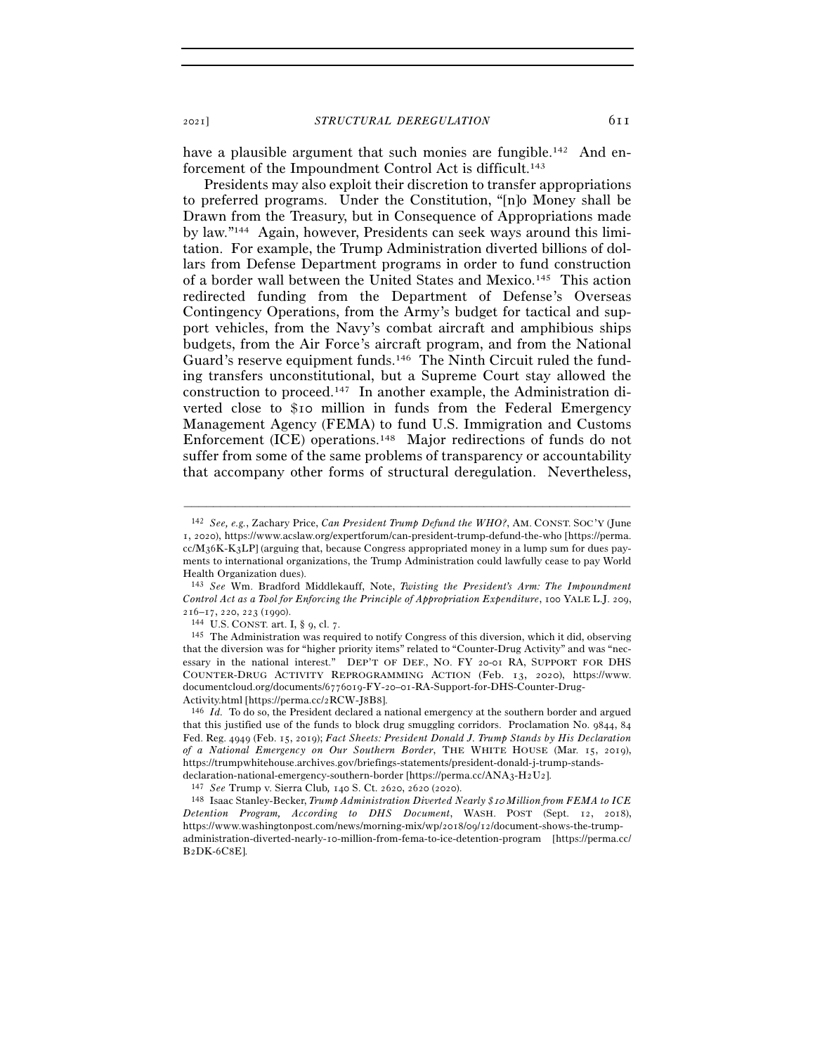have a plausible argument that such monies are fungible.[142] And enforcement of the Impoundment Control Act is difficult.[143]

Presidents may also exploit their discretion to transfer appropriations to preferred programs. Under the Constitution, "[n]o Money shall be Drawn from the Treasury, but in Consequence of Appropriations made by law."[144] Again, however, Presidents can seek ways around this limitation. For example, the Trump Administration diverted billions of dollars from Defense Department programs in order to fund construction of a border wall between the United States and Mexico.[145] This action redirected funding from the Department of Defense's Overseas Contingency Operations, from the Army's budget for tactical and support vehicles, from the Navy's combat aircraft and amphibious ships budgets, from the Air Force's aircraft program, and from the National Guard's reserve equipment funds.[146] The Ninth Circuit ruled the funding transfers unconstitutional, but a Supreme Court stay allowed the construction to proceed.[147] In another example, the Administration diverted close to $10 million in funds from the Federal Emergency Management Agency (FEMA) to fund U.S. Immigration and Customs Enforcement (ICE) operations.[148] Major redirections of funds do not suffer from some of the same problems of transparency or accountability that accompany other forms of structural deregulation. Nevertheless,

---

[142] *See, e.g.*, Zachary Price, *Can President Trump Defund the WHO?*, AM. CONST. SOC'Y (June 1, 2020), https://www.acslaw.org/expertforum/can-president-trump-defund-the-who [https://perma.cc/M36K-K3LP] (arguing that, because Congress appropriated money in a lump sum for dues payments to international organizations, the Trump Administration could lawfully cease to pay World Health Organization dues).

[143] *See* Wm. Bradford Middlekauff, Note, *Twisting the President's Arm: The Impoundment Control Act as a Tool for Enforcing the Principle of Appropriation Expenditure*, 100 YALE L.J. 209, 216–17, 220, 223 (1990).

[144] U.S. CONST. art. I, § 9, cl. 7.

[145] The Administration was required to notify Congress of this diversion, which it did, observing that the diversion was for "higher priority items" related to "Counter-Drug Activity" and was "necessary in the national interest." DEP'T OF DEF., NO. FY 20-01 RA, SUPPORT FOR DHS COUNTER-DRUG ACTIVITY REPROGRAMMING ACTION (Feb. 13, 2020), https://www.documentcloud.org/documents/6776019-FY-20–01-RA-Support-for-DHS-Counter-Drug-Activity.html [https://perma.cc/2RCW-J8B8].

[146] *Id.* To do so, the President declared a national emergency at the southern border and argued that this justified use of the funds to block drug smuggling corridors. Proclamation No. 9844, 84 Fed. Reg. 4949 (Feb. 15, 2019); *Fact Sheets: President Donald J. Trump Stands by His Declaration of a National Emergency on Our Southern Border*, THE WHITE HOUSE (Mar. 15, 2019), https://trumpwhitehouse.archives.gov/briefings-statements/president-donald-j-trump-stands-declaration-national-emergency-southern-border [https://perma.cc/ANA3-H2U2].

[147] *See* Trump v. Sierra Club*,* 140 S. Ct. 2620, 2620 (2020).

[148] Isaac Stanley-Becker, *Trump Administration Diverted Nearly $10 Million from FEMA to ICE Detention Program, According to DHS Document*, WASH. POST (Sept. 12, 2018), https://www.washingtonpost.com/news/morning-mix/wp/2018/09/12/document-shows-the-trump-administration-diverted-nearly-10-million-from-fema-to-ice-detention-program [https://perma.cc/B2DK-6C8E].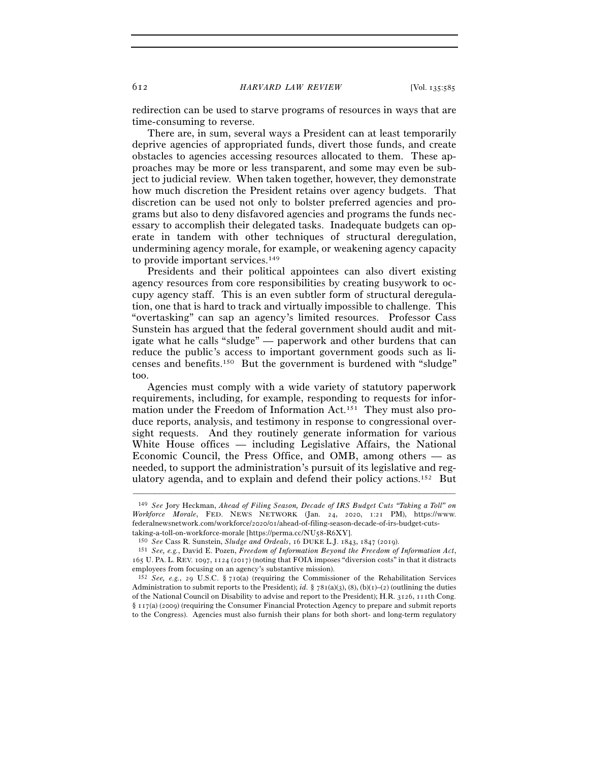redirection can be used to starve programs of resources in ways that are time-consuming to reverse.

There are, in sum, several ways a President can at least temporarily deprive agencies of appropriated funds, divert those funds, and create obstacles to agencies accessing resources allocated to them. These approaches may be more or less transparent, and some may even be subject to judicial review. When taken together, however, they demonstrate how much discretion the President retains over agency budgets. That discretion can be used not only to bolster preferred agencies and programs but also to deny disfavored agencies and programs the funds necessary to accomplish their delegated tasks. Inadequate budgets can operate in tandem with other techniques of structural deregulation, undermining agency morale, for example, or weakening agency capacity to provide important services.[149]

Presidents and their political appointees can also divert existing agency resources from core responsibilities by creating busywork to occupy agency staff. This is an even subtler form of structural deregulation, one that is hard to track and virtually impossible to challenge. This "overtasking" can sap an agency's limited resources. Professor Cass Sunstein has argued that the federal government should audit and mitigate what he calls "sludge" — paperwork and other burdens that can reduce the public's access to important government goods such as licenses and benefits.[150] But the government is burdened with "sludge" too.

Agencies must comply with a wide variety of statutory paperwork requirements, including, for example, responding to requests for information under the Freedom of Information Act.[151] They must also produce reports, analysis, and testimony in response to congressional oversight requests. And they routinely generate information for various White House offices — including Legislative Affairs, the National Economic Council, the Press Office, and OMB, among others — as needed, to support the administration's pursuit of its legislative and regulatory agenda, and to explain and defend their policy actions.[152] But

---

[149] *See* Jory Heckman, *Ahead of Filing Season, Decade of IRS Budget Cuts "Taking a Toll" on Workforce Morale*, FED. NEWS NETWORK (Jan. 24, 2020, 1:21 PM), https://www.federalnewsnetwork.com/workforce/2020/01/ahead-of-filing-season-decade-of-irs-budget-cuts-taking-a-toll-on-workforce-morale [https://perma.cc/NU58-R6XY].

[150] *See* Cass R. Sunstein, *Sludge and Ordeals*, 16 DUKE L.J. 1843, 1847 (2019).

[151] *See, e.g.*, David E. Pozen, *Freedom of Information Beyond the Freedom of Information Act*, 165 U. PA. L. REV. 1097, 1124 (2017) (noting that FOIA imposes "diversion costs" in that it distracts employees from focusing on an agency's substantive mission).

[152] *See, e.g.*, 29 U.S.C. § 710(a) (requiring the Commissioner of the Rehabilitation Services Administration to submit reports to the President); *id.* § 781(a)(3), (8), (b)(1)–(2) (outlining the duties of the National Council on Disability to advise and report to the President); H.R. 3126, 111th Cong. § 117(a) (2009) (requiring the Consumer Financial Protection Agency to prepare and submit reports to the Congress). Agencies must also furnish their plans for both short- and long-term regulatory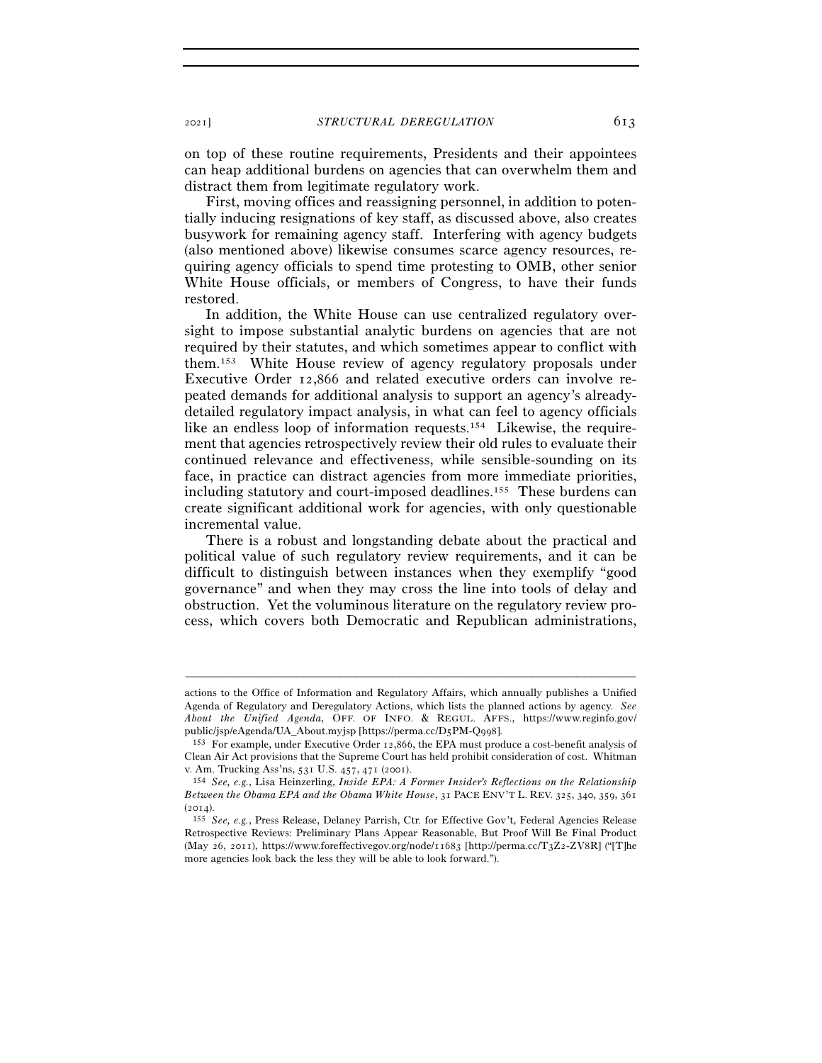on top of these routine requirements, Presidents and their appointees can heap additional burdens on agencies that can overwhelm them and distract them from legitimate regulatory work.

First, moving offices and reassigning personnel, in addition to potentially inducing resignations of key staff, as discussed above, also creates busywork for remaining agency staff. Interfering with agency budgets (also mentioned above) likewise consumes scarce agency resources, requiring agency officials to spend time protesting to OMB, other senior White House officials, or members of Congress, to have their funds restored.

In addition, the White House can use centralized regulatory oversight to impose substantial analytic burdens on agencies that are not required by their statutes, and which sometimes appear to conflict with them.[153] White House review of agency regulatory proposals under Executive Order 12,866 and related executive orders can involve repeated demands for additional analysis to support an agency's already-detailed regulatory impact analysis, in what can feel to agency officials like an endless loop of information requests.[154] Likewise, the requirement that agencies retrospectively review their old rules to evaluate their continued relevance and effectiveness, while sensible-sounding on its face, in practice can distract agencies from more immediate priorities, including statutory and court-imposed deadlines.[155] These burdens can create significant additional work for agencies, with only questionable incremental value.

There is a robust and longstanding debate about the practical and political value of such regulatory review requirements, and it can be difficult to distinguish between instances when they exemplify "good governance" and when they may cross the line into tools of delay and obstruction. Yet the voluminous literature on the regulatory review process, which covers both Democratic and Republican administrations,

---

actions to the Office of Information and Regulatory Affairs, which annually publishes a Unified Agenda of Regulatory and Deregulatory Actions, which lists the planned actions by agency. *See About the Unified Agenda*, OFF. OF INFO. & REGUL. AFFS., https://www.reginfo.gov/public/jsp/eAgenda/UA_About.myjsp [https://perma.cc/D5PM-Q998].

[153] For example, under Executive Order 12,866, the EPA must produce a cost-benefit analysis of Clean Air Act provisions that the Supreme Court has held prohibit consideration of cost. Whitman v. Am. Trucking Ass'ns, 531 U.S. 457, 471 (2001).

[154] *See, e.g.*, Lisa Heinzerling, *Inside EPA: A Former Insider's Reflections on the Relationship Between the Obama EPA and the Obama White House*, 31 PACE ENV'T L. REV. 325, 340, 359, 361 (2014).

[155] *See, e.g.*, Press Release, Delaney Parrish, Ctr. for Effective Gov't, Federal Agencies Release Retrospective Reviews: Preliminary Plans Appear Reasonable, But Proof Will Be Final Product (May 26, 2011), https://www.foreffectivegov.org/node/11683 [http://perma.cc/T3Z2-ZV8R] ("[T]he more agencies look back the less they will be able to look forward.").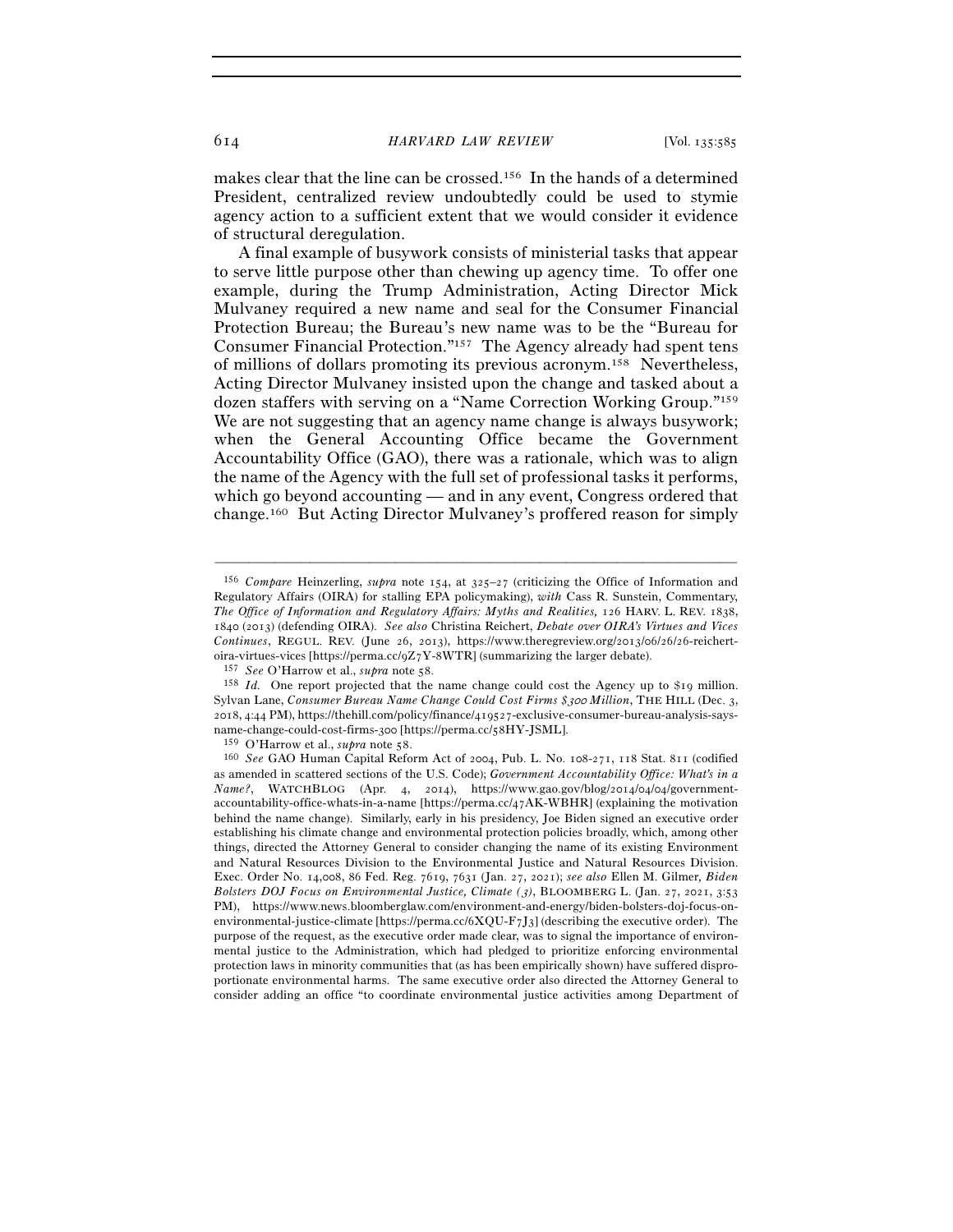makes clear that the line can be crossed.[156] In the hands of a determined President, centralized review undoubtedly could be used to stymie agency action to a sufficient extent that we would consider it evidence of structural deregulation.

A final example of busywork consists of ministerial tasks that appear to serve little purpose other than chewing up agency time. To offer one example, during the Trump Administration, Acting Director Mick Mulvaney required a new name and seal for the Consumer Financial Protection Bureau; the Bureau's new name was to be the "Bureau for Consumer Financial Protection."[157] The Agency already had spent tens of millions of dollars promoting its previous acronym.[158] Nevertheless, Acting Director Mulvaney insisted upon the change and tasked about a dozen staffers with serving on a "Name Correction Working Group."[159] We are not suggesting that an agency name change is always busywork; when the General Accounting Office became the Government Accountability Office (GAO), there was a rationale, which was to align the name of the Agency with the full set of professional tasks it performs, which go beyond accounting — and in any event, Congress ordered that change.[160] But Acting Director Mulvaney's proffered reason for simply

---

[156] *Compare* Heinzerling, *supra* note 154, at 325–27 (criticizing the Office of Information and Regulatory Affairs (OIRA) for stalling EPA policymaking), *with* Cass R. Sunstein, Commentary, *The Office of Information and Regulatory Affairs: Myths and Realities,* 126 HARV. L. REV. 1838, 1840 (2013) (defending OIRA). *See also* Christina Reichert, *Debate over OIRA's Virtues and Vices Continues*, REGUL. REV. (June 26, 2013), https://www.theregreview.org/2013/06/26/26-reichert-oira-virtues-vices [https://perma.cc/9Z7Y-8WTR] (summarizing the larger debate).

[157] *See* O'Harrow et al., *supra* note 58.

[158] *Id.* One report projected that the name change could cost the Agency up to $19 million. Sylvan Lane, *Consumer Bureau Name Change Could Cost Firms $300 Million*, THE HILL (Dec. 3, 2018, 4:44 PM), https://thehill.com/policy/finance/419527-exclusive-consumer-bureau-analysis-says-name-change-could-cost-firms-300 [https://perma.cc/58HY-JSML].

[159] O'Harrow et al., *supra* note 58.

[160] *See* GAO Human Capital Reform Act of 2004, Pub. L. No. 108-271, 118 Stat. 811 (codified as amended in scattered sections of the U.S. Code); *Government Accountability Office: What's in a Name?*, WATCHBLOG (Apr. 4, 2014), https://www.gao.gov/blog/2014/04/04/government-accountability-office-whats-in-a-name [https://perma.cc/47AK-WBHR] (explaining the motivation behind the name change). Similarly, early in his presidency, Joe Biden signed an executive order establishing his climate change and environmental protection policies broadly, which, among other things, directed the Attorney General to consider changing the name of its existing Environment and Natural Resources Division to the Environmental Justice and Natural Resources Division. Exec. Order No. 14,008, 86 Fed. Reg. 7619, 7631 (Jan. 27, 2021); *see also* Ellen M. Gilmer, *Biden Bolsters DOJ Focus on Environmental Justice, Climate (3)*, BLOOMBERG L. (Jan. 27, 2021, 3:53 PM), https://www.news.bloomberglaw.com/environment-and-energy/biden-bolsters-doj-focus-on-environmental-justice-climate [https://perma.cc/6XQU-F7J3] (describing the executive order). The purpose of the request, as the executive order made clear, was to signal the importance of environmental justice to the Administration, which had pledged to prioritize enforcing environmental protection laws in minority communities that (as has been empirically shown) have suffered disproportionate environmental harms. The same executive order also directed the Attorney General to consider adding an office "to coordinate environmental justice activities among Department of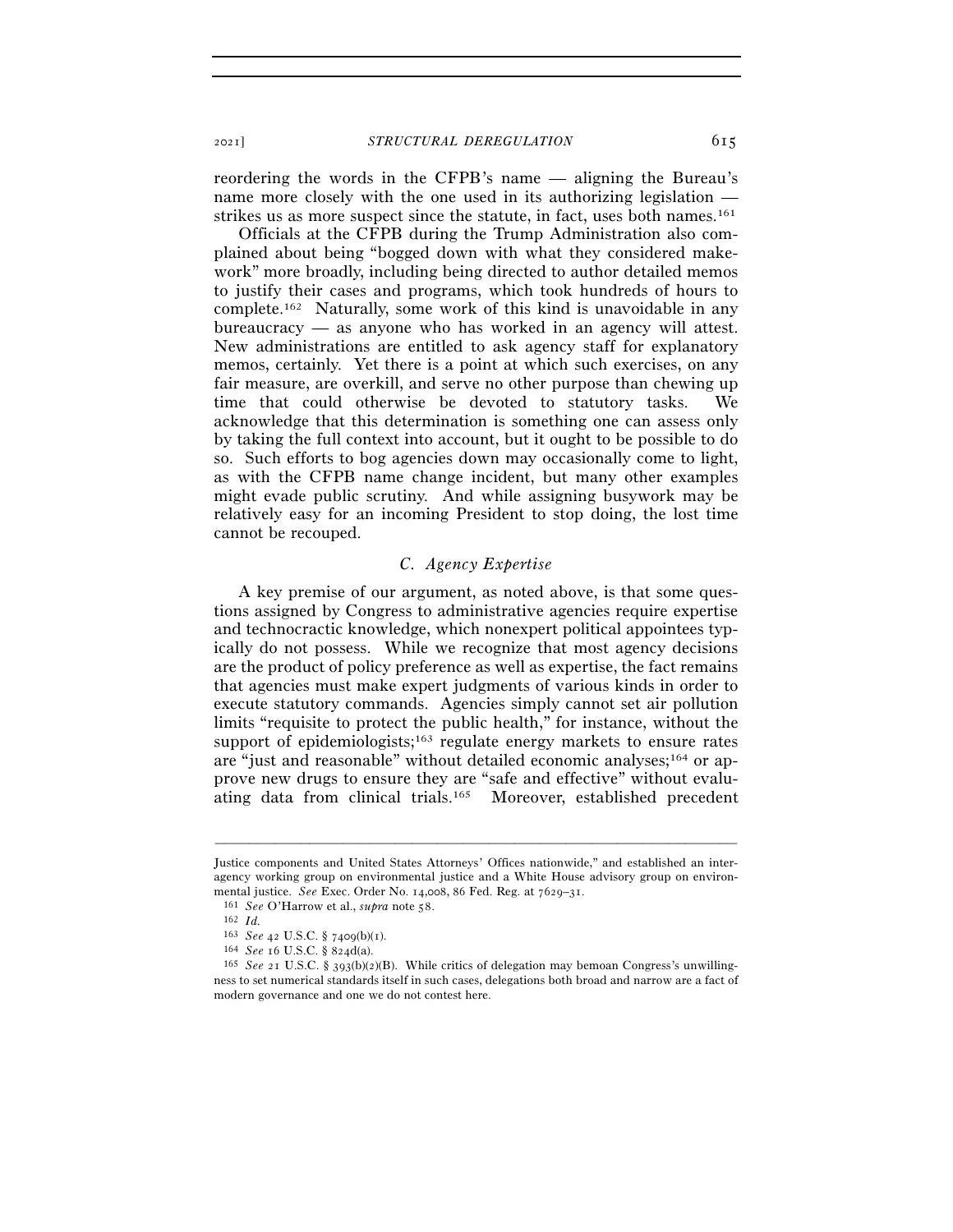reordering the words in the CFPB's name — aligning the Bureau's name more closely with the one used in its authorizing legislation — strikes us as more suspect since the statute, in fact, uses both names.[161]

Officials at the CFPB during the Trump Administration also complained about being "bogged down with what they considered make-work" more broadly, including being directed to author detailed memos to justify their cases and programs, which took hundreds of hours to complete.[162] Naturally, some work of this kind is unavoidable in any bureaucracy — as anyone who has worked in an agency will attest. New administrations are entitled to ask agency staff for explanatory memos, certainly. Yet there is a point at which such exercises, on any fair measure, are overkill, and serve no other purpose than chewing up time that could otherwise be devoted to statutory tasks. We acknowledge that this determination is something one can assess only by taking the full context into account, but it ought to be possible to do so. Such efforts to bog agencies down may occasionally come to light, as with the CFPB name change incident, but many other examples might evade public scrutiny. And while assigning busywork may be relatively easy for an incoming President to stop doing, the lost time cannot be recouped.

### *C. Agency Expertise*

A key premise of our argument, as noted above, is that some questions assigned by Congress to administrative agencies require expertise and technocractic knowledge, which nonexpert political appointees typically do not possess. While we recognize that most agency decisions are the product of policy preference as well as expertise, the fact remains that agencies must make expert judgments of various kinds in order to execute statutory commands. Agencies simply cannot set air pollution limits "requisite to protect the public health," for instance, without the support of epidemiologists;[163] regulate energy markets to ensure rates are "just and reasonable" without detailed economic analyses;[164] or approve new drugs to ensure they are "safe and effective" without evaluating data from clinical trials.[165] Moreover, established precedent

---

Justice components and United States Attorneys' Offices nationwide," and established an interagency working group on environmental justice and a White House advisory group on environmental justice. *See* Exec. Order No. 14,008, 86 Fed. Reg. at 7629–31.

[161] *See* O'Harrow et al., *supra* note 58.

[162] *Id.*

[163] *See* 42 U.S.C. § 7409(b)(1).

[164] *See* 16 U.S.C. § 824d(a).

[165] *See* 21 U.S.C. § 393(b)(2)(B). While critics of delegation may bemoan Congress's unwillingness to set numerical standards itself in such cases, delegations both broad and narrow are a fact of modern governance and one we do not contest here.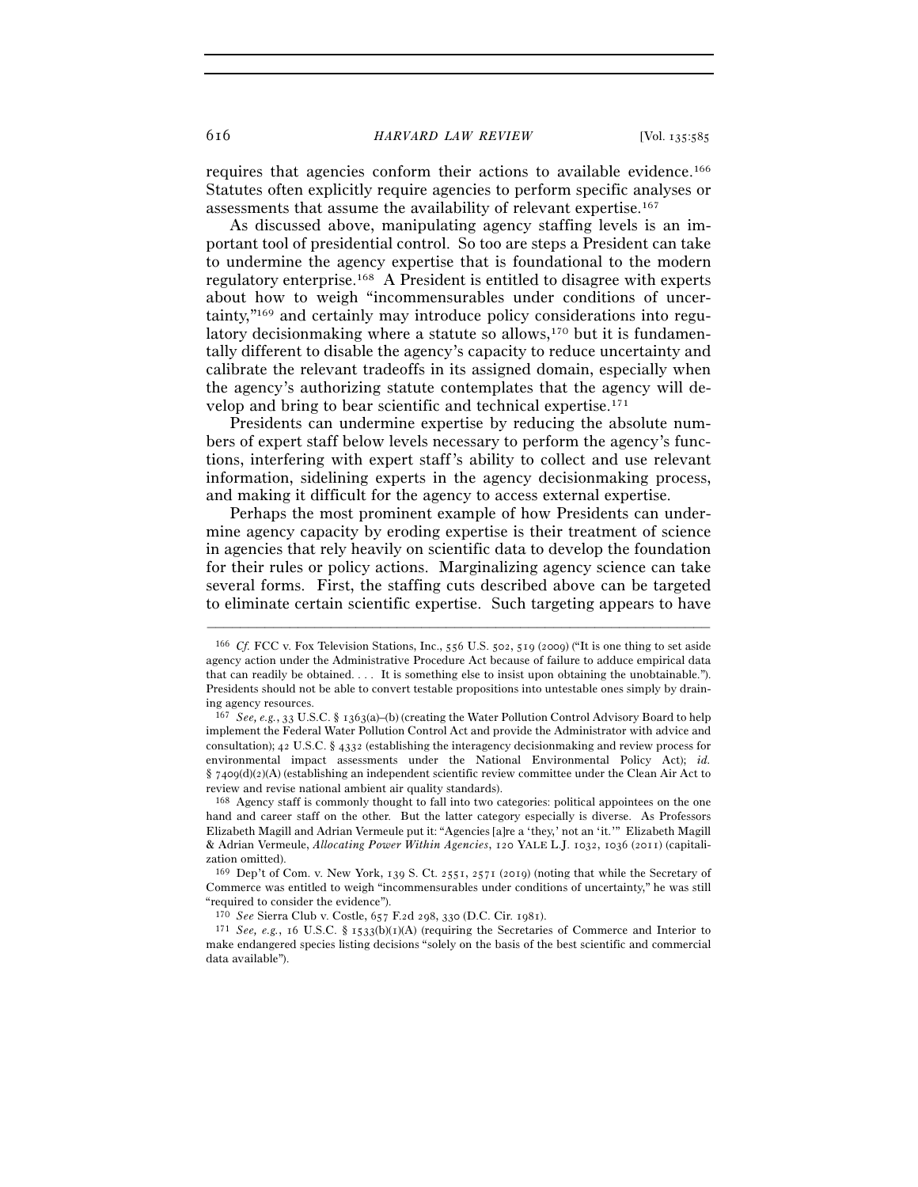requires that agencies conform their actions to available evidence.[166] Statutes often explicitly require agencies to perform specific analyses or assessments that assume the availability of relevant expertise.[167]

As discussed above, manipulating agency staffing levels is an important tool of presidential control. So too are steps a President can take to undermine the agency expertise that is foundational to the modern regulatory enterprise.[168] A President is entitled to disagree with experts about how to weigh "incommensurables under conditions of uncertainty,"[169] and certainly may introduce policy considerations into regulatory decisionmaking where a statute so allows,[170] but it is fundamentally different to disable the agency's capacity to reduce uncertainty and calibrate the relevant tradeoffs in its assigned domain, especially when the agency's authorizing statute contemplates that the agency will develop and bring to bear scientific and technical expertise.[171]

Presidents can undermine expertise by reducing the absolute numbers of expert staff below levels necessary to perform the agency's functions, interfering with expert staff's ability to collect and use relevant information, sidelining experts in the agency decisionmaking process, and making it difficult for the agency to access external expertise.

Perhaps the most prominent example of how Presidents can undermine agency capacity by eroding expertise is their treatment of science in agencies that rely heavily on scientific data to develop the foundation for their rules or policy actions. Marginalizing agency science can take several forms. First, the staffing cuts described above can be targeted to eliminate certain scientific expertise. Such targeting appears to have

---

[166] *Cf.* FCC v. Fox Television Stations, Inc., 556 U.S. 502, 519 (2009) ("It is one thing to set aside agency action under the Administrative Procedure Act because of failure to adduce empirical data that can readily be obtained. . . . It is something else to insist upon obtaining the unobtainable."). Presidents should not be able to convert testable propositions into untestable ones simply by draining agency resources.

[167] *See, e.g.*, 33 U.S.C. § 1363(a)–(b) (creating the Water Pollution Control Advisory Board to help implement the Federal Water Pollution Control Act and provide the Administrator with advice and consultation); 42 U.S.C. § 4332 (establishing the interagency decisionmaking and review process for environmental impact assessments under the National Environmental Policy Act); *id.* § 7409(d)(2)(A) (establishing an independent scientific review committee under the Clean Air Act to review and revise national ambient air quality standards).

[168] Agency staff is commonly thought to fall into two categories: political appointees on the one hand and career staff on the other. But the latter category especially is diverse. As Professors Elizabeth Magill and Adrian Vermeule put it: "Agencies [a]re a 'they,' not an 'it.'" Elizabeth Magill & Adrian Vermeule, *Allocating Power Within Agencies*, 120 YALE L.J. 1032, 1036 (2011) (capitalization omitted).

[169] Dep't of Com. v. New York, 139 S. Ct. 2551, 2571 (2019) (noting that while the Secretary of Commerce was entitled to weigh "incommensurables under conditions of uncertainty," he was still "required to consider the evidence").

[170] *See* Sierra Club v. Costle, 657 F.2d 298, 330 (D.C. Cir. 1981).

[171] *See, e.g.*, 16 U.S.C. § 1533(b)(1)(A) (requiring the Secretaries of Commerce and Interior to make endangered species listing decisions "solely on the basis of the best scientific and commercial data available").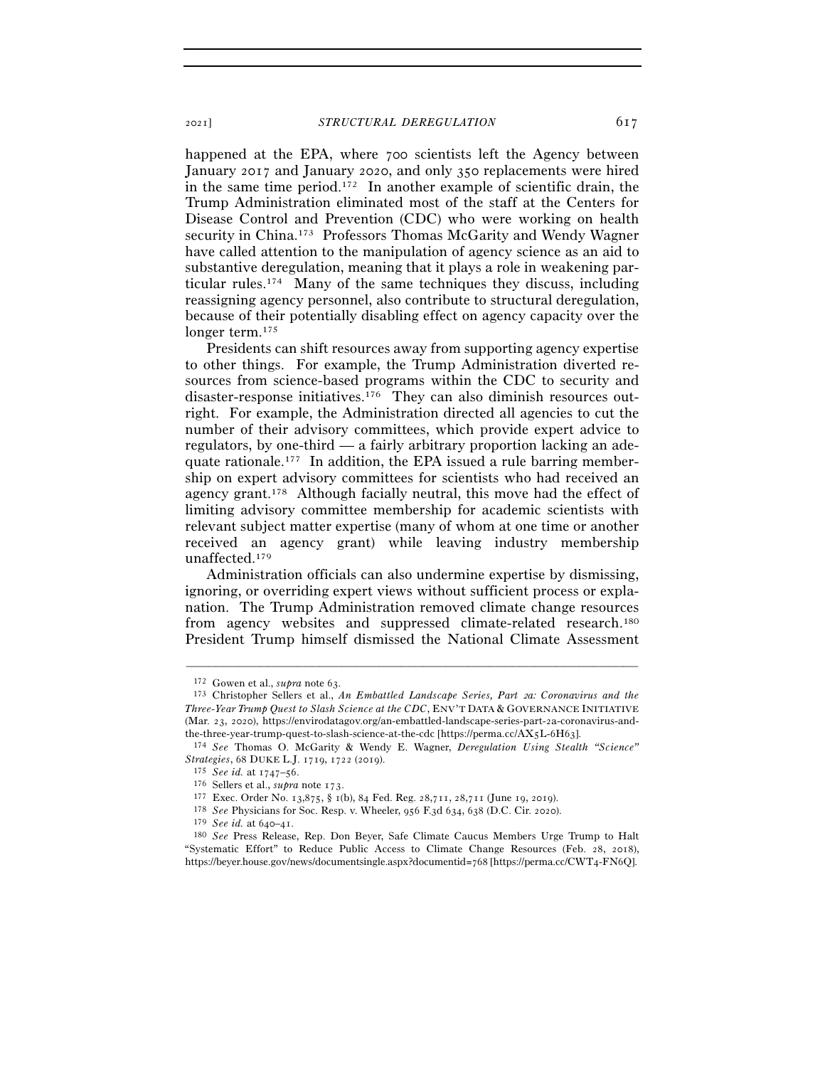happened at the EPA, where 700 scientists left the Agency between January 2017 and January 2020, and only 350 replacements were hired in the same time period.[172] In another example of scientific drain, the Trump Administration eliminated most of the staff at the Centers for Disease Control and Prevention (CDC) who were working on health security in China.[173] Professors Thomas McGarity and Wendy Wagner have called attention to the manipulation of agency science as an aid to substantive deregulation, meaning that it plays a role in weakening particular rules.[174] Many of the same techniques they discuss, including reassigning agency personnel, also contribute to structural deregulation, because of their potentially disabling effect on agency capacity over the longer term.[175]

Presidents can shift resources away from supporting agency expertise to other things. For example, the Trump Administration diverted resources from science-based programs within the CDC to security and disaster-response initiatives.[176] They can also diminish resources outright. For example, the Administration directed all agencies to cut the number of their advisory committees, which provide expert advice to regulators, by one-third — a fairly arbitrary proportion lacking an adequate rationale.[177] In addition, the EPA issued a rule barring membership on expert advisory committees for scientists who had received an agency grant.[178] Although facially neutral, this move had the effect of limiting advisory committee membership for academic scientists with relevant subject matter expertise (many of whom at one time or another received an agency grant) while leaving industry membership unaffected.[179]

Administration officials can also undermine expertise by dismissing, ignoring, or overriding expert views without sufficient process or explanation. The Trump Administration removed climate change resources from agency websites and suppressed climate-related research.[180] President Trump himself dismissed the National Climate Assessment

---

[172] Gowen et al., *supra* note 63.

[173] Christopher Sellers et al., *An Embattled Landscape Series, Part 2a: Coronavirus and the Three-Year Trump Quest to Slash Science at the CDC*, ENV'T DATA & GOVERNANCE INITIATIVE (Mar. 23, 2020), https://envirodatagov.org/an-embattled-landscape-series-part-2a-coronavirus-and-the-three-year-trump-quest-to-slash-science-at-the-cdc [https://perma.cc/AX5L-6H63].

[174] *See* Thomas O. McGarity & Wendy E. Wagner, *Deregulation Using Stealth "Science" Strategies*, 68 DUKE L.J. 1719, 1722 (2019).

[175] *See id.* at 1747–56.

[176] Sellers et al., *supra* note 173.

[177] Exec. Order No. 13,875, § 1(b), 84 Fed. Reg. 28,711, 28,711 (June 19, 2019).

[178] *See* Physicians for Soc. Resp. v. Wheeler, 956 F.3d 634, 638 (D.C. Cir. 2020).

[179] *See id.* at 640–41.

[180] *See* Press Release, Rep. Don Beyer, Safe Climate Caucus Members Urge Trump to Halt "Systematic Effort" to Reduce Public Access to Climate Change Resources (Feb. 28, 2018), https://beyer.house.gov/news/documentsingle.aspx?documentid=768 [https://perma.cc/CWT4-FN6Q].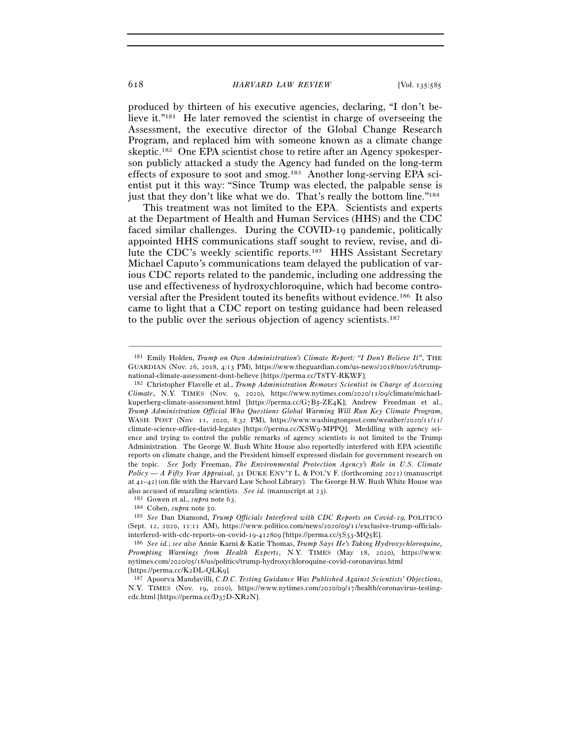produced by thirteen of his executive agencies, declaring, "I don't believe it."[181] He later removed the scientist in charge of overseeing the Assessment, the executive director of the Global Change Research Program, and replaced him with someone known as a climate change skeptic.[182] One EPA scientist chose to retire after an Agency spokesperson publicly attacked a study the Agency had funded on the long-term effects of exposure to soot and smog.[183] Another long-serving EPA scientist put it this way: "Since Trump was elected, the palpable sense is just that they don't like what we do. That's really the bottom line."[184]

This treatment was not limited to the EPA. Scientists and experts at the Department of Health and Human Services (HHS) and the CDC faced similar challenges. During the COVID-19 pandemic, politically appointed HHS communications staff sought to review, revise, and dilute the CDC's weekly scientific reports.[185] HHS Assistant Secretary Michael Caputo's communications team delayed the publication of various CDC reports related to the pandemic, including one addressing the use and effectiveness of hydroxychloroquine, which had become controversial after the President touted its benefits without evidence.[186] It also came to light that a CDC report on testing guidance had been released to the public over the serious objection of agency scientists.[187]

---

[181] Emily Holden, *Trump on Own Administration's Climate Report: "I Don't Believe It"*, THE GUARDIAN (Nov. 26, 2018, 4:13 PM), https://www.theguardian.com/us-news/2018/nov/26/trump-national-climate-assessment-dont-believe [https://perma.cc/T8TY-RKWF].

[182] Christopher Flavelle et al., *Trump Administration Removes Scientist in Charge of Assessing Climate*, N.Y. TIMES (Nov. 9, 2020), https://www.nytimes.com/2020/11/09/climate/michael-kuperberg-climate-assessment.html [https://perma.cc/G7B5-ZE4K]; Andrew Freedman et al., *Trump Administration Official Who Questions Global Warming Will Run Key Climate Program*, WASH. POST (Nov. 11, 2020, 8:32 PM), https://www.washingtonpost.com/weather/2020/11/11/climate-science-office-david-legates [https://perma.cc/XSW9-MPPQ]. Meddling with agency science and trying to control the public remarks of agency scientists is not limited to the Trump Administration. The George W. Bush White House also reportedly interfered with EPA scientific reports on climate change, and the President himself expressed disdain for government research on the topic. *See* Jody Freeman, *The Environmental Protection Agency's Role in U.S. Climate Policy — A Fifty Year Appraisal*, 31 DUKE ENV'T L. & POL'Y F. (forthcoming 2021) (manuscript at 41–42) (on file with the Harvard Law School Library). The George H.W. Bush White House was also accused of muzzling scientists. *See id.* (manuscript at 23).

[183] Gowen et al., *supra* note 63.

[184] Cohen, *supra* note 50.

[185] *See* Dan Diamond, *Trump Officials Interfered with CDC Reports on Covid-19*, POLITICO (Sept. 12, 2020, 11:11 AM), https://www.politico.com/news/2020/09/11/exclusive-trump-officials-interfered-with-cdc-reports-on-covid-19-412809 [https://perma.cc/5S33-MQ5E].

[186] *See id.*; *see also* Annie Karni & Katie Thomas, *Trump Says He's Taking Hydroxychloroquine, Prompting Warnings from Health Experts*, N.Y. TIMES (May 18, 2020), https://www.nytimes.com/2020/05/18/us/politics/trump-hydroxychloroquine-covid-coronavirus.html [https://perma.cc/K2DL-QLK9].

[187] Apoorva Mandavilli, *C.D.C. Testing Guidance Was Published Against Scientists' Objections*, N.Y. TIMES (Nov. 19, 2020), https://www.nytimes.com/2020/09/17/health/coronavirus-testing-cdc.html [https://perma.cc/D37D-XR2N].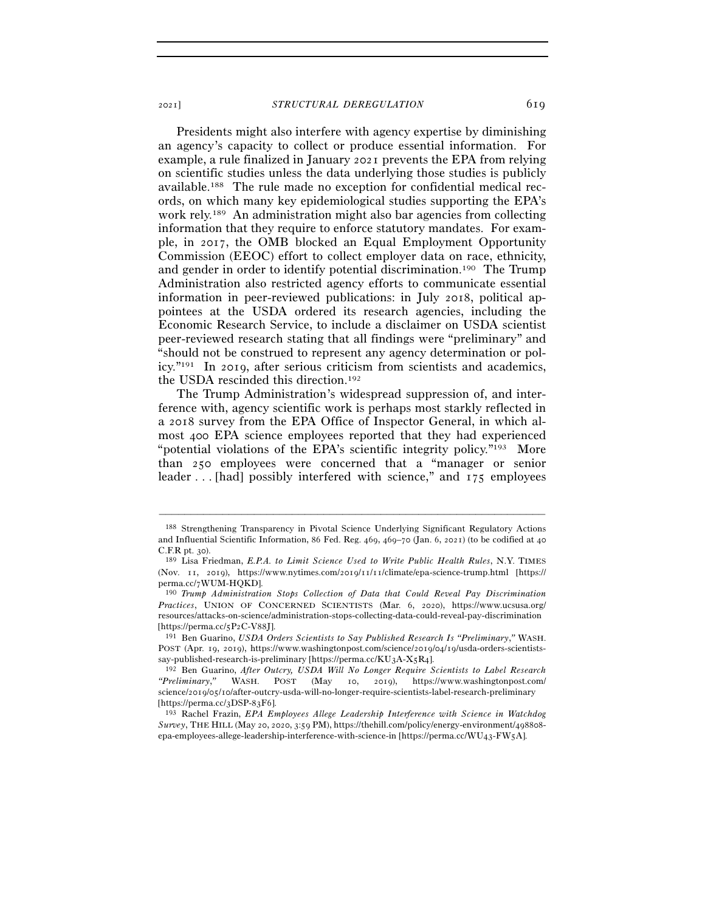Presidents might also interfere with agency expertise by diminishing an agency's capacity to collect or produce essential information. For example, a rule finalized in January 2021 prevents the EPA from relying on scientific studies unless the data underlying those studies is publicly available.[188] The rule made no exception for confidential medical records, on which many key epidemiological studies supporting the EPA's work rely.[189] An administration might also bar agencies from collecting information that they require to enforce statutory mandates. For example, in 2017, the OMB blocked an Equal Employment Opportunity Commission (EEOC) effort to collect employer data on race, ethnicity, and gender in order to identify potential discrimination.[190] The Trump Administration also restricted agency efforts to communicate essential information in peer-reviewed publications: in July 2018, political appointees at the USDA ordered its research agencies, including the Economic Research Service, to include a disclaimer on USDA scientist peer-reviewed research stating that all findings were "preliminary" and "should not be construed to represent any agency determination or policy."[191] In 2019, after serious criticism from scientists and academics, the USDA rescinded this direction.[192]

The Trump Administration's widespread suppression of, and interference with, agency scientific work is perhaps most starkly reflected in a 2018 survey from the EPA Office of Inspector General, in which almost 400 EPA science employees reported that they had experienced "potential violations of the EPA's scientific integrity policy."[193] More than 250 employees were concerned that a "manager or senior leader . . . [had] possibly interfered with science," and 175 employees

---

[188] Strengthening Transparency in Pivotal Science Underlying Significant Regulatory Actions and Influential Scientific Information, 86 Fed. Reg. 469, 469–70 (Jan. 6, 2021) (to be codified at 40 C.F.R pt. 30).

[189] Lisa Friedman, *E.P.A. to Limit Science Used to Write Public Health Rules*, N.Y. TIMES (Nov. 11, 2019), https://www.nytimes.com/2019/11/11/climate/epa-science-trump.html [https://perma.cc/7WUM-HQKD].

[190] *Trump Administration Stops Collection of Data that Could Reveal Pay Discrimination Practices*, UNION OF CONCERNED SCIENTISTS (Mar. 6, 2020), https://www.ucsusa.org/resources/attacks-on-science/administration-stops-collecting-data-could-reveal-pay-discrimination [https://perma.cc/5P2C-V88J].

[191] Ben Guarino, *USDA Orders Scientists to Say Published Research Is "Preliminary*,*"* WASH. POST (Apr. 19, 2019), https://www.washingtonpost.com/science/2019/04/19/usda-orders-scientists-say-published-research-is-preliminary [https://perma.cc/KU3A-X5R4].

[192] Ben Guarino, *After Outcry, USDA Will No Longer Require Scientists to Label Research "Preliminary*,*"* WASH. POST (May 10, 2019), https://www.washingtonpost.com/science/2019/05/10/after-outcry-usda-will-no-longer-require-scientists-label-research-preliminary [https://perma.cc/3DSP-83F6].

[193] Rachel Frazin, *EPA Employees Allege Leadership Interference with Science in Watchdog Survey*, THE HILL (May 20, 2020, 3:59 PM), https://thehill.com/policy/energy-environment/498808-epa-employees-allege-leadership-interference-with-science-in [https://perma.cc/WU43-FW5A].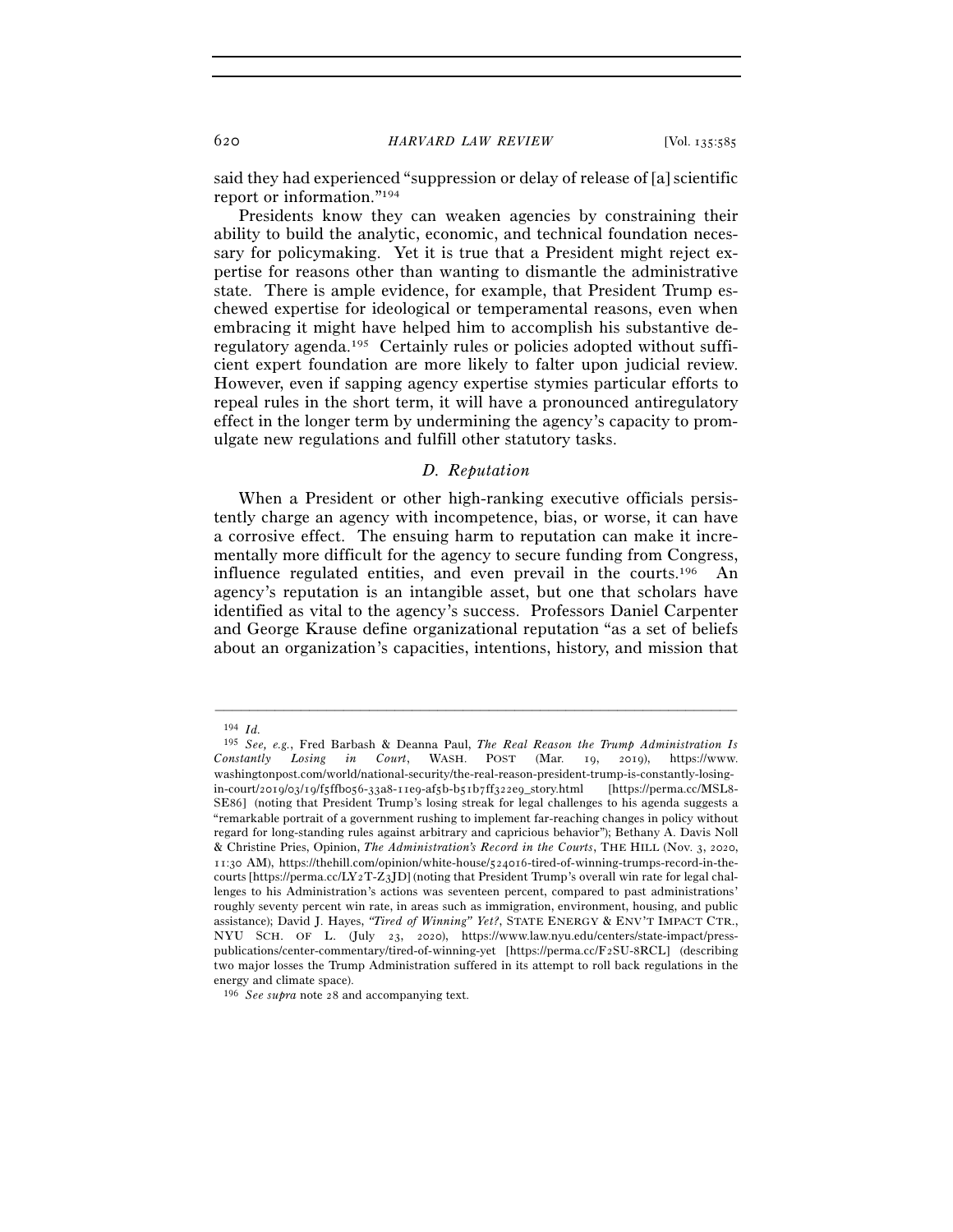said they had experienced "suppression or delay of release of [a] scientific report or information."[194]

Presidents know they can weaken agencies by constraining their ability to build the analytic, economic, and technical foundation necessary for policymaking. Yet it is true that a President might reject expertise for reasons other than wanting to dismantle the administrative state. There is ample evidence, for example, that President Trump eschewed expertise for ideological or temperamental reasons, even when embracing it might have helped him to accomplish his substantive deregulatory agenda.[195] Certainly rules or policies adopted without sufficient expert foundation are more likely to falter upon judicial review. However, even if sapping agency expertise stymies particular efforts to repeal rules in the short term, it will have a pronounced antiregulatory effect in the longer term by undermining the agency's capacity to promulgate new regulations and fulfill other statutory tasks.

### *D. Reputation*

When a President or other high-ranking executive officials persistently charge an agency with incompetence, bias, or worse, it can have a corrosive effect. The ensuing harm to reputation can make it incrementally more difficult for the agency to secure funding from Congress, influence regulated entities, and even prevail in the courts.[196] An agency's reputation is an intangible asset, but one that scholars have identified as vital to the agency's success. Professors Daniel Carpenter and George Krause define organizational reputation "as a set of beliefs about an organization's capacities, intentions, history, and mission that

---

[194] *Id.*

[195] *See, e.g.*, Fred Barbash & Deanna Paul, *The Real Reason the Trump Administration Is Constantly Losing in Court*, WASH. POST (Mar. 19, 2019), https://www.washingtonpost.com/world/national-security/the-real-reason-president-trump-is-constantly-losing-in-court/2019/03/19/f5ffb056-33a8-11e9-af5b-b51b7ff322e9_story.html [https://perma.cc/MSL8-SE86] (noting that President Trump's losing streak for legal challenges to his agenda suggests a "remarkable portrait of a government rushing to implement far-reaching changes in policy without regard for long-standing rules against arbitrary and capricious behavior"); Bethany A. Davis Noll & Christine Pries, Opinion, *The Administration's Record in the Courts*, THE HILL (Nov. 3, 2020, 11:30 AM), https://thehill.com/opinion/white-house/524016-tired-of-winning-trumps-record-in-the-courts [https://perma.cc/LY2T-Z3JD] (noting that President Trump's overall win rate for legal challenges to his Administration's actions was seventeen percent, compared to past administrations' roughly seventy percent win rate, in areas such as immigration, environment, housing, and public assistance); David J. Hayes, *"Tired of Winning" Yet?*, STATE ENERGY & ENV'T IMPACT CTR., NYU SCH. OF L. (July 23, 2020), https://www.law.nyu.edu/centers/state-impact/press-publications/center-commentary/tired-of-winning-yet [https://perma.cc/F2SU-8RCL] (describing two major losses the Trump Administration suffered in its attempt to roll back regulations in the energy and climate space).

[196] *See supra* note 28 and accompanying text.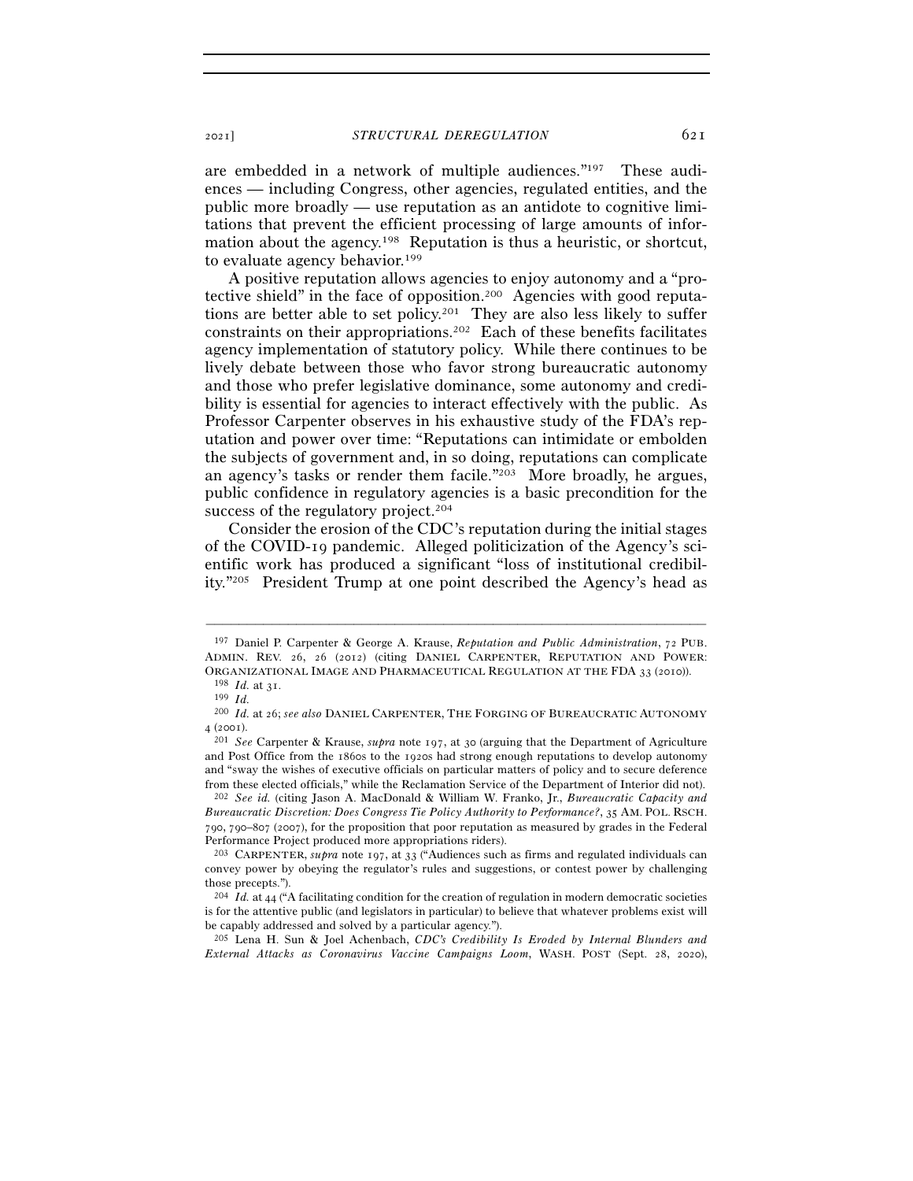are embedded in a network of multiple audiences."[197] These audiences — including Congress, other agencies, regulated entities, and the public more broadly — use reputation as an antidote to cognitive limitations that prevent the efficient processing of large amounts of information about the agency.[198] Reputation is thus a heuristic, or shortcut, to evaluate agency behavior.[199]

A positive reputation allows agencies to enjoy autonomy and a "protective shield" in the face of opposition.[200] Agencies with good reputations are better able to set policy.[201] They are also less likely to suffer constraints on their appropriations.[202] Each of these benefits facilitates agency implementation of statutory policy. While there continues to be lively debate between those who favor strong bureaucratic autonomy and those who prefer legislative dominance, some autonomy and credibility is essential for agencies to interact effectively with the public. As Professor Carpenter observes in his exhaustive study of the FDA's reputation and power over time: "Reputations can intimidate or embolden the subjects of government and, in so doing, reputations can complicate an agency's tasks or render them facile."[203] More broadly, he argues, public confidence in regulatory agencies is a basic precondition for the success of the regulatory project.[204]

Consider the erosion of the CDC's reputation during the initial stages of the COVID-19 pandemic. Alleged politicization of the Agency's scientific work has produced a significant "loss of institutional credibility."[205] President Trump at one point described the Agency's head as

---

[197] Daniel P. Carpenter & George A. Krause, *Reputation and Public Administration*, 72 PUB. ADMIN. REV. 26, 26 (2012) (citing DANIEL CARPENTER, REPUTATION AND POWER: ORGANIZATIONAL IMAGE AND PHARMACEUTICAL REGULATION AT THE FDA 33 (2010)).

[198] *Id.* at 31.

[199] *Id.*

[200] *Id.* at 26; *see also* DANIEL CARPENTER, THE FORGING OF BUREAUCRATIC AUTONOMY 4 (2001).

[201] *See* Carpenter & Krause, *supra* note 197, at 30 (arguing that the Department of Agriculture and Post Office from the 1860s to the 1920s had strong enough reputations to develop autonomy and "sway the wishes of executive officials on particular matters of policy and to secure deference from these elected officials," while the Reclamation Service of the Department of Interior did not).

[202] *See id.* (citing Jason A. MacDonald & William W. Franko, Jr., *Bureaucratic Capacity and Bureaucratic Discretion: Does Congress Tie Policy Authority to Performance?*, 35 AM. POL. RSCH. 790, 790–807 (2007), for the proposition that poor reputation as measured by grades in the Federal Performance Project produced more appropriations riders).

[203] CARPENTER, *supra* note 197, at 33 ("Audiences such as firms and regulated individuals can convey power by obeying the regulator's rules and suggestions, or contest power by challenging those precepts.").

[204] *Id.* at 44 ("A facilitating condition for the creation of regulation in modern democratic societies is for the attentive public (and legislators in particular) to believe that whatever problems exist will be capably addressed and solved by a particular agency.").

[205] Lena H. Sun & Joel Achenbach, *CDC's Credibility Is Eroded by Internal Blunders and External Attacks as Coronavirus Vaccine Campaigns Loom*, WASH. POST (Sept. 28, 2020),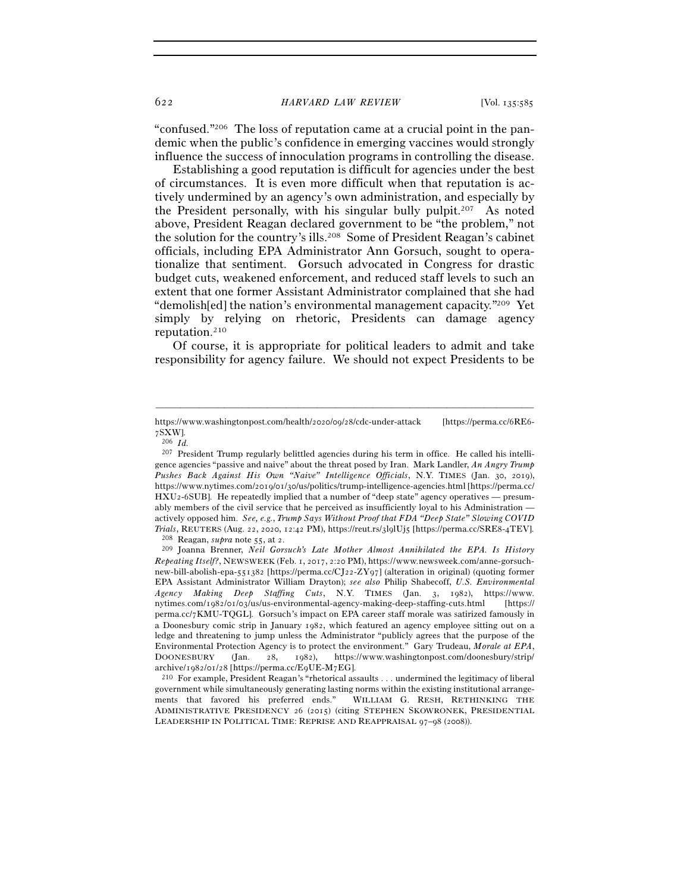"confused."[206] The loss of reputation came at a crucial point in the pandemic when the public's confidence in emerging vaccines would strongly influence the success of innoculation programs in controlling the disease.

Establishing a good reputation is difficult for agencies under the best of circumstances. It is even more difficult when that reputation is actively undermined by an agency's own administration, and especially by the President personally, with his singular bully pulpit.[207] As noted above, President Reagan declared government to be "the problem," not the solution for the country's ills.[208] Some of President Reagan's cabinet officials, including EPA Administrator Ann Gorsuch, sought to operationalize that sentiment. Gorsuch advocated in Congress for drastic budget cuts, weakened enforcement, and reduced staff levels to such an extent that one former Assistant Administrator complained that she had "demolish[ed] the nation's environmental management capacity."[209] Yet simply by relying on rhetoric, Presidents can damage agency reputation.[210]

Of course, it is appropriate for political leaders to admit and take responsibility for agency failure. We should not expect Presidents to be

---

https://www.washingtonpost.com/health/2020/09/28/cdc-under-attack [https://perma.cc/6RE6-7SXW].

[206] *Id.*

[207] President Trump regularly belittled agencies during his term in office. He called his intelligence agencies "passive and naive" about the threat posed by Iran. Mark Landler, *An Angry Trump Pushes Back Against His Own "Naive" Intelligence Officials*, N.Y. TIMES (Jan. 30, 2019), https://www.nytimes.com/2019/01/30/us/politics/trump-intelligence-agencies.html [https://perma.cc/HXU2-6SUB]. He repeatedly implied that a number of "deep state" agency operatives — presumably members of the civil service that he perceived as insufficiently loyal to his Administration — actively opposed him. *See, e.g.*, *Trump Says Without Proof that FDA "Deep State" Slowing COVID Trials*, REUTERS (Aug. 22, 2020, 12:42 PM), https://reut.rs/3l9lUj5 [https://perma.cc/SRE8-4TEV].

[208] Reagan, *supra* note 55, at 2.

[209] Joanna Brenner, *Neil Gorsuch's Late Mother Almost Annihilated the EPA. Is History Repeating Itself?*, NEWSWEEK (Feb. 1, 2017, 2:20 PM), https://www.newsweek.com/anne-gorsuch-new-bill-abolish-epa-551382 [https://perma.cc/CJ22-ZY97] (alteration in original) (quoting former EPA Assistant Administrator William Drayton); *see also* Philip Shabecoff, *U.S. Environmental Agency Making Deep Staffing Cuts*, N.Y. TIMES (Jan. 3, 1982), https://www.nytimes.com/1982/01/03/us/us-environmental-agency-making-deep-staffing-cuts.html [https://perma.cc/7KMU-TQGL]. Gorsuch's impact on EPA career staff morale was satirized famously in a Doonesbury comic strip in January 1982, which featured an agency employee sitting out on a ledge and threatening to jump unless the Administrator "publicly agrees that the purpose of the Environmental Protection Agency is to protect the environment." Gary Trudeau, *Morale at EPA*, DOONESBURY (Jan. 28, 1982), https://www.washingtonpost.com/doonesbury/strip/archive/1982/01/28 [https://perma.cc/E9UE-M7EG].

[210] For example, President Reagan's "rhetorical assaults . . . undermined the legitimacy of liberal government while simultaneously generating lasting norms within the existing institutional arrangements that favored his preferred ends." WILLIAM G. RESH, RETHINKING THE ADMINISTRATIVE PRESIDENCY 26 (2015) (citing STEPHEN SKOWRONEK, PRESIDENTIAL LEADERSHIP IN POLITICAL TIME: REPRISE AND REAPPRAISAL 97–98 (2008)).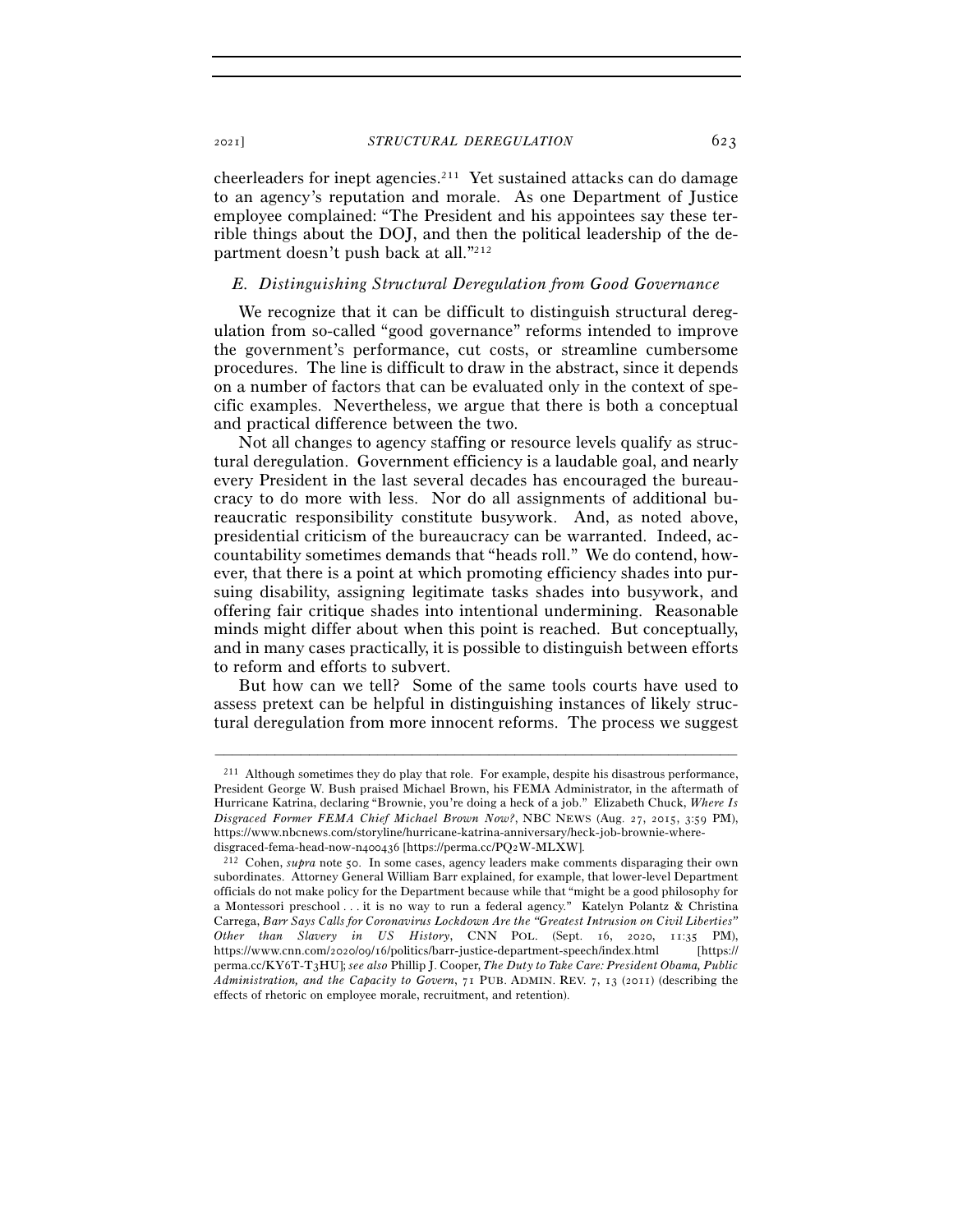cheerleaders for inept agencies.[211] Yet sustained attacks can do damage to an agency's reputation and morale. As one Department of Justice employee complained: "The President and his appointees say these terrible things about the DOJ, and then the political leadership of the department doesn't push back at all."[212]

### *E. Distinguishing Structural Deregulation from Good Governance*

We recognize that it can be difficult to distinguish structural deregulation from so-called "good governance" reforms intended to improve the government's performance, cut costs, or streamline cumbersome procedures. The line is difficult to draw in the abstract, since it depends on a number of factors that can be evaluated only in the context of specific examples. Nevertheless, we argue that there is both a conceptual and practical difference between the two.

Not all changes to agency staffing or resource levels qualify as structural deregulation. Government efficiency is a laudable goal, and nearly every President in the last several decades has encouraged the bureaucracy to do more with less. Nor do all assignments of additional bureaucratic responsibility constitute busywork. And, as noted above, presidential criticism of the bureaucracy can be warranted. Indeed, accountability sometimes demands that "heads roll." We do contend, however, that there is a point at which promoting efficiency shades into pursuing disability, assigning legitimate tasks shades into busywork, and offering fair critique shades into intentional undermining. Reasonable minds might differ about when this point is reached. But conceptually, and in many cases practically, it is possible to distinguish between efforts to reform and efforts to subvert.

But how can we tell? Some of the same tools courts have used to assess pretext can be helpful in distinguishing instances of likely structural deregulation from more innocent reforms. The process we suggest

---

[211] Although sometimes they do play that role. For example, despite his disastrous performance, President George W. Bush praised Michael Brown, his FEMA Administrator, in the aftermath of Hurricane Katrina, declaring "Brownie, you're doing a heck of a job." Elizabeth Chuck, *Where Is Disgraced Former FEMA Chief Michael Brown Now?*, NBC NEWS (Aug. 27, 2015, 3:59 PM), https://www.nbcnews.com/storyline/hurricane-katrina-anniversary/heck-job-brownie-where-disgraced-fema-head-now-n400436 [https://perma.cc/PQ2W-MLXW].

[212] Cohen, *supra* note 50. In some cases, agency leaders make comments disparaging their own subordinates. Attorney General William Barr explained, for example, that lower-level Department officials do not make policy for the Department because while that "might be a good philosophy for a Montessori preschool . . . it is no way to run a federal agency." Katelyn Polantz & Christina Carrega, *Barr Says Calls for Coronavirus Lockdown Are the "Greatest Intrusion on Civil Liberties" Other than Slavery in US History*, CNN POL. (Sept. 16, 2020, 11:35 PM), https://www.cnn.com/2020/09/16/politics/barr-justice-department-speech/index.html [https://perma.cc/KY6T-T3HU]; *see also* Phillip J. Cooper, *The Duty to Take Care: President Obama, Public Administration, and the Capacity to Govern*, 71 PUB. ADMIN. REV. 7, 13 (2011) (describing the effects of rhetoric on employee morale, recruitment, and retention).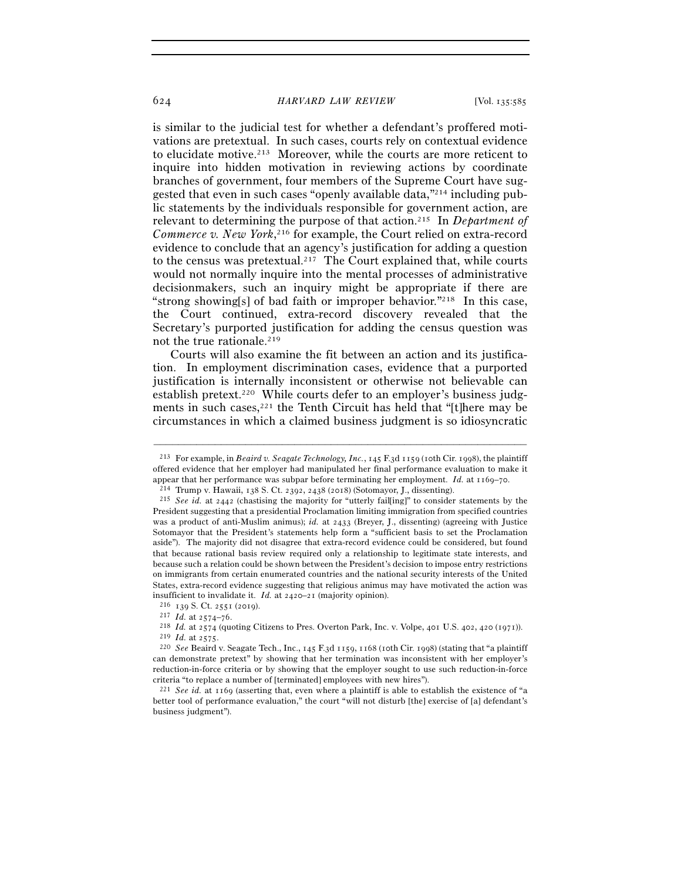is similar to the judicial test for whether a defendant's proffered motivations are pretextual. In such cases, courts rely on contextual evidence to elucidate motive.[213] Moreover, while the courts are more reticent to inquire into hidden motivation in reviewing actions by coordinate branches of government, four members of the Supreme Court have suggested that even in such cases "openly available data,"[214] including public statements by the individuals responsible for government action, are relevant to determining the purpose of that action.[215] In *Department of Commerce v. New York*,[216] for example, the Court relied on extra-record evidence to conclude that an agency's justification for adding a question to the census was pretextual.[217] The Court explained that, while courts would not normally inquire into the mental processes of administrative decisionmakers, such an inquiry might be appropriate if there are "strong showing[s] of bad faith or improper behavior."[218] In this case, the Court continued, extra-record discovery revealed that the Secretary's purported justification for adding the census question was not the true rationale.[219]

Courts will also examine the fit between an action and its justification. In employment discrimination cases, evidence that a purported justification is internally inconsistent or otherwise not believable can establish pretext.[220] While courts defer to an employer's business judgments in such cases,[221] the Tenth Circuit has held that "[t]here may be circumstances in which a claimed business judgment is so idiosyncratic

---

[213] For example, in *Beaird v. Seagate Technology, Inc.*, 145 F.3d 1159 (10th Cir. 1998), the plaintiff offered evidence that her employer had manipulated her final performance evaluation to make it appear that her performance was subpar before terminating her employment. *Id.* at 1169–70.

[214] Trump v. Hawaii, 138 S. Ct. 2392, 2438 (2018) (Sotomayor, J., dissenting).

[215] *See id.* at 2442 (chastising the majority for "utterly fail[ing]" to consider statements by the President suggesting that a presidential Proclamation limiting immigration from specified countries was a product of anti-Muslim animus); *id.* at 2433 (Breyer, J., dissenting) (agreeing with Justice Sotomayor that the President's statements help form a "sufficient basis to set the Proclamation aside"). The majority did not disagree that extra-record evidence could be considered, but found that because rational basis review required only a relationship to legitimate state interests, and because such a relation could be shown between the President's decision to impose entry restrictions on immigrants from certain enumerated countries and the national security interests of the United States, extra-record evidence suggesting that religious animus may have motivated the action was insufficient to invalidate it. *Id.* at 2420–21 (majority opinion).

[216] 139 S. Ct. 2551 (2019).

[217] *Id.* at 2574–76.

[218] *Id.* at 2574 (quoting Citizens to Pres. Overton Park, Inc. v. Volpe, 401 U.S. 402, 420 (1971)).

[219] *Id.* at 2575.

[220] *See* Beaird v. Seagate Tech., Inc., 145 F.3d 1159, 1168 (10th Cir. 1998) (stating that "a plaintiff can demonstrate pretext" by showing that her termination was inconsistent with her employer's reduction-in-force criteria or by showing that the employer sought to use such reduction-in-force criteria "to replace a number of [terminated] employees with new hires").

[221] *See id.* at 1169 (asserting that, even where a plaintiff is able to establish the existence of "a better tool of performance evaluation," the court "will not disturb [the] exercise of [a] defendant's business judgment").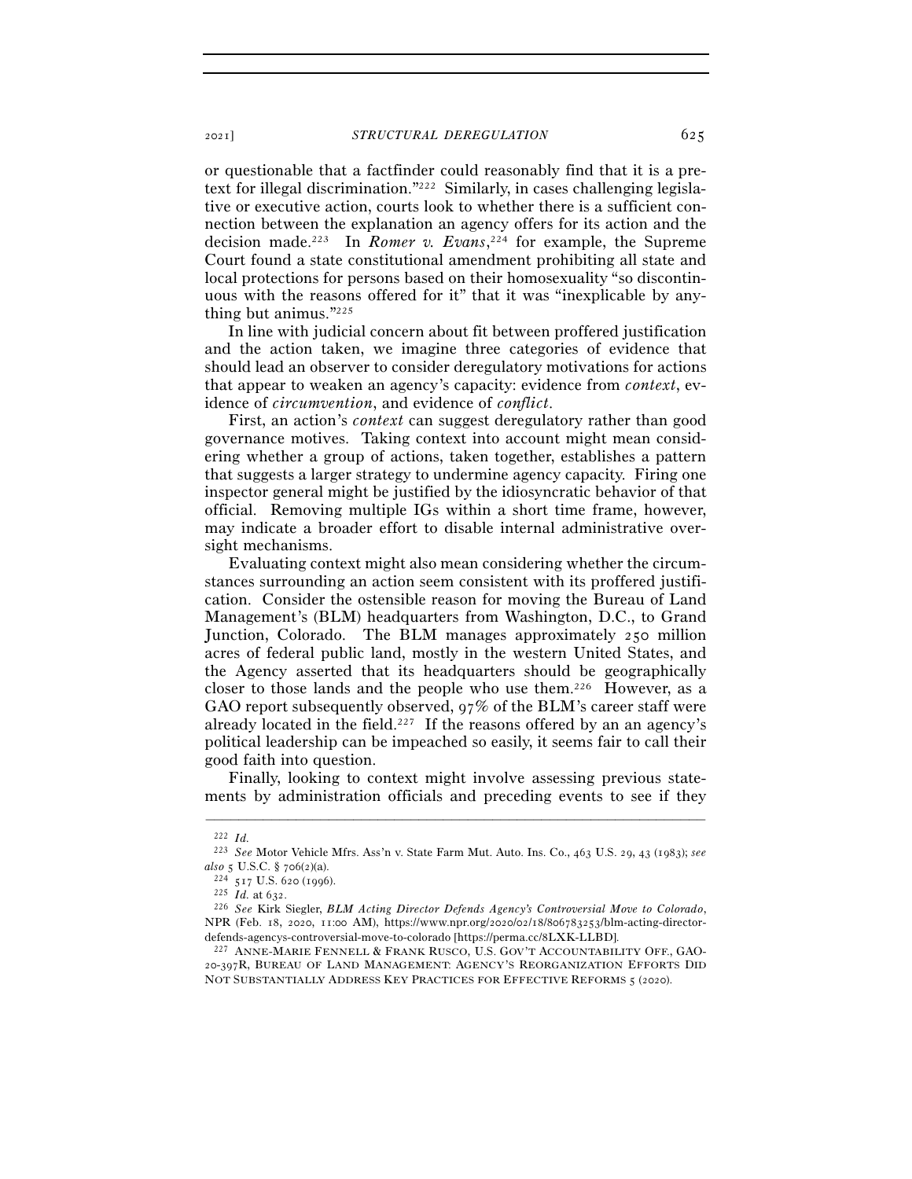or questionable that a factfinder could reasonably find that it is a pretext for illegal discrimination."[222] Similarly, in cases challenging legislative or executive action, courts look to whether there is a sufficient connection between the explanation an agency offers for its action and the decision made.[223] In *Romer v. Evans*,[224] for example, the Supreme Court found a state constitutional amendment prohibiting all state and local protections for persons based on their homosexuality "so discontinuous with the reasons offered for it" that it was "inexplicable by anything but animus."[225]

In line with judicial concern about fit between proffered justification and the action taken, we imagine three categories of evidence that should lead an observer to consider deregulatory motivations for actions that appear to weaken an agency's capacity: evidence from *context*, evidence of *circumvention*, and evidence of *conflict*.

First, an action's *context* can suggest deregulatory rather than good governance motives. Taking context into account might mean considering whether a group of actions, taken together, establishes a pattern that suggests a larger strategy to undermine agency capacity. Firing one inspector general might be justified by the idiosyncratic behavior of that official. Removing multiple IGs within a short time frame, however, may indicate a broader effort to disable internal administrative oversight mechanisms.

Evaluating context might also mean considering whether the circumstances surrounding an action seem consistent with its proffered justification. Consider the ostensible reason for moving the Bureau of Land Management's (BLM) headquarters from Washington, D.C., to Grand Junction, Colorado. The BLM manages approximately 250 million acres of federal public land, mostly in the western United States, and the Agency asserted that its headquarters should be geographically closer to those lands and the people who use them.[226] However, as a GAO report subsequently observed, 97% of the BLM's career staff were already located in the field.[227] If the reasons offered by an an agency's political leadership can be impeached so easily, it seems fair to call their good faith into question.

Finally, looking to context might involve assessing previous statements by administration officials and preceding events to see if they

---

[222] *Id.*

[223] *See* Motor Vehicle Mfrs. Ass'n v. State Farm Mut. Auto. Ins. Co., 463 U.S. 29, 43 (1983); *see also* 5 U.S.C. § 706(2)(a).

[224] 517 U.S. 620 (1996).

[225] *Id.* at 632.

[226] *See* Kirk Siegler, *BLM Acting Director Defends Agency's Controversial Move to Colorado*, NPR (Feb. 18, 2020, 11:00 AM), https://www.npr.org/2020/02/18/806783253/blm-acting-director-defends-agencys-controversial-move-to-colorado [https://perma.cc/8LXK-LLBD].

[227] ANNE-MARIE FENNELL & FRANK RUSCO, U.S. GOV'T ACCOUNTABILITY OFF., GAO-20-397R, BUREAU OF LAND MANAGEMENT: AGENCY'S REORGANIZATION EFFORTS DID NOT SUBSTANTIALLY ADDRESS KEY PRACTICES FOR EFFECTIVE REFORMS 5 (2020).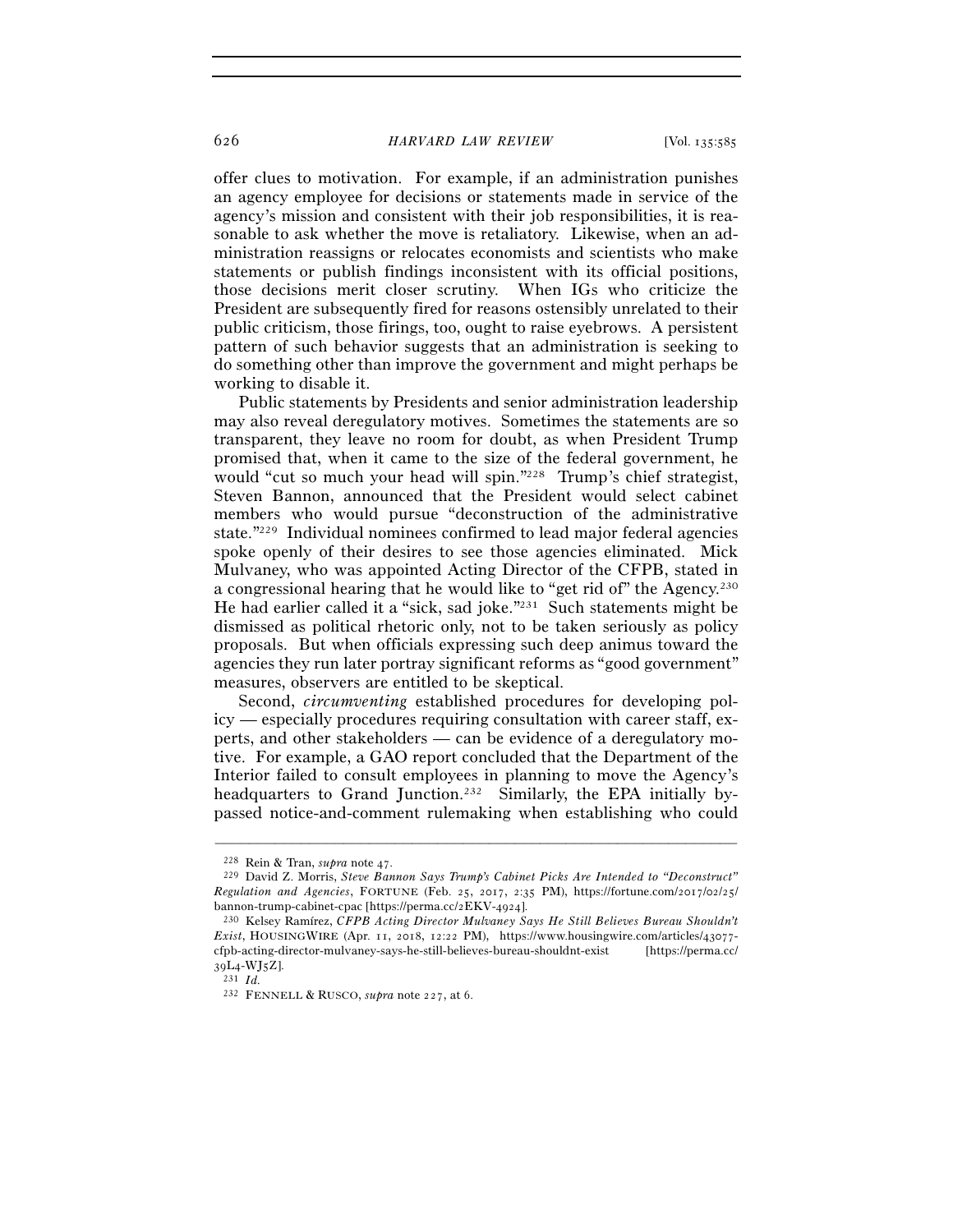offer clues to motivation. For example, if an administration punishes an agency employee for decisions or statements made in service of the agency's mission and consistent with their job responsibilities, it is reasonable to ask whether the move is retaliatory. Likewise, when an administration reassigns or relocates economists and scientists who make statements or publish findings inconsistent with its official positions, those decisions merit closer scrutiny. When IGs who criticize the President are subsequently fired for reasons ostensibly unrelated to their public criticism, those firings, too, ought to raise eyebrows. A persistent pattern of such behavior suggests that an administration is seeking to do something other than improve the government and might perhaps be working to disable it.

Public statements by Presidents and senior administration leadership may also reveal deregulatory motives. Sometimes the statements are so transparent, they leave no room for doubt, as when President Trump promised that, when it came to the size of the federal government, he would "cut so much your head will spin."[228] Trump's chief strategist, Steven Bannon, announced that the President would select cabinet members who would pursue "deconstruction of the administrative state."[229] Individual nominees confirmed to lead major federal agencies spoke openly of their desires to see those agencies eliminated. Mick Mulvaney, who was appointed Acting Director of the CFPB, stated in a congressional hearing that he would like to "get rid of" the Agency.[230] He had earlier called it a "sick, sad joke."[231] Such statements might be dismissed as political rhetoric only, not to be taken seriously as policy proposals. But when officials expressing such deep animus toward the agencies they run later portray significant reforms as "good government" measures, observers are entitled to be skeptical.

Second, *circumventing* established procedures for developing policy — especially procedures requiring consultation with career staff, experts, and other stakeholders — can be evidence of a deregulatory motive. For example, a GAO report concluded that the Department of the Interior failed to consult employees in planning to move the Agency's headquarters to Grand Junction.[232] Similarly, the EPA initially bypassed notice-and-comment rulemaking when establishing who could

---

[228] Rein & Tran, *supra* note 47.

[229] David Z. Morris, *Steve Bannon Says Trump's Cabinet Picks Are Intended to "Deconstruct" Regulation and Agencies*, FORTUNE (Feb. 25, 2017, 2:35 PM), https://fortune.com/2017/02/25/bannon-trump-cabinet-cpac [https://perma.cc/2EKV-4924].

[230] Kelsey Ramírez, *CFPB Acting Director Mulvaney Says He Still Believes Bureau Shouldn't Exist*, HOUSINGWIRE (Apr. 11, 2018, 12:22 PM), https://www.housingwire.com/articles/43077-cfpb-acting-director-mulvaney-says-he-still-believes-bureau-shouldnt-exist [https://perma.cc/39L4-WJ5Z].

[231] *Id.*

[232] FENNELL & RUSCO, *supra* note 227, at 6.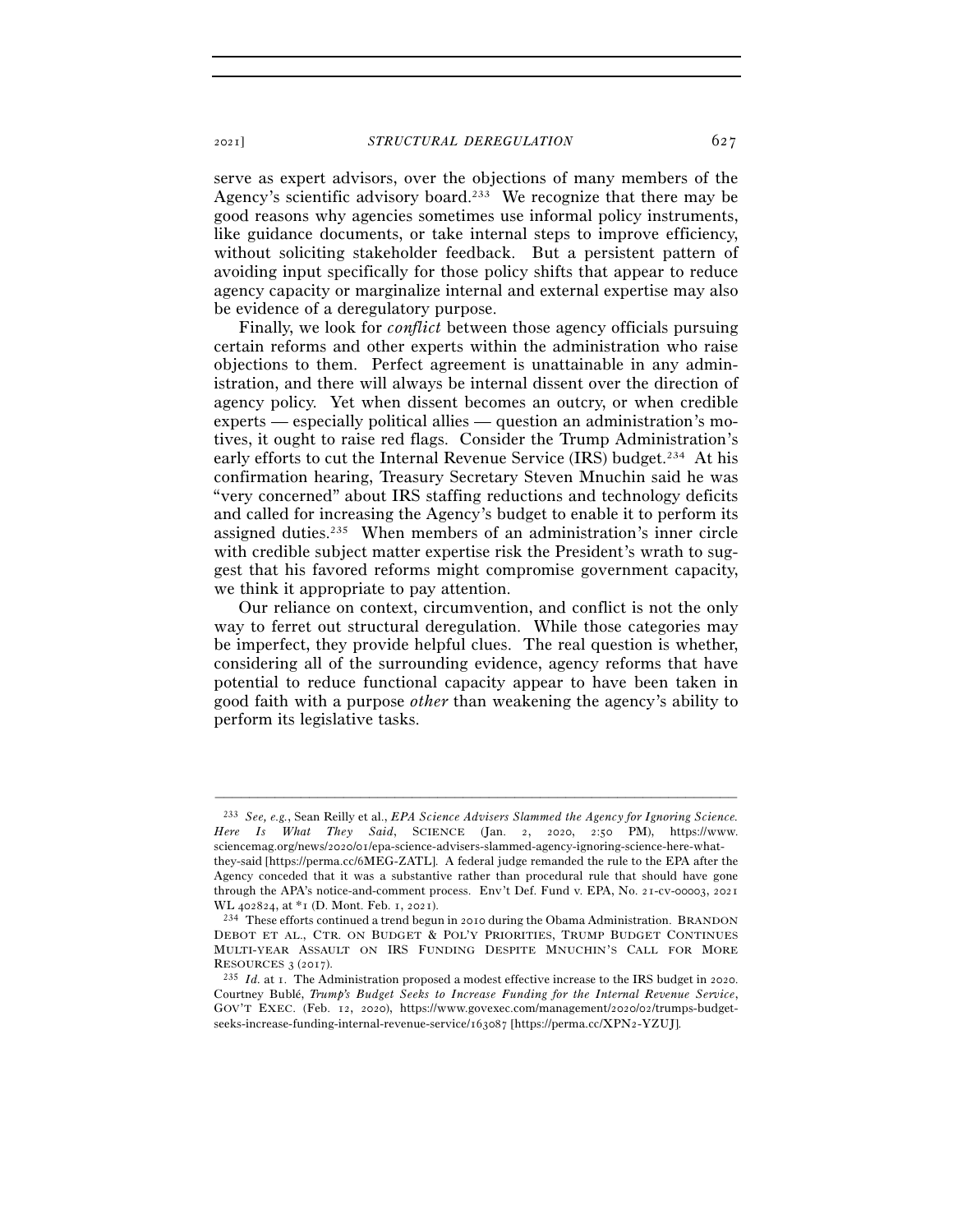serve as expert advisors, over the objections of many members of the Agency's scientific advisory board.[233] We recognize that there may be good reasons why agencies sometimes use informal policy instruments, like guidance documents, or take internal steps to improve efficiency, without soliciting stakeholder feedback. But a persistent pattern of avoiding input specifically for those policy shifts that appear to reduce agency capacity or marginalize internal and external expertise may also be evidence of a deregulatory purpose.

Finally, we look for *conflict* between those agency officials pursuing certain reforms and other experts within the administration who raise objections to them. Perfect agreement is unattainable in any administration, and there will always be internal dissent over the direction of agency policy. Yet when dissent becomes an outcry, or when credible experts — especially political allies — question an administration's motives, it ought to raise red flags. Consider the Trump Administration's early efforts to cut the Internal Revenue Service (IRS) budget.[234] At his confirmation hearing, Treasury Secretary Steven Mnuchin said he was "very concerned" about IRS staffing reductions and technology deficits and called for increasing the Agency's budget to enable it to perform its assigned duties.[235] When members of an administration's inner circle with credible subject matter expertise risk the President's wrath to suggest that his favored reforms might compromise government capacity, we think it appropriate to pay attention.

Our reliance on context, circumvention, and conflict is not the only way to ferret out structural deregulation. While those categories may be imperfect, they provide helpful clues. The real question is whether, considering all of the surrounding evidence, agency reforms that have potential to reduce functional capacity appear to have been taken in good faith with a purpose *other* than weakening the agency's ability to perform its legislative tasks.

---

[233] *See, e.g.*, Sean Reilly et al., *EPA Science Advisers Slammed the Agency for Ignoring Science. Here Is What They Said*, SCIENCE (Jan. 2, 2020, 2:50 PM), https://www.sciencemag.org/news/2020/01/epa-science-advisers-slammed-agency-ignoring-science-here-what-they-said [https://perma.cc/6MEG-ZATL]. A federal judge remanded the rule to the EPA after the Agency conceded that it was a substantive rather than procedural rule that should have gone through the APA's notice-and-comment process. Env't Def. Fund v. EPA, No. 21-cv-00003, 2021 WL 402824, at *1 (D. Mont. Feb. 1, 2021).

[234] These efforts continued a trend begun in 2010 during the Obama Administration. BRANDON DEBOT ET AL., CTR. ON BUDGET & POL'Y PRIORITIES, TRUMP BUDGET CONTINUES MULTI-YEAR ASSAULT ON IRS FUNDING DESPITE MNUCHIN'S CALL FOR MORE RESOURCES 3 (2017).

[235] *Id.* at 1. The Administration proposed a modest effective increase to the IRS budget in 2020. Courtney Bublé, *Trump's Budget Seeks to Increase Funding for the Internal Revenue Service*, GOV'T EXEC. (Feb. 12, 2020), https://www.govexec.com/management/2020/02/trumps-budget-seeks-increase-funding-internal-revenue-service/163087 [https://perma.cc/XPN2-YZUJ].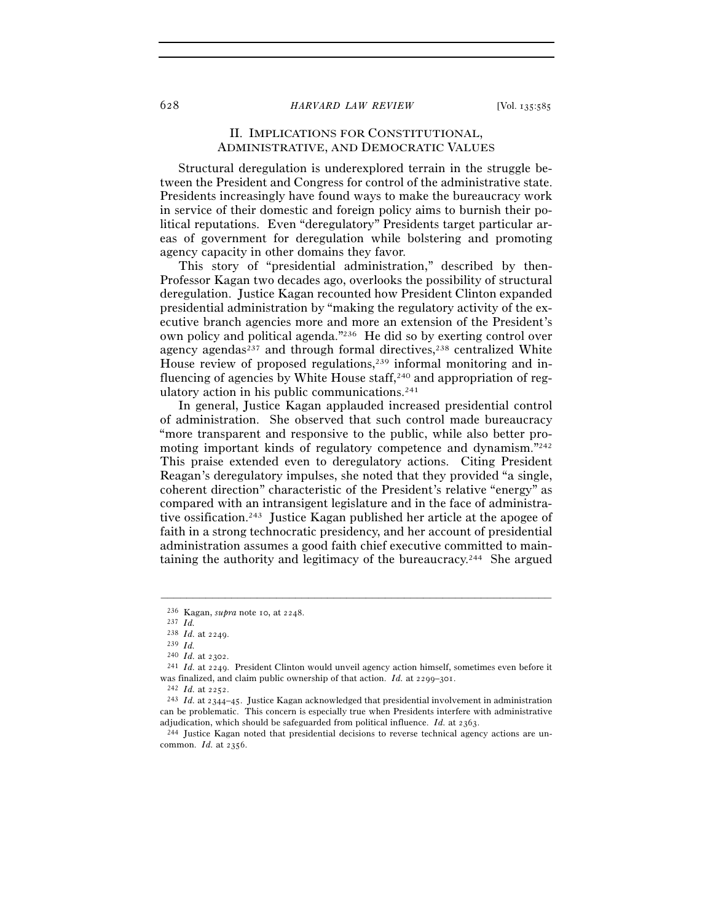## II. IMPLICATIONS FOR CONSTITUTIONAL, ADMINISTRATIVE, AND DEMOCRATIC VALUES

Structural deregulation is underexplored terrain in the struggle between the President and Congress for control of the administrative state. Presidents increasingly have found ways to make the bureaucracy work in service of their domestic and foreign policy aims to burnish their political reputations. Even "deregulatory" Presidents target particular areas of government for deregulation while bolstering and promoting agency capacity in other domains they favor.

This story of "presidential administration," described by then-Professor Kagan two decades ago, overlooks the possibility of structural deregulation. Justice Kagan recounted how President Clinton expanded presidential administration by "making the regulatory activity of the executive branch agencies more and more an extension of the President's own policy and political agenda."[236] He did so by exerting control over agency agendas[237] and through formal directives,[238] centralized White House review of proposed regulations,[239] informal monitoring and influencing of agencies by White House staff,[240] and appropriation of regulatory action in his public communications.[241]

In general, Justice Kagan applauded increased presidential control of administration. She observed that such control made bureaucracy "more transparent and responsive to the public, while also better promoting important kinds of regulatory competence and dynamism."[242] This praise extended even to deregulatory actions. Citing President Reagan's deregulatory impulses, she noted that they provided "a single, coherent direction" characteristic of the President's relative "energy" as compared with an intransigent legislature and in the face of administrative ossification.[243] Justice Kagan published her article at the apogee of faith in a strong technocratic presidency, and her account of presidential administration assumes a good faith chief executive committed to maintaining the authority and legitimacy of the bureaucracy.[244] She argued

---

[236] Kagan, *supra* note 10, at 2248.

[237] *Id.*

[238] *Id.* at 2249.

[239] *Id.*

[240] *Id.* at 2302.

[241] *Id.* at 2249. President Clinton would unveil agency action himself, sometimes even before it was finalized, and claim public ownership of that action. *Id.* at 2299–301.

[242] *Id.* at 2252.

[243] *Id.* at 2344–45. Justice Kagan acknowledged that presidential involvement in administration can be problematic. This concern is especially true when Presidents interfere with administrative adjudication, which should be safeguarded from political influence. *Id.* at 2363.

[244] Justice Kagan noted that presidential decisions to reverse technical agency actions are uncommon. *Id.* at 2356.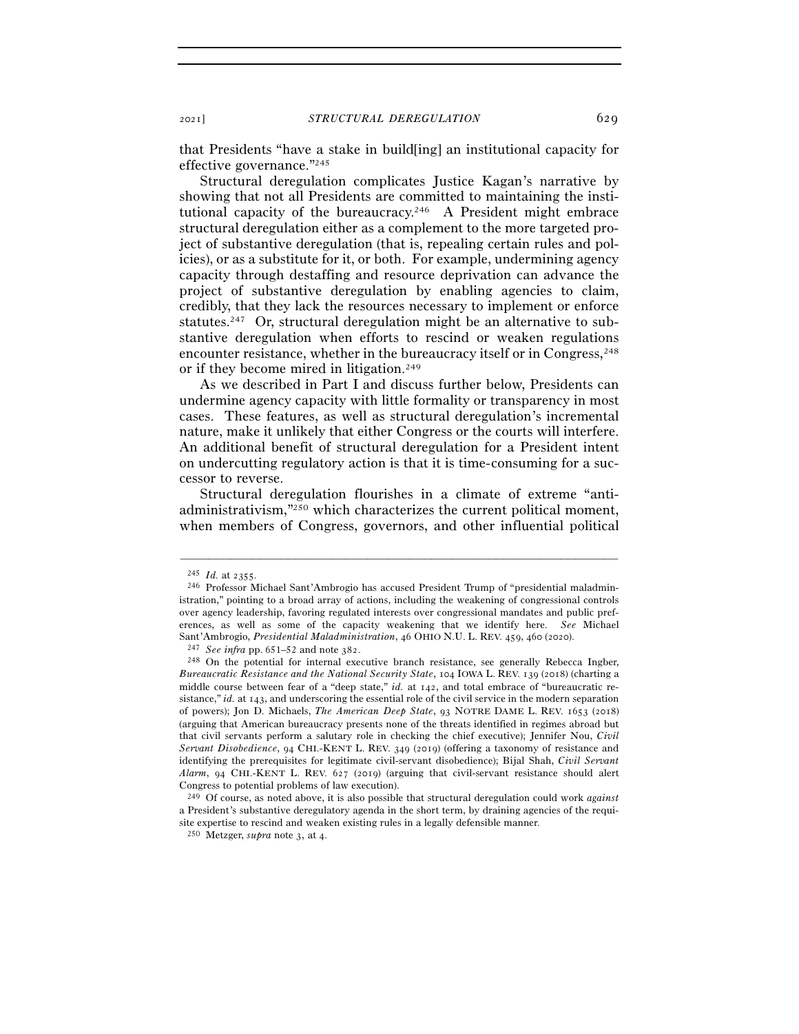that Presidents "have a stake in build[ing] an institutional capacity for effective governance."[245]

Structural deregulation complicates Justice Kagan's narrative by showing that not all Presidents are committed to maintaining the institutional capacity of the bureaucracy.[246] A President might embrace structural deregulation either as a complement to the more targeted project of substantive deregulation (that is, repealing certain rules and policies), or as a substitute for it, or both. For example, undermining agency capacity through destaffing and resource deprivation can advance the project of substantive deregulation by enabling agencies to claim, credibly, that they lack the resources necessary to implement or enforce statutes.[247] Or, structural deregulation might be an alternative to substantive deregulation when efforts to rescind or weaken regulations encounter resistance, whether in the bureaucracy itself or in Congress,[248] or if they become mired in litigation.[249]

As we described in Part I and discuss further below, Presidents can undermine agency capacity with little formality or transparency in most cases. These features, as well as structural deregulation's incremental nature, make it unlikely that either Congress or the courts will interfere. An additional benefit of structural deregulation for a President intent on undercutting regulatory action is that it is time-consuming for a successor to reverse.

Structural deregulation flourishes in a climate of extreme "anti-administrativism,"[250] which characterizes the current political moment, when members of Congress, governors, and other influential political

---

[245] *Id.* at 2355.

[246] Professor Michael Sant'Ambrogio has accused President Trump of "presidential maladministration," pointing to a broad array of actions, including the weakening of congressional controls over agency leadership, favoring regulated interests over congressional mandates and public preferences, as well as some of the capacity weakening that we identify here. *See* Michael Sant'Ambrogio, *Presidential Maladministration*, 46 OHIO N.U. L. REV. 459, 460 (2020).

[247] *See infra* pp. 651–52 and note 382.

[248] On the potential for internal executive branch resistance, see generally Rebecca Ingber, *Bureaucratic Resistance and the National Security State*, 104 IOWA L. REV. 139 (2018) (charting a middle course between fear of a "deep state," *id.* at 142, and total embrace of "bureaucratic resistance," *id.* at 143, and underscoring the essential role of the civil service in the modern separation of powers); Jon D. Michaels, *The American Deep State*, 93 NOTRE DAME L. REV. 1653 (2018) (arguing that American bureaucracy presents none of the threats identified in regimes abroad but that civil servants perform a salutary role in checking the chief executive); Jennifer Nou, *Civil Servant Disobedience*, 94 CHI.-KENT L. REV. 349 (2019) (offering a taxonomy of resistance and identifying the prerequisites for legitimate civil-servant disobedience); Bijal Shah, *Civil Servant Alarm*, 94 CHI.-KENT L. REV. 627 (2019) (arguing that civil-servant resistance should alert Congress to potential problems of law execution).

[249] Of course, as noted above, it is also possible that structural deregulation could work *against* a President's substantive deregulatory agenda in the short term, by draining agencies of the requisite expertise to rescind and weaken existing rules in a legally defensible manner.

[250] Metzger, *supra* note 3, at 4.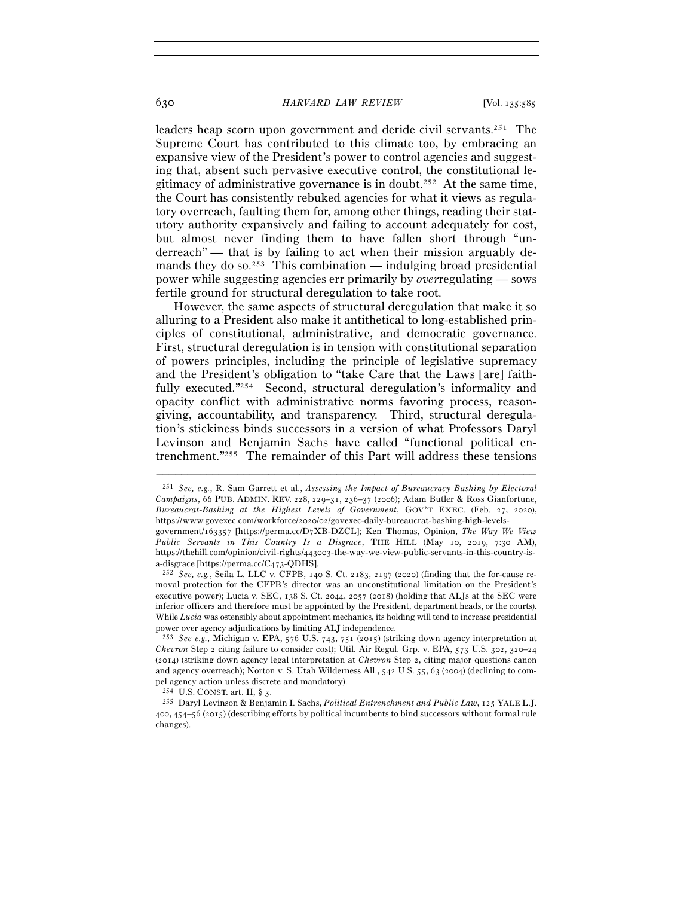leaders heap scorn upon government and deride civil servants.[251] The Supreme Court has contributed to this climate too, by embracing an expansive view of the President's power to control agencies and suggesting that, absent such pervasive executive control, the constitutional legitimacy of administrative governance is in doubt.[252] At the same time, the Court has consistently rebuked agencies for what it views as regulatory overreach, faulting them for, among other things, reading their statutory authority expansively and failing to account adequately for cost, but almost never finding them to have fallen short through "underreach" — that is by failing to act when their mission arguably demands they do so.[253] This combination — indulging broad presidential power while suggesting agencies err primarily by *over*regulating — sows fertile ground for structural deregulation to take root.

However, the same aspects of structural deregulation that make it so alluring to a President also make it antithetical to long-established principles of constitutional, administrative, and democratic governance. First, structural deregulation is in tension with constitutional separation of powers principles, including the principle of legislative supremacy and the President's obligation to "take Care that the Laws [are] faithfully executed."[254] Second, structural deregulation's informality and opacity conflict with administrative norms favoring process, reason-giving, accountability, and transparency. Third, structural deregulation's stickiness binds successors in a version of what Professors Daryl Levinson and Benjamin Sachs have called "functional political entrenchment."[255] The remainder of this Part will address these tensions

---

[251] *See, e.g.*, R. Sam Garrett et al., *Assessing the Impact of Bureaucracy Bashing by Electoral Campaigns*, 66 PUB. ADMIN. REV. 228, 229–31, 236–37 (2006); Adam Butler & Ross Gianfortune, *Bureaucrat-Bashing at the Highest Levels of Government*, GOV'T EXEC. (Feb. 27, 2020), https://www.govexec.com/workforce/2020/02/govexec-daily-bureaucrat-bashing-high-levels-government/163357 [https://perma.cc/D7XB-DZCL]; Ken Thomas, Opinion, *The Way We View Public Servants in This Country Is a Disgrace*, THE HILL (May 10, 2019, 7:30 AM), https://thehill.com/opinion/civil-rights/443003-the-way-we-view-public-servants-in-this-country-is-a-disgrace [https://perma.cc/C473-QDHS].

[252] *See, e.g.*, Seila L. LLC v. CFPB, 140 S. Ct. 2183, 2197 (2020) (finding that the for-cause removal protection for the CFPB's director was an unconstitutional limitation on the President's executive power); Lucia v. SEC, 138 S. Ct. 2044, 2057 (2018) (holding that ALJs at the SEC were inferior officers and therefore must be appointed by the President, department heads, or the courts). While *Lucia* was ostensibly about appointment mechanics, its holding will tend to increase presidential power over agency adjudications by limiting ALJ independence.

[253] *See e.g.*, Michigan v. EPA, 576 U.S. 743, 751 (2015) (striking down agency interpretation at *Chevron* Step 2 citing failure to consider cost); Util. Air Regul. Grp. v. EPA, 573 U.S. 302, 320–24 (2014) (striking down agency legal interpretation at *Chevron* Step 2, citing major questions canon and agency overreach); Norton v. S. Utah Wilderness All., 542 U.S. 55, 63 (2004) (declining to compel agency action unless discrete and mandatory).

[254] U.S. CONST. art. II, § 3.

[255] Daryl Levinson & Benjamin I. Sachs, *Political Entrenchment and Public Law*, 125 YALE L.J. 400, 454–56 (2015) (describing efforts by political incumbents to bind successors without formal rule changes).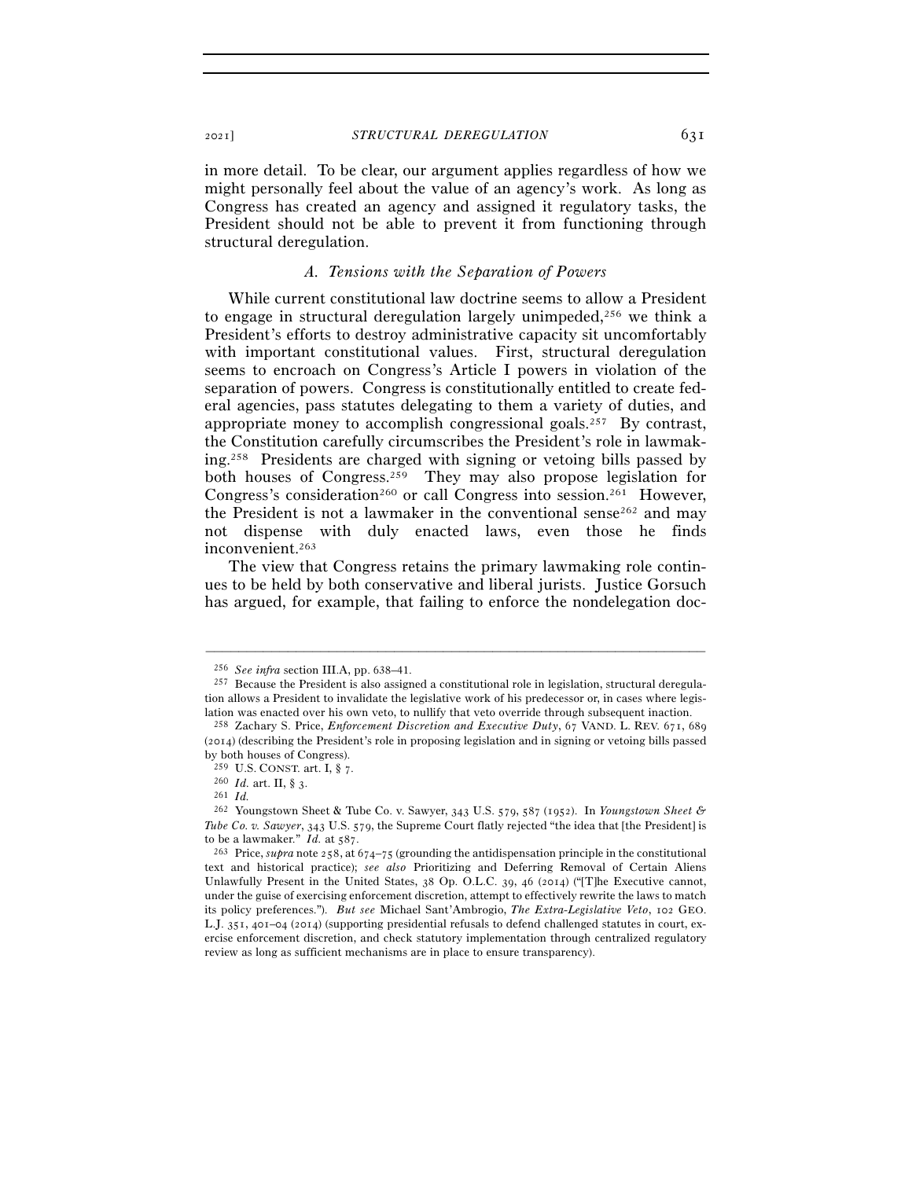in more detail. To be clear, our argument applies regardless of how we might personally feel about the value of an agency's work. As long as Congress has created an agency and assigned it regulatory tasks, the President should not be able to prevent it from functioning through structural deregulation.

### *A. Tensions with the Separation of Powers*

While current constitutional law doctrine seems to allow a President to engage in structural deregulation largely unimpeded,[256] we think a President's efforts to destroy administrative capacity sit uncomfortably with important constitutional values. First, structural deregulation seems to encroach on Congress's Article I powers in violation of the separation of powers. Congress is constitutionally entitled to create federal agencies, pass statutes delegating to them a variety of duties, and appropriate money to accomplish congressional goals.[257] By contrast, the Constitution carefully circumscribes the President's role in lawmaking.[258] Presidents are charged with signing or vetoing bills passed by both houses of Congress.[259] They may also propose legislation for Congress's consideration[260] or call Congress into session.[261] However, the President is not a lawmaker in the conventional sense[262] and may not dispense with duly enacted laws, even those he finds inconvenient.[263]

The view that Congress retains the primary lawmaking role continues to be held by both conservative and liberal jurists. Justice Gorsuch has argued, for example, that failing to enforce the nondelegation doc-

---

[256] *See infra* section III.A, pp. 638–41.

[257] Because the President is also assigned a constitutional role in legislation, structural deregulation allows a President to invalidate the legislative work of his predecessor or, in cases where legislation was enacted over his own veto, to nullify that veto override through subsequent inaction.

[258] Zachary S. Price, *Enforcement Discretion and Executive Duty*, 67 VAND. L. REV. 671, 689 (2014) (describing the President's role in proposing legislation and in signing or vetoing bills passed by both houses of Congress).

[259] U.S. CONST. art. I, § 7.

[260] *Id.* art. II, § 3.

[261] *Id.*

[262] Youngstown Sheet & Tube Co. v. Sawyer, 343 U.S. 579, 587 (1952). In *Youngstown Sheet & Tube Co. v. Sawyer*, 343 U.S. 579, the Supreme Court flatly rejected "the idea that [the President] is to be a lawmaker." *Id.* at 587.

[263] Price, *supra* note 258, at 674–75 (grounding the antidispensation principle in the constitutional text and historical practice); *see also* Prioritizing and Deferring Removal of Certain Aliens Unlawfully Present in the United States, 38 Op. O.L.C. 39, 46 (2014) ("[T]he Executive cannot, under the guise of exercising enforcement discretion, attempt to effectively rewrite the laws to match its policy preferences."). *But see* Michael Sant'Ambrogio, *The Extra-Legislative Veto*, 102 GEO. L.J. 351, 401–04 (2014) (supporting presidential refusals to defend challenged statutes in court, exercise enforcement discretion, and check statutory implementation through centralized regulatory review as long as sufficient mechanisms are in place to ensure transparency).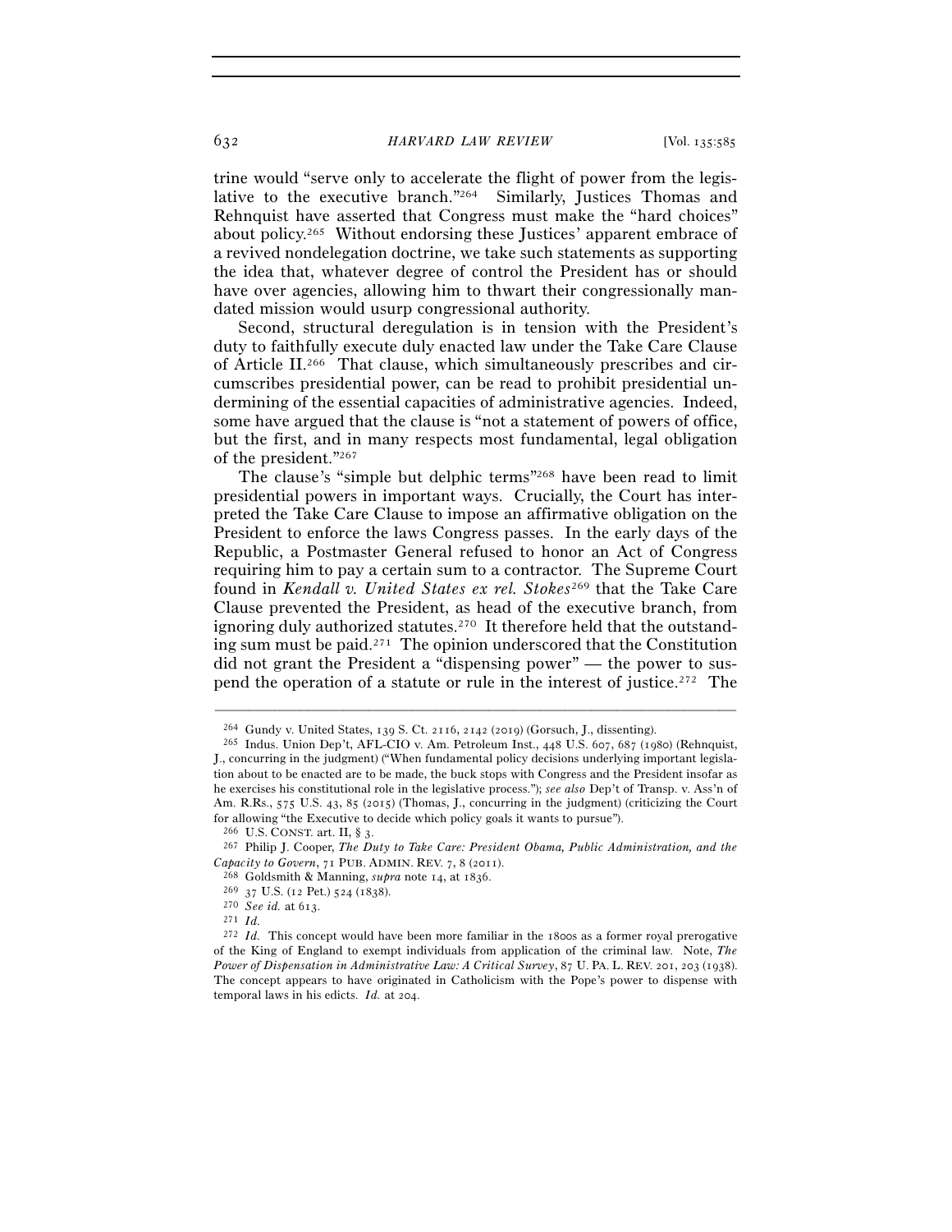trine would "serve only to accelerate the flight of power from the legislative to the executive branch."[264] Similarly, Justices Thomas and Rehnquist have asserted that Congress must make the "hard choices" about policy.[265] Without endorsing these Justices' apparent embrace of a revived nondelegation doctrine, we take such statements as supporting the idea that, whatever degree of control the President has or should have over agencies, allowing him to thwart their congressionally mandated mission would usurp congressional authority.

Second, structural deregulation is in tension with the President's duty to faithfully execute duly enacted law under the Take Care Clause of Article II.[266] That clause, which simultaneously prescribes and circumscribes presidential power, can be read to prohibit presidential undermining of the essential capacities of administrative agencies. Indeed, some have argued that the clause is "not a statement of powers of office, but the first, and in many respects most fundamental, legal obligation of the president."[267]

The clause's "simple but delphic terms"[268] have been read to limit presidential powers in important ways. Crucially, the Court has interpreted the Take Care Clause to impose an affirmative obligation on the President to enforce the laws Congress passes. In the early days of the Republic, a Postmaster General refused to honor an Act of Congress requiring him to pay a certain sum to a contractor. The Supreme Court found in *Kendall v. United States ex rel. Stokes*[269] that the Take Care Clause prevented the President, as head of the executive branch, from ignoring duly authorized statutes.[270] It therefore held that the outstanding sum must be paid.[271] The opinion underscored that the Constitution did not grant the President a "dispensing power" — the power to suspend the operation of a statute or rule in the interest of justice.[272] The

---

[264] Gundy v. United States, 139 S. Ct. 2116, 2142 (2019) (Gorsuch, J., dissenting).

[265] Indus. Union Dep't, AFL-CIO v. Am. Petroleum Inst., 448 U.S. 607, 687 (1980) (Rehnquist, J., concurring in the judgment) ("When fundamental policy decisions underlying important legislation about to be enacted are to be made, the buck stops with Congress and the President insofar as he exercises his constitutional role in the legislative process."); *see also* Dep't of Transp. v. Ass'n of Am. R.Rs., 575 U.S. 43, 85 (2015) (Thomas, J., concurring in the judgment) (criticizing the Court for allowing "the Executive to decide which policy goals it wants to pursue").

[266] U.S. CONST. art. II, § 3.

[267] Philip J. Cooper, *The Duty to Take Care: President Obama, Public Administration, and the Capacity to Govern*, 71 PUB. ADMIN. REV. 7, 8 (2011).

[268] Goldsmith & Manning, *supra* note 14, at 1836.

[269] 37 U.S. (12 Pet.) 524 (1838).

[270] *See id.* at 613.

[271] *Id.*

[272] *Id.* This concept would have been more familiar in the 1800s as a former royal prerogative of the King of England to exempt individuals from application of the criminal law. Note, *The Power of Dispensation in Administrative Law: A Critical Survey*, 87 U. PA. L. REV. 201, 203 (1938). The concept appears to have originated in Catholicism with the Pope's power to dispense with temporal laws in his edicts. *Id.* at 204.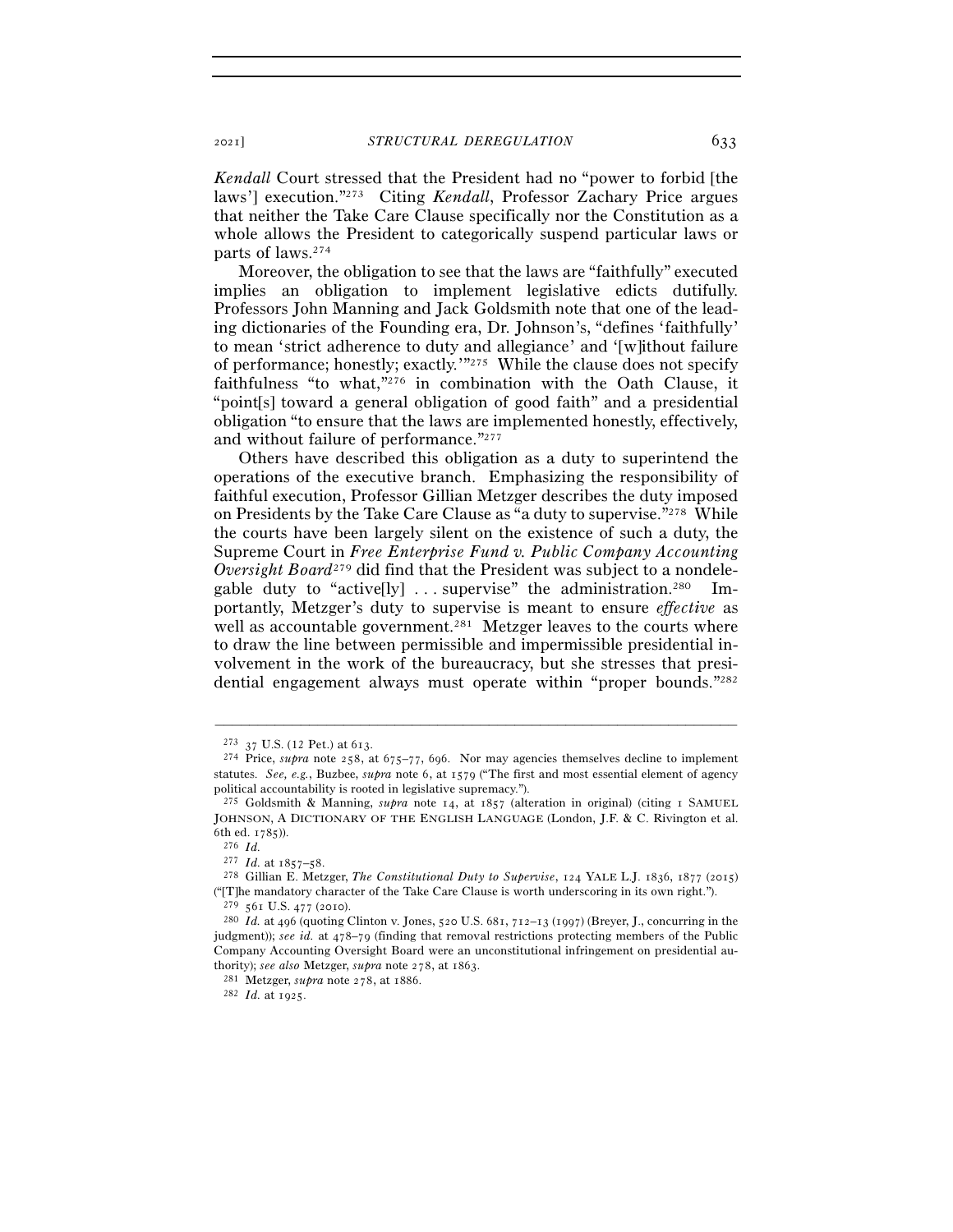*Kendall* Court stressed that the President had no "power to forbid [the laws'] execution."[273] Citing *Kendall*, Professor Zachary Price argues that neither the Take Care Clause specifically nor the Constitution as a whole allows the President to categorically suspend particular laws or parts of laws.[274]

Moreover, the obligation to see that the laws are "faithfully" executed implies an obligation to implement legislative edicts dutifully. Professors John Manning and Jack Goldsmith note that one of the leading dictionaries of the Founding era, Dr. Johnson's, "defines 'faithfully' to mean 'strict adherence to duty and allegiance' and '[w]ithout failure of performance; honestly; exactly.'"[275] While the clause does not specify faithfulness "to what,"[276] in combination with the Oath Clause, it "point[s] toward a general obligation of good faith" and a presidential obligation "to ensure that the laws are implemented honestly, effectively, and without failure of performance."[277]

Others have described this obligation as a duty to superintend the operations of the executive branch. Emphasizing the responsibility of faithful execution, Professor Gillian Metzger describes the duty imposed on Presidents by the Take Care Clause as "a duty to supervise."[278] While the courts have been largely silent on the existence of such a duty, the Supreme Court in *Free Enterprise Fund v. Public Company Accounting Oversight Board*[279] did find that the President was subject to a nondelegable duty to "active[ly] . . . supervise" the administration.[280] Importantly, Metzger's duty to supervise is meant to ensure *effective* as well as accountable government.[281] Metzger leaves to the courts where to draw the line between permissible and impermissible presidential involvement in the work of the bureaucracy, but she stresses that presidential engagement always must operate within "proper bounds."[282]

---

[273] 37 U.S. (12 Pet.) at 613.

[274] Price, *supra* note 258, at 675–77, 696. Nor may agencies themselves decline to implement statutes. *See, e.g.*, Buzbee, *supra* note 6, at 1579 ("The first and most essential element of agency political accountability is rooted in legislative supremacy.").

[275] Goldsmith & Manning, *supra* note 14, at 1857 (alteration in original) (citing 1 SAMUEL JOHNSON, A DICTIONARY OF THE ENGLISH LANGUAGE (London, J.F. & C. Rivington et al. 6th ed. 1785)).

[276] *Id.*

[277] *Id.* at 1857–58.

[278] Gillian E. Metzger, *The Constitutional Duty to Supervise*, 124 YALE L.J. 1836, 1877 (2015) ("[T]he mandatory character of the Take Care Clause is worth underscoring in its own right.").

[279] 561 U.S. 477 (2010).

[280] *Id.* at 496 (quoting Clinton v. Jones, 520 U.S. 681, 712–13 (1997) (Breyer, J., concurring in the judgment)); *see id.* at 478–79 (finding that removal restrictions protecting members of the Public Company Accounting Oversight Board were an unconstitutional infringement on presidential authority); *see also* Metzger, *supra* note 278, at 1863.

[281] Metzger, *supra* note 278, at 1886.

[282] *Id.* at 1925.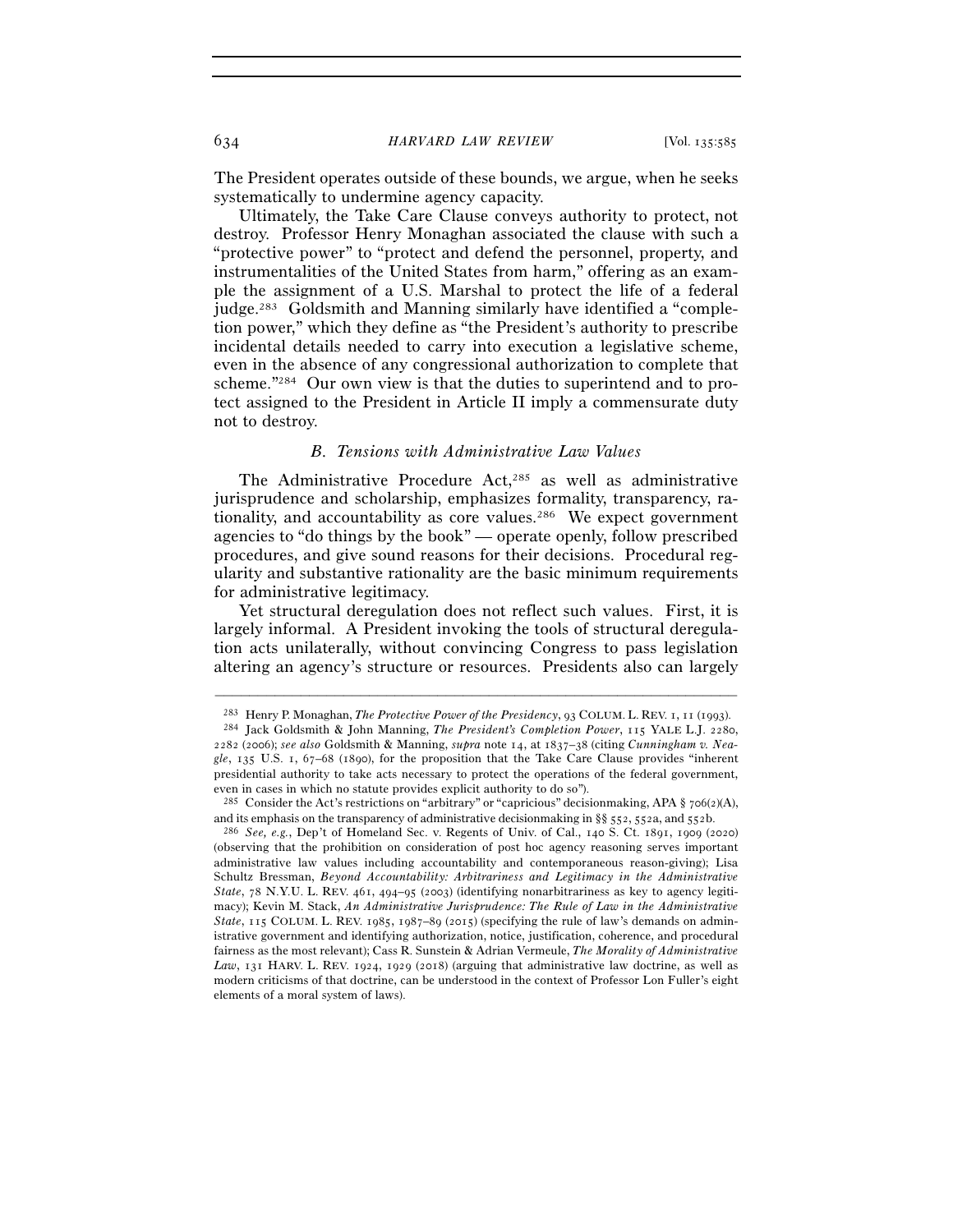The President operates outside of these bounds, we argue, when he seeks systematically to undermine agency capacity.

Ultimately, the Take Care Clause conveys authority to protect, not destroy. Professor Henry Monaghan associated the clause with such a "protective power" to "protect and defend the personnel, property, and instrumentalities of the United States from harm," offering as an example the assignment of a U.S. Marshal to protect the life of a federal judge.[283] Goldsmith and Manning similarly have identified a "completion power," which they define as "the President's authority to prescribe incidental details needed to carry into execution a legislative scheme, even in the absence of any congressional authorization to complete that scheme."[284] Our own view is that the duties to superintend and to protect assigned to the President in Article II imply a commensurate duty not to destroy.

### *B. Tensions with Administrative Law Values*

The Administrative Procedure Act,[285] as well as administrative jurisprudence and scholarship, emphasizes formality, transparency, rationality, and accountability as core values.[286] We expect government agencies to "do things by the book" — operate openly, follow prescribed procedures, and give sound reasons for their decisions. Procedural regularity and substantive rationality are the basic minimum requirements for administrative legitimacy.

Yet structural deregulation does not reflect such values. First, it is largely informal. A President invoking the tools of structural deregulation acts unilaterally, without convincing Congress to pass legislation altering an agency's structure or resources. Presidents also can largely

---

[283] Henry P. Monaghan, *The Protective Power of the Presidency*, 93 COLUM. L. REV. 1, 11 (1993).

[284] Jack Goldsmith & John Manning, *The President's Completion Power*, 115 YALE L.J. 2280, 2282 (2006); *see also* Goldsmith & Manning, *supra* note 14, at 1837–38 (citing *Cunningham v. Neagle*, 135 U.S. 1, 67–68 (1890), for the proposition that the Take Care Clause provides "inherent presidential authority to take acts necessary to protect the operations of the federal government, even in cases in which no statute provides explicit authority to do so").

[285] Consider the Act's restrictions on "arbitrary" or "capricious" decisionmaking, APA § 706(2)(A), and its emphasis on the transparency of administrative decisionmaking in §§ 552, 552a, and 552b.

[286] *See, e.g.*, Dep't of Homeland Sec. v. Regents of Univ. of Cal., 140 S. Ct. 1891, 1909 (2020) (observing that the prohibition on consideration of post hoc agency reasoning serves important administrative law values including accountability and contemporaneous reason-giving); Lisa Schultz Bressman, *Beyond Accountability: Arbitrariness and Legitimacy in the Administrative State*, 78 N.Y.U. L. REV. 461, 494–95 (2003) (identifying nonarbitrariness as key to agency legitimacy); Kevin M. Stack, *An Administrative Jurisprudence: The Rule of Law in the Administrative State*, 115 COLUM. L. REV. 1985, 1987–89 (2015) (specifying the rule of law's demands on administrative government and identifying authorization, notice, justification, coherence, and procedural fairness as the most relevant); Cass R. Sunstein & Adrian Vermeule, *The Morality of Administrative Law*, 131 HARV. L. REV. 1924, 1929 (2018) (arguing that administrative law doctrine, as well as modern criticisms of that doctrine, can be understood in the context of Professor Lon Fuller's eight elements of a moral system of laws).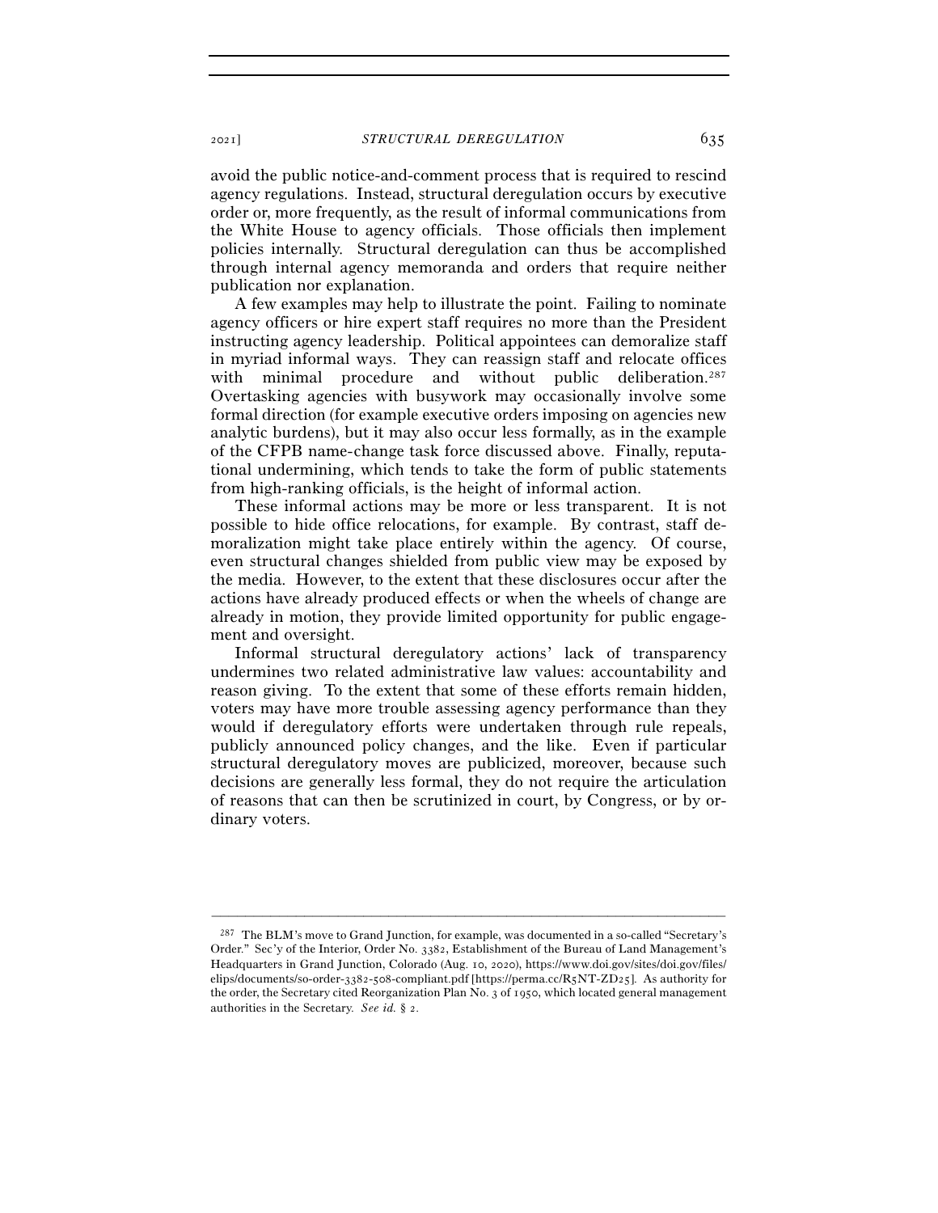avoid the public notice-and-comment process that is required to rescind agency regulations. Instead, structural deregulation occurs by executive order or, more frequently, as the result of informal communications from the White House to agency officials. Those officials then implement policies internally. Structural deregulation can thus be accomplished through internal agency memoranda and orders that require neither publication nor explanation.

A few examples may help to illustrate the point. Failing to nominate agency officers or hire expert staff requires no more than the President instructing agency leadership. Political appointees can demoralize staff in myriad informal ways. They can reassign staff and relocate offices with minimal procedure and without public deliberation.[287] Overtasking agencies with busywork may occasionally involve some formal direction (for example executive orders imposing on agencies new analytic burdens), but it may also occur less formally, as in the example of the CFPB name-change task force discussed above. Finally, reputational undermining, which tends to take the form of public statements from high-ranking officials, is the height of informal action.

These informal actions may be more or less transparent. It is not possible to hide office relocations, for example. By contrast, staff demoralization might take place entirely within the agency. Of course, even structural changes shielded from public view may be exposed by the media. However, to the extent that these disclosures occur after the actions have already produced effects or when the wheels of change are already in motion, they provide limited opportunity for public engagement and oversight.

Informal structural deregulatory actions' lack of transparency undermines two related administrative law values: accountability and reason giving. To the extent that some of these efforts remain hidden, voters may have more trouble assessing agency performance than they would if deregulatory efforts were undertaken through rule repeals, publicly announced policy changes, and the like. Even if particular structural deregulatory moves are publicized, moreover, because such decisions are generally less formal, they do not require the articulation of reasons that can then be scrutinized in court, by Congress, or by ordinary voters.

---

[287] The BLM's move to Grand Junction, for example, was documented in a so-called "Secretary's Order." Sec'y of the Interior, Order No. 3382, Establishment of the Bureau of Land Management's Headquarters in Grand Junction, Colorado (Aug. 10, 2020), https://www.doi.gov/sites/doi.gov/files/elips/documents/so-order-3382-508-compliant.pdf [https://perma.cc/R5NT-ZD25]. As authority for the order, the Secretary cited Reorganization Plan No. 3 of 1950, which located general management authorities in the Secretary. *See id.* § 2.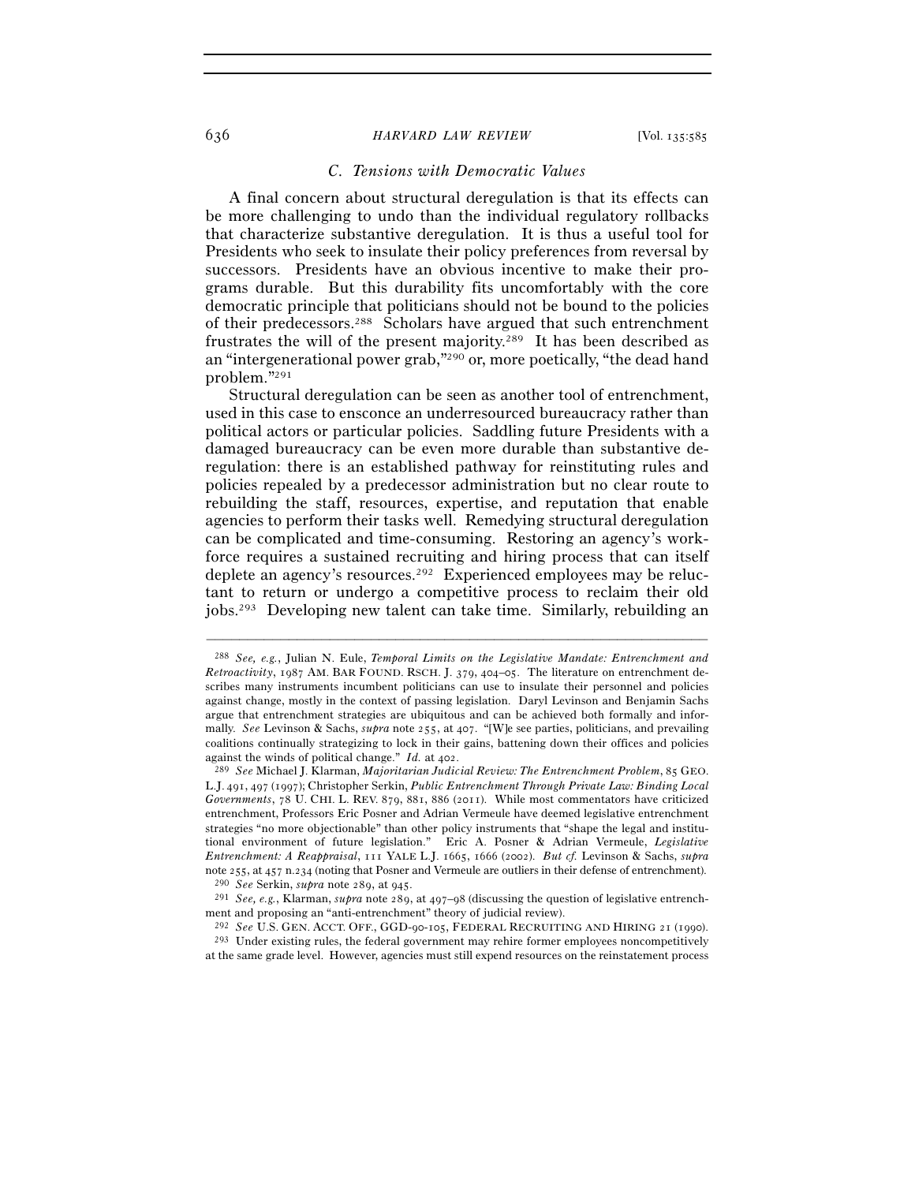### *C. Tensions with Democratic Values*

A final concern about structural deregulation is that its effects can be more challenging to undo than the individual regulatory rollbacks that characterize substantive deregulation. It is thus a useful tool for Presidents who seek to insulate their policy preferences from reversal by successors. Presidents have an obvious incentive to make their programs durable. But this durability fits uncomfortably with the core democratic principle that politicians should not be bound to the policies of their predecessors.[288] Scholars have argued that such entrenchment frustrates the will of the present majority.[289] It has been described as an "intergenerational power grab,"[290] or, more poetically, "the dead hand problem."[291]

Structural deregulation can be seen as another tool of entrenchment, used in this case to ensconce an underresourced bureaucracy rather than political actors or particular policies. Saddling future Presidents with a damaged bureaucracy can be even more durable than substantive deregulation: there is an established pathway for reinstituting rules and policies repealed by a predecessor administration but no clear route to rebuilding the staff, resources, expertise, and reputation that enable agencies to perform their tasks well. Remedying structural deregulation can be complicated and time-consuming. Restoring an agency's workforce requires a sustained recruiting and hiring process that can itself deplete an agency's resources.[292] Experienced employees may be reluctant to return or undergo a competitive process to reclaim their old jobs.[293] Developing new talent can take time. Similarly, rebuilding an

---

[288] *See, e.g.*, Julian N. Eule, *Temporal Limits on the Legislative Mandate: Entrenchment and Retroactivity*, 1987 AM. BAR FOUND. RSCH. J. 379, 404–05. The literature on entrenchment describes many instruments incumbent politicians can use to insulate their personnel and policies against change, mostly in the context of passing legislation. Daryl Levinson and Benjamin Sachs argue that entrenchment strategies are ubiquitous and can be achieved both formally and informally. *See* Levinson & Sachs, *supra* note 255, at 407. "[W]e see parties, politicians, and prevailing coalitions continually strategizing to lock in their gains, battening down their offices and policies against the winds of political change." *Id.* at 402.

[289] *See* Michael J. Klarman, *Majoritarian Judicial Review: The Entrenchment Problem*, 85 GEO. L.J. 491, 497 (1997); Christopher Serkin, *Public Entrenchment Through Private Law: Binding Local Governments*, 78 U. CHI. L. REV. 879, 881, 886 (2011). While most commentators have criticized entrenchment, Professors Eric Posner and Adrian Vermeule have deemed legislative entrenchment strategies "no more objectionable" than other policy instruments that "shape the legal and institutional environment of future legislation." Eric A. Posner & Adrian Vermeule, *Legislative Entrenchment: A Reappraisal*, 111 YALE L.J. 1665, 1666 (2002). *But cf.* Levinson & Sachs, *supra* note 255, at 457 n.234 (noting that Posner and Vermeule are outliers in their defense of entrenchment).

[290] *See* Serkin, *supra* note 289, at 945.

[291] *See, e.g.*, Klarman, *supra* note 289, at 497–98 (discussing the question of legislative entrenchment and proposing an "anti-entrenchment" theory of judicial review).

[292] *See* U.S. GEN. ACCT. OFF., GGD-90-105, FEDERAL RECRUITING AND HIRING 21 (1990).

[293] Under existing rules, the federal government may rehire former employees noncompetitively at the same grade level. However, agencies must still expend resources on the reinstatement process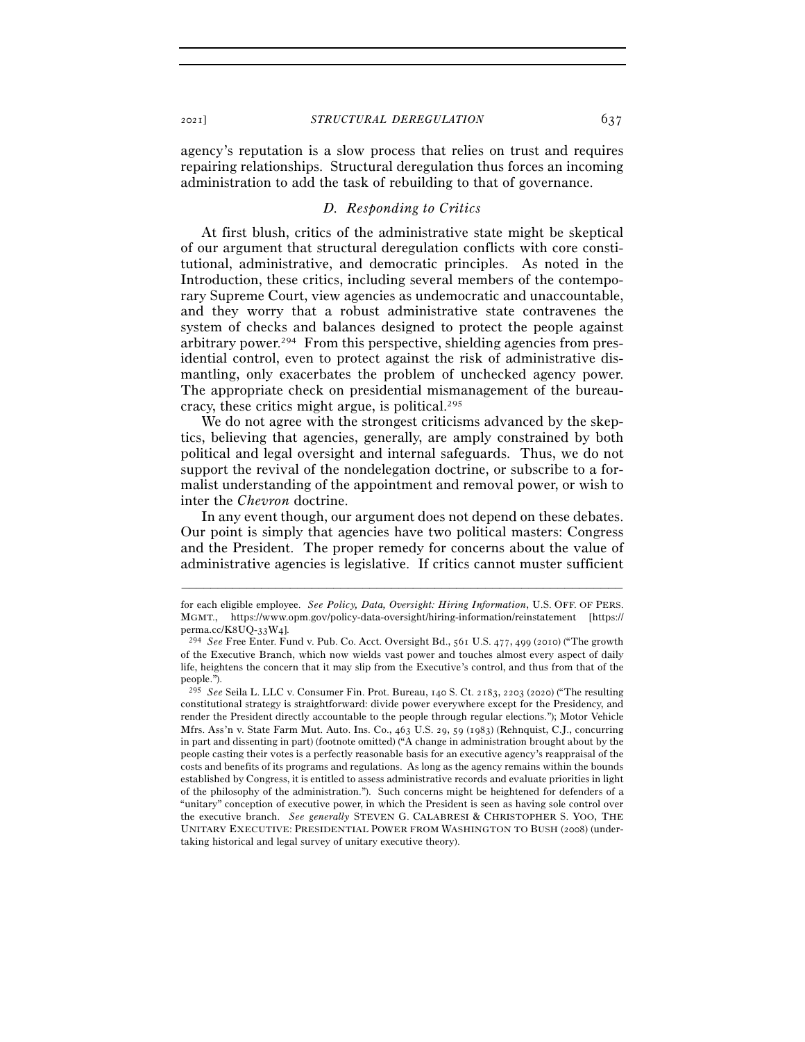agency's reputation is a slow process that relies on trust and requires repairing relationships. Structural deregulation thus forces an incoming administration to add the task of rebuilding to that of governance.

### *D. Responding to Critics*

At first blush, critics of the administrative state might be skeptical of our argument that structural deregulation conflicts with core constitutional, administrative, and democratic principles. As noted in the Introduction, these critics, including several members of the contemporary Supreme Court, view agencies as undemocratic and unaccountable, and they worry that a robust administrative state contravenes the system of checks and balances designed to protect the people against arbitrary power.[294] From this perspective, shielding agencies from presidential control, even to protect against the risk of administrative dismantling, only exacerbates the problem of unchecked agency power. The appropriate check on presidential mismanagement of the bureaucracy, these critics might argue, is political.[295]

We do not agree with the strongest criticisms advanced by the skeptics, believing that agencies, generally, are amply constrained by both political and legal oversight and internal safeguards. Thus, we do not support the revival of the nondelegation doctrine, or subscribe to a formalist understanding of the appointment and removal power, or wish to inter the *Chevron* doctrine.

In any event though, our argument does not depend on these debates. Our point is simply that agencies have two political masters: Congress and the President. The proper remedy for concerns about the value of administrative agencies is legislative. If critics cannot muster sufficient

---

for each eligible employee. *See Policy, Data, Oversight: Hiring Information*, U.S. OFF. OF PERS. MGMT., https://www.opm.gov/policy-data-oversight/hiring-information/reinstatement [https://perma.cc/K8UQ-33W4].

[294] *See* Free Enter. Fund v. Pub. Co. Acct. Oversight Bd., 561 U.S. 477, 499 (2010) ("The growth of the Executive Branch, which now wields vast power and touches almost every aspect of daily life, heightens the concern that it may slip from the Executive's control, and thus from that of the people.").

[295] *See* Seila L. LLC v. Consumer Fin. Prot. Bureau, 140 S. Ct. 2183, 2203 (2020) ("The resulting constitutional strategy is straightforward: divide power everywhere except for the Presidency, and render the President directly accountable to the people through regular elections."); Motor Vehicle Mfrs. Ass'n v. State Farm Mut. Auto. Ins. Co., 463 U.S. 29, 59 (1983) (Rehnquist, C.J., concurring in part and dissenting in part) (footnote omitted) ("A change in administration brought about by the people casting their votes is a perfectly reasonable basis for an executive agency's reappraisal of the costs and benefits of its programs and regulations. As long as the agency remains within the bounds established by Congress, it is entitled to assess administrative records and evaluate priorities in light of the philosophy of the administration."). Such concerns might be heightened for defenders of a "unitary" conception of executive power, in which the President is seen as having sole control over the executive branch. *See generally* STEVEN G. CALABRESI & CHRISTOPHER S. YOO, THE UNITARY EXECUTIVE: PRESIDENTIAL POWER FROM WASHINGTON TO BUSH (2008) (undertaking historical and legal survey of unitary executive theory).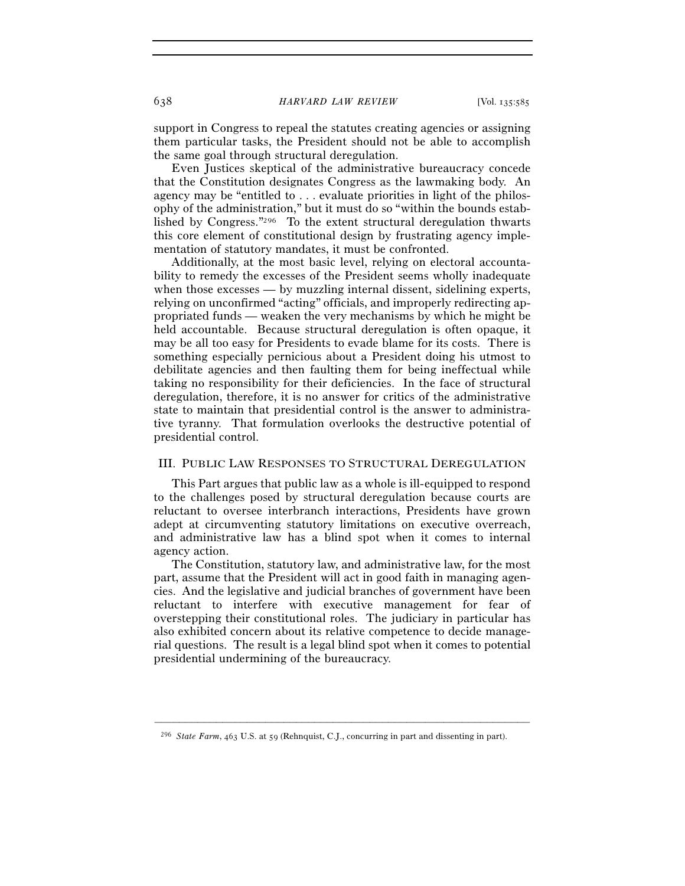support in Congress to repeal the statutes creating agencies or assigning them particular tasks, the President should not be able to accomplish the same goal through structural deregulation.

Even Justices skeptical of the administrative bureaucracy concede that the Constitution designates Congress as the lawmaking body. An agency may be "entitled to . . . evaluate priorities in light of the philosophy of the administration," but it must do so "within the bounds established by Congress."[296] To the extent structural deregulation thwarts this core element of constitutional design by frustrating agency implementation of statutory mandates, it must be confronted.

Additionally, at the most basic level, relying on electoral accountability to remedy the excesses of the President seems wholly inadequate when those excesses — by muzzling internal dissent, sidelining experts, relying on unconfirmed "acting" officials, and improperly redirecting appropriated funds — weaken the very mechanisms by which he might be held accountable. Because structural deregulation is often opaque, it may be all too easy for Presidents to evade blame for its costs. There is something especially pernicious about a President doing his utmost to debilitate agencies and then faulting them for being ineffectual while taking no responsibility for their deficiencies. In the face of structural deregulation, therefore, it is no answer for critics of the administrative state to maintain that presidential control is the answer to administrative tyranny. That formulation overlooks the destructive potential of presidential control.

## III. PUBLIC LAW RESPONSES TO STRUCTURAL DEREGULATION

This Part argues that public law as a whole is ill-equipped to respond to the challenges posed by structural deregulation because courts are reluctant to oversee interbranch interactions, Presidents have grown adept at circumventing statutory limitations on executive overreach, and administrative law has a blind spot when it comes to internal agency action.

The Constitution, statutory law, and administrative law, for the most part, assume that the President will act in good faith in managing agencies. And the legislative and judicial branches of government have been reluctant to interfere with executive management for fear of overstepping their constitutional roles. The judiciary in particular has also exhibited concern about its relative competence to decide managerial questions. The result is a legal blind spot when it comes to potential presidential undermining of the bureaucracy.

---

[296] *State Farm*, 463 U.S. at 59 (Rehnquist, C.J., concurring in part and dissenting in part).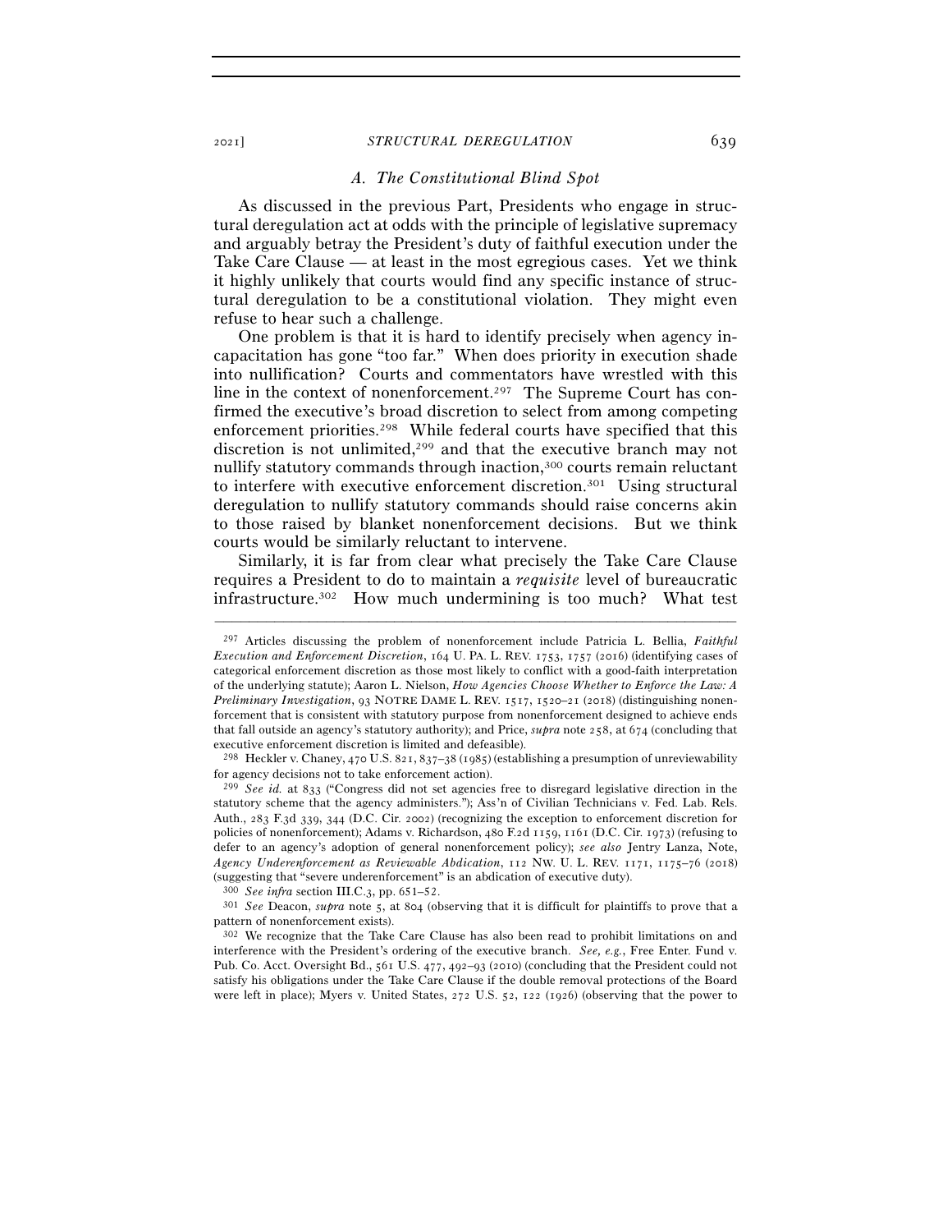### A. The Constitutional Blind Spot

As discussed in the previous Part, Presidents who engage in structural deregulation act at odds with the principle of legislative supremacy and arguably betray the President's duty of faithful execution under the Take Care Clause — at least in the most egregious cases. Yet we think it highly unlikely that courts would find any specific instance of structural deregulation to be a constitutional violation. They might even refuse to hear such a challenge.

One problem is that it is hard to identify precisely when agency incapacitation has gone "too far." When does priority in execution shade into nullification? Courts and commentators have wrestled with this line in the context of nonenforcement.[297] The Supreme Court has confirmed the executive's broad discretion to select from among competing enforcement priorities.[298] While federal courts have specified that this discretion is not unlimited,[299] and that the executive branch may not nullify statutory commands through inaction,[300] courts remain reluctant to interfere with executive enforcement discretion.[301] Using structural deregulation to nullify statutory commands should raise concerns akin to those raised by blanket nonenforcement decisions. But we think courts would be similarly reluctant to intervene.

Similarly, it is far from clear what precisely the Take Care Clause requires a President to do to maintain a *requisite* level of bureaucratic infrastructure.[302] How much undermining is too much? What test

---

[297] Articles discussing the problem of nonenforcement include Patricia L. Bellia, *Faithful Execution and Enforcement Discretion*, 164 U. PA. L. REV. 1753, 1757 (2016) (identifying cases of categorical enforcement discretion as those most likely to conflict with a good-faith interpretation of the underlying statute); Aaron L. Nielson, *How Agencies Choose Whether to Enforce the Law: A Preliminary Investigation*, 93 NOTRE DAME L. REV. 1517, 1520–21 (2018) (distinguishing nonenforcement that is consistent with statutory purpose from nonenforcement designed to achieve ends that fall outside an agency's statutory authority); and Price, *supra* note 258, at 674 (concluding that executive enforcement discretion is limited and defeasible).

[298] Heckler v. Chaney, 470 U.S. 821, 837–38 (1985) (establishing a presumption of unreviewability for agency decisions not to take enforcement action).

[299] *See id.* at 833 ("Congress did not set agencies free to disregard legislative direction in the statutory scheme that the agency administers."); Ass'n of Civilian Technicians v. Fed. Lab. Rels. Auth., 283 F.3d 339, 344 (D.C. Cir. 2002) (recognizing the exception to enforcement discretion for policies of nonenforcement); Adams v. Richardson, 480 F.2d 1159, 1161 (D.C. Cir. 1973) (refusing to defer to an agency's adoption of general nonenforcement policy); *see also* Jentry Lanza, Note, *Agency Underenforcement as Reviewable Abdication*, 112 NW. U. L. REV. 1171, 1175–76 (2018) (suggesting that "severe underenforcement" is an abdication of executive duty).

[300] *See infra* section III.C.3, pp. 651–52.

[301] *See* Deacon, *supra* note 5, at 804 (observing that it is difficult for plaintiffs to prove that a pattern of nonenforcement exists).

[302] We recognize that the Take Care Clause has also been read to prohibit limitations on and interference with the President's ordering of the executive branch. *See, e.g.*, Free Enter. Fund v. Pub. Co. Acct. Oversight Bd., 561 U.S. 477, 492–93 (2010) (concluding that the President could not satisfy his obligations under the Take Care Clause if the double removal protections of the Board were left in place); Myers v. United States, 272 U.S. 52, 122 (1926) (observing that the power to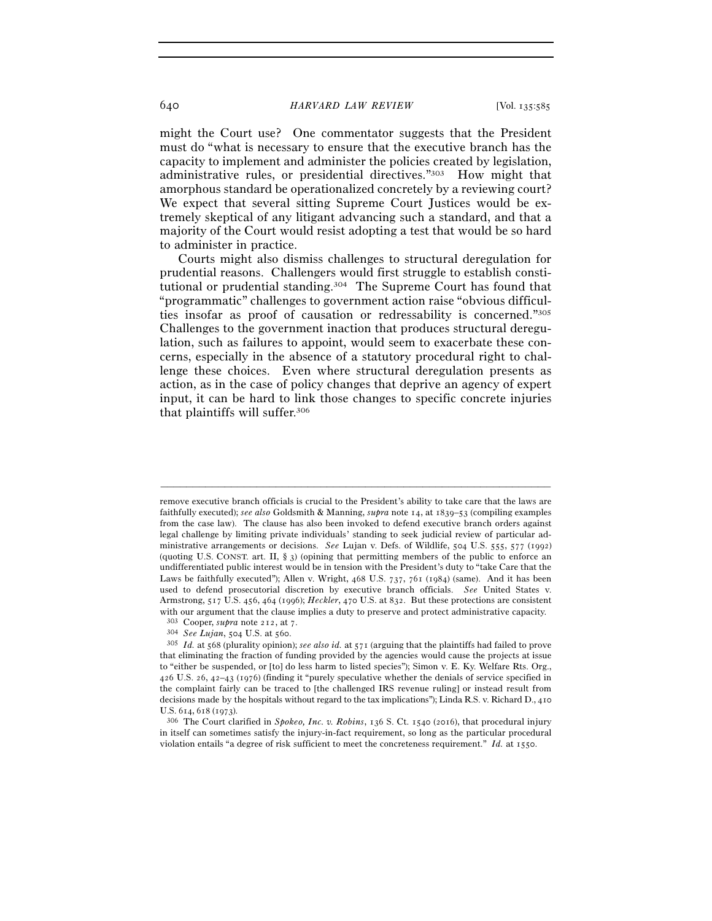might the Court use? One commentator suggests that the President must do "what is necessary to ensure that the executive branch has the capacity to implement and administer the policies created by legislation, administrative rules, or presidential directives."[303] How might that amorphous standard be operationalized concretely by a reviewing court? We expect that several sitting Supreme Court Justices would be extremely skeptical of any litigant advancing such a standard, and that a majority of the Court would resist adopting a test that would be so hard to administer in practice.

Courts might also dismiss challenges to structural deregulation for prudential reasons. Challengers would first struggle to establish constitutional or prudential standing.[304] The Supreme Court has found that "programmatic" challenges to government action raise "obvious difficulties insofar as proof of causation or redressability is concerned."[305] Challenges to the government inaction that produces structural deregulation, such as failures to appoint, would seem to exacerbate these concerns, especially in the absence of a statutory procedural right to challenge these choices. Even where structural deregulation presents as action, as in the case of policy changes that deprive an agency of expert input, it can be hard to link those changes to specific concrete injuries that plaintiffs will suffer.[306]

---

remove executive branch officials is crucial to the President's ability to take care that the laws are faithfully executed); *see also* Goldsmith & Manning, *supra* note 14, at 1839–53 (compiling examples from the case law). The clause has also been invoked to defend executive branch orders against legal challenge by limiting private individuals' standing to seek judicial review of particular administrative arrangements or decisions. *See* Lujan v. Defs. of Wildlife, 504 U.S. 555, 577 (1992) (quoting U.S. CONST. art. II, § 3) (opining that permitting members of the public to enforce an undifferentiated public interest would be in tension with the President's duty to "take Care that the Laws be faithfully executed"); Allen v. Wright, 468 U.S. 737, 761 (1984) (same). And it has been used to defend prosecutorial discretion by executive branch officials. *See* United States v. Armstrong, 517 U.S. 456, 464 (1996); *Heckler*, 470 U.S. at 832. But these protections are consistent with our argument that the clause implies a duty to preserve and protect administrative capacity.

[303] Cooper, *supra* note 212, at 7.

[304] *See Lujan*, 504 U.S. at 560.

[305] *Id.* at 568 (plurality opinion); *see also id.* at 571 (arguing that the plaintiffs had failed to prove that eliminating the fraction of funding provided by the agencies would cause the projects at issue to "either be suspended, or [to] do less harm to listed species"); Simon v. E. Ky. Welfare Rts. Org., 426 U.S. 26, 42–43 (1976) (finding it "purely speculative whether the denials of service specified in the complaint fairly can be traced to [the challenged IRS revenue ruling] or instead result from decisions made by the hospitals without regard to the tax implications"); Linda R.S. v. Richard D., 410 U.S. 614, 618 (1973).

[306] The Court clarified in *Spokeo, Inc. v. Robins*, 136 S. Ct. 1540 (2016), that procedural injury in itself can sometimes satisfy the injury-in-fact requirement, so long as the particular procedural violation entails "a degree of risk sufficient to meet the concreteness requirement." *Id.* at 1550.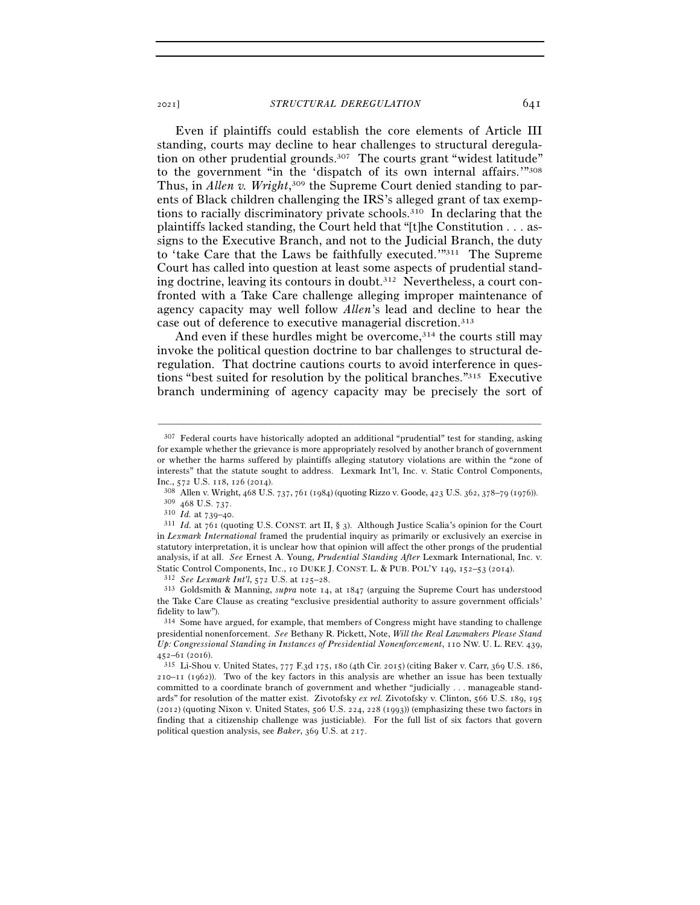Even if plaintiffs could establish the core elements of Article III standing, courts may decline to hear challenges to structural deregulation on other prudential grounds.[307] The courts grant "widest latitude" to the government "in the 'dispatch of its own internal affairs.'"[308] Thus, in *Allen v. Wright*,[309] the Supreme Court denied standing to parents of Black children challenging the IRS's alleged grant of tax exemptions to racially discriminatory private schools.[310] In declaring that the plaintiffs lacked standing, the Court held that "[t]he Constitution . . . assigns to the Executive Branch, and not to the Judicial Branch, the duty to 'take Care that the Laws be faithfully executed.'"[311] The Supreme Court has called into question at least some aspects of prudential standing doctrine, leaving its contours in doubt.[312] Nevertheless, a court confronted with a Take Care challenge alleging improper maintenance of agency capacity may well follow *Allen*'s lead and decline to hear the case out of deference to executive managerial discretion.[313]

And even if these hurdles might be overcome,[314] the courts still may invoke the political question doctrine to bar challenges to structural deregulation. That doctrine cautions courts to avoid interference in questions "best suited for resolution by the political branches."[315] Executive branch undermining of agency capacity may be precisely the sort of

---

[307] Federal courts have historically adopted an additional "prudential" test for standing, asking for example whether the grievance is more appropriately resolved by another branch of government or whether the harms suffered by plaintiffs alleging statutory violations are within the "zone of interests" that the statute sought to address. Lexmark Int'l, Inc. v. Static Control Components, Inc., 572 U.S. 118, 126 (2014).

[308] Allen v. Wright, 468 U.S. 737, 761 (1984) (quoting Rizzo v. Goode, 423 U.S. 362, 378–79 (1976)).

[309] 468 U.S. 737.

[310] *Id.* at 739–40.

[311] *Id.* at 761 (quoting U.S. CONST. art II, § 3). Although Justice Scalia's opinion for the Court in *Lexmark International* framed the prudential inquiry as primarily or exclusively an exercise in statutory interpretation, it is unclear how that opinion will affect the other prongs of the prudential analysis, if at all. *See* Ernest A. Young, *Prudential Standing After* Lexmark International, Inc. v. Static Control Components, Inc., 10 DUKE J. CONST. L. & PUB. POL'Y 149, 152–53 (2014).

[312] *See Lexmark Int'l*, 572 U.S. at 125–28.

[313] Goldsmith & Manning, *supra* note 14, at 1847 (arguing the Supreme Court has understood the Take Care Clause as creating "exclusive presidential authority to assure government officials' fidelity to law").

[314] Some have argued, for example, that members of Congress might have standing to challenge presidential nonenforcement. *See* Bethany R. Pickett, Note, *Will the Real Lawmakers Please Stand Up: Congressional Standing in Instances of Presidential Nonenforcement*, 110 NW. U. L. REV. 439, 452–61 (2016).

[315] Li-Shou v. United States, 777 F.3d 175, 180 (4th Cir. 2015) (citing Baker v. Carr, 369 U.S. 186, 210–11 (1962)). Two of the key factors in this analysis are whether an issue has been textually committed to a coordinate branch of government and whether "judicially . . . manageable standards" for resolution of the matter exist. Zivotofsky *ex rel.* Zivotofsky v. Clinton, 566 U.S. 189, 195 (2012) (quoting Nixon v. United States, 506 U.S. 224, 228 (1993)) (emphasizing these two factors in finding that a citizenship challenge was justiciable). For the full list of six factors that govern political question analysis, see *Baker*, 369 U.S. at 217.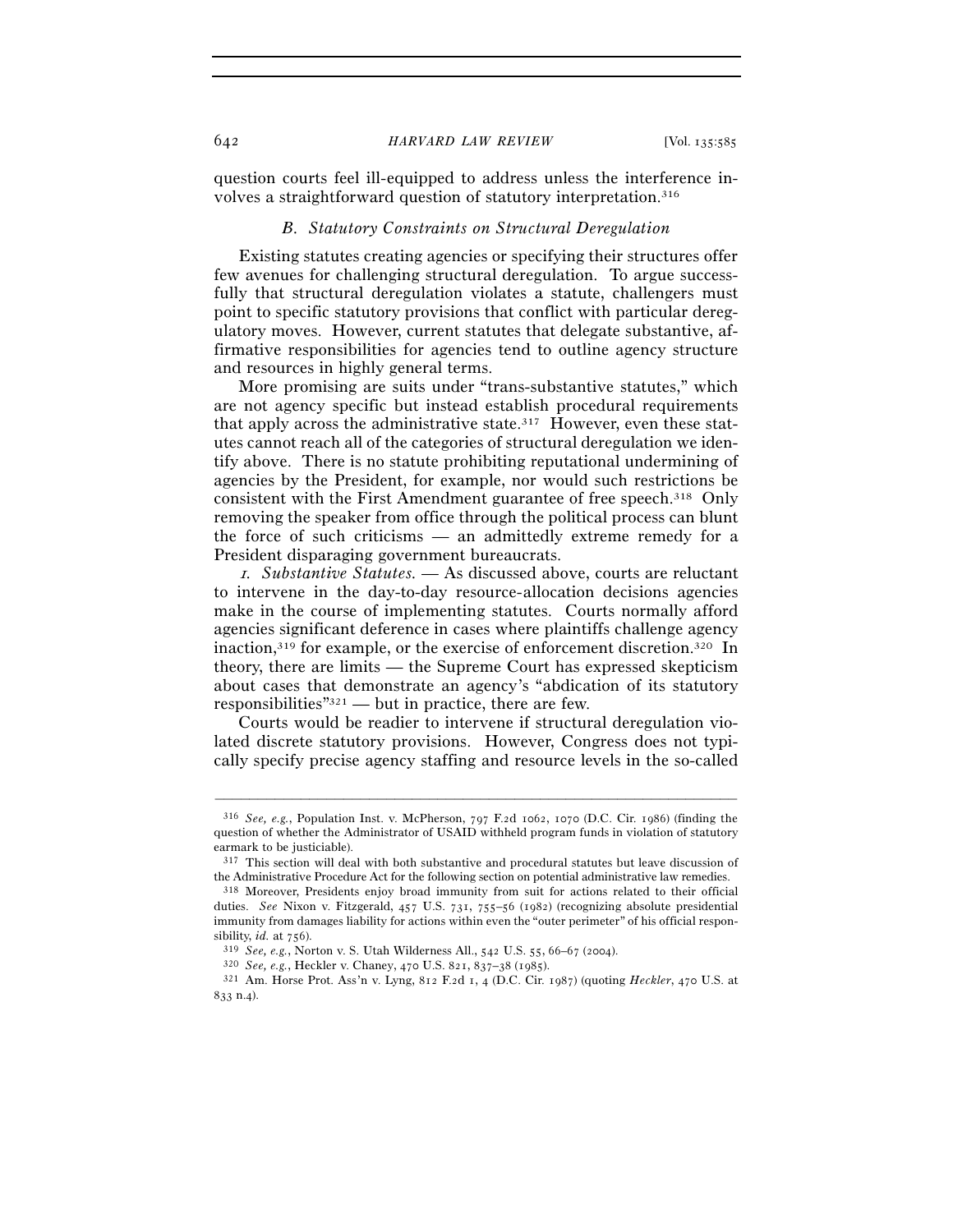question courts feel ill-equipped to address unless the interference involves a straightforward question of statutory interpretation.[316]

### *B. Statutory Constraints on Structural Deregulation*

Existing statutes creating agencies or specifying their structures offer few avenues for challenging structural deregulation. To argue successfully that structural deregulation violates a statute, challengers must point to specific statutory provisions that conflict with particular deregulatory moves. However, current statutes that delegate substantive, affirmative responsibilities for agencies tend to outline agency structure and resources in highly general terms.

More promising are suits under "trans-substantive statutes," which are not agency specific but instead establish procedural requirements that apply across the administrative state.[317] However, even these statutes cannot reach all of the categories of structural deregulation we identify above. There is no statute prohibiting reputational undermining of agencies by the President, for example, nor would such restrictions be consistent with the First Amendment guarantee of free speech.[318] Only removing the speaker from office through the political process can blunt the force of such criticisms — an admittedly extreme remedy for a President disparaging government bureaucrats.

*1. Substantive Statutes.* — As discussed above, courts are reluctant to intervene in the day-to-day resource-allocation decisions agencies make in the course of implementing statutes. Courts normally afford agencies significant deference in cases where plaintiffs challenge agency inaction,[319] for example, or the exercise of enforcement discretion.[320] In theory, there are limits — the Supreme Court has expressed skepticism about cases that demonstrate an agency's "abdication of its statutory responsibilities"[321] — but in practice, there are few.

Courts would be readier to intervene if structural deregulation violated discrete statutory provisions. However, Congress does not typically specify precise agency staffing and resource levels in the so-called

---

[316] *See, e.g.*, Population Inst. v. McPherson, 797 F.2d 1062, 1070 (D.C. Cir. 1986) (finding the question of whether the Administrator of USAID withheld program funds in violation of statutory earmark to be justiciable).

[317] This section will deal with both substantive and procedural statutes but leave discussion of the Administrative Procedure Act for the following section on potential administrative law remedies.

[318] Moreover, Presidents enjoy broad immunity from suit for actions related to their official duties. *See* Nixon v. Fitzgerald, 457 U.S. 731, 755–56 (1982) (recognizing absolute presidential immunity from damages liability for actions within even the "outer perimeter" of his official responsibility, *id.* at 756).

[319] *See, e.g.*, Norton v. S. Utah Wilderness All., 542 U.S. 55, 66–67 (2004).

[320] *See, e.g.*, Heckler v. Chaney, 470 U.S. 821, 837–38 (1985).

[321] Am. Horse Prot. Ass'n v. Lyng, 812 F.2d 1, 4 (D.C. Cir. 1987) (quoting *Heckler*, 470 U.S. at 833 n.4).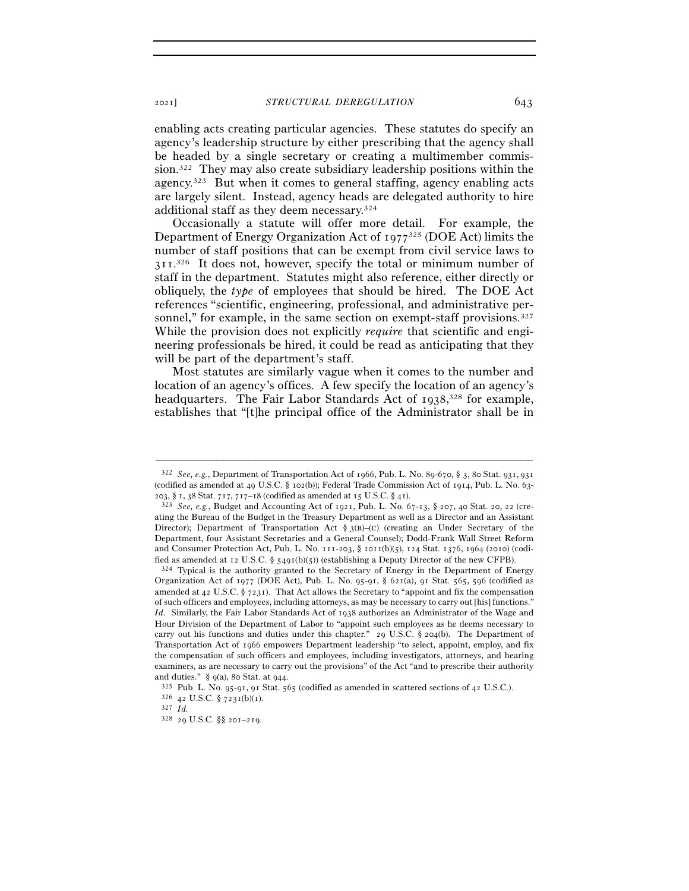enabling acts creating particular agencies. These statutes do specify an agency's leadership structure by either prescribing that the agency shall be headed by a single secretary or creating a multimember commission.[322] They may also create subsidiary leadership positions within the agency.[323] But when it comes to general staffing, agency enabling acts are largely silent. Instead, agency heads are delegated authority to hire additional staff as they deem necessary.[324]

Occasionally a statute will offer more detail. For example, the Department of Energy Organization Act of 1977[325] (DOE Act) limits the number of staff positions that can be exempt from civil service laws to 311.[326] It does not, however, specify the total or minimum number of staff in the department. Statutes might also reference, either directly or obliquely, the *type* of employees that should be hired. The DOE Act references "scientific, engineering, professional, and administrative personnel," for example, in the same section on exempt-staff provisions.[327] While the provision does not explicitly *require* that scientific and engineering professionals be hired, it could be read as anticipating that they will be part of the department's staff.

Most statutes are similarly vague when it comes to the number and location of an agency's offices. A few specify the location of an agency's headquarters. The Fair Labor Standards Act of 1938,[328] for example, establishes that "[t]he principal office of the Administrator shall be in

---

[322] *See, e.g.*, Department of Transportation Act of 1966, Pub. L. No. 89-670, § 3, 80 Stat. 931, 931 (codified as amended at 49 U.S.C. § 102(b)); Federal Trade Commission Act of 1914, Pub. L. No. 63-203, § 1, 38 Stat. 717, 717–18 (codified as amended at 15 U.S.C. § 41).

[323] *See, e.g.*, Budget and Accounting Act of 1921, Pub. L. No. 67-13, § 207, 40 Stat. 20, 22 (creating the Bureau of the Budget in the Treasury Department as well as a Director and an Assistant Director); Department of Transportation Act § 3(B)–(C) (creating an Under Secretary of the Department, four Assistant Secretaries and a General Counsel); Dodd-Frank Wall Street Reform and Consumer Protection Act, Pub. L. No. 111-203, § 1011(b)(5), 124 Stat. 1376, 1964 (2010) (codified as amended at 12 U.S.C. § 5491(b)(5)) (establishing a Deputy Director of the new CFPB).

[324] Typical is the authority granted to the Secretary of Energy in the Department of Energy Organization Act of 1977 (DOE Act), Pub. L. No. 95-91, § 621(a), 91 Stat. 565, 596 (codified as amended at 42 U.S.C. § 7231). That Act allows the Secretary to "appoint and fix the compensation of such officers and employees, including attorneys, as may be necessary to carry out [his] functions." *Id.* Similarly, the Fair Labor Standards Act of 1938 authorizes an Administrator of the Wage and Hour Division of the Department of Labor to "appoint such employees as he deems necessary to carry out his functions and duties under this chapter." 29 U.S.C. § 204(b). The Department of Transportation Act of 1966 empowers Department leadership "to select, appoint, employ, and fix the compensation of such officers and employees, including investigators, attorneys, and hearing examiners, as are necessary to carry out the provisions" of the Act "and to prescribe their authority and duties." § 9(a), 80 Stat. at 944.

[325] Pub. L. No. 95-91, 91 Stat. 565 (codified as amended in scattered sections of 42 U.S.C.).

[326] 42 U.S.C. § 7231(b)(1).

[327] *Id.*

[328] 29 U.S.C. §§ 201–219.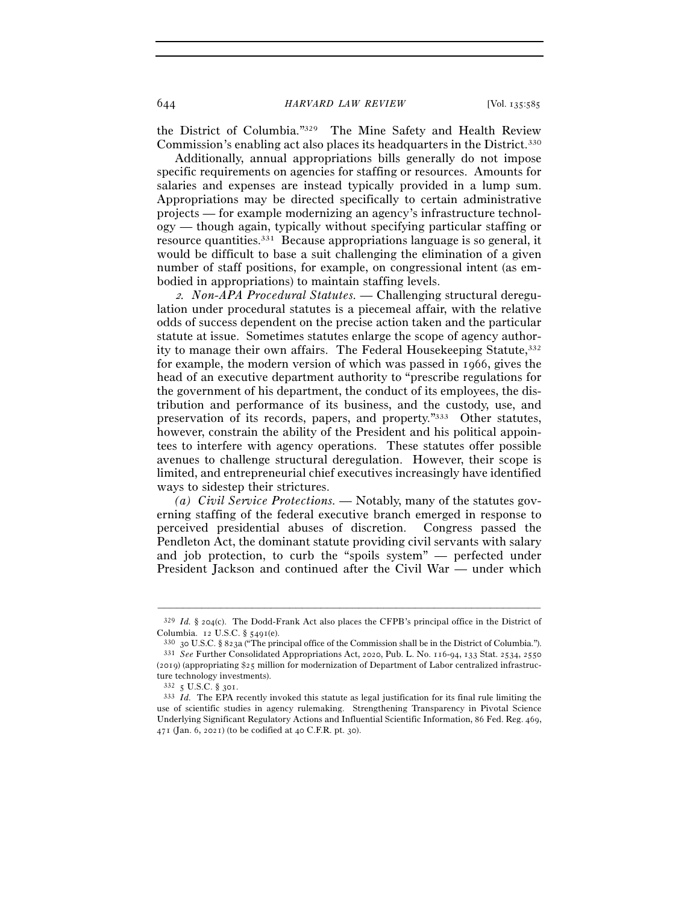the District of Columbia."[329] The Mine Safety and Health Review Commission's enabling act also places its headquarters in the District.[330]

Additionally, annual appropriations bills generally do not impose specific requirements on agencies for staffing or resources. Amounts for salaries and expenses are instead typically provided in a lump sum. Appropriations may be directed specifically to certain administrative projects — for example modernizing an agency's infrastructure technology — though again, typically without specifying particular staffing or resource quantities.[331] Because appropriations language is so general, it would be difficult to base a suit challenging the elimination of a given number of staff positions, for example, on congressional intent (as embodied in appropriations) to maintain staffing levels.

*2. Non-APA Procedural Statutes.* — Challenging structural deregulation under procedural statutes is a piecemeal affair, with the relative odds of success dependent on the precise action taken and the particular statute at issue. Sometimes statutes enlarge the scope of agency authority to manage their own affairs. The Federal Housekeeping Statute,[332] for example, the modern version of which was passed in 1966, gives the head of an executive department authority to "prescribe regulations for the government of his department, the conduct of its employees, the distribution and performance of its business, and the custody, use, and preservation of its records, papers, and property."[333] Other statutes, however, constrain the ability of the President and his political appointees to interfere with agency operations. These statutes offer possible avenues to challenge structural deregulation. However, their scope is limited, and entrepreneurial chief executives increasingly have identified ways to sidestep their strictures.

*(a) Civil Service Protections.* — Notably, many of the statutes governing staffing of the federal executive branch emerged in response to perceived presidential abuses of discretion. Congress passed the Pendleton Act, the dominant statute providing civil servants with salary and job protection, to curb the "spoils system" — perfected under President Jackson and continued after the Civil War — under which

---

[329] *Id.* § 204(c). The Dodd-Frank Act also places the CFPB's principal office in the District of Columbia. 12 U.S.C. § 5491(e).

[330] 30 U.S.C. § 823a ("The principal office of the Commission shall be in the District of Columbia.").

[331] *See* Further Consolidated Appropriations Act, 2020, Pub. L. No. 116-94, 133 Stat. 2534, 2550 (2019) (appropriating $25 million for modernization of Department of Labor centralized infrastructure technology investments).

[332] 5 U.S.C. § 301.

[333] *Id.* The EPA recently invoked this statute as legal justification for its final rule limiting the use of scientific studies in agency rulemaking. Strengthening Transparency in Pivotal Science Underlying Significant Regulatory Actions and Influential Scientific Information, 86 Fed. Reg. 469, 471 (Jan. 6, 2021) (to be codified at 40 C.F.R. pt. 30).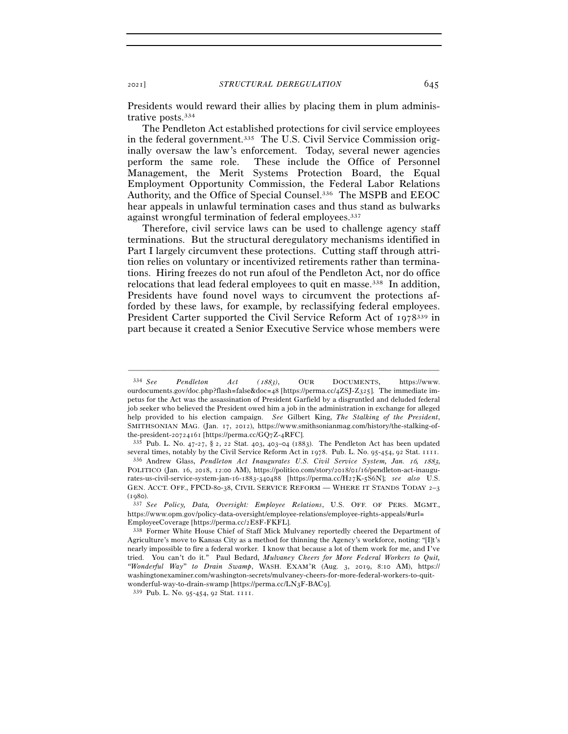Presidents would reward their allies by placing them in plum administrative posts.[334]

The Pendleton Act established protections for civil service employees in the federal government.[335] The U.S. Civil Service Commission originally oversaw the law's enforcement. Today, several newer agencies perform the same role. These include the Office of Personnel Management, the Merit Systems Protection Board, the Equal Employment Opportunity Commission, the Federal Labor Relations Authority, and the Office of Special Counsel.[336] The MSPB and EEOC hear appeals in unlawful termination cases and thus stand as bulwarks against wrongful termination of federal employees.[337]

Therefore, civil service laws can be used to challenge agency staff terminations. But the structural deregulatory mechanisms identified in Part I largely circumvent these protections. Cutting staff through attrition relies on voluntary or incentivized retirements rather than terminations. Hiring freezes do not run afoul of the Pendleton Act, nor do office relocations that lead federal employees to quit en masse.[338] In addition, Presidents have found novel ways to circumvent the protections afforded by these laws, for example, by reclassifying federal employees. President Carter supported the Civil Service Reform Act of 1978[339] in part because it created a Senior Executive Service whose members were

---

[334] *See Pendleton Act (1883)*, OUR DOCUMENTS, https://www.ourdocuments.gov/doc.php?flash=false&doc=48 [https://perma.cc/4ZSJ-Z325]. The immediate impetus for the Act was the assassination of President Garfield by a disgruntled and deluded federal job seeker who believed the President owed him a job in the administration in exchange for alleged help provided to his election campaign. *See* Gilbert King, *The Stalking of the President*, SMITHSONIAN MAG. (Jan. 17, 2012), https://www.smithsonianmag.com/history/the-stalking-of-the-president-20724161 [https://perma.cc/GQ7Z-4RFC].

[335] Pub. L. No. 47-27, § 2, 22 Stat. 403, 403–04 (1883). The Pendleton Act has been updated several times, notably by the Civil Service Reform Act in 1978. Pub. L. No. 95-454, 92 Stat. 1111.

[336] Andrew Glass, *Pendleton Act Inaugurates U.S. Civil Service System, Jan. 16, 1883*, POLITICO (Jan. 16, 2018, 12:00 AM), https://politico.com/story/2018/01/16/pendleton-act-inaugurates-us-civil-service-system-jan-16-1883-340488 [https://perma.cc/H27K-5S6N]; *see also* U.S. GEN. ACCT. OFF., FPCD-80-38, CIVIL SERVICE REFORM — WHERE IT STANDS TODAY 2–3 (1980).

[337] *See Policy, Data, Oversight: Employee Relations*, U.S. OFF. OF PERS. MGMT., https://www.opm.gov/policy-data-oversight/employee-relations/employee-rights-appeals/#url=EmployeeCoverage [https://perma.cc/2E8F-FKFL].

[338] Former White House Chief of Staff Mick Mulvaney reportedly cheered the Department of Agriculture's move to Kansas City as a method for thinning the Agency's workforce, noting: "[I]t's nearly impossible to fire a federal worker. I know that because a lot of them work for me, and I've tried. You can't do it." Paul Bedard, *Mulvaney Cheers for More Federal Workers to Quit, "Wonderful Way" to Drain Swamp*, WASH. EXAM'R (Aug. 3, 2019, 8:10 AM), https://washingtonexaminer.com/washington-secrets/mulvaney-cheers-for-more-federal-workers-to-quit-wonderful-way-to-drain-swamp [https://perma.cc/LN3F-BAC9].

[339] Pub. L. No. 95-454, 92 Stat. 1111.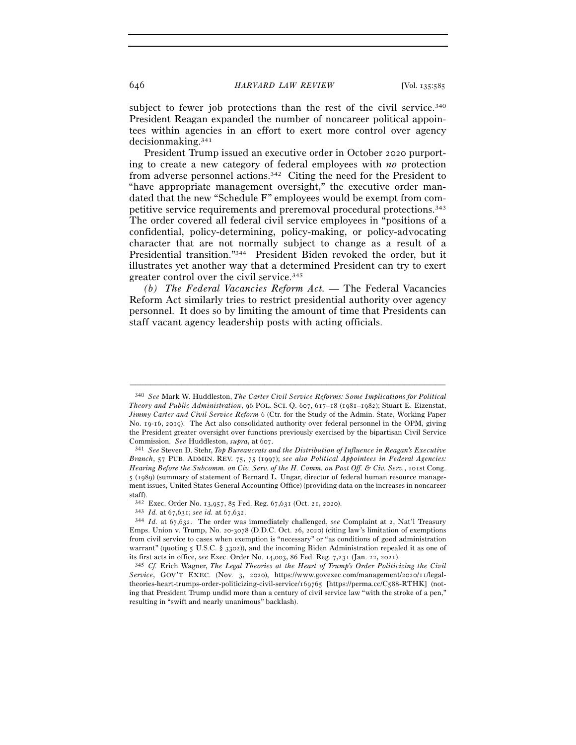subject to fewer job protections than the rest of the civil service.[340] President Reagan expanded the number of noncareer political appointees within agencies in an effort to exert more control over agency decisionmaking.[341]

President Trump issued an executive order in October 2020 purporting to create a new category of federal employees with *no* protection from adverse personnel actions.[342] Citing the need for the President to "have appropriate management oversight," the executive order mandated that the new "Schedule F" employees would be exempt from competitive service requirements and preremoval procedural protections.[343] The order covered all federal civil service employees in "positions of a confidential, policy-determining, policy-making, or policy-advocating character that are not normally subject to change as a result of a Presidential transition."[344] President Biden revoked the order, but it illustrates yet another way that a determined President can try to exert greater control over the civil service.[345]

*(b) The Federal Vacancies Reform Act.* — The Federal Vacancies Reform Act similarly tries to restrict presidential authority over agency personnel. It does so by limiting the amount of time that Presidents can staff vacant agency leadership posts with acting officials.

---

[340] *See* Mark W. Huddleston, *The Carter Civil Service Reforms: Some Implications for Political Theory and Public Administration*, 96 POL. SCI. Q. 607, 617–18 (1981–1982); Stuart E. Eizenstat, *Jimmy Carter and Civil Service Reform* 6 (Ctr. for the Study of the Admin. State, Working Paper No. 19-16, 2019). The Act also consolidated authority over federal personnel in the OPM, giving the President greater oversight over functions previously exercised by the bipartisan Civil Service Commission. *See* Huddleston, *supra*, at 607.

[341] *See* Steven D. Stehr, *Top Bureaucrats and the Distribution of Influence in Reagan's Executive Branch*, 57 PUB. ADMIN. REV. 75, 75 (1997); *see also Political Appointees in Federal Agencies: Hearing Before the Subcomm. on Civ. Serv. of the H. Comm. on Post Off. & Civ. Serv.*, 101st Cong. 5 (1989) (summary of statement of Bernard L. Ungar, director of federal human resource management issues, United States General Accounting Office) (providing data on the increases in noncareer staff).

[342] Exec. Order No. 13,957, 85 Fed. Reg. 67,631 (Oct. 21, 2020).

[343] *Id.* at 67,631; *see id.* at 67,632.

[344] *Id.* at 67,632. The order was immediately challenged, *see* Complaint at 2, Nat'l Treasury Emps. Union v. Trump, No. 20-3078 (D.D.C. Oct. 26, 2020) (citing law's limitation of exemptions from civil service to cases when exemption is "necessary" or "as conditions of good administration warrant" (quoting 5 U.S.C. § 3302)), and the incoming Biden Administration repealed it as one of its first acts in office, *see* Exec. Order No. 14,003, 86 Fed. Reg. 7,231 (Jan. 22, 2021).

[345] *Cf.* Erich Wagner, *The Legal Theories at the Heart of Trump's Order Politicizing the Civil Service*, GOV'T EXEC. (Nov. 3, 2020), https://www.govexec.com/management/2020/11/legal-theories-heart-trumps-order-politicizing-civil-service/169765 [https://perma.cc/C588-RTHK] (noting that President Trump undid more than a century of civil service law "with the stroke of a pen," resulting in "swift and nearly unanimous" backlash).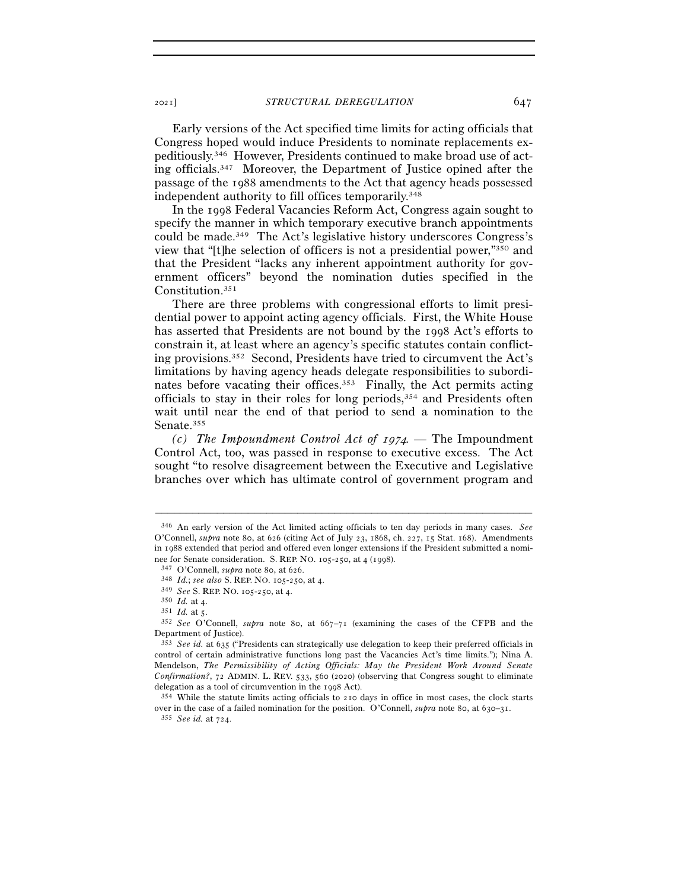Early versions of the Act specified time limits for acting officials that Congress hoped would induce Presidents to nominate replacements expeditiously.[346] However, Presidents continued to make broad use of acting officials.[347] Moreover, the Department of Justice opined after the passage of the 1988 amendments to the Act that agency heads possessed independent authority to fill offices temporarily.[348]

In the 1998 Federal Vacancies Reform Act, Congress again sought to specify the manner in which temporary executive branch appointments could be made.[349] The Act's legislative history underscores Congress's view that "[t]he selection of officers is not a presidential power,"[350] and that the President "lacks any inherent appointment authority for government officers" beyond the nomination duties specified in the Constitution.[351]

There are three problems with congressional efforts to limit presidential power to appoint acting agency officials. First, the White House has asserted that Presidents are not bound by the 1998 Act's efforts to constrain it, at least where an agency's specific statutes contain conflicting provisions.[352] Second, Presidents have tried to circumvent the Act's limitations by having agency heads delegate responsibilities to subordinates before vacating their offices.[353] Finally, the Act permits acting officials to stay in their roles for long periods,[354] and Presidents often wait until near the end of that period to send a nomination to the Senate.[355]

*(c) The Impoundment Control Act of 1974.* — The Impoundment Control Act, too, was passed in response to executive excess. The Act sought "to resolve disagreement between the Executive and Legislative branches over which has ultimate control of government program and

---

[346] An early version of the Act limited acting officials to ten day periods in many cases. *See* O'Connell, *supra* note 80, at 626 (citing Act of July 23, 1868, ch. 227, 15 Stat. 168). Amendments in 1988 extended that period and offered even longer extensions if the President submitted a nominee for Senate consideration. S. REP. NO. 105-250, at 4 (1998).

[347] O'Connell, *supra* note 80, at 626.

[348] *Id.*; *see also* S. REP. NO. 105-250, at 4.

[349] *See* S. REP. NO. 105-250, at 4.

[350] *Id.* at 4.

[351] *Id.* at 5.

[352] *See* O'Connell, *supra* note 80, at 667–71 (examining the cases of the CFPB and the Department of Justice).

[353] *See id.* at 635 ("Presidents can strategically use delegation to keep their preferred officials in control of certain administrative functions long past the Vacancies Act's time limits."); Nina A. Mendelson, *The Permissibility of Acting Officials: May the President Work Around Senate Confirmation?*, 72 ADMIN. L. REV. 533, 560 (2020) (observing that Congress sought to eliminate delegation as a tool of circumvention in the 1998 Act).

[354] While the statute limits acting officials to 210 days in office in most cases, the clock starts over in the case of a failed nomination for the position. O'Connell, *supra* note 80, at 630–31.

[355] *See id.* at 724.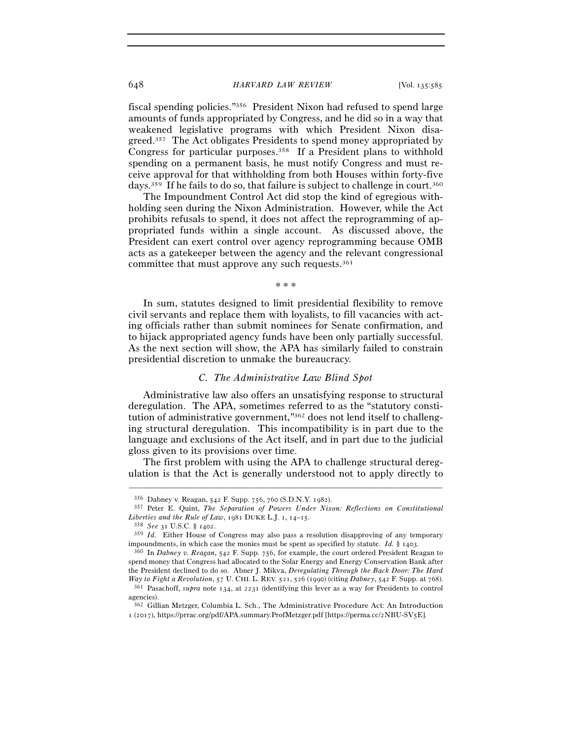fiscal spending policies."[356] President Nixon had refused to spend large amounts of funds appropriated by Congress, and he did so in a way that weakened legislative programs with which President Nixon disagreed.[357] The Act obligates Presidents to spend money appropriated by Congress for particular purposes.[358] If a President plans to withhold spending on a permanent basis, he must notify Congress and must receive approval for that withholding from both Houses within forty-five days.[359] If he fails to do so, that failure is subject to challenge in court.[360]

The Impoundment Control Act did stop the kind of egregious withholding seen during the Nixon Administration. However, while the Act prohibits refusals to spend, it does not affect the reprogramming of appropriated funds within a single account. As discussed above, the President can exert control over agency reprogramming because OMB acts as a gatekeeper between the agency and the relevant congressional committee that must approve any such requests.[361]

\* \* \*

In sum, statutes designed to limit presidential flexibility to remove civil servants and replace them with loyalists, to fill vacancies with acting officials rather than submit nominees for Senate confirmation, and to hijack appropriated agency funds have been only partially successful. As the next section will show, the APA has similarly failed to constrain presidential discretion to unmake the bureaucracy.

### *C. The Administrative Law Blind Spot*

Administrative law also offers an unsatisfying response to structural deregulation. The APA, sometimes referred to as the "statutory constitution of administrative government,"[362] does not lend itself to challenging structural deregulation. This incompatibility is in part due to the language and exclusions of the Act itself, and in part due to the judicial gloss given to its provisions over time.

The first problem with using the APA to challenge structural deregulation is that the Act is generally understood not to apply directly to

---

[356] Dabney v. Reagan, 542 F. Supp. 756, 760 (S.D.N.Y. 1982).

[357] Peter E. Quint, *The Separation of Powers Under Nixon: Reflections on Constitutional Liberties and the Rule of Law*, 1981 DUKE L.J. 1, 14–15.

[358] *See* 31 U.S.C. § 1402.

[359] *Id.* Either House of Congress may also pass a resolution disapproving of any temporary impoundments, in which case the monies must be spent as specified by statute. *Id.* § 1403.

[360] In *Dabney v. Reagan*, 542 F. Supp. 756, for example, the court ordered President Reagan to spend money that Congress had allocated to the Solar Energy and Energy Conservation Bank after the President declined to do so. Abner J. Mikva, *Deregulating Through the Back Door: The Hard Way to Fight a Revolution*, 57 U. CHI. L. REV. 521, 526 (1990) (citing *Dabney*, 542 F. Supp. at 768).

[361] Pasachoff, *supra* note 134, at 2231 (identifying this lever as a way for Presidents to control agencies).

[362] Gillian Metzger, Columbia L. Sch., The Administrative Procedure Act: An Introduction 1 (2017), https://prrac.org/pdf/APA.summary.ProfMetzger.pdf [https://perma.cc/2NBU-SV5E].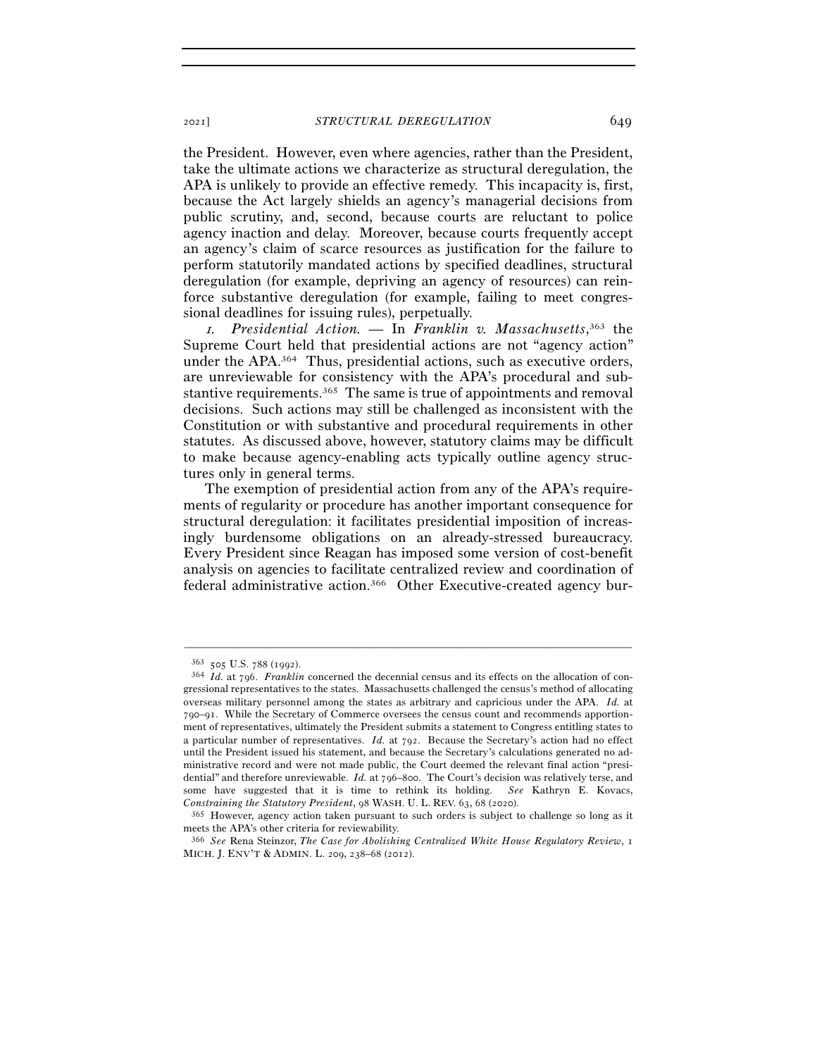the President. However, even where agencies, rather than the President, take the ultimate actions we characterize as structural deregulation, the APA is unlikely to provide an effective remedy. This incapacity is, first, because the Act largely shields an agency's managerial decisions from public scrutiny, and, second, because courts are reluctant to police agency inaction and delay. Moreover, because courts frequently accept an agency's claim of scarce resources as justification for the failure to perform statutorily mandated actions by specified deadlines, structural deregulation (for example, depriving an agency of resources) can reinforce substantive deregulation (for example, failing to meet congressional deadlines for issuing rules), perpetually.

*1. Presidential Action.* — In *Franklin v. Massachusetts*,[363] the Supreme Court held that presidential actions are not "agency action" under the APA.[364] Thus, presidential actions, such as executive orders, are unreviewable for consistency with the APA's procedural and substantive requirements.[365] The same is true of appointments and removal decisions. Such actions may still be challenged as inconsistent with the Constitution or with substantive and procedural requirements in other statutes. As discussed above, however, statutory claims may be difficult to make because agency-enabling acts typically outline agency structures only in general terms.

The exemption of presidential action from any of the APA's requirements of regularity or procedure has another important consequence for structural deregulation: it facilitates presidential imposition of increasingly burdensome obligations on an already-stressed bureaucracy. Every President since Reagan has imposed some version of cost-benefit analysis on agencies to facilitate centralized review and coordination of federal administrative action.[366] Other Executive-created agency bur-

---

[363] 505 U.S. 788 (1992).

[364] *Id.* at 796. *Franklin* concerned the decennial census and its effects on the allocation of congressional representatives to the states. Massachusetts challenged the census's method of allocating overseas military personnel among the states as arbitrary and capricious under the APA. *Id.* at 790–91. While the Secretary of Commerce oversees the census count and recommends apportionment of representatives, ultimately the President submits a statement to Congress entitling states to a particular number of representatives. *Id.* at 792. Because the Secretary's action had no effect until the President issued his statement, and because the Secretary's calculations generated no administrative record and were not made public, the Court deemed the relevant final action "presidential" and therefore unreviewable. *Id.* at 796–800. The Court's decision was relatively terse, and some have suggested that it is time to rethink its holding. *See* Kathryn E. Kovacs, *Constraining the Statutory President*, 98 WASH. U. L. REV. 63, 68 (2020).

[365] However, agency action taken pursuant to such orders is subject to challenge so long as it meets the APA's other criteria for reviewability.

[366] *See* Rena Steinzor, *The Case for Abolishing Centralized White House Regulatory Review*, 1 MICH. J. ENV'T & ADMIN. L. 209, 238–68 (2012).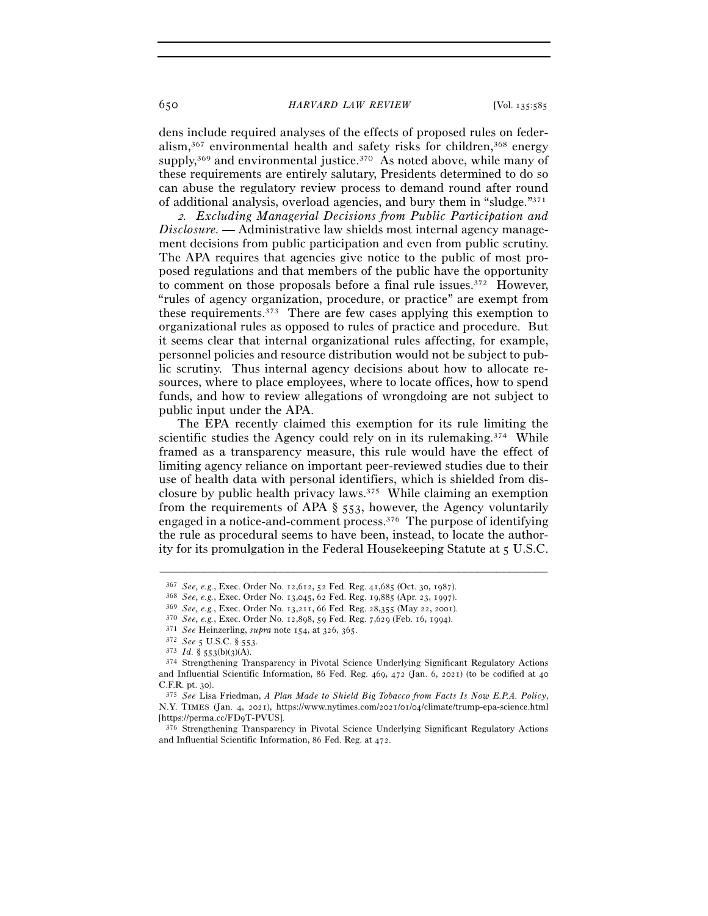dens include required analyses of the effects of proposed rules on federalism,[367] environmental health and safety risks for children,[368] energy supply,[369] and environmental justice.[370] As noted above, while many of these requirements are entirely salutary, Presidents determined to do so can abuse the regulatory review process to demand round after round of additional analysis, overload agencies, and bury them in "sludge."[371]

*2. Excluding Managerial Decisions from Public Participation and Disclosure.* — Administrative law shields most internal agency management decisions from public participation and even from public scrutiny. The APA requires that agencies give notice to the public of most proposed regulations and that members of the public have the opportunity to comment on those proposals before a final rule issues.[372] However, "rules of agency organization, procedure, or practice" are exempt from these requirements.[373] There are few cases applying this exemption to organizational rules as opposed to rules of practice and procedure. But it seems clear that internal organizational rules affecting, for example, personnel policies and resource distribution would not be subject to public scrutiny. Thus internal agency decisions about how to allocate resources, where to place employees, where to locate offices, how to spend funds, and how to review allegations of wrongdoing are not subject to public input under the APA.

The EPA recently claimed this exemption for its rule limiting the scientific studies the Agency could rely on in its rulemaking.[374] While framed as a transparency measure, this rule would have the effect of limiting agency reliance on important peer-reviewed studies due to their use of health data with personal identifiers, which is shielded from disclosure by public health privacy laws.[375] While claiming an exemption from the requirements of APA § 553, however, the Agency voluntarily engaged in a notice-and-comment process.[376] The purpose of identifying the rule as procedural seems to have been, instead, to locate the authority for its promulgation in the Federal Housekeeping Statute at 5 U.S.C.

---

[367] *See, e.g.*, Exec. Order No. 12,612, 52 Fed. Reg. 41,685 (Oct. 30, 1987).

[368] *See, e.g.*, Exec. Order No. 13,045, 62 Fed. Reg. 19,885 (Apr. 23, 1997).

[369] *See, e.g.*, Exec. Order No. 13,211, 66 Fed. Reg. 28,355 (May 22, 2001).

[370] *See, e.g.*, Exec. Order No. 12,898, 59 Fed. Reg. 7,629 (Feb. 16, 1994).

[371] *See* Heinzerling, *supra* note 154, at 326, 365.

[372] *See* 5 U.S.C. § 553.

[373] *Id.* § 553(b)(3)(A).

[374] Strengthening Transparency in Pivotal Science Underlying Significant Regulatory Actions and Influential Scientific Information, 86 Fed. Reg. 469, 472 (Jan. 6, 2021) (to be codified at 40 C.F.R. pt. 30).

[375] *See* Lisa Friedman, *A Plan Made to Shield Big Tobacco from Facts Is Now E.P.A. Policy*, N.Y. TIMES (Jan. 4, 2021), https://www.nytimes.com/2021/01/04/climate/trump-epa-science.html [https://perma.cc/FD9T-PVUS].

[376] Strengthening Transparency in Pivotal Science Underlying Significant Regulatory Actions and Influential Scientific Information, 86 Fed. Reg. at 472.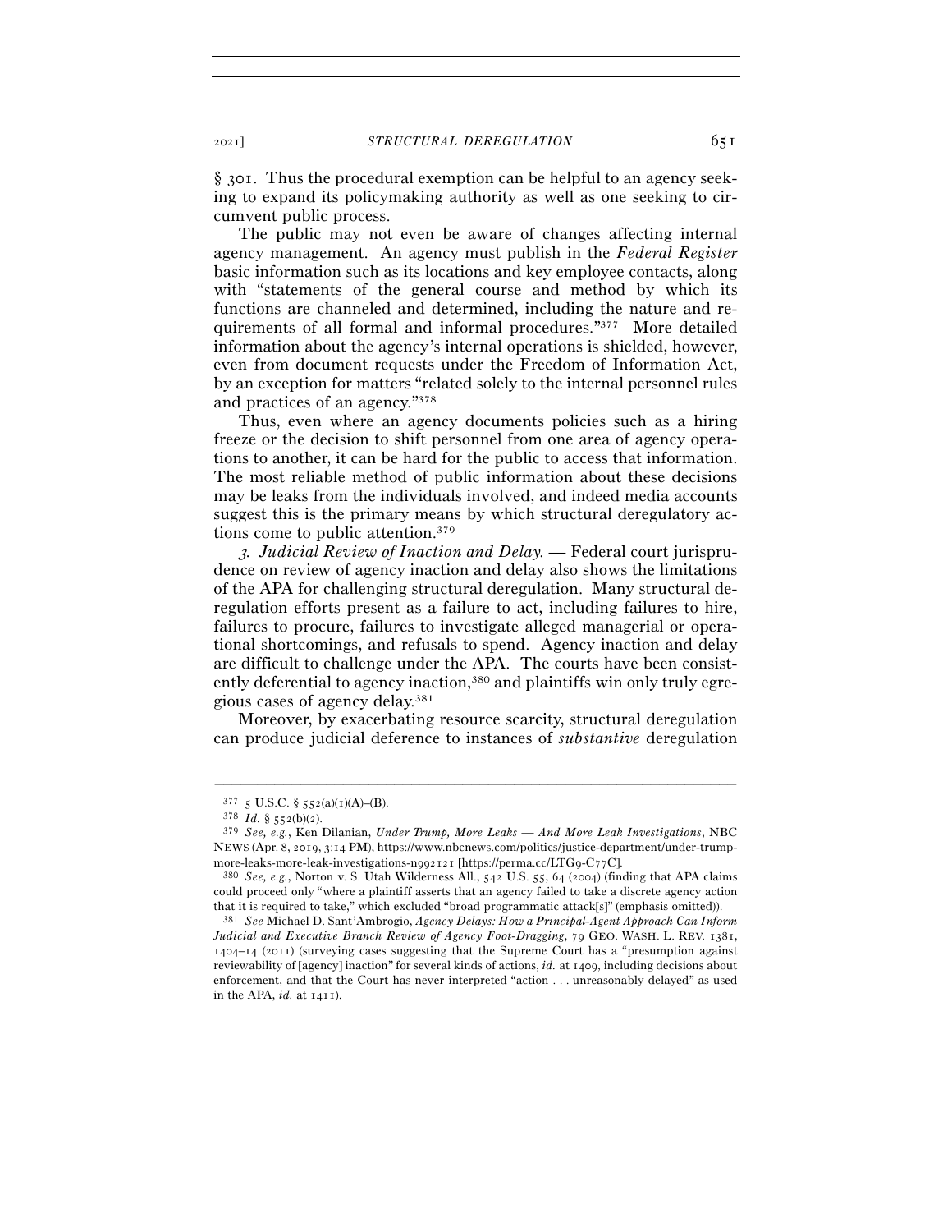§ 301. Thus the procedural exemption can be helpful to an agency seeking to expand its policymaking authority as well as one seeking to circumvent public process.

The public may not even be aware of changes affecting internal agency management. An agency must publish in the *Federal Register* basic information such as its locations and key employee contacts, along with "statements of the general course and method by which its functions are channeled and determined, including the nature and requirements of all formal and informal procedures."[377] More detailed information about the agency's internal operations is shielded, however, even from document requests under the Freedom of Information Act, by an exception for matters "related solely to the internal personnel rules and practices of an agency."[378]

Thus, even where an agency documents policies such as a hiring freeze or the decision to shift personnel from one area of agency operations to another, it can be hard for the public to access that information. The most reliable method of public information about these decisions may be leaks from the individuals involved, and indeed media accounts suggest this is the primary means by which structural deregulatory actions come to public attention.[379]

*3. Judicial Review of Inaction and Delay.* — Federal court jurisprudence on review of agency inaction and delay also shows the limitations of the APA for challenging structural deregulation. Many structural deregulation efforts present as a failure to act, including failures to hire, failures to procure, failures to investigate alleged managerial or operational shortcomings, and refusals to spend. Agency inaction and delay are difficult to challenge under the APA. The courts have been consistently deferential to agency inaction,[380] and plaintiffs win only truly egregious cases of agency delay.[381]

Moreover, by exacerbating resource scarcity, structural deregulation can produce judicial deference to instances of *substantive* deregulation

---

[377] 5 U.S.C. § 552(a)(1)(A)–(B).

[378] *Id.* § 552(b)(2).

[379] *See, e.g.*, Ken Dilanian, *Under Trump, More Leaks — And More Leak Investigations*, NBC NEWS (Apr. 8, 2019, 3:14 PM), https://www.nbcnews.com/politics/justice-department/under-trump-more-leaks-more-leak-investigations-n992121 [https://perma.cc/LTG9-C77C].

[380] *See, e.g.*, Norton v. S. Utah Wilderness All., 542 U.S. 55, 64 (2004) (finding that APA claims could proceed only "where a plaintiff asserts that an agency failed to take a discrete agency action that it is required to take," which excluded "broad programmatic attack[s]" (emphasis omitted)).

[381] *See* Michael D. Sant'Ambrogio, *Agency Delays: How a Principal-Agent Approach Can Inform Judicial and Executive Branch Review of Agency Foot-Dragging*, 79 GEO. WASH. L. REV. 1381, 1404–14 (2011) (surveying cases suggesting that the Supreme Court has a "presumption against reviewability of [agency] inaction" for several kinds of actions, *id.* at 1409, including decisions about enforcement, and that the Court has never interpreted "action . . . unreasonably delayed" as used in the APA, *id.* at 1411).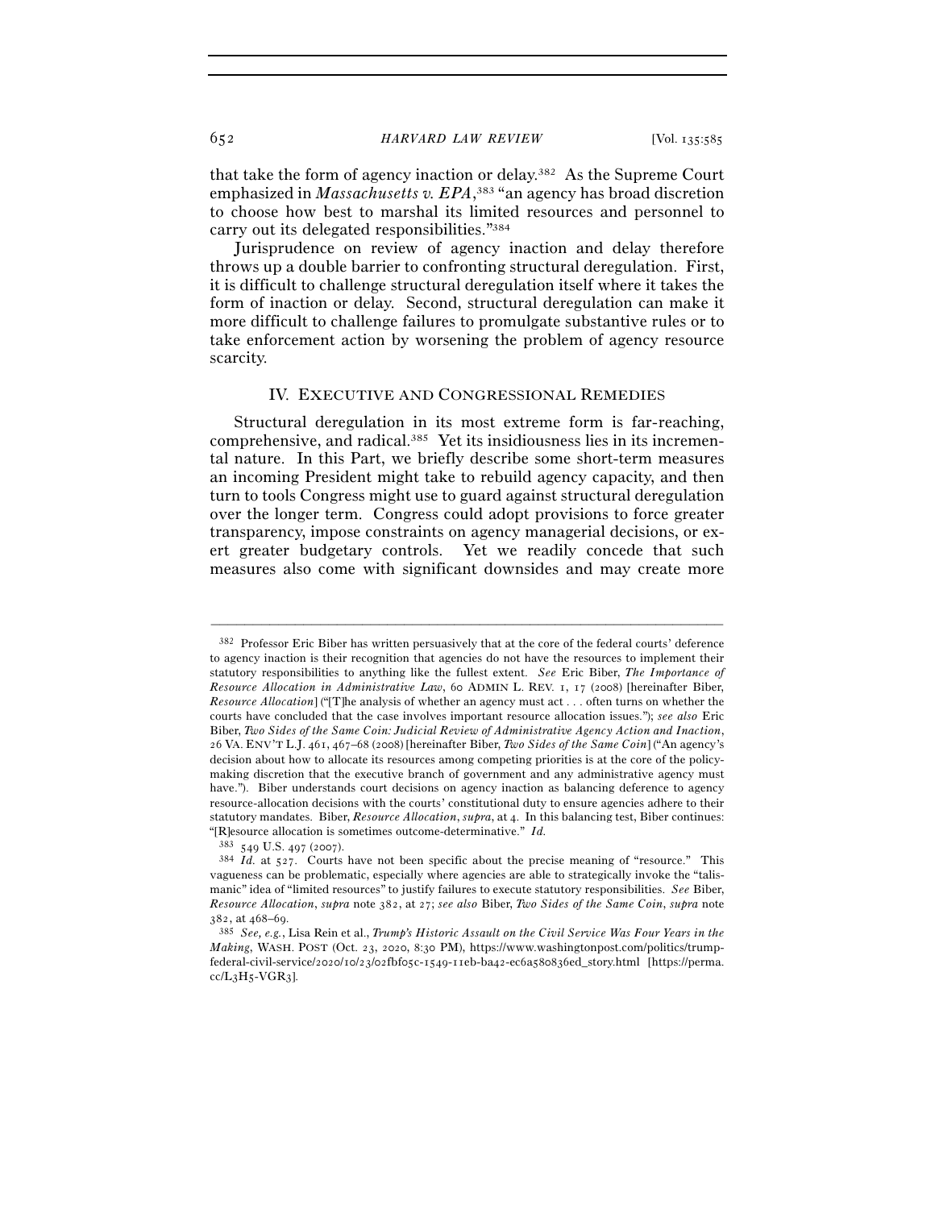that take the form of agency inaction or delay.[382] As the Supreme Court emphasized in *Massachusetts v. EPA*,[383] "an agency has broad discretion to choose how best to marshal its limited resources and personnel to carry out its delegated responsibilities."[384]

Jurisprudence on review of agency inaction and delay therefore throws up a double barrier to confronting structural deregulation. First, it is difficult to challenge structural deregulation itself where it takes the form of inaction or delay. Second, structural deregulation can make it more difficult to challenge failures to promulgate substantive rules or to take enforcement action by worsening the problem of agency resource scarcity.

## IV. Executive and Congressional Remedies

Structural deregulation in its most extreme form is far-reaching, comprehensive, and radical.[385] Yet its insidiousness lies in its incremental nature. In this Part, we briefly describe some short-term measures an incoming President might take to rebuild agency capacity, and then turn to tools Congress might use to guard against structural deregulation over the longer term. Congress could adopt provisions to force greater transparency, impose constraints on agency managerial decisions, or exert greater budgetary controls. Yet we readily concede that such measures also come with significant downsides and may create more

---

[382] Professor Eric Biber has written persuasively that at the core of the federal courts' deference to agency inaction is their recognition that agencies do not have the resources to implement their statutory responsibilities to anything like the fullest extent. *See* Eric Biber, *The Importance of Resource Allocation in Administrative Law*, 60 ADMIN L. REV. 1, 17 (2008) [hereinafter Biber, *Resource Allocation*] ("[T]he analysis of whether an agency must act . . . often turns on whether the courts have concluded that the case involves important resource allocation issues."); *see also* Eric Biber, *Two Sides of the Same Coin: Judicial Review of Administrative Agency Action and Inaction*, 26 VA. ENV'T L.J. 461, 467–68 (2008) [hereinafter Biber, *Two Sides of the Same Coin*] ("An agency's decision about how to allocate its resources among competing priorities is at the core of the policy-making discretion that the executive branch of government and any administrative agency must have."). Biber understands court decisions on agency inaction as balancing deference to agency resource-allocation decisions with the courts' constitutional duty to ensure agencies adhere to their statutory mandates. Biber, *Resource Allocation*, *supra*, at 4. In this balancing test, Biber continues: "[R]esource allocation is sometimes outcome-determinative." *Id.*

[383] 549 U.S. 497 (2007).

[384] *Id.* at 527. Courts have not been specific about the precise meaning of "resource." This vagueness can be problematic, especially where agencies are able to strategically invoke the "talismanic" idea of "limited resources" to justify failures to execute statutory responsibilities. *See* Biber, *Resource Allocation*, *supra* note 382, at 27; *see also* Biber, *Two Sides of the Same Coin*, *supra* note 382, at 468–69.

[385] *See, e.g.*, Lisa Rein et al., *Trump's Historic Assault on the Civil Service Was Four Years in the Making*, WASH. POST (Oct. 23, 2020, 8:30 PM), https://www.washingtonpost.com/politics/trump-federal-civil-service/2020/10/23/02fbf05c-1549-11eb-ba42-ec6a580836ed_story.html [https://perma.cc/L3H5-VGR3].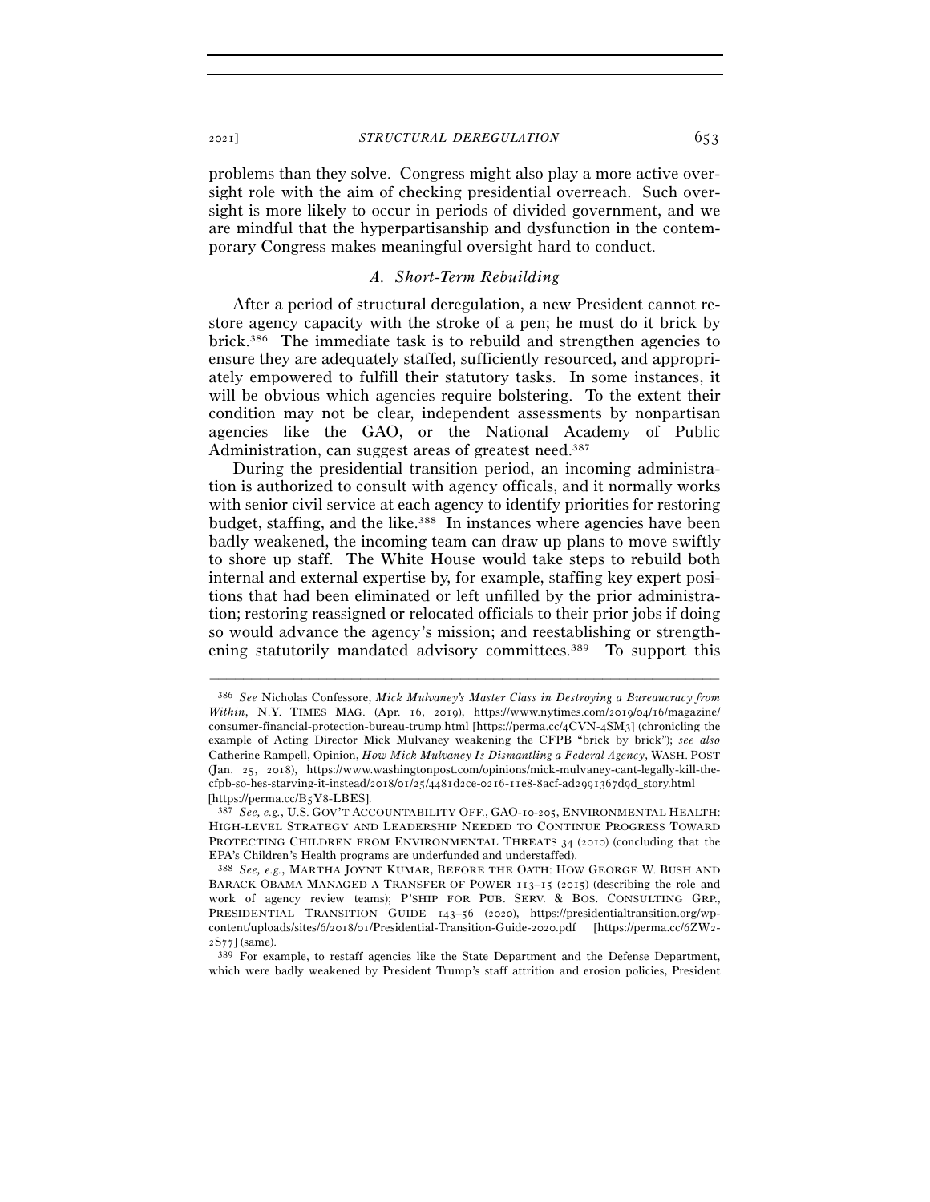problems than they solve. Congress might also play a more active oversight role with the aim of checking presidential overreach. Such oversight is more likely to occur in periods of divided government, and we are mindful that the hyperpartisanship and dysfunction in the contemporary Congress makes meaningful oversight hard to conduct.

### *A. Short-Term Rebuilding*

After a period of structural deregulation, a new President cannot restore agency capacity with the stroke of a pen; he must do it brick by brick.[386] The immediate task is to rebuild and strengthen agencies to ensure they are adequately staffed, sufficiently resourced, and appropriately empowered to fulfill their statutory tasks. In some instances, it will be obvious which agencies require bolstering. To the extent their condition may not be clear, independent assessments by nonpartisan agencies like the GAO, or the National Academy of Public Administration, can suggest areas of greatest need.[387]

During the presidential transition period, an incoming administration is authorized to consult with agency offcials, and it normally works with senior civil service at each agency to identify priorities for restoring budget, staffing, and the like.[388] In instances where agencies have been badly weakened, the incoming team can draw up plans to move swiftly to shore up staff. The White House would take steps to rebuild both internal and external expertise by, for example, staffing key expert positions that had been eliminated or left unfilled by the prior administration; restoring reassigned or relocated officials to their prior jobs if doing so would advance the agency's mission; and reestablishing or strengthening statutorily mandated advisory committees.[389] To support this

---

[386] *See* Nicholas Confessore, *Mick Mulvaney's Master Class in Destroying a Bureaucracy from Within*, N.Y. TIMES MAG. (Apr. 16, 2019), https://www.nytimes.com/2019/04/16/magazine/consumer-financial-protection-bureau-trump.html [https://perma.cc/4CVN-4SM3] (chronicling the example of Acting Director Mick Mulvaney weakening the CFPB "brick by brick"); *see also* Catherine Rampell, Opinion, *How Mick Mulvaney Is Dismantling a Federal Agency*, WASH. POST (Jan. 25, 2018), https://www.washingtonpost.com/opinions/mick-mulvaney-cant-legally-kill-the-cfpb-so-hes-starving-it-instead/2018/01/25/4481d2ce-0216-11e8-8acf-ad2991367d9d_story.html [https://perma.cc/B5Y8-LBES].

[387] *See, e.g.*, U.S. GOV'T ACCOUNTABILITY OFF., GAO-10-205, ENVIRONMENTAL HEALTH: HIGH-LEVEL STRATEGY AND LEADERSHIP NEEDED TO CONTINUE PROGRESS TOWARD PROTECTING CHILDREN FROM ENVIRONMENTAL THREATS 34 (2010) (concluding that the EPA's Children's Health programs are underfunded and understaffed).

[388] *See, e.g.*, MARTHA JOYNT KUMAR, BEFORE THE OATH: HOW GEORGE W. BUSH AND BARACK OBAMA MANAGED A TRANSFER OF POWER 113–15 (2015) (describing the role and work of agency review teams); P'SHIP FOR PUB. SERV. & BOS. CONSULTING GRP., PRESIDENTIAL TRANSITION GUIDE 143–56 (2020), https://presidentialtransition.org/wp-content/uploads/sites/6/2018/01/Presidential-Transition-Guide-2020.pdf [https://perma.cc/6ZW2-2S77] (same).

[389] For example, to restaff agencies like the State Department and the Defense Department, which were badly weakened by President Trump's staff attrition and erosion policies, President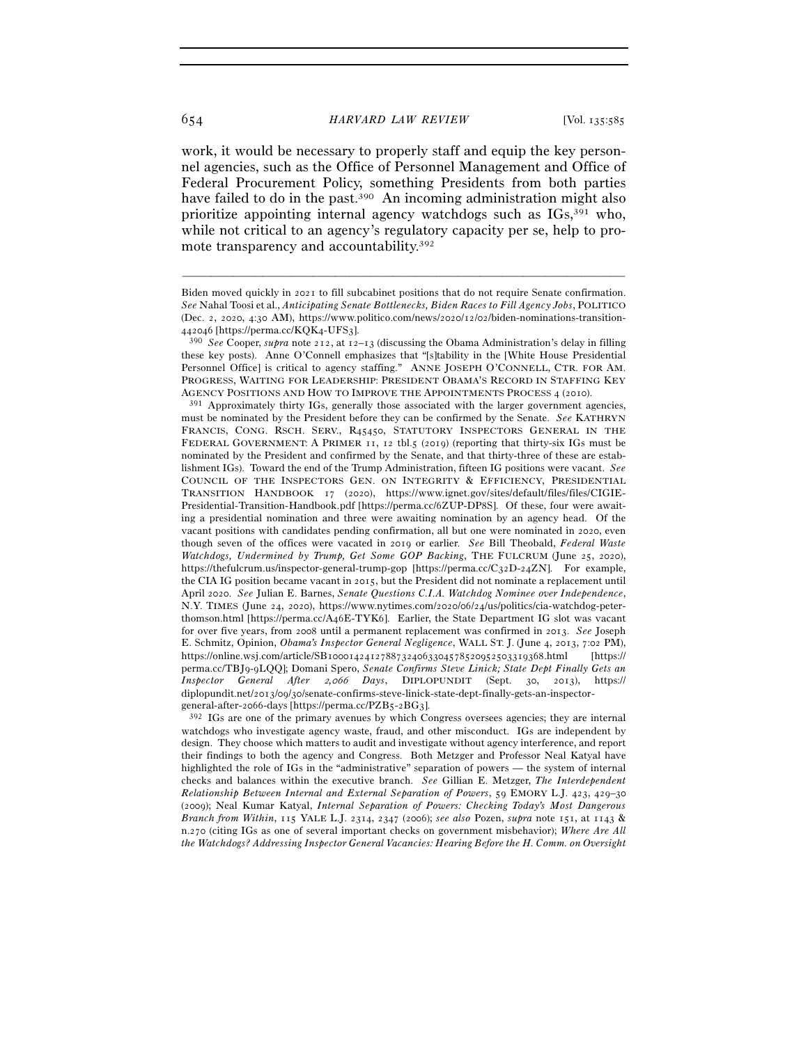work, it would be necessary to properly staff and equip the key personnel agencies, such as the Office of Personnel Management and Office of Federal Procurement Policy, something Presidents from both parties have failed to do in the past.[390] An incoming administration might also prioritize appointing internal agency watchdogs such as IGs,[391] who, while not critical to an agency's regulatory capacity per se, help to promote transparency and accountability.[392]

---

Biden moved quickly in 2021 to fill subcabinet positions that do not require Senate confirmation. *See* Nahal Toosi et al., *Anticipating Senate Bottlenecks, Biden Races to Fill Agency Jobs*, POLITICO (Dec. 2, 2020, 4:30 AM), https://www.politico.com/news/2020/12/02/biden-nominations-transition-442046 [https://perma.cc/KQK4-UFS3].

[390] *See* Cooper, *supra* note 212, at 12–13 (discussing the Obama Administration's delay in filling these key posts). Anne O'Connell emphasizes that "[s]tability in the [White House Presidential Personnel Office] is critical to agency staffing." ANNE JOSEPH O'CONNELL, CTR. FOR AM. PROGRESS, WAITING FOR LEADERSHIP: PRESIDENT OBAMA'S RECORD IN STAFFING KEY AGENCY POSITIONS AND HOW TO IMPROVE THE APPOINTMENTS PROCESS 4 (2010).

[391] Approximately thirty IGs, generally those associated with the larger government agencies, must be nominated by the President before they can be confirmed by the Senate. *See* KATHRYN FRANCIS, CONG. RSCH. SERV., R45450, STATUTORY INSPECTORS GENERAL IN THE FEDERAL GOVERNMENT: A PRIMER 11, 12 tbl.5 (2019) (reporting that thirty-six IGs must be nominated by the President and confirmed by the Senate, and that thirty-three of these are establishment IGs). Toward the end of the Trump Administration, fifteen IG positions were vacant. *See* COUNCIL OF THE INSPECTORS GEN. ON INTEGRITY & EFFICIENCY, PRESIDENTIAL TRANSITION HANDBOOK 17 (2020), https://www.ignet.gov/sites/default/files/files/CIGIE-Presidential-Transition-Handbook.pdf [https://perma.cc/6ZUP-DP8S]. Of these, four were awaiting a presidential nomination and three were awaiting nomination by an agency head. Of the vacant positions with candidates pending confirmation, all but one were nominated in 2020, even though seven of the offices were vacated in 2019 or earlier. *See* Bill Theobald, *Federal Waste Watchdogs, Undermined by Trump, Get Some GOP Backing*, THE FULCRUM (June 25, 2020), https://thefulcrum.us/inspector-general-trump-gop [https://perma.cc/C32D-24ZN]. For example, the CIA IG position became vacant in 2015, but the President did not nominate a replacement until April 2020. *See* Julian E. Barnes, *Senate Questions C.I.A. Watchdog Nominee over Independence*, N.Y. TIMES (June 24, 2020), https://www.nytimes.com/2020/06/24/us/politics/cia-watchdog-peter-thomson.html [https://perma.cc/A46E-TYK6]. Earlier, the State Department IG slot was vacant for over five years, from 2008 until a permanent replacement was confirmed in 2013. *See* Joseph E. Schmitz, Opinion, *Obama's Inspector General Negligence*, WALL ST. J. (June 4, 2013, 7:02 PM), https://online.wsj.com/article/SB10001424127887324063304578520952503319368.html [https://perma.cc/TBJ9-9LQQ]; Domani Spero, *Senate Confirms Steve Linick; State Dept Finally Gets an Inspector General After 2,066 Days*, DIPLOPUNDIT (Sept. 30, 2013), https://diplopundit.net/2013/09/30/senate-confirms-steve-linick-state-dept-finally-gets-an-inspector-general-after-2066-days [https://perma.cc/PZB5-2BG3].

[392] IGs are one of the primary avenues by which Congress oversees agencies; they are internal watchdogs who investigate agency waste, fraud, and other misconduct. IGs are independent by design. They choose which matters to audit and investigate without agency interference, and report their findings to both the agency and Congress. Both Metzger and Professor Neal Katyal have highlighted the role of IGs in the "administrative" separation of powers — the system of internal checks and balances within the executive branch. *See* Gillian E. Metzger, *The Interdependent Relationship Between Internal and External Separation of Powers*, 59 EMORY L.J. 423, 429–30 (2009); Neal Kumar Katyal, *Internal Separation of Powers: Checking Today's Most Dangerous Branch from Within*, 115 YALE L.J. 2314, 2347 (2006); *see also* Pozen, *supra* note 151, at 1143 & n.270 (citing IGs as one of several important checks on government misbehavior); *Where Are All the Watchdogs? Addressing Inspector General Vacancies: Hearing Before the H. Comm. on Oversight*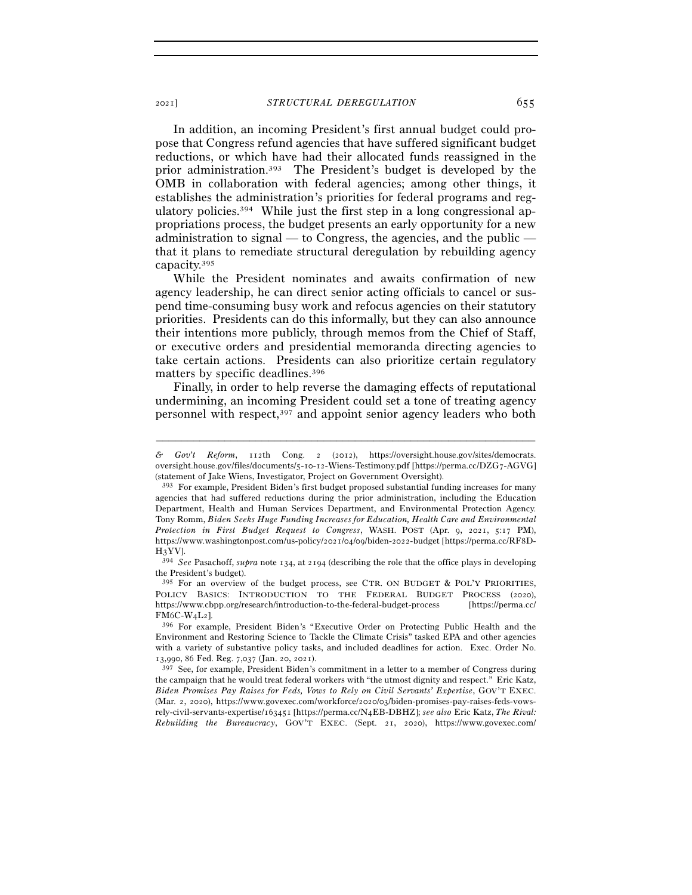In addition, an incoming President's first annual budget could propose that Congress refund agencies that have suffered significant budget reductions, or which have had their allocated funds reassigned in the prior administration.[393] The President's budget is developed by the OMB in collaboration with federal agencies; among other things, it establishes the administration's priorities for federal programs and regulatory policies.[394] While just the first step in a long congressional appropriations process, the budget presents an early opportunity for a new administration to signal — to Congress, the agencies, and the public — that it plans to remediate structural deregulation by rebuilding agency capacity.[395]

While the President nominates and awaits confirmation of new agency leadership, he can direct senior acting officials to cancel or suspend time-consuming busy work and refocus agencies on their statutory priorities. Presidents can do this informally, but they can also announce their intentions more publicly, through memos from the Chief of Staff, or executive orders and presidential memoranda directing agencies to take certain actions. Presidents can also prioritize certain regulatory matters by specific deadlines.[396]

Finally, in order to help reverse the damaging effects of reputational undermining, an incoming President could set a tone of treating agency personnel with respect,[397] and appoint senior agency leaders who both

---

*& Gov't Reform*, 112th Cong. 2 (2012), https://oversight.house.gov/sites/democrats.oversight.house.gov/files/documents/5-10-12-Wiens-Testimony.pdf [https://perma.cc/DZG7-AGVG] (statement of Jake Wiens, Investigator, Project on Government Oversight).

[393] For example, President Biden's first budget proposed substantial funding increases for many agencies that had suffered reductions during the prior administration, including the Education Department, Health and Human Services Department, and Environmental Protection Agency. Tony Romm, *Biden Seeks Huge Funding Increases for Education, Health Care and Environmental Protection in First Budget Request to Congress*, WASH. POST (Apr. 9, 2021, 5:17 PM), https://www.washingtonpost.com/us-policy/2021/04/09/biden-2022-budget [https://perma.cc/RF8D-H3YV].

[394] *See* Pasachoff, *supra* note 134, at 2194 (describing the role that the office plays in developing the President's budget).

[395] For an overview of the budget process, see CTR. ON BUDGET & POL'Y PRIORITIES, POLICY BASICS: INTRODUCTION TO THE FEDERAL BUDGET PROCESS (2020), https://www.cbpp.org/research/introduction-to-the-federal-budget-process [https://perma.cc/FM6C-W4L2].

[396] For example, President Biden's "Executive Order on Protecting Public Health and the Environment and Restoring Science to Tackle the Climate Crisis" tasked EPA and other agencies with a variety of substantive policy tasks, and included deadlines for action. Exec. Order No. 13,990, 86 Fed. Reg. 7,037 (Jan. 20, 2021).

[397] See, for example, President Biden's commitment in a letter to a member of Congress during the campaign that he would treat federal workers with "the utmost dignity and respect." Eric Katz, *Biden Promises Pay Raises for Feds, Vows to Rely on Civil Servants' Expertise*, GOV'T EXEC. (Mar. 2, 2020), https://www.govexec.com/workforce/2020/03/biden-promises-pay-raises-feds-vows-rely-civil-servants-expertise/163451 [https://perma.cc/N4EB-DBHZ]; *see also* Eric Katz, *The Rival: Rebuilding the Bureaucracy*, GOV'T EXEC. (Sept. 21, 2020), https://www.govexec.com/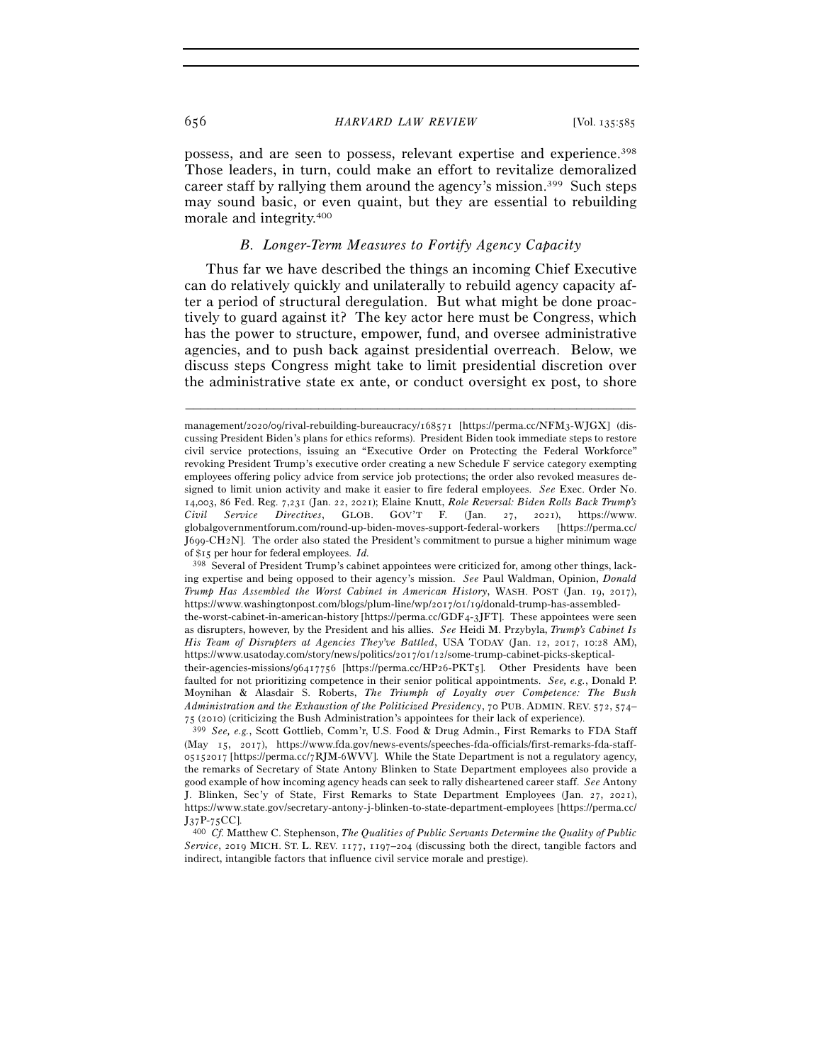possess, and are seen to possess, relevant expertise and experience.[398] Those leaders, in turn, could make an effort to revitalize demoralized career staff by rallying them around the agency's mission.[399] Such steps may sound basic, or even quaint, but they are essential to rebuilding morale and integrity.[400]

### *B. Longer-Term Measures to Fortify Agency Capacity*

Thus far we have described the things an incoming Chief Executive can do relatively quickly and unilaterally to rebuild agency capacity after a period of structural deregulation. But what might be done proactively to guard against it? The key actor here must be Congress, which has the power to structure, empower, fund, and oversee administrative agencies, and to push back against presidential overreach. Below, we discuss steps Congress might take to limit presidential discretion over the administrative state ex ante, or conduct oversight ex post, to shore

---

management/2020/09/rival-rebuilding-bureaucracy/168571 [https://perma.cc/NFM3-WJGX] (discussing President Biden's plans for ethics reforms). President Biden took immediate steps to restore civil service protections, issuing an "Executive Order on Protecting the Federal Workforce" revoking President Trump's executive order creating a new Schedule F service category exempting employees offering policy advice from service job protections; the order also revoked measures designed to limit union activity and make it easier to fire federal employees. *See* Exec. Order No. 14,003, 86 Fed. Reg. 7,231 (Jan. 22, 2021); Elaine Knutt, *Role Reversal: Biden Rolls Back Trump's Civil Service Directives*, GLOB. GOV'T F. (Jan. 27, 2021), https://www.globalgovernmentforum.com/round-up-biden-moves-support-federal-workers [https://perma.cc/J699-CH2N]. The order also stated the President's commitment to pursue a higher minimum wage of $15 per hour for federal employees. *Id.*

[398] Several of President Trump's cabinet appointees were criticized for, among other things, lacking expertise and being opposed to their agency's mission. *See* Paul Waldman, Opinion, *Donald Trump Has Assembled the Worst Cabinet in American History*, WASH. POST (Jan. 19, 2017), https://www.washingtonpost.com/blogs/plum-line/wp/2017/01/19/donald-trump-has-assembled-the-worst-cabinet-in-american-history [https://perma.cc/GDF4-3JFT]. These appointees were seen as disrupters, however, by the President and his allies. *See* Heidi M. Przybyla, *Trump's Cabinet Is His Team of Disrupters at Agencies They've Battled*, USA TODAY (Jan. 12, 2017, 10:28 AM), https://www.usatoday.com/story/news/politics/2017/01/12/some-trump-cabinet-picks-skeptical-their-agencies-missions/96417756 [https://perma.cc/HP26-PKT5]. Other Presidents have been faulted for not prioritizing competence in their senior political appointments. *See, e.g.*, Donald P. Moynihan & Alasdair S. Roberts, *The Triumph of Loyalty over Competence: The Bush Administration and the Exhaustion of the Politicized Presidency*, 70 PUB. ADMIN. REV. 572, 574–75 (2010) (criticizing the Bush Administration's appointees for their lack of experience).

[399] *See, e.g.*, Scott Gottlieb, Comm'r, U.S. Food & Drug Admin., First Remarks to FDA Staff (May 15, 2017), https://www.fda.gov/news-events/speeches-fda-officials/first-remarks-fda-staff-05152017 [https://perma.cc/7RJM-6WVV]. While the State Department is not a regulatory agency, the remarks of Secretary of State Antony Blinken to State Department employees also provide a good example of how incoming agency heads can seek to rally disheartened career staff. *See* Antony J. Blinken, Sec'y of State, First Remarks to State Department Employees (Jan. 27, 2021), https://www.state.gov/secretary-antony-j-blinken-to-state-department-employees [https://perma.cc/J37P-75CC].

[400] *Cf.* Matthew C. Stephenson, *The Qualities of Public Servants Determine the Quality of Public Service*, 2019 MICH. ST. L. REV. 1177, 1197–204 (discussing both the direct, tangible factors and indirect, intangible factors that influence civil service morale and prestige).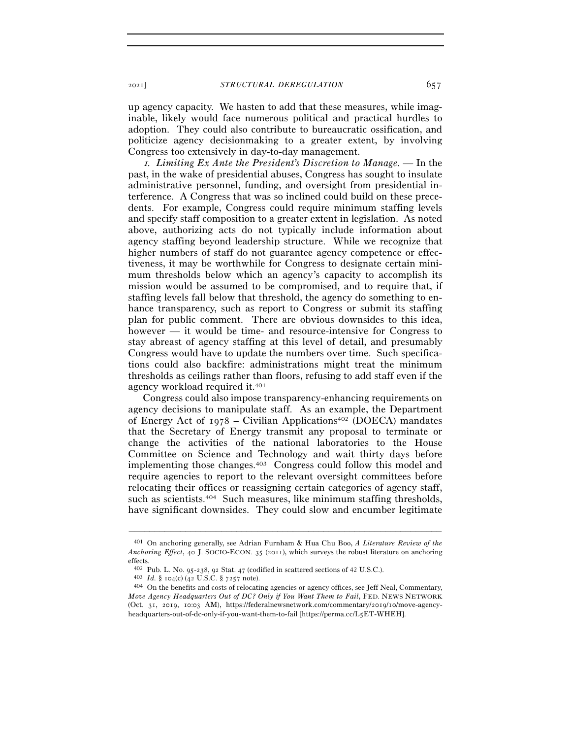up agency capacity. We hasten to add that these measures, while imaginable, likely would face numerous political and practical hurdles to adoption. They could also contribute to bureaucratic ossification, and politicize agency decisionmaking to a greater extent, by involving Congress too extensively in day-to-day management.

*1. Limiting Ex Ante the President's Discretion to Manage.* — In the past, in the wake of presidential abuses, Congress has sought to insulate administrative personnel, funding, and oversight from presidential interference. A Congress that was so inclined could build on these precedents. For example, Congress could require minimum staffing levels and specify staff composition to a greater extent in legislation. As noted above, authorizing acts do not typically include information about agency staffing beyond leadership structure. While we recognize that higher numbers of staff do not guarantee agency competence or effectiveness, it may be worthwhile for Congress to designate certain minimum thresholds below which an agency's capacity to accomplish its mission would be assumed to be compromised, and to require that, if staffing levels fall below that threshold, the agency do something to enhance transparency, such as report to Congress or submit its staffing plan for public comment. There are obvious downsides to this idea, however — it would be time- and resource-intensive for Congress to stay abreast of agency staffing at this level of detail, and presumably Congress would have to update the numbers over time. Such specifications could also backfire: administrations might treat the minimum thresholds as ceilings rather than floors, refusing to add staff even if the agency workload required it.[401]

Congress could also impose transparency-enhancing requirements on agency decisions to manipulate staff. As an example, the Department of Energy Act of 1978 – Civilian Applications[402] (DOECA) mandates that the Secretary of Energy transmit any proposal to terminate or change the activities of the national laboratories to the House Committee on Science and Technology and wait thirty days before implementing those changes.[403] Congress could follow this model and require agencies to report to the relevant oversight committees before relocating their offices or reassigning certain categories of agency staff, such as scientists.[404] Such measures, like minimum staffing thresholds, have significant downsides. They could slow and encumber legitimate

---

[401] On anchoring generally, see Adrian Furnham & Hua Chu Boo, *A Literature Review of the Anchoring Effect*, 40 J. SOCIO-ECON. 35 (2011), which surveys the robust literature on anchoring effects.

[402] Pub. L. No. 95-238, 92 Stat. 47 (codified in scattered sections of 42 U.S.C.).

[403] *Id.* § 104(c) (42 U.S.C. § 7257 note).

[404] On the benefits and costs of relocating agencies or agency offices, see Jeff Neal, Commentary, *Move Agency Headquarters Out of DC? Only if You Want Them to Fail*, FED. NEWS NETWORK (Oct. 31, 2019, 10:03 AM), https://federalnewsnetwork.com/commentary/2019/10/move-agency-headquarters-out-of-dc-only-if-you-want-them-to-fail [https://perma.cc/L5ET-WHEH].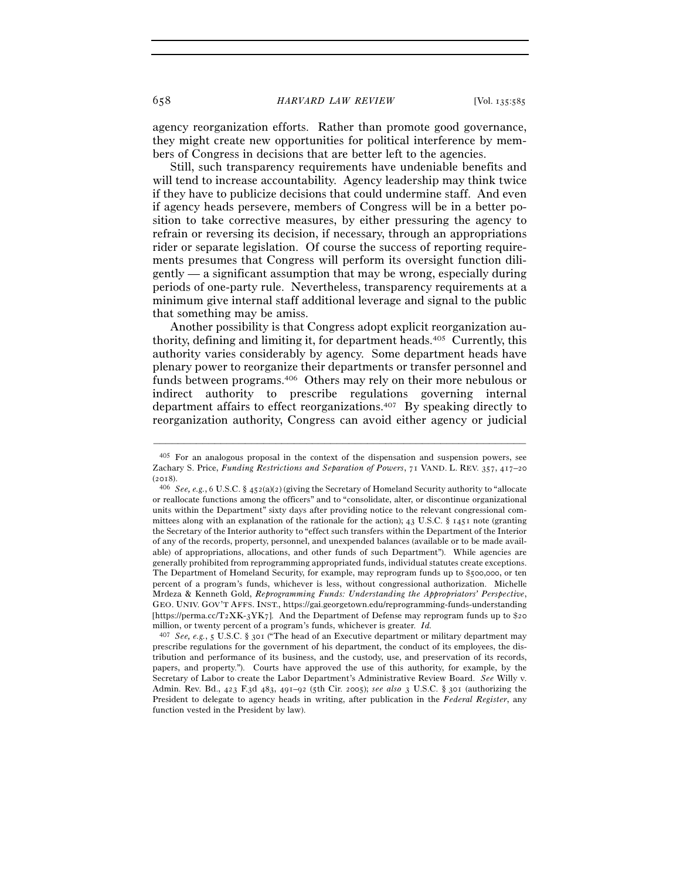agency reorganization efforts. Rather than promote good governance, they might create new opportunities for political interference by members of Congress in decisions that are better left to the agencies.

Still, such transparency requirements have undeniable benefits and will tend to increase accountability. Agency leadership may think twice if they have to publicize decisions that could undermine staff. And even if agency heads persevere, members of Congress will be in a better position to take corrective measures, by either pressuring the agency to refrain or reversing its decision, if necessary, through an appropriations rider or separate legislation. Of course the success of reporting requirements presumes that Congress will perform its oversight function diligently — a significant assumption that may be wrong, especially during periods of one-party rule. Nevertheless, transparency requirements at a minimum give internal staff additional leverage and signal to the public that something may be amiss.

Another possibility is that Congress adopt explicit reorganization authority, defining and limiting it, for department heads.[405] Currently, this authority varies considerably by agency. Some department heads have plenary power to reorganize their departments or transfer personnel and funds between programs.[406] Others may rely on their more nebulous or indirect authority to prescribe regulations governing internal department affairs to effect reorganizations.[407] By speaking directly to reorganization authority, Congress can avoid either agency or judicial

---

[405] For an analogous proposal in the context of the dispensation and suspension powers, see Zachary S. Price, *Funding Restrictions and Separation of Powers*, 71 VAND. L. REV. 357, 417–20 (2018).

[406] *See, e.g.*, 6 U.S.C. § 452(a)(2) (giving the Secretary of Homeland Security authority to "allocate or reallocate functions among the officers" and to "consolidate, alter, or discontinue organizational units within the Department" sixty days after providing notice to the relevant congressional committees along with an explanation of the rationale for the action); 43 U.S.C. § 1451 note (granting the Secretary of the Interior authority to "effect such transfers within the Department of the Interior of any of the records, property, personnel, and unexpended balances (available or to be made available) of appropriations, allocations, and other funds of such Department"). While agencies are generally prohibited from reprogramming appropriated funds, individual statutes create exceptions. The Department of Homeland Security, for example, may reprogram funds up to $500,000, or ten percent of a program's funds, whichever is less, without congressional authorization. Michelle Mrdeza & Kenneth Gold, *Reprogramming Funds: Understanding the Appropriators' Perspective*, GEO. UNIV. GOV'T AFFS. INST., https://gai.georgetown.edu/reprogramming-funds-understanding [https://perma.cc/T2XK-3YK7]. And the Department of Defense may reprogram funds up to $20 million, or twenty percent of a program's funds, whichever is greater. *Id.*

[407] *See, e.g.*, 5 U.S.C. § 301 ("The head of an Executive department or military department may prescribe regulations for the government of his department, the conduct of its employees, the distribution and performance of its business, and the custody, use, and preservation of its records, papers, and property."). Courts have approved the use of this authority, for example, by the Secretary of Labor to create the Labor Department's Administrative Review Board. *See* Willy v. Admin. Rev. Bd., 423 F.3d 483, 491–92 (5th Cir. 2005); *see also* 3 U.S.C. § 301 (authorizing the President to delegate to agency heads in writing, after publication in the *Federal Register*, any function vested in the President by law).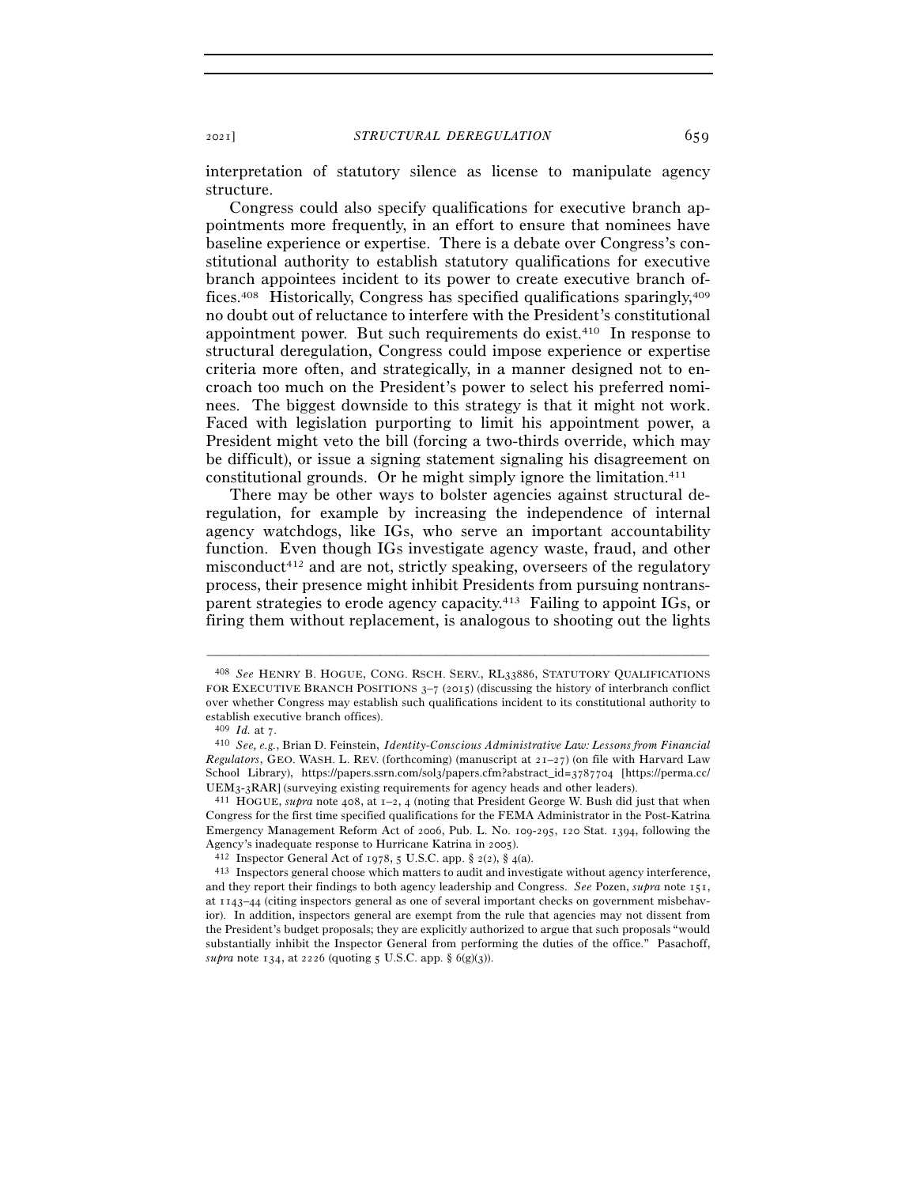interpretation of statutory silence as license to manipulate agency structure.

Congress could also specify qualifications for executive branch appointments more frequently, in an effort to ensure that nominees have baseline experience or expertise. There is a debate over Congress's constitutional authority to establish statutory qualifications for executive branch appointees incident to its power to create executive branch offices.[408] Historically, Congress has specified qualifications sparingly,[409] no doubt out of reluctance to interfere with the President's constitutional appointment power. But such requirements do exist.[410] In response to structural deregulation, Congress could impose experience or expertise criteria more often, and strategically, in a manner designed not to encroach too much on the President's power to select his preferred nominees. The biggest downside to this strategy is that it might not work. Faced with legislation purporting to limit his appointment power, a President might veto the bill (forcing a two-thirds override, which may be difficult), or issue a signing statement signaling his disagreement on constitutional grounds. Or he might simply ignore the limitation.[411]

There may be other ways to bolster agencies against structural deregulation, for example by increasing the independence of internal agency watchdogs, like IGs, who serve an important accountability function. Even though IGs investigate agency waste, fraud, and other misconduct[412] and are not, strictly speaking, overseers of the regulatory process, their presence might inhibit Presidents from pursuing nontransparent strategies to erode agency capacity.[413] Failing to appoint IGs, or firing them without replacement, is analogous to shooting out the lights

---

[408] *See* HENRY B. HOGUE, CONG. RSCH. SERV., RL33886, STATUTORY QUALIFICATIONS FOR EXECUTIVE BRANCH POSITIONS 3–7 (2015) (discussing the history of interbranch conflict over whether Congress may establish such qualifications incident to its constitutional authority to establish executive branch offices).

[409] *Id.* at 7.

[410] *See, e.g.*, Brian D. Feinstein, *Identity-Conscious Administrative Law: Lessons from Financial Regulators*, GEO. WASH. L. REV. (forthcoming) (manuscript at 21–27) (on file with Harvard Law School Library), https://papers.ssrn.com/sol3/papers.cfm?abstract_id=3787704 [https://perma.cc/UEM3-3RAR] (surveying existing requirements for agency heads and other leaders).

[411] HOGUE, *supra* note 408, at 1–2, 4 (noting that President George W. Bush did just that when Congress for the first time specified qualifications for the FEMA Administrator in the Post-Katrina Emergency Management Reform Act of 2006, Pub. L. No. 109-295, 120 Stat. 1394, following the Agency's inadequate response to Hurricane Katrina in 2005).

[412] Inspector General Act of 1978, 5 U.S.C. app. § 2(2), § 4(a).

[413] Inspectors general choose which matters to audit and investigate without agency interference, and they report their findings to both agency leadership and Congress. *See* Pozen, *supra* note 151, at 1143–44 (citing inspectors general as one of several important checks on government misbehavior). In addition, inspectors general are exempt from the rule that agencies may not dissent from the President's budget proposals; they are explicitly authorized to argue that such proposals "would substantially inhibit the Inspector General from performing the duties of the office." Pasachoff, *supra* note 134, at 2226 (quoting 5 U.S.C. app. § 6(g)(3)).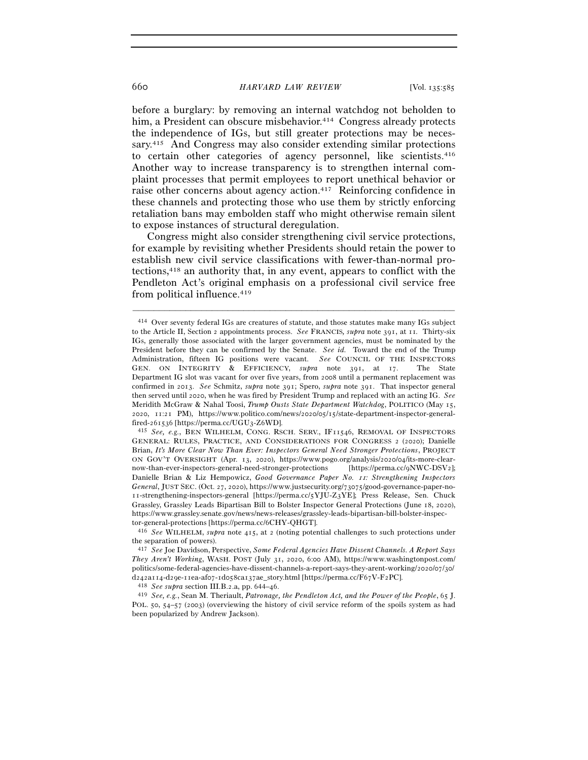before a burglary: by removing an internal watchdog not beholden to him, a President can obscure misbehavior.[414] Congress already protects the independence of IGs, but still greater protections may be necessary.[415] And Congress may also consider extending similar protections to certain other categories of agency personnel, like scientists.[416] Another way to increase transparency is to strengthen internal complaint processes that permit employees to report unethical behavior or raise other concerns about agency action.[417] Reinforcing confidence in these channels and protecting those who use them by strictly enforcing retaliation bans may embolden staff who might otherwise remain silent to expose instances of structural deregulation.

Congress might also consider strengthening civil service protections, for example by revisiting whether Presidents should retain the power to establish new civil service classifications with fewer-than-normal protections,[418] an authority that, in any event, appears to conflict with the Pendleton Act's original emphasis on a professional civil service free from political influence.[419]

---

[414] Over seventy federal IGs are creatures of statute, and those statutes make many IGs subject to the Article II, Section 2 appointments process. *See* FRANCIS, *supra* note 391, at 11. Thirty-six IGs, generally those associated with the larger government agencies, must be nominated by the President before they can be confirmed by the Senate. *See id.* Toward the end of the Trump Administration, fifteen IG positions were vacant. *See* COUNCIL OF THE INSPECTORS GEN. ON INTEGRITY & EFFICIENCY, *supra* note 391, at 17. The State Department IG slot was vacant for over five years, from 2008 until a permanent replacement was confirmed in 2013. *See* Schmitz, *supra* note 391; Spero, *supra* note 391. That inspector general then served until 2020, when he was fired by President Trump and replaced with an acting IG. *See* Meridith McGraw & Nahal Toosi, *Trump Ousts State Department Watchdog*, POLITICO (May 15, 2020, 11:21 PM), https://www.politico.com/news/2020/05/15/state-department-inspector-general-fired-261536 [https://perma.cc/UGU3-Z6WD].

[415] *See, e.g.*, BEN WILHELM, CONG. RSCH. SERV., IF11546, REMOVAL OF INSPECTORS GENERAL: RULES, PRACTICE, AND CONSIDERATIONS FOR CONGRESS 2 (2020); Danielle Brian, *It's More Clear Now Than Ever: Inspectors General Need Stronger Protections*, PROJECT ON GOV'T OVERSIGHT (Apr. 13, 2020), https://www.pogo.org/analysis/2020/04/its-more-clear-now-than-ever-inspectors-general-need-stronger-protections [https://perma.cc/9NWC-DSV2]; Danielle Brian & Liz Hempowicz, *Good Governance Paper No. 11: Strengthening Inspectors General*, JUST SEC. (Oct. 27, 2020), https://www.justsecurity.org/73075/good-governance-paper-no-11-strengthening-inspectors-general [https://perma.cc/5YJU-Z3YE]; Press Release, Sen. Chuck Grassley, Grassley Leads Bipartisan Bill to Bolster Inspector General Protections (June 18, 2020), https://www.grassley.senate.gov/news/news-releases/grassley-leads-bipartisan-bill-bolster-inspector-general-protections [https://perma.cc/6CHY-QHGT].

[416] *See* WILHELM, *supra* note 415, at 2 (noting potential challenges to such protections under the separation of powers).

[417] *See* Joe Davidson, Perspective, *Some Federal Agencies Have Dissent Channels. A Report Says They Aren't Working*, WASH. POST (July 31, 2020, 6:00 AM), https://www.washingtonpost.com/politics/some-federal-agencies-have-dissent-channels-a-report-says-they-arent-working/2020/07/30/d242a114-d29e-11ea-af07-1d058ca137ae_story.html [https://perma.cc/F67V-F2PC].

[418] *See supra* section III.B.2.a, pp. 644–46.

[419] *See, e.g.*, Sean M. Theriault, *Patronage, the Pendleton Act, and the Power of the People*, 65 J. POL. 50, 54–57 (2003) (overviewing the history of civil service reform of the spoils system as had been popularized by Andrew Jackson).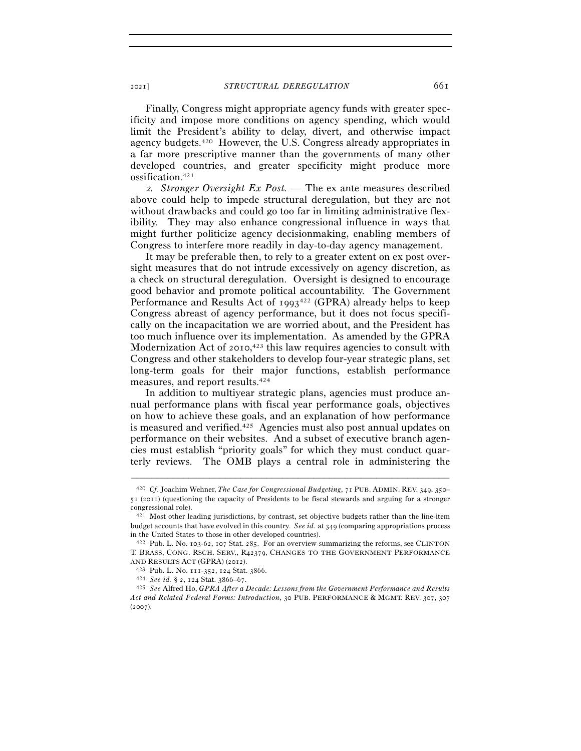Finally, Congress might appropriate agency funds with greater specificity and impose more conditions on agency spending, which would limit the President's ability to delay, divert, and otherwise impact agency budgets.[420] However, the U.S. Congress already appropriates in a far more prescriptive manner than the governments of many other developed countries, and greater specificity might produce more ossification.[421]

*2. Stronger Oversight Ex Post.* — The ex ante measures described above could help to impede structural deregulation, but they are not without drawbacks and could go too far in limiting administrative flexibility. They may also enhance congressional influence in ways that might further politicize agency decisionmaking, enabling members of Congress to interfere more readily in day-to-day agency management.

It may be preferable then, to rely to a greater extent on ex post oversight measures that do not intrude excessively on agency discretion, as a check on structural deregulation. Oversight is designed to encourage good behavior and promote political accountability. The Government Performance and Results Act of 1993[422] (GPRA) already helps to keep Congress abreast of agency performance, but it does not focus specifically on the incapacitation we are worried about, and the President has too much influence over its implementation. As amended by the GPRA Modernization Act of 2010,[423] this law requires agencies to consult with Congress and other stakeholders to develop four-year strategic plans, set long-term goals for their major functions, establish performance measures, and report results.[424]

In addition to multiyear strategic plans, agencies must produce annual performance plans with fiscal year performance goals, objectives on how to achieve these goals, and an explanation of how performance is measured and verified.[425] Agencies must also post annual updates on performance on their websites. And a subset of executive branch agencies must establish "priority goals" for which they must conduct quarterly reviews. The OMB plays a central role in administering the

---

[420] *Cf.* Joachim Wehner, *The Case for Congressional Budgeting*, 71 PUB. ADMIN. REV. 349, 350–51 (2011) (questioning the capacity of Presidents to be fiscal stewards and arguing for a stronger congressional role).

[421] Most other leading jurisdictions, by contrast, set objective budgets rather than the line-item budget accounts that have evolved in this country. *See id.* at 349 (comparing appropriations process in the United States to those in other developed countries).

[422] Pub. L. No. 103-62, 107 Stat. 285. For an overview summarizing the reforms, see CLINTON T. BRASS, CONG. RSCH. SERV., R42379, CHANGES TO THE GOVERNMENT PERFORMANCE AND RESULTS ACT (GPRA) (2012).

[423] Pub. L. No. 111-352, 124 Stat. 3866.

[424] *See id.* § 2, 124 Stat. 3866–67.

[425] *See* Alfred Ho, *GPRA After a Decade: Lessons from the Government Performance and Results Act and Related Federal Forms: Introduction*, 30 PUB. PERFORMANCE & MGMT. REV. 307, 307 (2007).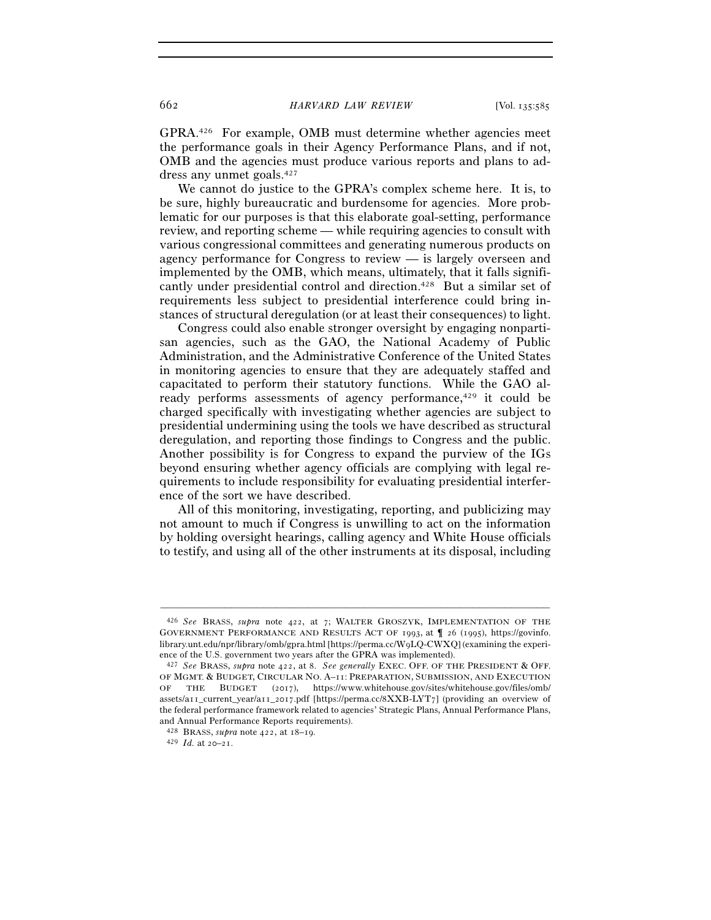GPRA.[426] For example, OMB must determine whether agencies meet the performance goals in their Agency Performance Plans, and if not, OMB and the agencies must produce various reports and plans to address any unmet goals.[427]

We cannot do justice to the GPRA's complex scheme here. It is, to be sure, highly bureaucratic and burdensome for agencies. More problematic for our purposes is that this elaborate goal-setting, performance review, and reporting scheme — while requiring agencies to consult with various congressional committees and generating numerous products on agency performance for Congress to review — is largely overseen and implemented by the OMB, which means, ultimately, that it falls significantly under presidential control and direction.[428] But a similar set of requirements less subject to presidential interference could bring instances of structural deregulation (or at least their consequences) to light.

Congress could also enable stronger oversight by engaging nonpartisan agencies, such as the GAO, the National Academy of Public Administration, and the Administrative Conference of the United States in monitoring agencies to ensure that they are adequately staffed and capacitated to perform their statutory functions. While the GAO already performs assessments of agency performance,[429] it could be charged specifically with investigating whether agencies are subject to presidential undermining using the tools we have described as structural deregulation, and reporting those findings to Congress and the public. Another possibility is for Congress to expand the purview of the IGs beyond ensuring whether agency officials are complying with legal requirements to include responsibility for evaluating presidential interference of the sort we have described.

All of this monitoring, investigating, reporting, and publicizing may not amount to much if Congress is unwilling to act on the information by holding oversight hearings, calling agency and White House officials to testify, and using all of the other instruments at its disposal, including

---

[426] *See* BRASS, *supra* note 422, at 7; WALTER GROSZYK, IMPLEMENTATION OF THE GOVERNMENT PERFORMANCE AND RESULTS ACT OF 1993, at ¶ 26 (1995), https://govinfo.library.unt.edu/npr/library/omb/gpra.html [https://perma.cc/W9LQ-CWXQ] (examining the experience of the U.S. government two years after the GPRA was implemented).

[427] *See* BRASS, *supra* note 422, at 8. *See generally* EXEC. OFF. OF THE PRESIDENT & OFF. OF MGMT. & BUDGET, CIRCULAR NO. A–11: PREPARATION, SUBMISSION, AND EXECUTION OF THE BUDGET (2017), https://www.whitehouse.gov/sites/whitehouse.gov/files/omb/assets/a11_current_year/a11_2017.pdf [https://perma.cc/8XXB-LYT7] (providing an overview of the federal performance framework related to agencies' Strategic Plans, Annual Performance Plans, and Annual Performance Reports requirements).

[428] BRASS, *supra* note 422, at 18–19.

[429] *Id.* at 20–21.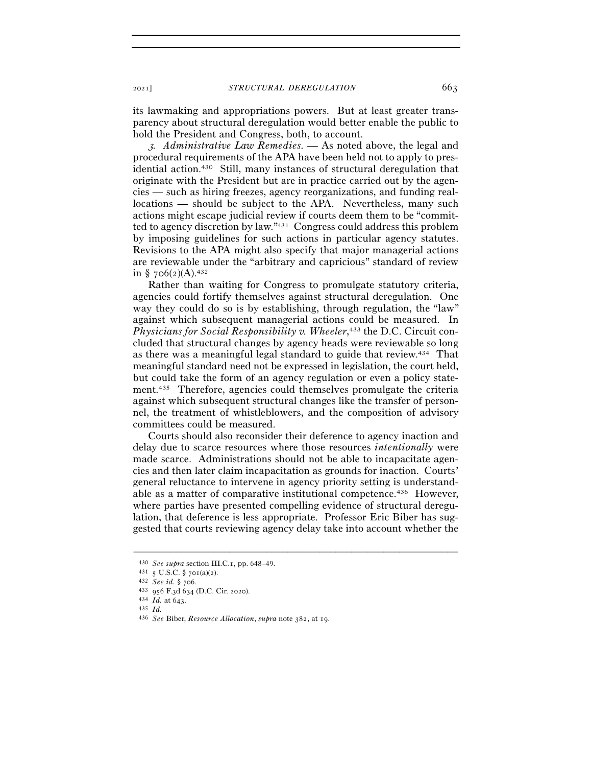its lawmaking and appropriations powers. But at least greater transparency about structural deregulation would better enable the public to hold the President and Congress, both, to account.

*3. Administrative Law Remedies.* — As noted above, the legal and procedural requirements of the APA have been held not to apply to presidential action.[430] Still, many instances of structural deregulation that originate with the President but are in practice carried out by the agencies — such as hiring freezes, agency reorganizations, and funding reallocations — should be subject to the APA. Nevertheless, many such actions might escape judicial review if courts deem them to be "committed to agency discretion by law."[431] Congress could address this problem by imposing guidelines for such actions in particular agency statutes. Revisions to the APA might also specify that major managerial actions are reviewable under the "arbitrary and capricious" standard of review in § 706(2)(A).[432]

Rather than waiting for Congress to promulgate statutory criteria, agencies could fortify themselves against structural deregulation. One way they could do so is by establishing, through regulation, the "law" against which subsequent managerial actions could be measured. In *Physicians for Social Responsibility v. Wheeler*,[433] the D.C. Circuit concluded that structural changes by agency heads were reviewable so long as there was a meaningful legal standard to guide that review.[434] That meaningful standard need not be expressed in legislation, the court held, but could take the form of an agency regulation or even a policy statement.[435] Therefore, agencies could themselves promulgate the criteria against which subsequent structural changes like the transfer of personnel, the treatment of whistleblowers, and the composition of advisory committees could be measured.

Courts should also reconsider their deference to agency inaction and delay due to scarce resources where those resources *intentionally* were made scarce. Administrations should not be able to incapacitate agencies and then later claim incapacitation as grounds for inaction. Courts' general reluctance to intervene in agency priority setting is understandable as a matter of comparative institutional competence.[436] However, where parties have presented compelling evidence of structural deregulation, that deference is less appropriate. Professor Eric Biber has suggested that courts reviewing agency delay take into account whether the

---

[430] *See supra* section III.C.1, pp. 648–49.

[431] 5 U.S.C. § 701(a)(2).

[432] *See id.* § 706.

[433] 956 F.3d 634 (D.C. Cir. 2020).

[434] *Id.* at 643.

[435] *Id.*

[436] *See* Biber, *Resource Allocation*, *supra* note 382, at 19.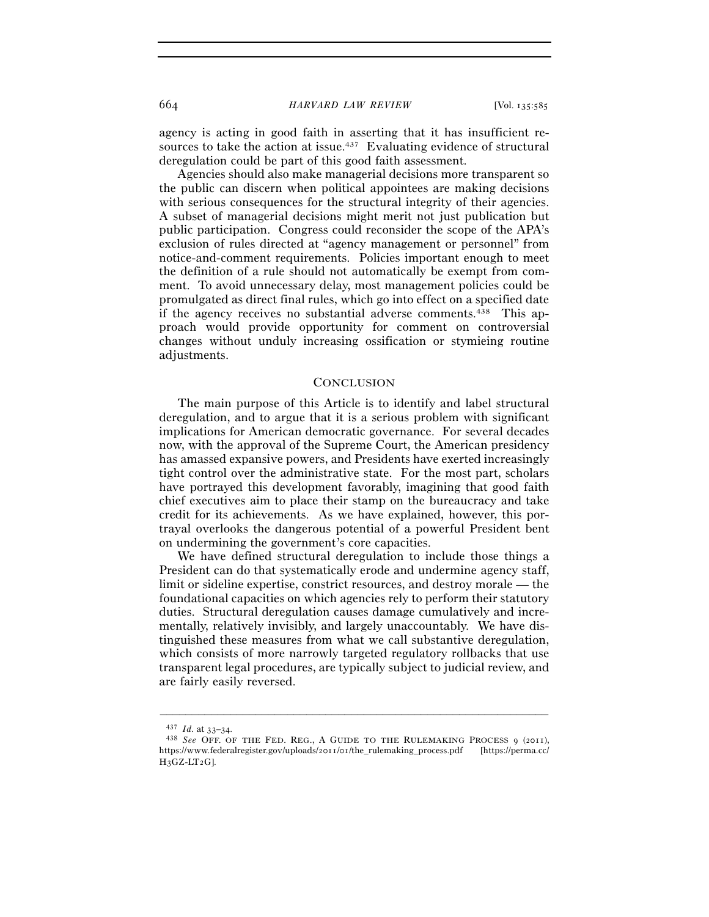agency is acting in good faith in asserting that it has insufficient resources to take the action at issue.[437] Evaluating evidence of structural deregulation could be part of this good faith assessment.

Agencies should also make managerial decisions more transparent so the public can discern when political appointees are making decisions with serious consequences for the structural integrity of their agencies. A subset of managerial decisions might merit not just publication but public participation. Congress could reconsider the scope of the APA's exclusion of rules directed at "agency management or personnel" from notice-and-comment requirements. Policies important enough to meet the definition of a rule should not automatically be exempt from comment. To avoid unnecessary delay, most management policies could be promulgated as direct final rules, which go into effect on a specified date if the agency receives no substantial adverse comments.[438] This approach would provide opportunity for comment on controversial changes without unduly increasing ossification or stymieing routine adjustments.

## CONCLUSION

The main purpose of this Article is to identify and label structural deregulation, and to argue that it is a serious problem with significant implications for American democratic governance. For several decades now, with the approval of the Supreme Court, the American presidency has amassed expansive powers, and Presidents have exerted increasingly tight control over the administrative state. For the most part, scholars have portrayed this development favorably, imagining that good faith chief executives aim to place their stamp on the bureaucracy and take credit for its achievements. As we have explained, however, this portrayal overlooks the dangerous potential of a powerful President bent on undermining the government's core capacities.

We have defined structural deregulation to include those things a President can do that systematically erode and undermine agency staff, limit or sideline expertise, constrict resources, and destroy morale — the foundational capacities on which agencies rely to perform their statutory duties. Structural deregulation causes damage cumulatively and incrementally, relatively invisibly, and largely unaccountably. We have distinguished these measures from what we call substantive deregulation, which consists of more narrowly targeted regulatory rollbacks that use transparent legal procedures, are typically subject to judicial review, and are fairly easily reversed.

---

[437] *Id.* at 33–34.

[438] *See* OFF. OF THE FED. REG., A GUIDE TO THE RULEMAKING PROCESS 9 (2011), https://www.federalregister.gov/uploads/2011/01/the_rulemaking_process.pdf [https://perma.cc/H3GZ-LT2G].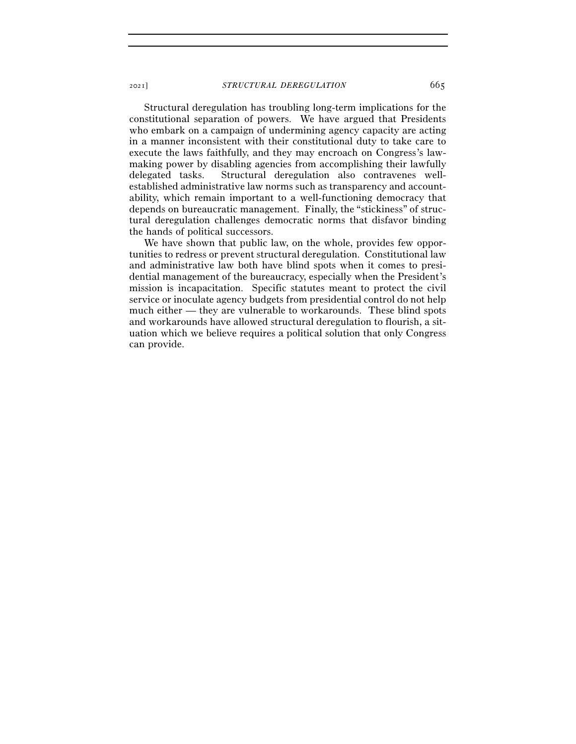Structural deregulation has troubling long-term implications for the constitutional separation of powers. We have argued that Presidents who embark on a campaign of undermining agency capacity are acting in a manner inconsistent with their constitutional duty to take care to execute the laws faithfully, and they may encroach on Congress's lawmaking power by disabling agencies from accomplishing their lawfully delegated tasks. Structural deregulation also contravenes well-established administrative law norms such as transparency and accountability, which remain important to a well-functioning democracy that depends on bureaucratic management. Finally, the "stickiness" of structural deregulation challenges democratic norms that disfavor binding the hands of political successors.

We have shown that public law, on the whole, provides few opportunities to redress or prevent structural deregulation. Constitutional law and administrative law both have blind spots when it comes to presidential management of the bureaucracy, especially when the President's mission is incapacitation. Specific statutes meant to protect the civil service or inoculate agency budgets from presidential control do not help much either — they are vulnerable to workarounds. These blind spots and workarounds have allowed structural deregulation to flourish, a situation which we believe requires a political solution that only Congress can provide.